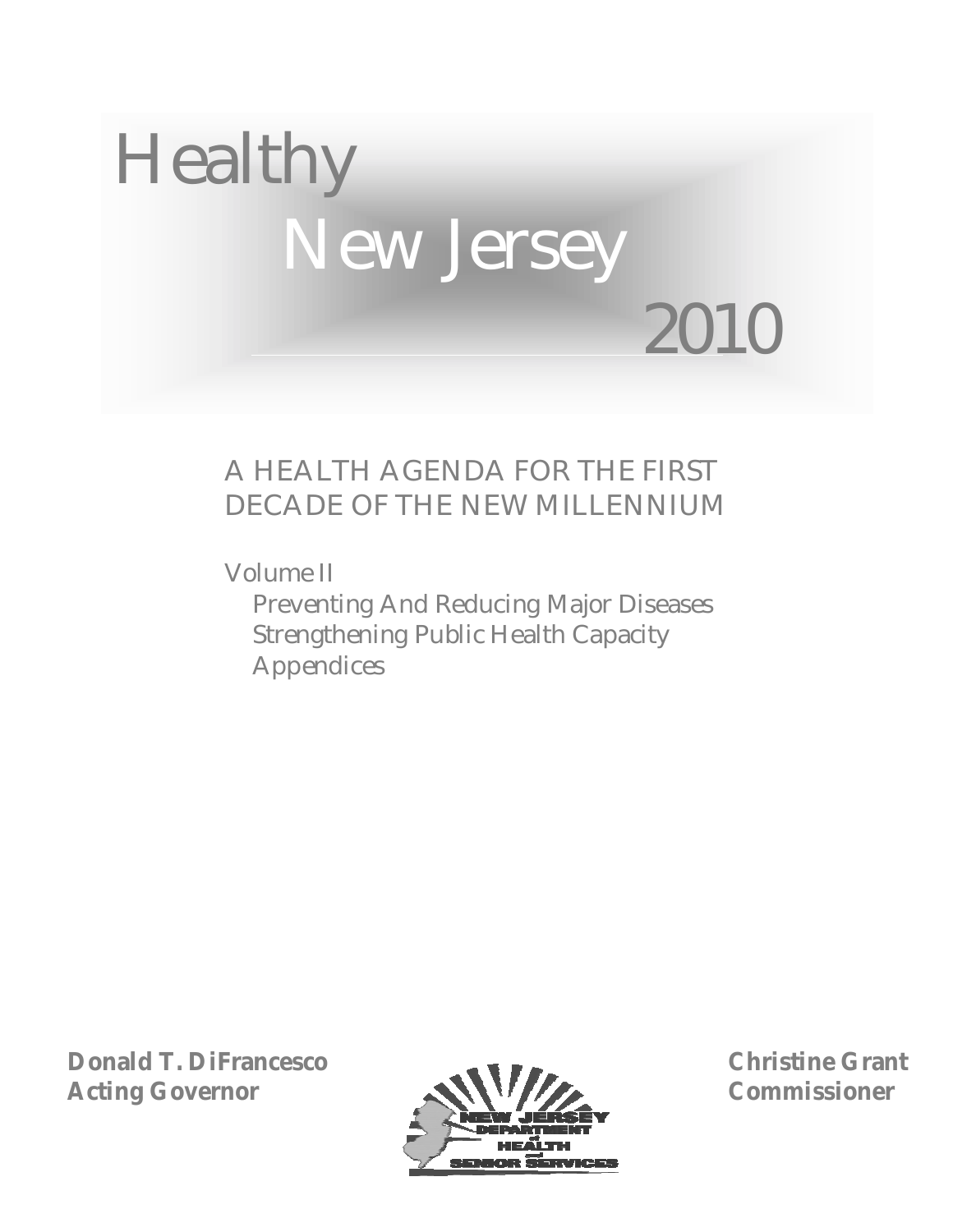# Healthy New Jersey 2010

## A HEALTH AGENDA FOR THE FIRST DECADE OF THE NEW MILLENNIUM

Volume II

- Preventing And Reducing Major Diseases
- Strengthening Public Health Capacity
- Appendices

**Donald T. DiFrancesco**
**Acting Governor**

NEW JERSEY DEPARTMENT of HEALTH and SENIOR SERVICES

**Christine Grant**
**Commissioner**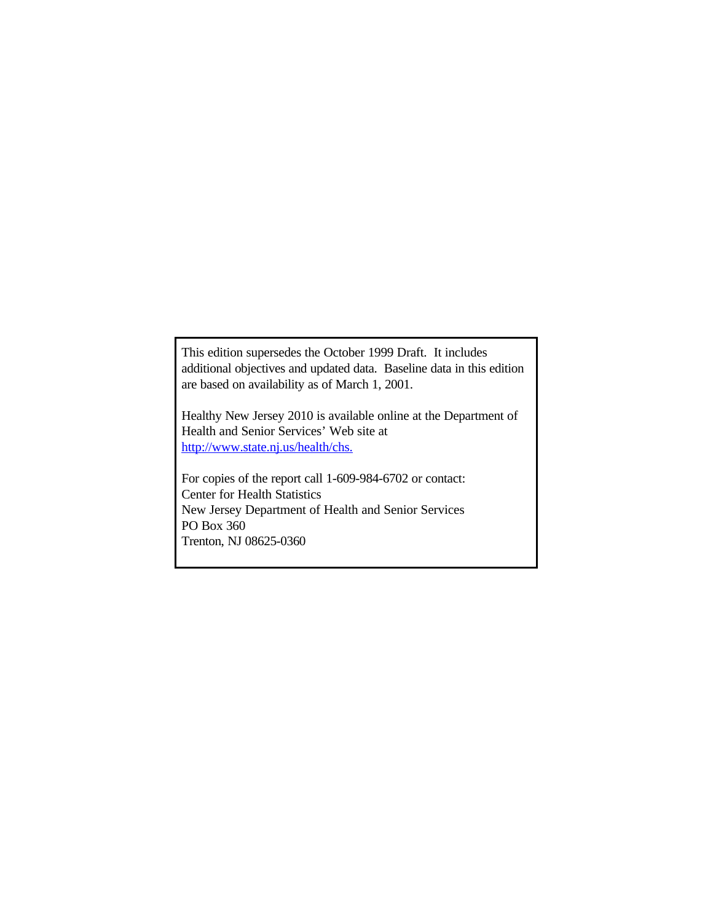This edition supersedes the October 1999 Draft. It includes additional objectives and updated data. Baseline data in this edition are based on availability as of March 1, 2001.

Healthy New Jersey 2010 is available online at the Department of Health and Senior Services' Web site at http://www.state.nj.us/health/chs.

For copies of the report call 1-609-984-6702 or contact:
Center for Health Statistics
New Jersey Department of Health and Senior Services
PO Box 360
Trenton, NJ 08625-0360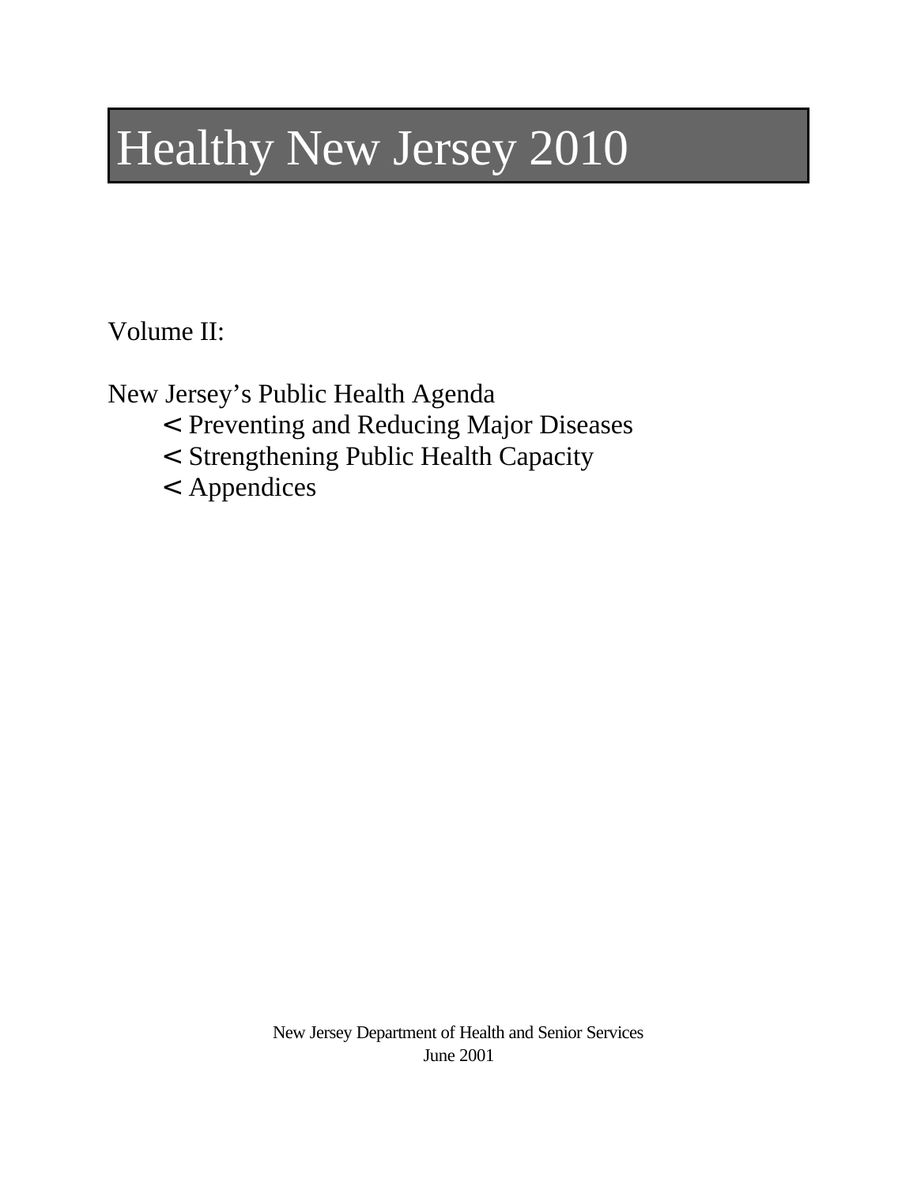# Healthy New Jersey 2010

Volume II:

New Jersey's Public Health Agenda

- Preventing and Reducing Major Diseases
- Strengthening Public Health Capacity
- Appendices

New Jersey Department of Health and Senior Services
June 2001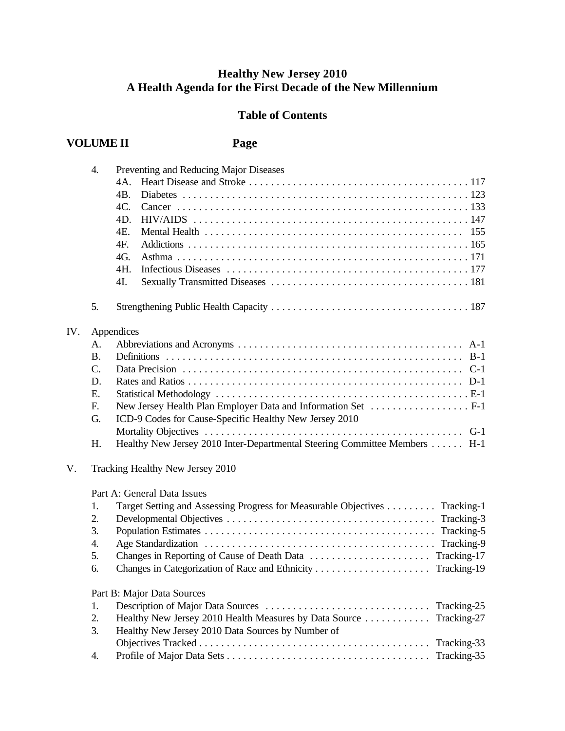# Healthy New Jersey 2010
## A Health Agenda for the First Decade of the New Millennium

## Table of Contents

**VOLUME II** **Page**

4. Preventing and Reducing Major Diseases
   - 4A. Heart Disease and Stroke . . . . . . . . . . 117
   - 4B. Diabetes . . . . . . . . . . 123
   - 4C. Cancer . . . . . . . . . . 133
   - 4D. HIV/AIDS . . . . . . . . . . 147
   - 4E. Mental Health . . . . . . . . . . 155
   - 4F. Addictions . . . . . . . . . . 165
   - 4G. Asthma . . . . . . . . . . 171
   - 4H. Infectious Diseases . . . . . . . . . . 177
   - 4I. Sexually Transmitted Diseases . . . . . . . . . . 181

5. Strengthening Public Health Capacity . . . . . . . . . . 187

IV. Appendices
   - A. Abbreviations and Acronyms . . . . . . . . . . A-1
   - B. Definitions . . . . . . . . . . B-1
   - C. Data Precision . . . . . . . . . . C-1
   - D. Rates and Ratios . . . . . . . . . . D-1
   - E. Statistical Methodology . . . . . . . . . . E-1
   - F. New Jersey Health Plan Employer Data and Information Set . . . . . . . . . . F-1
   - G. ICD-9 Codes for Cause-Specific Healthy New Jersey 2010 Mortality Objectives . . . . . . . . . . G-1
   - H. Healthy New Jersey 2010 Inter-Departmental Steering Committee Members . . . . . . H-1

V. Tracking Healthy New Jersey 2010

Part A: General Data Issues
1. Target Setting and Assessing Progress for Measurable Objectives . . . . . . . . . Tracking-1
2. Developmental Objectives . . . . . . . . . . Tracking-3
3. Population Estimates . . . . . . . . . . Tracking-5
4. Age Standardization . . . . . . . . . . Tracking-9
5. Changes in Reporting of Cause of Death Data . . . . . . . . . . Tracking-17
6. Changes in Categorization of Race and Ethnicity . . . . . . . . . . Tracking-19

Part B: Major Data Sources
1. Description of Major Data Sources . . . . . . . . . . Tracking-25
2. Healthy New Jersey 2010 Health Measures by Data Source . . . . . . . . . . . . Tracking-27
3. Healthy New Jersey 2010 Data Sources by Number of Objectives Tracked . . . . . . . . . . Tracking-33
4. Profile of Major Data Sets . . . . . . . . . . Tracking-35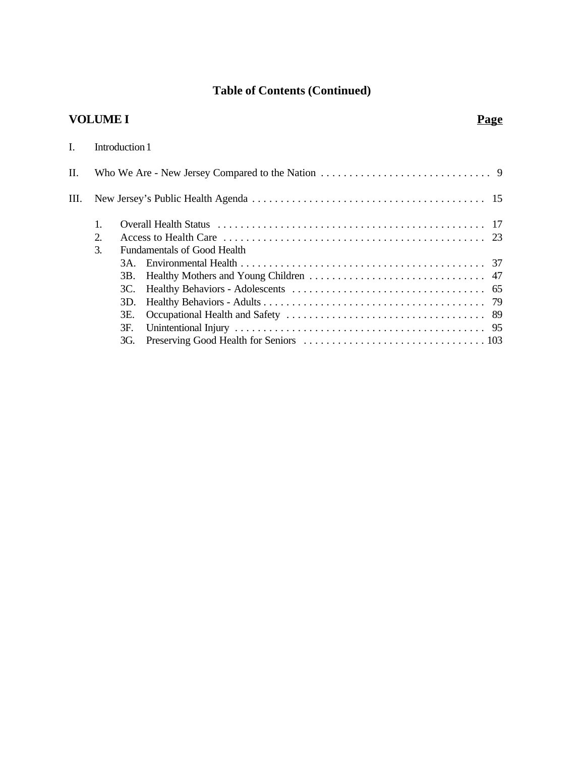# Table of Contents (Continued)

**VOLUME I** **Page**

I. Introduction 1

II. Who We Are - New Jersey Compared to the Nation . . . . . . . . . . . . . . . . . . . . . . . . . . . . . . 9

III. New Jersey's Public Health Agenda . . . . . . . . . . . . . . . . . . . . . . . . . . . . . . . . . . . . . . . . . 15

1. Overall Health Status . . . . . . . . . . . . . . . . . . . . . . . . . . . . . . . . . . . . . . . . . . . . . . . 17
2. Access to Health Care . . . . . . . . . . . . . . . . . . . . . . . . . . . . . . . . . . . . . . . . . . . . . . 23
3. Fundamentals of Good Health
   - 3A. Environmental Health . . . . . . . . . . . . . . . . . . . . . . . . . . . . . . . . . . . . . . . . . . . 37
   - 3B. Healthy Mothers and Young Children . . . . . . . . . . . . . . . . . . . . . . . . . . . . . . . 47
   - 3C. Healthy Behaviors - Adolescents . . . . . . . . . . . . . . . . . . . . . . . . . . . . . . . . . . 65
   - 3D. Healthy Behaviors - Adults . . . . . . . . . . . . . . . . . . . . . . . . . . . . . . . . . . . . . . . 79
   - 3E. Occupational Health and Safety . . . . . . . . . . . . . . . . . . . . . . . . . . . . . . . . . . . 89
   - 3F. Unintentional Injury . . . . . . . . . . . . . . . . . . . . . . . . . . . . . . . . . . . . . . . . . . . . 95
   - 3G. Preserving Good Health for Seniors . . . . . . . . . . . . . . . . . . . . . . . . . . . . . . . . 103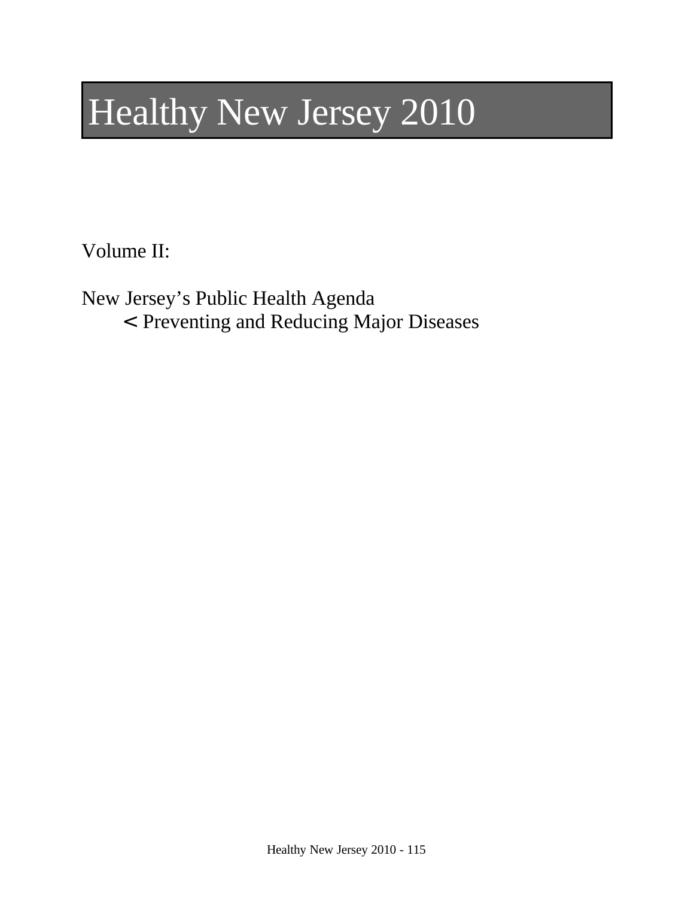# Healthy New Jersey 2010

Volume II:

New Jersey's Public Health Agenda

< Preventing and Reducing Major Diseases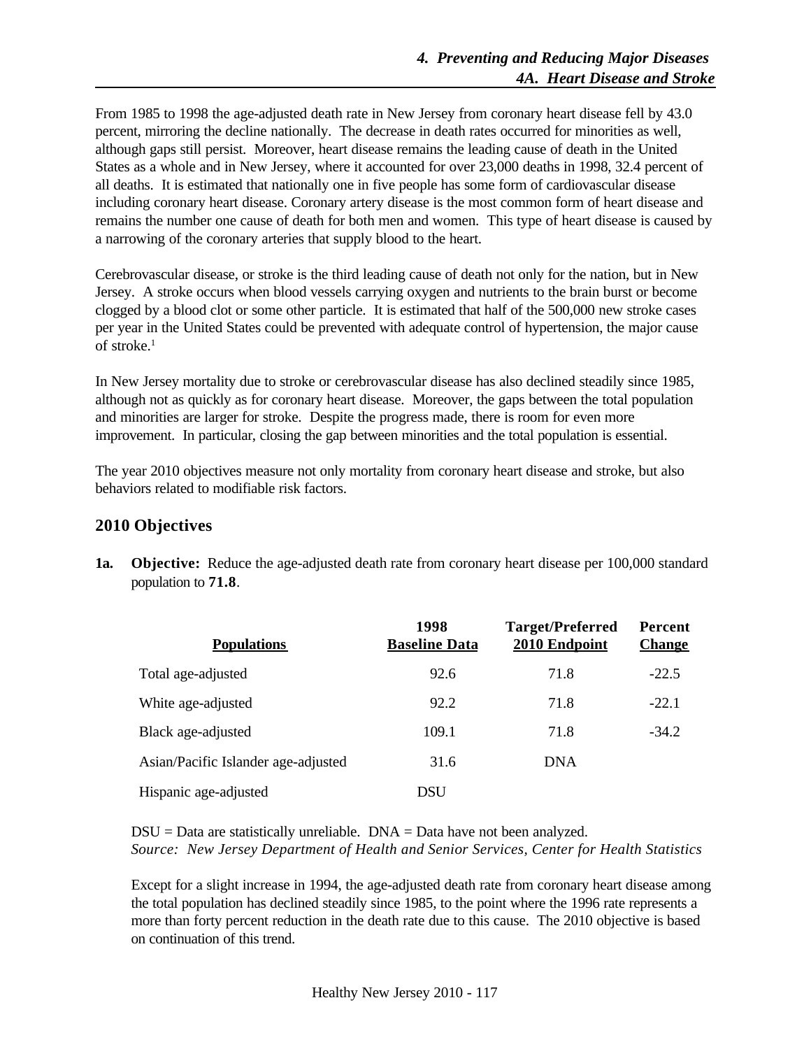From 1985 to 1998 the age-adjusted death rate in New Jersey from coronary heart disease fell by 43.0 percent, mirroring the decline nationally. The decrease in death rates occurred for minorities as well, although gaps still persist. Moreover, heart disease remains the leading cause of death in the United States as a whole and in New Jersey, where it accounted for over 23,000 deaths in 1998, 32.4 percent of all deaths. It is estimated that nationally one in five people has some form of cardiovascular disease including coronary heart disease. Coronary artery disease is the most common form of heart disease and remains the number one cause of death for both men and women. This type of heart disease is caused by a narrowing of the coronary arteries that supply blood to the heart.

Cerebrovascular disease, or stroke is the third leading cause of death not only for the nation, but in New Jersey. A stroke occurs when blood vessels carrying oxygen and nutrients to the brain burst or become clogged by a blood clot or some other particle. It is estimated that half of the 500,000 new stroke cases per year in the United States could be prevented with adequate control of hypertension, the major cause of stroke.[1]

In New Jersey mortality due to stroke or cerebrovascular disease has also declined steadily since 1985, although not as quickly as for coronary heart disease. Moreover, the gaps between the total population and minorities are larger for stroke. Despite the progress made, there is room for even more improvement. In particular, closing the gap between minorities and the total population is essential.

The year 2010 objectives measure not only mortality from coronary heart disease and stroke, but also behaviors related to modifiable risk factors.

## 2010 Objectives

**1a. Objective:** Reduce the age-adjusted death rate from coronary heart disease per 100,000 standard population to **71.8**.

| Populations | 1998 Baseline Data | Target/Preferred 2010 Endpoint | Percent Change |
|---|---|---|---|
| Total age-adjusted | 92.6 | 71.8 | -22.5 |
| White age-adjusted | 92.2 | 71.8 | -22.1 |
| Black age-adjusted | 109.1 | 71.8 | -34.2 |
| Asian/Pacific Islander age-adjusted | 31.6 | DNA | |
| Hispanic age-adjusted | DSU | | |

DSU = Data are statistically unreliable. DNA = Data have not been analyzed.
*Source: New Jersey Department of Health and Senior Services, Center for Health Statistics*

Except for a slight increase in 1994, the age-adjusted death rate from coronary heart disease among the total population has declined steadily since 1985, to the point where the 1996 rate represents a more than forty percent reduction in the death rate due to this cause. The 2010 objective is based on continuation of this trend.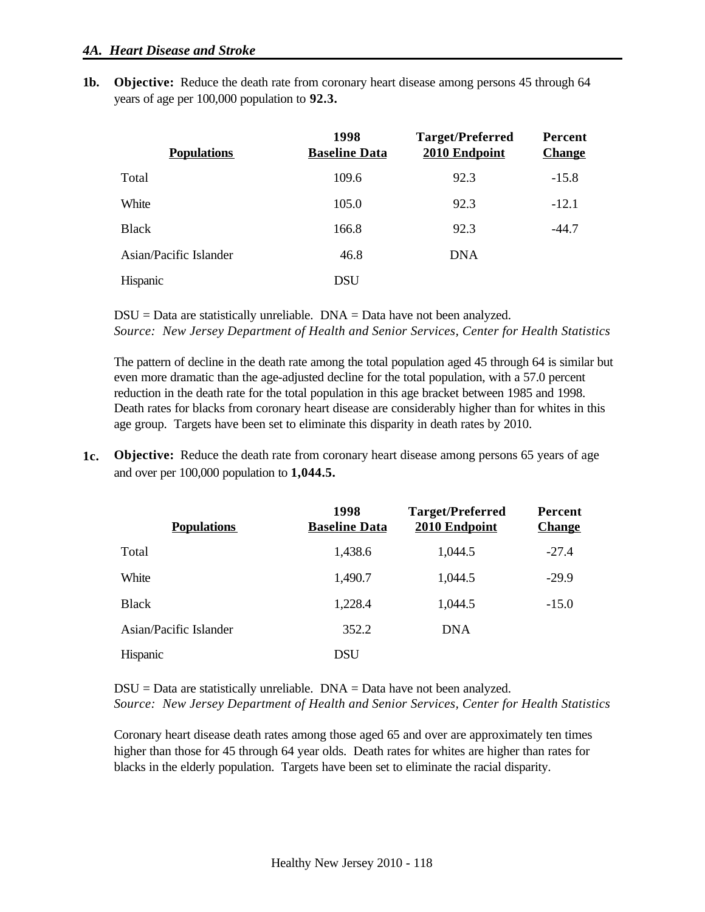## 4A. Heart Disease and Stroke

**1b. Objective:** Reduce the death rate from coronary heart disease among persons 45 through 64 years of age per 100,000 population to **92.3.**

| Populations | 1998 Baseline Data | Target/Preferred 2010 Endpoint | Percent Change |
|---|---|---|---|
| Total | 109.6 | 92.3 | -15.8 |
| White | 105.0 | 92.3 | -12.1 |
| Black | 166.8 | 92.3 | -44.7 |
| Asian/Pacific Islander | 46.8 | DNA | |
| Hispanic | DSU | | |

DSU = Data are statistically unreliable. DNA = Data have not been analyzed.
*Source: New Jersey Department of Health and Senior Services, Center for Health Statistics*

The pattern of decline in the death rate among the total population aged 45 through 64 is similar but even more dramatic than the age-adjusted decline for the total population, with a 57.0 percent reduction in the death rate for the total population in this age bracket between 1985 and 1998. Death rates for blacks from coronary heart disease are considerably higher than for whites in this age group. Targets have been set to eliminate this disparity in death rates by 2010.

**1c. Objective:** Reduce the death rate from coronary heart disease among persons 65 years of age and over per 100,000 population to **1,044.5.**

| Populations | 1998 Baseline Data | Target/Preferred 2010 Endpoint | Percent Change |
|---|---|---|---|
| Total | 1,438.6 | 1,044.5 | -27.4 |
| White | 1,490.7 | 1,044.5 | -29.9 |
| Black | 1,228.4 | 1,044.5 | -15.0 |
| Asian/Pacific Islander | 352.2 | DNA | |
| Hispanic | DSU | | |

DSU = Data are statistically unreliable. DNA = Data have not been analyzed.
*Source: New Jersey Department of Health and Senior Services, Center for Health Statistics*

Coronary heart disease death rates among those aged 65 and over are approximately ten times higher than those for 45 through 64 year olds. Death rates for whites are higher than rates for blacks in the elderly population. Targets have been set to eliminate the racial disparity.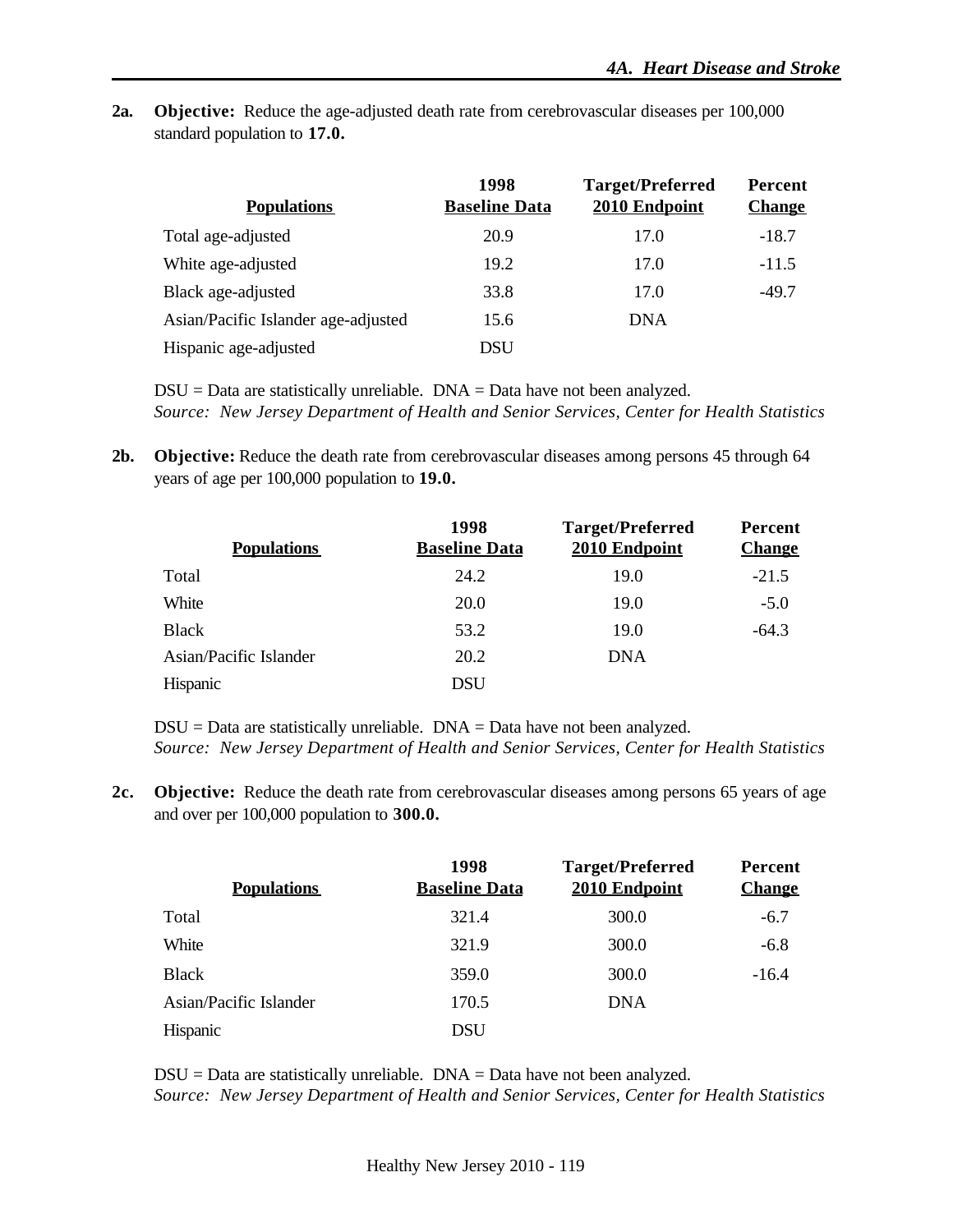**2a. Objective:** Reduce the age-adjusted death rate from cerebrovascular diseases per 100,000 standard population to **17.0.**

| Populations | 1998 Baseline Data | Target/Preferred 2010 Endpoint | Percent Change |
|---|---|---|---|
| Total age-adjusted | 20.9 | 17.0 | -18.7 |
| White age-adjusted | 19.2 | 17.0 | -11.5 |
| Black age-adjusted | 33.8 | 17.0 | -49.7 |
| Asian/Pacific Islander age-adjusted | 15.6 | DNA | |
| Hispanic age-adjusted | DSU | | |

DSU = Data are statistically unreliable. DNA = Data have not been analyzed.
*Source: New Jersey Department of Health and Senior Services, Center for Health Statistics*

**2b. Objective:** Reduce the death rate from cerebrovascular diseases among persons 45 through 64 years of age per 100,000 population to **19.0.**

| Populations | 1998 Baseline Data | Target/Preferred 2010 Endpoint | Percent Change |
|---|---|---|---|
| Total | 24.2 | 19.0 | -21.5 |
| White | 20.0 | 19.0 | -5.0 |
| Black | 53.2 | 19.0 | -64.3 |
| Asian/Pacific Islander | 20.2 | DNA | |
| Hispanic | DSU | | |

DSU = Data are statistically unreliable. DNA = Data have not been analyzed.
*Source: New Jersey Department of Health and Senior Services, Center for Health Statistics*

**2c. Objective:** Reduce the death rate from cerebrovascular diseases among persons 65 years of age and over per 100,000 population to **300.0.**

| Populations | 1998 Baseline Data | Target/Preferred 2010 Endpoint | Percent Change |
|---|---|---|---|
| Total | 321.4 | 300.0 | -6.7 |
| White | 321.9 | 300.0 | -6.8 |
| Black | 359.0 | 300.0 | -16.4 |
| Asian/Pacific Islander | 170.5 | DNA | |
| Hispanic | DSU | | |

DSU = Data are statistically unreliable. DNA = Data have not been analyzed.
*Source: New Jersey Department of Health and Senior Services, Center for Health Statistics*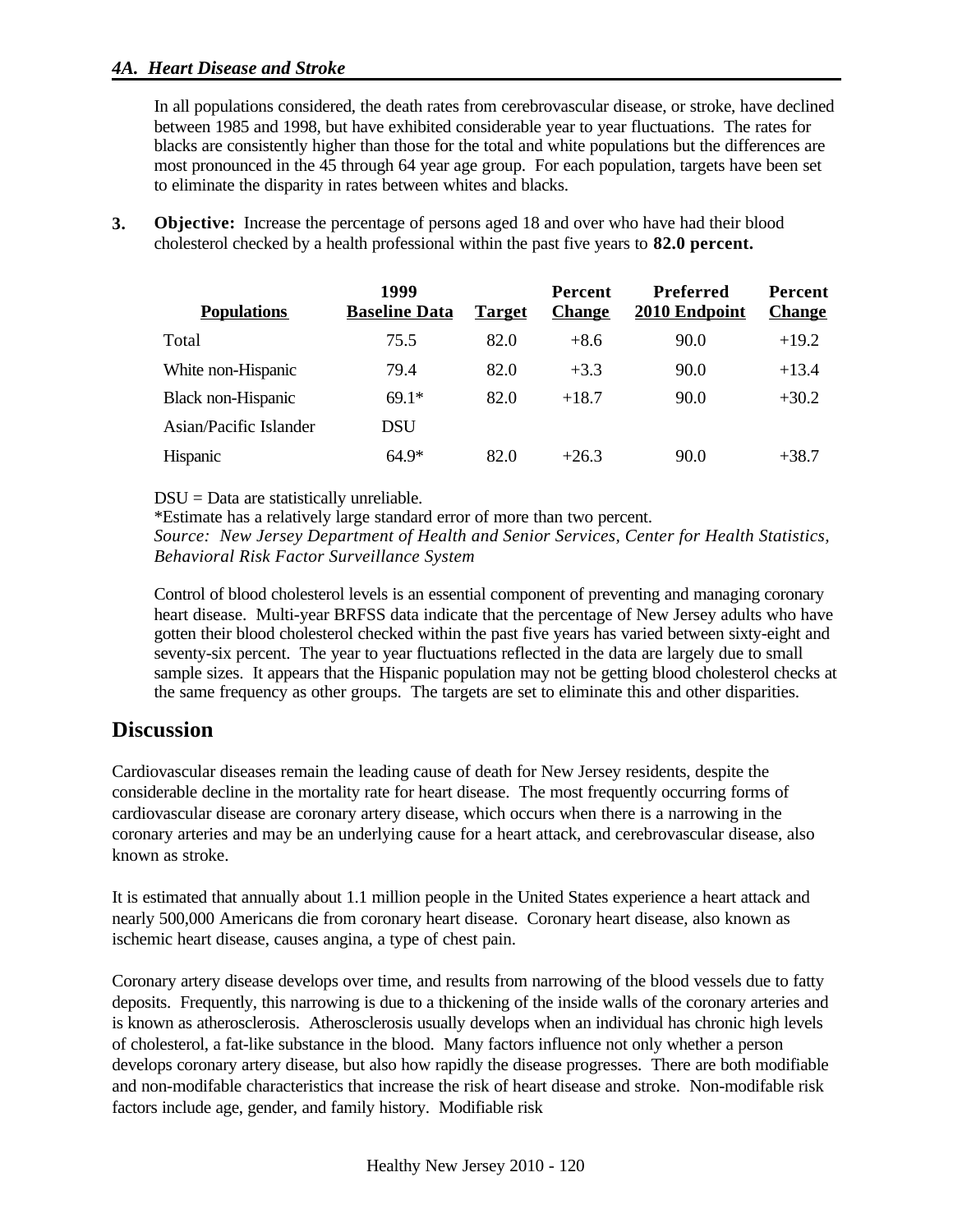In all populations considered, the death rates from cerebrovascular disease, or stroke, have declined between 1985 and 1998, but have exhibited considerable year to year fluctuations. The rates for blacks are consistently higher than those for the total and white populations but the differences are most pronounced in the 45 through 64 year age group. For each population, targets have been set to eliminate the disparity in rates between whites and blacks.

**3. Objective:** Increase the percentage of persons aged 18 and over who have had their blood cholesterol checked by a health professional within the past five years to **82.0 percent.**

| Populations | 1999 Baseline Data | Target | Percent Change | Preferred 2010 Endpoint | Percent Change |
|---|---|---|---|---|---|
| Total | 75.5 | 82.0 | +8.6 | 90.0 | +19.2 |
| White non-Hispanic | 79.4 | 82.0 | +3.3 | 90.0 | +13.4 |
| Black non-Hispanic | 69.1* | 82.0 | +18.7 | 90.0 | +30.2 |
| Asian/Pacific Islander | DSU | | | | |
| Hispanic | 64.9* | 82.0 | +26.3 | 90.0 | +38.7 |

DSU = Data are statistically unreliable.
*Estimate has a relatively large standard error of more than two percent.
*Source: New Jersey Department of Health and Senior Services, Center for Health Statistics, Behavioral Risk Factor Surveillance System*

Control of blood cholesterol levels is an essential component of preventing and managing coronary heart disease. Multi-year BRFSS data indicate that the percentage of New Jersey adults who have gotten their blood cholesterol checked within the past five years has varied between sixty-eight and seventy-six percent. The year to year fluctuations reflected in the data are largely due to small sample sizes. It appears that the Hispanic population may not be getting blood cholesterol checks at the same frequency as other groups. The targets are set to eliminate this and other disparities.

## Discussion

Cardiovascular diseases remain the leading cause of death for New Jersey residents, despite the considerable decline in the mortality rate for heart disease. The most frequently occurring forms of cardiovascular disease are coronary artery disease, which occurs when there is a narrowing in the coronary arteries and may be an underlying cause for a heart attack, and cerebrovascular disease, also known as stroke.

It is estimated that annually about 1.1 million people in the United States experience a heart attack and nearly 500,000 Americans die from coronary heart disease. Coronary heart disease, also known as ischemic heart disease, causes angina, a type of chest pain.

Coronary artery disease develops over time, and results from narrowing of the blood vessels due to fatty deposits. Frequently, this narrowing is due to a thickening of the inside walls of the coronary arteries and is known as atherosclerosis. Atherosclerosis usually develops when an individual has chronic high levels of cholesterol, a fat-like substance in the blood. Many factors influence not only whether a person develops coronary artery disease, but also how rapidly the disease progresses. There are both modifiable and non-modifable characteristics that increase the risk of heart disease and stroke. Non-modifable risk factors include age, gender, and family history. Modifiable risk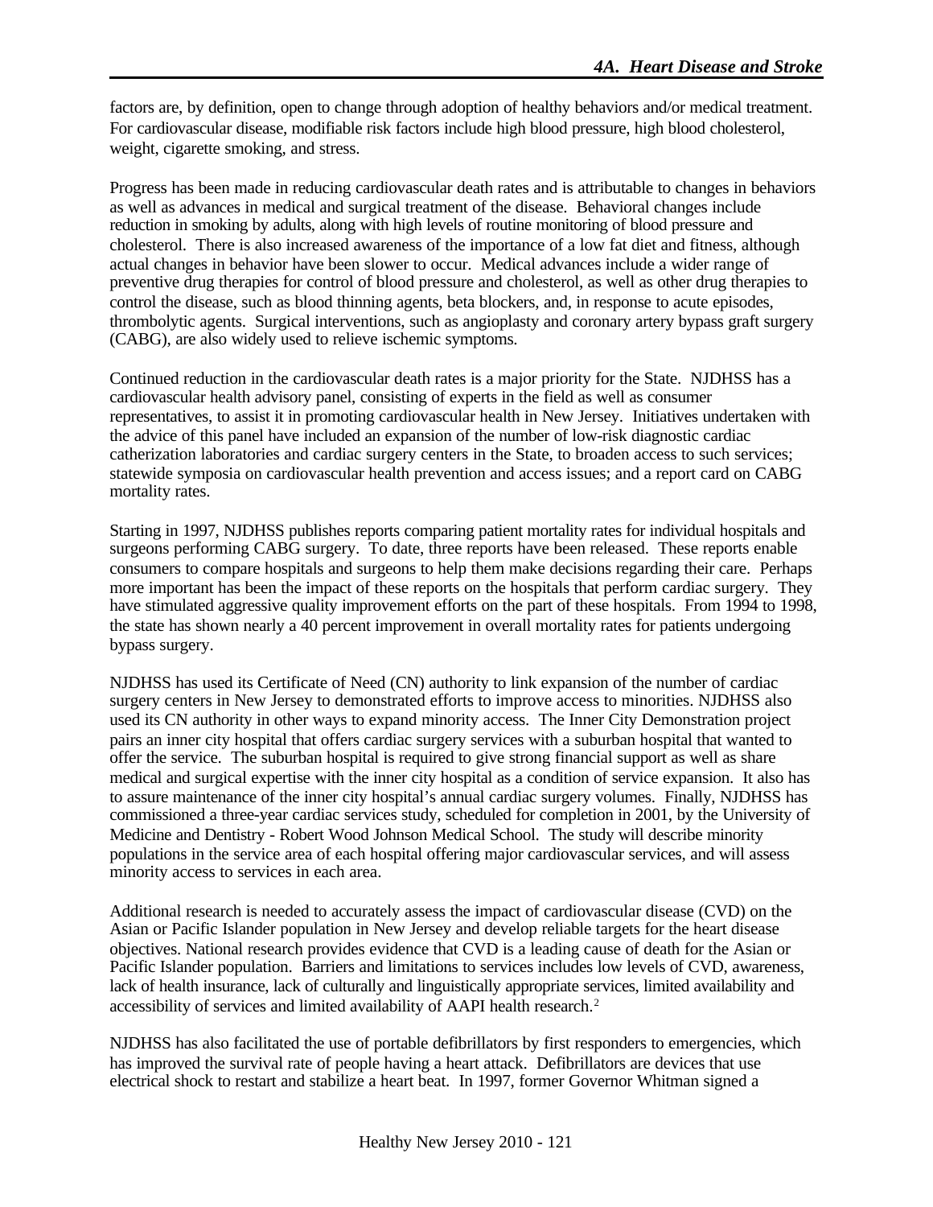factors are, by definition, open to change through adoption of healthy behaviors and/or medical treatment. For cardiovascular disease, modifiable risk factors include high blood pressure, high blood cholesterol, weight, cigarette smoking, and stress.

Progress has been made in reducing cardiovascular death rates and is attributable to changes in behaviors as well as advances in medical and surgical treatment of the disease. Behavioral changes include reduction in smoking by adults, along with high levels of routine monitoring of blood pressure and cholesterol. There is also increased awareness of the importance of a low fat diet and fitness, although actual changes in behavior have been slower to occur. Medical advances include a wider range of preventive drug therapies for control of blood pressure and cholesterol, as well as other drug therapies to control the disease, such as blood thinning agents, beta blockers, and, in response to acute episodes, thrombolytic agents. Surgical interventions, such as angioplasty and coronary artery bypass graft surgery (CABG), are also widely used to relieve ischemic symptoms.

Continued reduction in the cardiovascular death rates is a major priority for the State. NJDHSS has a cardiovascular health advisory panel, consisting of experts in the field as well as consumer representatives, to assist it in promoting cardiovascular health in New Jersey. Initiatives undertaken with the advice of this panel have included an expansion of the number of low-risk diagnostic cardiac catherization laboratories and cardiac surgery centers in the State, to broaden access to such services; statewide symposia on cardiovascular health prevention and access issues; and a report card on CABG mortality rates.

Starting in 1997, NJDHSS publishes reports comparing patient mortality rates for individual hospitals and surgeons performing CABG surgery. To date, three reports have been released. These reports enable consumers to compare hospitals and surgeons to help them make decisions regarding their care. Perhaps more important has been the impact of these reports on the hospitals that perform cardiac surgery. They have stimulated aggressive quality improvement efforts on the part of these hospitals. From 1994 to 1998, the state has shown nearly a 40 percent improvement in overall mortality rates for patients undergoing bypass surgery.

NJDHSS has used its Certificate of Need (CN) authority to link expansion of the number of cardiac surgery centers in New Jersey to demonstrated efforts to improve access to minorities. NJDHSS also used its CN authority in other ways to expand minority access. The Inner City Demonstration project pairs an inner city hospital that offers cardiac surgery services with a suburban hospital that wanted to offer the service. The suburban hospital is required to give strong financial support as well as share medical and surgical expertise with the inner city hospital as a condition of service expansion. It also has to assure maintenance of the inner city hospital's annual cardiac surgery volumes. Finally, NJDHSS has commissioned a three-year cardiac services study, scheduled for completion in 2001, by the University of Medicine and Dentistry - Robert Wood Johnson Medical School. The study will describe minority populations in the service area of each hospital offering major cardiovascular services, and will assess minority access to services in each area.

Additional research is needed to accurately assess the impact of cardiovascular disease (CVD) on the Asian or Pacific Islander population in New Jersey and develop reliable targets for the heart disease objectives. National research provides evidence that CVD is a leading cause of death for the Asian or Pacific Islander population. Barriers and limitations to services includes low levels of CVD, awareness, lack of health insurance, lack of culturally and linguistically appropriate services, limited availability and accessibility of services and limited availability of AAPI health research.[2]

NJDHSS has also facilitated the use of portable defibrillators by first responders to emergencies, which has improved the survival rate of people having a heart attack. Defibrillators are devices that use electrical shock to restart and stabilize a heart beat. In 1997, former Governor Whitman signed a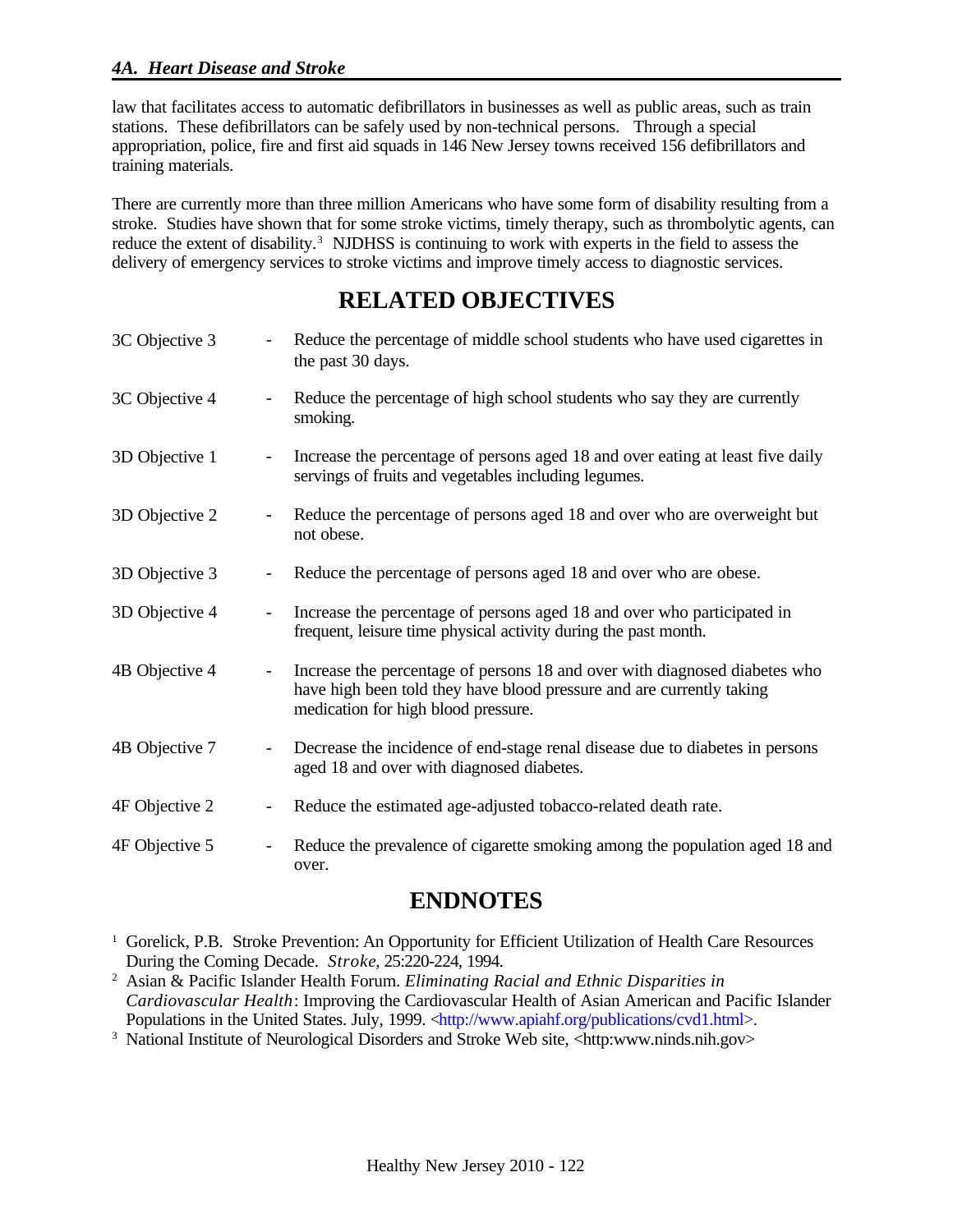law that facilitates access to automatic defibrillators in businesses as well as public areas, such as train stations. These defibrillators can be safely used by non-technical persons. Through a special appropriation, police, fire and first aid squads in 146 New Jersey towns received 156 defibrillators and training materials.

There are currently more than three million Americans who have some form of disability resulting from a stroke. Studies have shown that for some stroke victims, timely therapy, such as thrombolytic agents, can reduce the extent of disability.[3] NJDHSS is continuing to work with experts in the field to assess the delivery of emergency services to stroke victims and improve timely access to diagnostic services.

## RELATED OBJECTIVES

3C Objective 3 - Reduce the percentage of middle school students who have used cigarettes in the past 30 days.

3C Objective 4 - Reduce the percentage of high school students who say they are currently smoking.

3D Objective 1 - Increase the percentage of persons aged 18 and over eating at least five daily servings of fruits and vegetables including legumes.

3D Objective 2 - Reduce the percentage of persons aged 18 and over who are overweight but not obese.

3D Objective 3 - Reduce the percentage of persons aged 18 and over who are obese.

3D Objective 4 - Increase the percentage of persons aged 18 and over who participated in frequent, leisure time physical activity during the past month.

4B Objective 4 - Increase the percentage of persons 18 and over with diagnosed diabetes who have high been told they have blood pressure and are currently taking medication for high blood pressure.

4B Objective 7 - Decrease the incidence of end-stage renal disease due to diabetes in persons aged 18 and over with diagnosed diabetes.

4F Objective 2 - Reduce the estimated age-adjusted tobacco-related death rate.

4F Objective 5 - Reduce the prevalence of cigarette smoking among the population aged 18 and over.

## ENDNOTES

[1] Gorelick, P.B. Stroke Prevention: An Opportunity for Efficient Utilization of Health Care Resources During the Coming Decade. *Stroke*, 25:220-224, 1994.

[2] Asian & Pacific Islander Health Forum. *Eliminating Racial and Ethnic Disparities in Cardiovascular Health*: Improving the Cardiovascular Health of Asian American and Pacific Islander Populations in the United States. July, 1999. <http://www.apiahf.org/publications/cvd1.html>.

[3] National Institute of Neurological Disorders and Stroke Web site, <http:www.ninds.nih.gov>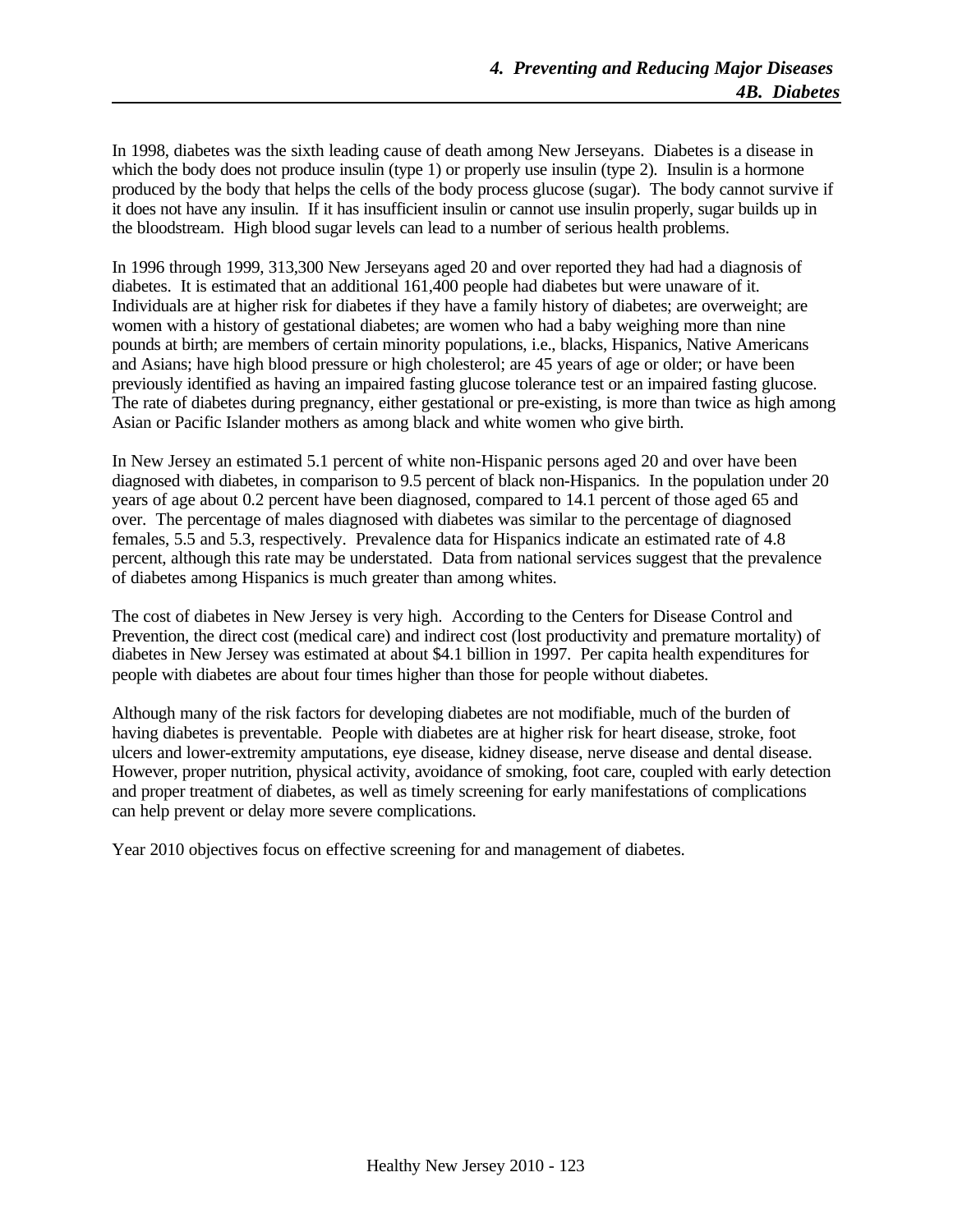In 1998, diabetes was the sixth leading cause of death among New Jerseyans. Diabetes is a disease in which the body does not produce insulin (type 1) or properly use insulin (type 2). Insulin is a hormone produced by the body that helps the cells of the body process glucose (sugar). The body cannot survive if it does not have any insulin. If it has insufficient insulin or cannot use insulin properly, sugar builds up in the bloodstream. High blood sugar levels can lead to a number of serious health problems.

In 1996 through 1999, 313,300 New Jerseyans aged 20 and over reported they had had a diagnosis of diabetes. It is estimated that an additional 161,400 people had diabetes but were unaware of it. Individuals are at higher risk for diabetes if they have a family history of diabetes; are overweight; are women with a history of gestational diabetes; are women who had a baby weighing more than nine pounds at birth; are members of certain minority populations, i.e., blacks, Hispanics, Native Americans and Asians; have high blood pressure or high cholesterol; are 45 years of age or older; or have been previously identified as having an impaired fasting glucose tolerance test or an impaired fasting glucose. The rate of diabetes during pregnancy, either gestational or pre-existing, is more than twice as high among Asian or Pacific Islander mothers as among black and white women who give birth.

In New Jersey an estimated 5.1 percent of white non-Hispanic persons aged 20 and over have been diagnosed with diabetes, in comparison to 9.5 percent of black non-Hispanics. In the population under 20 years of age about 0.2 percent have been diagnosed, compared to 14.1 percent of those aged 65 and over. The percentage of males diagnosed with diabetes was similar to the percentage of diagnosed females, 5.5 and 5.3, respectively. Prevalence data for Hispanics indicate an estimated rate of 4.8 percent, although this rate may be understated. Data from national services suggest that the prevalence of diabetes among Hispanics is much greater than among whites.

The cost of diabetes in New Jersey is very high. According to the Centers for Disease Control and Prevention, the direct cost (medical care) and indirect cost (lost productivity and premature mortality) of diabetes in New Jersey was estimated at about $4.1 billion in 1997. Per capita health expenditures for people with diabetes are about four times higher than those for people without diabetes.

Although many of the risk factors for developing diabetes are not modifiable, much of the burden of having diabetes is preventable. People with diabetes are at higher risk for heart disease, stroke, foot ulcers and lower-extremity amputations, eye disease, kidney disease, nerve disease and dental disease. However, proper nutrition, physical activity, avoidance of smoking, foot care, coupled with early detection and proper treatment of diabetes, as well as timely screening for early manifestations of complications can help prevent or delay more severe complications.

Year 2010 objectives focus on effective screening for and management of diabetes.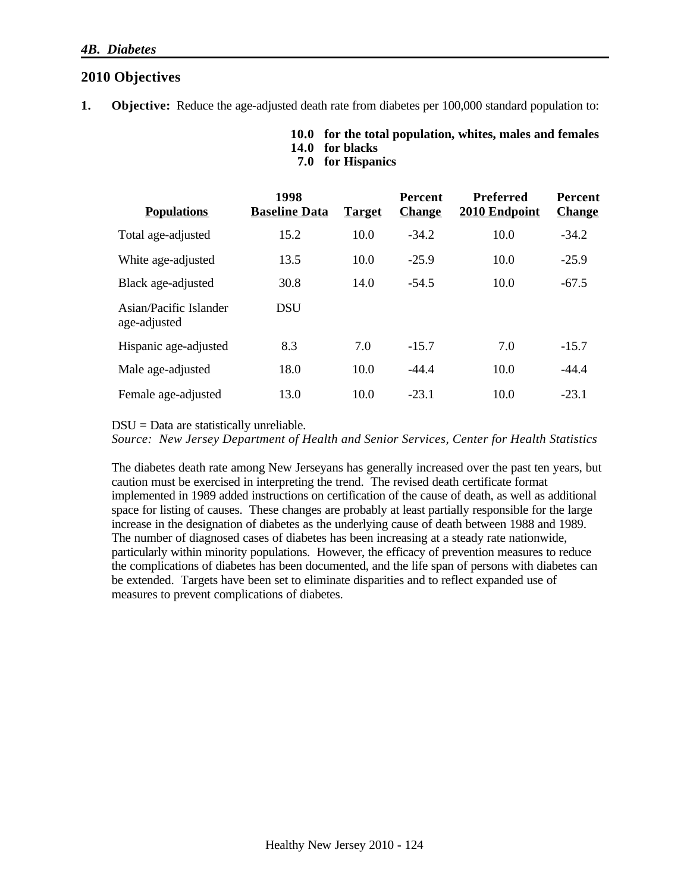### 4B. Diabetes

## 2010 Objectives

**1. Objective:** Reduce the age-adjusted death rate from diabetes per 100,000 standard population to:

**10.0 for the total population, whites, males and females**
**14.0 for blacks**
**7.0 for Hispanics**

| Populations | 1998 Baseline Data | Target | Percent Change | Preferred 2010 Endpoint | Percent Change |
|---|---|---|---|---|---|
| Total age-adjusted | 15.2 | 10.0 | -34.2 | 10.0 | -34.2 |
| White age-adjusted | 13.5 | 10.0 | -25.9 | 10.0 | -25.9 |
| Black age-adjusted | 30.8 | 14.0 | -54.5 | 10.0 | -67.5 |
| Asian/Pacific Islander age-adjusted | DSU | | | | |
| Hispanic age-adjusted | 8.3 | 7.0 | -15.7 | 7.0 | -15.7 |
| Male age-adjusted | 18.0 | 10.0 | -44.4 | 10.0 | -44.4 |
| Female age-adjusted | 13.0 | 10.0 | -23.1 | 10.0 | -23.1 |

DSU = Data are statistically unreliable.
*Source: New Jersey Department of Health and Senior Services, Center for Health Statistics*

The diabetes death rate among New Jerseyans has generally increased over the past ten years, but caution must be exercised in interpreting the trend. The revised death certificate format implemented in 1989 added instructions on certification of the cause of death, as well as additional space for listing of causes. These changes are probably at least partially responsible for the large increase in the designation of diabetes as the underlying cause of death between 1988 and 1989. The number of diagnosed cases of diabetes has been increasing at a steady rate nationwide, particularly within minority populations. However, the efficacy of prevention measures to reduce the complications of diabetes has been documented, and the life span of persons with diabetes can be extended. Targets have been set to eliminate disparities and to reflect expanded use of measures to prevent complications of diabetes.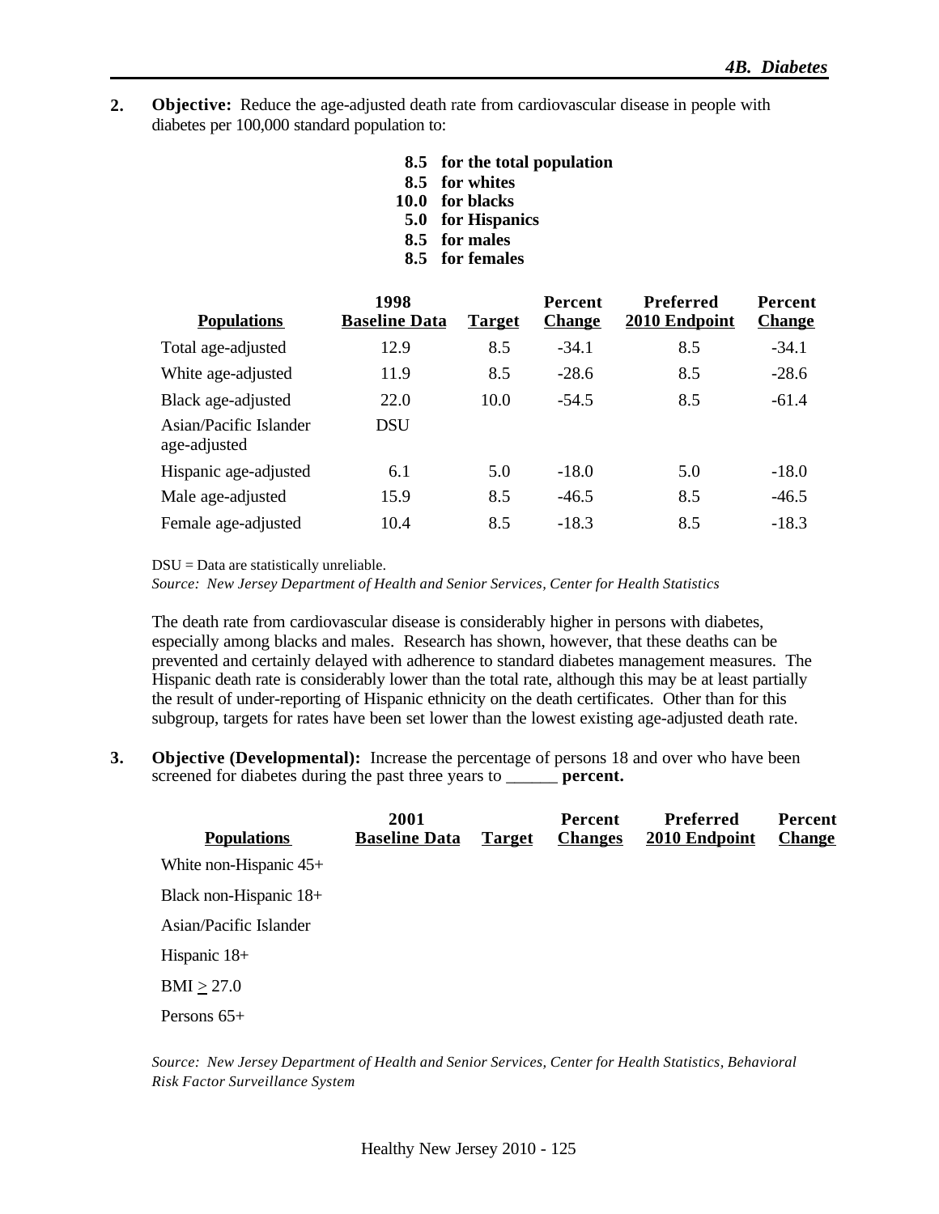**2. Objective:** Reduce the age-adjusted death rate from cardiovascular disease in people with diabetes per 100,000 standard population to:

**8.5 for the total population**
**8.5 for whites**
**10.0 for blacks**
**5.0 for Hispanics**
**8.5 for males**
**8.5 for females**

| Populations | 1998 Baseline Data | Target | Percent Change | Preferred 2010 Endpoint | Percent Change |
|---|---|---|---|---|---|
| Total age-adjusted | 12.9 | 8.5 | -34.1 | 8.5 | -34.1 |
| White age-adjusted | 11.9 | 8.5 | -28.6 | 8.5 | -28.6 |
| Black age-adjusted | 22.0 | 10.0 | -54.5 | 8.5 | -61.4 |
| Asian/Pacific Islander age-adjusted | DSU | | | | |
| Hispanic age-adjusted | 6.1 | 5.0 | -18.0 | 5.0 | -18.0 |
| Male age-adjusted | 15.9 | 8.5 | -46.5 | 8.5 | -46.5 |
| Female age-adjusted | 10.4 | 8.5 | -18.3 | 8.5 | -18.3 |

DSU = Data are statistically unreliable.
*Source: New Jersey Department of Health and Senior Services, Center for Health Statistics*

The death rate from cardiovascular disease is considerably higher in persons with diabetes, especially among blacks and males. Research has shown, however, that these deaths can be prevented and certainly delayed with adherence to standard diabetes management measures. The Hispanic death rate is considerably lower than the total rate, although this may be at least partially the result of under-reporting of Hispanic ethnicity on the death certificates. Other than for this subgroup, targets for rates have been set lower than the lowest existing age-adjusted death rate.

**3. Objective (Developmental):** Increase the percentage of persons 18 and over who have been screened for diabetes during the past three years to ______ **percent.**

| Populations | 2001 Baseline Data | Target | Percent Changes | Preferred 2010 Endpoint | Percent Change |
|---|---|---|---|---|---|
| White non-Hispanic 45+ | | | | | |
| Black non-Hispanic 18+ | | | | | |
| Asian/Pacific Islander | | | | | |
| Hispanic 18+ | | | | | |
| BMI $\geq$ 27.0 | | | | | |
| Persons 65+ | | | | | |

*Source: New Jersey Department of Health and Senior Services, Center for Health Statistics, Behavioral Risk Factor Surveillance System*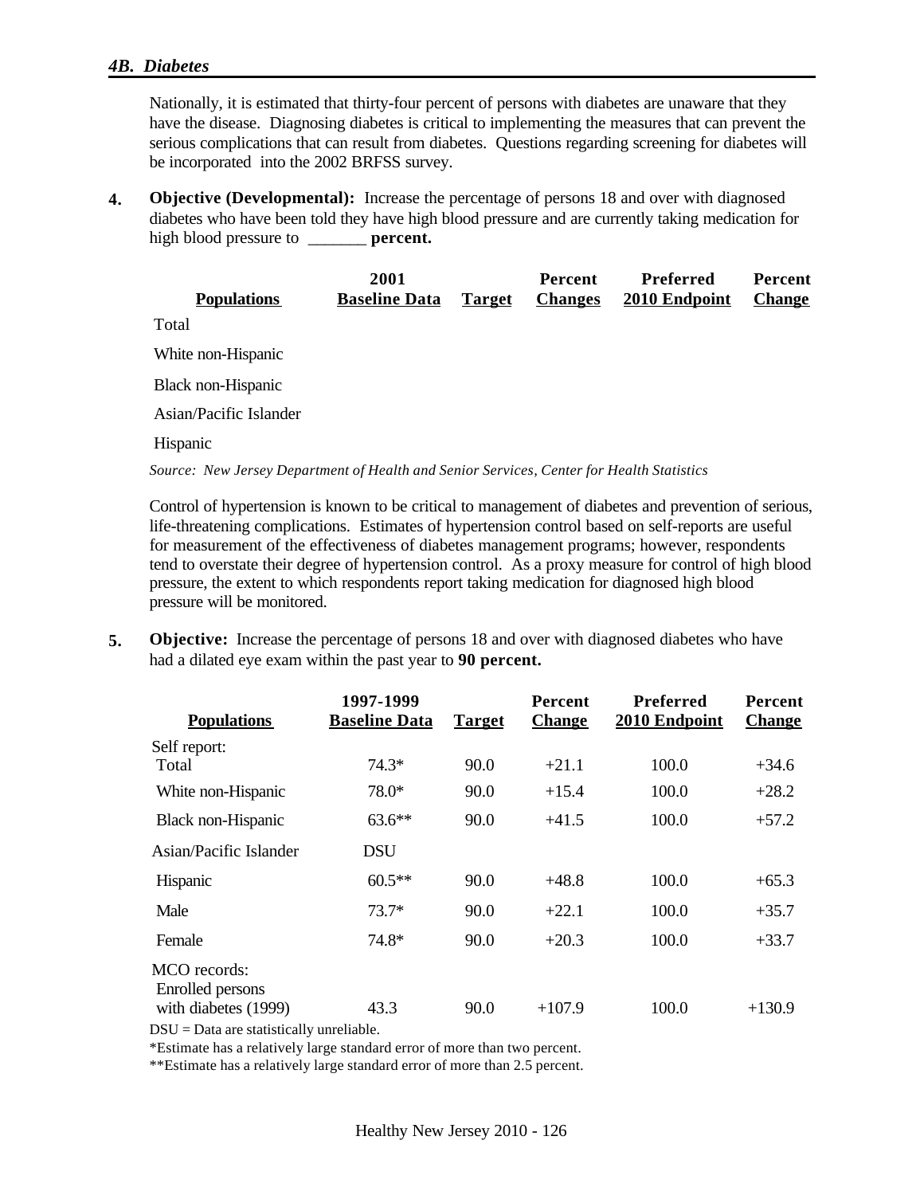## *4B. Diabetes*

Nationally, it is estimated that thirty-four percent of persons with diabetes are unaware that they have the disease. Diagnosing diabetes is critical to implementing the measures that can prevent the serious complications that can result from diabetes. Questions regarding screening for diabetes will be incorporated into the 2002 BRFSS survey.

**4. Objective (Developmental):** Increase the percentage of persons 18 and over with diagnosed diabetes who have been told they have high blood pressure and are currently taking medication for high blood pressure to _______ **percent.**

| Populations | 2001 Baseline Data | Target | Percent Changes | Preferred 2010 Endpoint | Percent Change |
|---|---|---|---|---|---|
| Total | | | | | |
| White non-Hispanic | | | | | |
| Black non-Hispanic | | | | | |
| Asian/Pacific Islander | | | | | |
| Hispanic | | | | | |

*Source: New Jersey Department of Health and Senior Services, Center for Health Statistics*

Control of hypertension is known to be critical to management of diabetes and prevention of serious, life-threatening complications. Estimates of hypertension control based on self-reports are useful for measurement of the effectiveness of diabetes management programs; however, respondents tend to overstate their degree of hypertension control. As a proxy measure for control of high blood pressure, the extent to which respondents report taking medication for diagnosed high blood pressure will be monitored.

**5. Objective:** Increase the percentage of persons 18 and over with diagnosed diabetes who have had a dilated eye exam within the past year to **90 percent.**

| Populations | 1997-1999 Baseline Data | Target | Percent Change | Preferred 2010 Endpoint | Percent Change |
|---|---|---|---|---|---|
| Self report: | | | | | |
| Total | 74.3* | 90.0 | +21.1 | 100.0 | +34.6 |
| White non-Hispanic | 78.0* | 90.0 | +15.4 | 100.0 | +28.2 |
| Black non-Hispanic | 63.6** | 90.0 | +41.5 | 100.0 | +57.2 |
| Asian/Pacific Islander | DSU | | | | |
| Hispanic | 60.5** | 90.0 | +48.8 | 100.0 | +65.3 |
| Male | 73.7* | 90.0 | +22.1 | 100.0 | +35.7 |
| Female | 74.8* | 90.0 | +20.3 | 100.0 | +33.7 |
| MCO records: | | | | | |
| Enrolled persons with diabetes (1999) | 43.3 | 90.0 | +107.9 | 100.0 | +130.9 |

DSU = Data are statistically unreliable.

*Estimate has a relatively large standard error of more than two percent.

**Estimate has a relatively large standard error of more than 2.5 percent.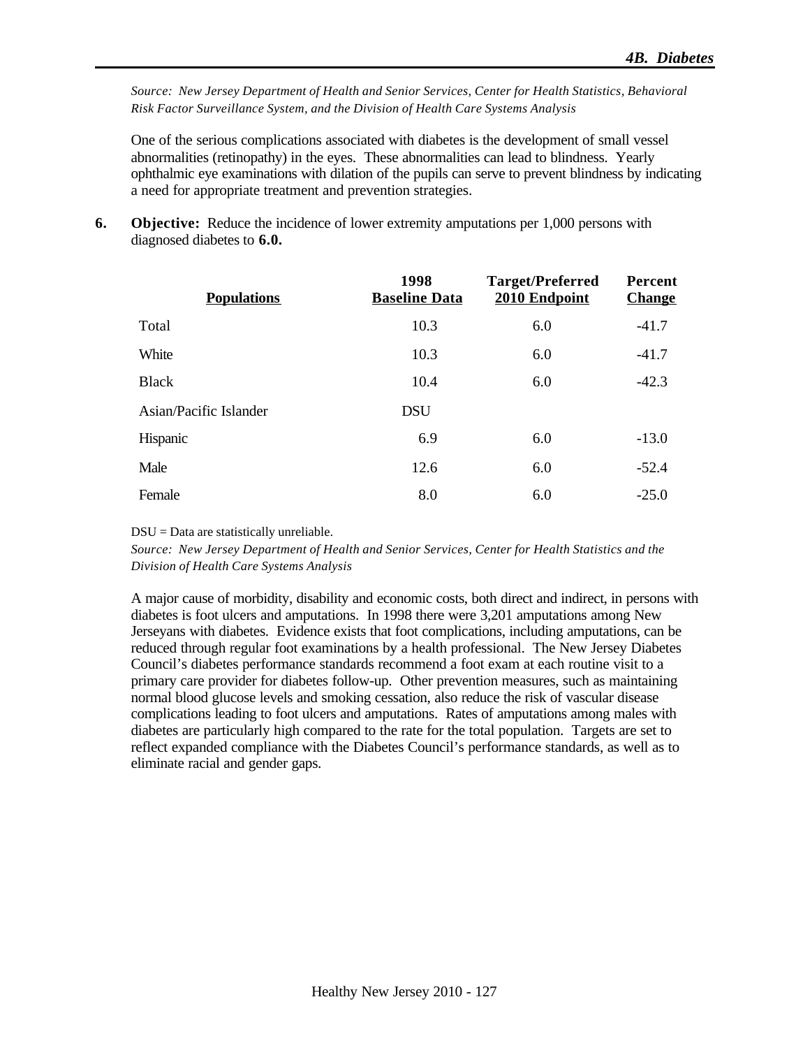*Source: New Jersey Department of Health and Senior Services, Center for Health Statistics, Behavioral Risk Factor Surveillance System, and the Division of Health Care Systems Analysis*

One of the serious complications associated with diabetes is the development of small vessel abnormalities (retinopathy) in the eyes. These abnormalities can lead to blindness. Yearly ophthalmic eye examinations with dilation of the pupils can serve to prevent blindness by indicating a need for appropriate treatment and prevention strategies.

**6. Objective:** Reduce the incidence of lower extremity amputations per 1,000 persons with diagnosed diabetes to **6.0.**

| Populations | 1998 Baseline Data | Target/Preferred 2010 Endpoint | Percent Change |
|---|---|---|---|
| Total | 10.3 | 6.0 | -41.7 |
| White | 10.3 | 6.0 | -41.7 |
| Black | 10.4 | 6.0 | -42.3 |
| Asian/Pacific Islander | DSU | | |
| Hispanic | 6.9 | 6.0 | -13.0 |
| Male | 12.6 | 6.0 | -52.4 |
| Female | 8.0 | 6.0 | -25.0 |

DSU = Data are statistically unreliable.

*Source: New Jersey Department of Health and Senior Services, Center for Health Statistics and the Division of Health Care Systems Analysis*

A major cause of morbidity, disability and economic costs, both direct and indirect, in persons with diabetes is foot ulcers and amputations. In 1998 there were 3,201 amputations among New Jerseyans with diabetes. Evidence exists that foot complications, including amputations, can be reduced through regular foot examinations by a health professional. The New Jersey Diabetes Council's diabetes performance standards recommend a foot exam at each routine visit to a primary care provider for diabetes follow-up. Other prevention measures, such as maintaining normal blood glucose levels and smoking cessation, also reduce the risk of vascular disease complications leading to foot ulcers and amputations. Rates of amputations among males with diabetes are particularly high compared to the rate for the total population. Targets are set to reflect expanded compliance with the Diabetes Council's performance standards, as well as to eliminate racial and gender gaps.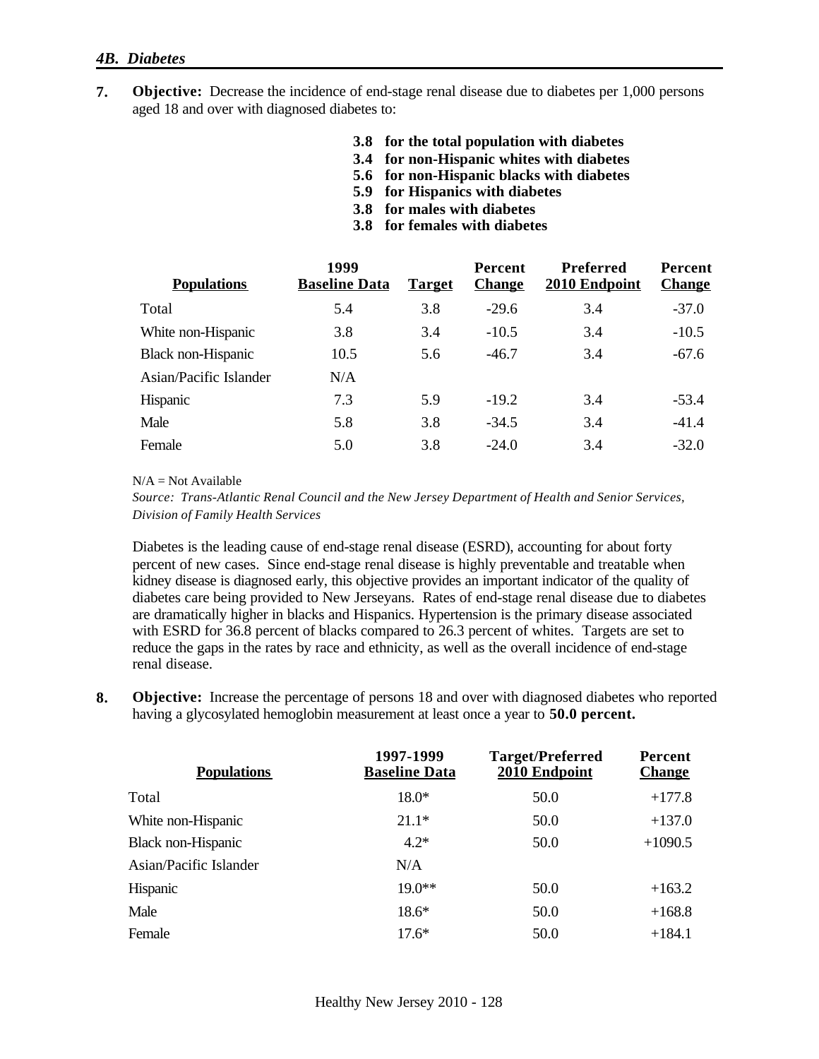## *4B. Diabetes*

**7. Objective:** Decrease the incidence of end-stage renal disease due to diabetes per 1,000 persons aged 18 and over with diagnosed diabetes to:

**3.8 for the total population with diabetes**
**3.4 for non-Hispanic whites with diabetes**
**5.6 for non-Hispanic blacks with diabetes**
**5.9 for Hispanics with diabetes**
**3.8 for males with diabetes**
**3.8 for females with diabetes**

| Populations | 1999 Baseline Data | Target | Percent Change | Preferred 2010 Endpoint | Percent Change |
|---|---|---|---|---|---|
| Total | 5.4 | 3.8 | -29.6 | 3.4 | -37.0 |
| White non-Hispanic | 3.8 | 3.4 | -10.5 | 3.4 | -10.5 |
| Black non-Hispanic | 10.5 | 5.6 | -46.7 | 3.4 | -67.6 |
| Asian/Pacific Islander | N/A | | | | |
| Hispanic | 7.3 | 5.9 | -19.2 | 3.4 | -53.4 |
| Male | 5.8 | 3.8 | -34.5 | 3.4 | -41.4 |
| Female | 5.0 | 3.8 | -24.0 | 3.4 | -32.0 |

N/A = Not Available
*Source: Trans-Atlantic Renal Council and the New Jersey Department of Health and Senior Services, Division of Family Health Services*

Diabetes is the leading cause of end-stage renal disease (ESRD), accounting for about forty percent of new cases. Since end-stage renal disease is highly preventable and treatable when kidney disease is diagnosed early, this objective provides an important indicator of the quality of diabetes care being provided to New Jerseyans. Rates of end-stage renal disease due to diabetes are dramatically higher in blacks and Hispanics. Hypertension is the primary disease associated with ESRD for 36.8 percent of blacks compared to 26.3 percent of whites. Targets are set to reduce the gaps in the rates by race and ethnicity, as well as the overall incidence of end-stage renal disease.

**8. Objective:** Increase the percentage of persons 18 and over with diagnosed diabetes who reported having a glycosylated hemoglobin measurement at least once a year to **50.0 percent.**

| Populations | 1997-1999 Baseline Data | Target/Preferred 2010 Endpoint | Percent Change |
|---|---|---|---|
| Total | 18.0* | 50.0 | +177.8 |
| White non-Hispanic | 21.1* | 50.0 | +137.0 |
| Black non-Hispanic | 4.2* | 50.0 | +1090.5 |
| Asian/Pacific Islander | N/A | | |
| Hispanic | 19.0** | 50.0 | +163.2 |
| Male | 18.6* | 50.0 | +168.8 |
| Female | 17.6* | 50.0 | +184.1 |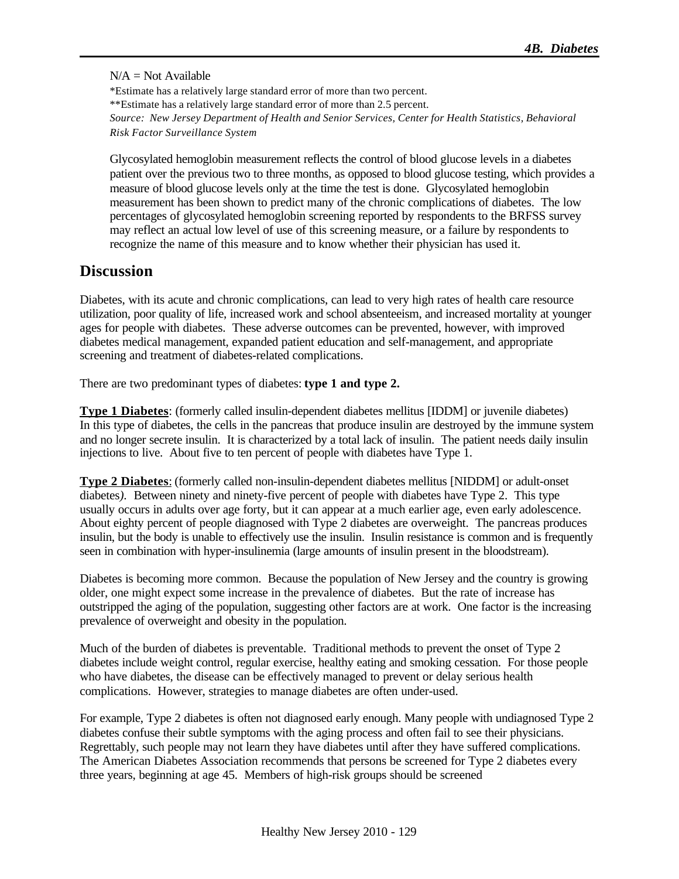N/A = Not Available

*Estimate has a relatively large standard error of more than two percent.

**Estimate has a relatively large standard error of more than 2.5 percent.

*Source: New Jersey Department of Health and Senior Services, Center for Health Statistics, Behavioral Risk Factor Surveillance System*

Glycosylated hemoglobin measurement reflects the control of blood glucose levels in a diabetes patient over the previous two to three months, as opposed to blood glucose testing, which provides a measure of blood glucose levels only at the time the test is done. Glycosylated hemoglobin measurement has been shown to predict many of the chronic complications of diabetes. The low percentages of glycosylated hemoglobin screening reported by respondents to the BRFSS survey may reflect an actual low level of use of this screening measure, or a failure by respondents to recognize the name of this measure and to know whether their physician has used it.

## Discussion

Diabetes, with its acute and chronic complications, can lead to very high rates of health care resource utilization, poor quality of life, increased work and school absenteeism, and increased mortality at younger ages for people with diabetes. These adverse outcomes can be prevented, however, with improved diabetes medical management, expanded patient education and self-management, and appropriate screening and treatment of diabetes-related complications.

There are two predominant types of diabetes: **type 1 and type 2.**

**Type 1 Diabetes**: (formerly called insulin-dependent diabetes mellitus [IDDM] or juvenile diabetes) In this type of diabetes, the cells in the pancreas that produce insulin are destroyed by the immune system and no longer secrete insulin. It is characterized by a total lack of insulin. The patient needs daily insulin injections to live. About five to ten percent of people with diabetes have Type 1.

**Type 2 Diabetes**: (formerly called non-insulin-dependent diabetes mellitus [NIDDM] or adult-onset diabetes*)*. Between ninety and ninety-five percent of people with diabetes have Type 2. This type usually occurs in adults over age forty, but it can appear at a much earlier age, even early adolescence. About eighty percent of people diagnosed with Type 2 diabetes are overweight. The pancreas produces insulin, but the body is unable to effectively use the insulin. Insulin resistance is common and is frequently seen in combination with hyper-insulinemia (large amounts of insulin present in the bloodstream).

Diabetes is becoming more common. Because the population of New Jersey and the country is growing older, one might expect some increase in the prevalence of diabetes. But the rate of increase has outstripped the aging of the population, suggesting other factors are at work. One factor is the increasing prevalence of overweight and obesity in the population.

Much of the burden of diabetes is preventable. Traditional methods to prevent the onset of Type 2 diabetes include weight control, regular exercise, healthy eating and smoking cessation. For those people who have diabetes, the disease can be effectively managed to prevent or delay serious health complications. However, strategies to manage diabetes are often under-used.

For example, Type 2 diabetes is often not diagnosed early enough. Many people with undiagnosed Type 2 diabetes confuse their subtle symptoms with the aging process and often fail to see their physicians. Regrettably, such people may not learn they have diabetes until after they have suffered complications. The American Diabetes Association recommends that persons be screened for Type 2 diabetes every three years, beginning at age 45. Members of high-risk groups should be screened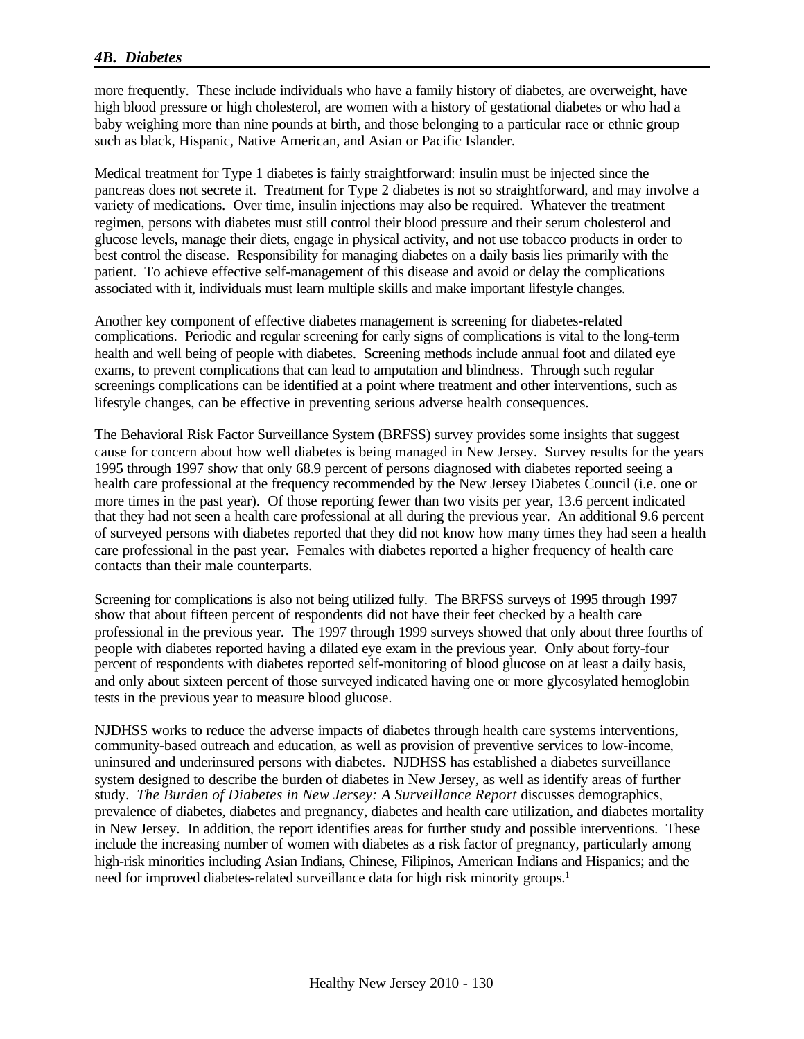more frequently. These include individuals who have a family history of diabetes, are overweight, have high blood pressure or high cholesterol, are women with a history of gestational diabetes or who had a baby weighing more than nine pounds at birth, and those belonging to a particular race or ethnic group such as black, Hispanic, Native American, and Asian or Pacific Islander.

Medical treatment for Type 1 diabetes is fairly straightforward: insulin must be injected since the pancreas does not secrete it. Treatment for Type 2 diabetes is not so straightforward, and may involve a variety of medications. Over time, insulin injections may also be required. Whatever the treatment regimen, persons with diabetes must still control their blood pressure and their serum cholesterol and glucose levels, manage their diets, engage in physical activity, and not use tobacco products in order to best control the disease. Responsibility for managing diabetes on a daily basis lies primarily with the patient. To achieve effective self-management of this disease and avoid or delay the complications associated with it, individuals must learn multiple skills and make important lifestyle changes.

Another key component of effective diabetes management is screening for diabetes-related complications. Periodic and regular screening for early signs of complications is vital to the long-term health and well being of people with diabetes. Screening methods include annual foot and dilated eye exams, to prevent complications that can lead to amputation and blindness. Through such regular screenings complications can be identified at a point where treatment and other interventions, such as lifestyle changes, can be effective in preventing serious adverse health consequences.

The Behavioral Risk Factor Surveillance System (BRFSS) survey provides some insights that suggest cause for concern about how well diabetes is being managed in New Jersey. Survey results for the years 1995 through 1997 show that only 68.9 percent of persons diagnosed with diabetes reported seeing a health care professional at the frequency recommended by the New Jersey Diabetes Council (i.e. one or more times in the past year). Of those reporting fewer than two visits per year, 13.6 percent indicated that they had not seen a health care professional at all during the previous year. An additional 9.6 percent of surveyed persons with diabetes reported that they did not know how many times they had seen a health care professional in the past year. Females with diabetes reported a higher frequency of health care contacts than their male counterparts.

Screening for complications is also not being utilized fully. The BRFSS surveys of 1995 through 1997 show that about fifteen percent of respondents did not have their feet checked by a health care professional in the previous year. The 1997 through 1999 surveys showed that only about three fourths of people with diabetes reported having a dilated eye exam in the previous year. Only about forty-four percent of respondents with diabetes reported self-monitoring of blood glucose on at least a daily basis, and only about sixteen percent of those surveyed indicated having one or more glycosylated hemoglobin tests in the previous year to measure blood glucose.

NJDHSS works to reduce the adverse impacts of diabetes through health care systems interventions, community-based outreach and education, as well as provision of preventive services to low-income, uninsured and underinsured persons with diabetes. NJDHSS has established a diabetes surveillance system designed to describe the burden of diabetes in New Jersey, as well as identify areas of further study. *The Burden of Diabetes in New Jersey: A Surveillance Report* discusses demographics, prevalence of diabetes, diabetes and pregnancy, diabetes and health care utilization, and diabetes mortality in New Jersey. In addition, the report identifies areas for further study and possible interventions. These include the increasing number of women with diabetes as a risk factor of pregnancy, particularly among high-risk minorities including Asian Indians, Chinese, Filipinos, American Indians and Hispanics; and the need for improved diabetes-related surveillance data for high risk minority groups.[1]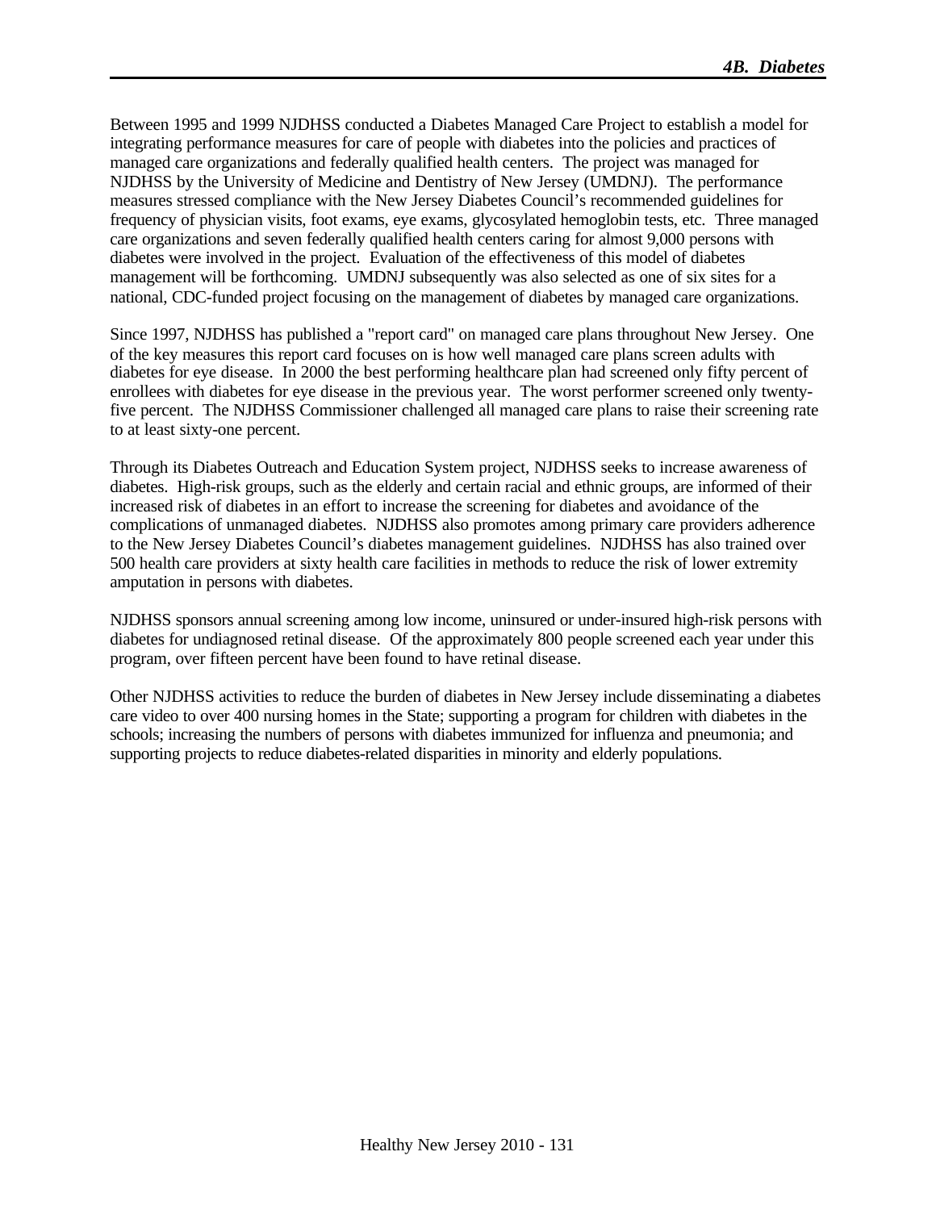Between 1995 and 1999 NJDHSS conducted a Diabetes Managed Care Project to establish a model for integrating performance measures for care of people with diabetes into the policies and practices of managed care organizations and federally qualified health centers. The project was managed for NJDHSS by the University of Medicine and Dentistry of New Jersey (UMDNJ). The performance measures stressed compliance with the New Jersey Diabetes Council's recommended guidelines for frequency of physician visits, foot exams, eye exams, glycosylated hemoglobin tests, etc. Three managed care organizations and seven federally qualified health centers caring for almost 9,000 persons with diabetes were involved in the project. Evaluation of the effectiveness of this model of diabetes management will be forthcoming. UMDNJ subsequently was also selected as one of six sites for a national, CDC-funded project focusing on the management of diabetes by managed care organizations.

Since 1997, NJDHSS has published a "report card" on managed care plans throughout New Jersey. One of the key measures this report card focuses on is how well managed care plans screen adults with diabetes for eye disease. In 2000 the best performing healthcare plan had screened only fifty percent of enrollees with diabetes for eye disease in the previous year. The worst performer screened only twenty-five percent. The NJDHSS Commissioner challenged all managed care plans to raise their screening rate to at least sixty-one percent.

Through its Diabetes Outreach and Education System project, NJDHSS seeks to increase awareness of diabetes. High-risk groups, such as the elderly and certain racial and ethnic groups, are informed of their increased risk of diabetes in an effort to increase the screening for diabetes and avoidance of the complications of unmanaged diabetes. NJDHSS also promotes among primary care providers adherence to the New Jersey Diabetes Council's diabetes management guidelines. NJDHSS has also trained over 500 health care providers at sixty health care facilities in methods to reduce the risk of lower extremity amputation in persons with diabetes.

NJDHSS sponsors annual screening among low income, uninsured or under-insured high-risk persons with diabetes for undiagnosed retinal disease. Of the approximately 800 people screened each year under this program, over fifteen percent have been found to have retinal disease.

Other NJDHSS activities to reduce the burden of diabetes in New Jersey include disseminating a diabetes care video to over 400 nursing homes in the State; supporting a program for children with diabetes in the schools; increasing the numbers of persons with diabetes immunized for influenza and pneumonia; and supporting projects to reduce diabetes-related disparities in minority and elderly populations.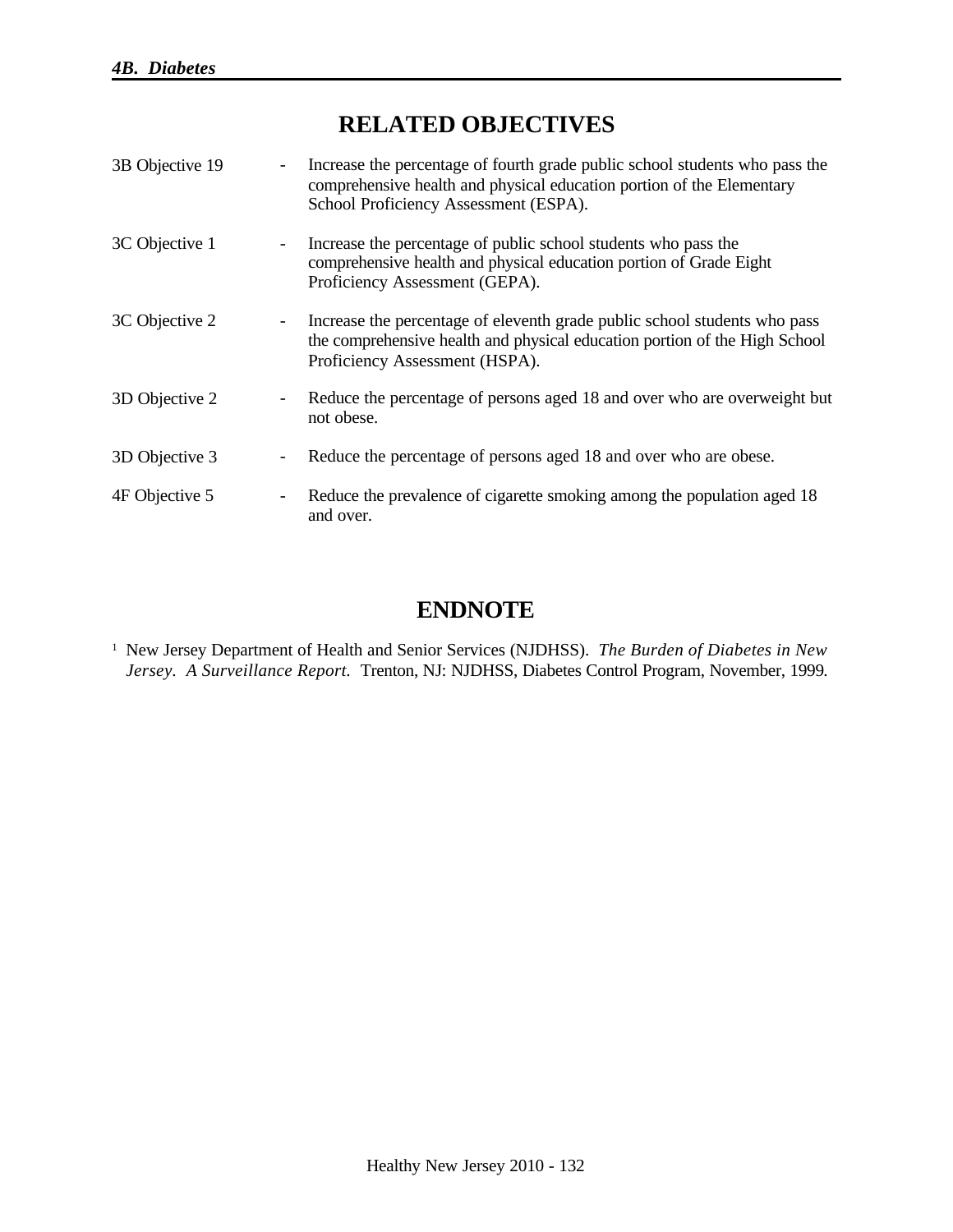## RELATED OBJECTIVES

3B Objective 19 - Increase the percentage of fourth grade public school students who pass the comprehensive health and physical education portion of the Elementary School Proficiency Assessment (ESPA).

3C Objective 1 - Increase the percentage of public school students who pass the comprehensive health and physical education portion of Grade Eight Proficiency Assessment (GEPA).

3C Objective 2 - Increase the percentage of eleventh grade public school students who pass the comprehensive health and physical education portion of the High School Proficiency Assessment (HSPA).

3D Objective 2 - Reduce the percentage of persons aged 18 and over who are overweight but not obese.

3D Objective 3 - Reduce the percentage of persons aged 18 and over who are obese.

4F Objective 5 - Reduce the prevalence of cigarette smoking among the population aged 18 and over.

## ENDNOTE

[1] New Jersey Department of Health and Senior Services (NJDHSS). *The Burden of Diabetes in New Jersey. A Surveillance Report.* Trenton, NJ: NJDHSS, Diabetes Control Program, November, 1999.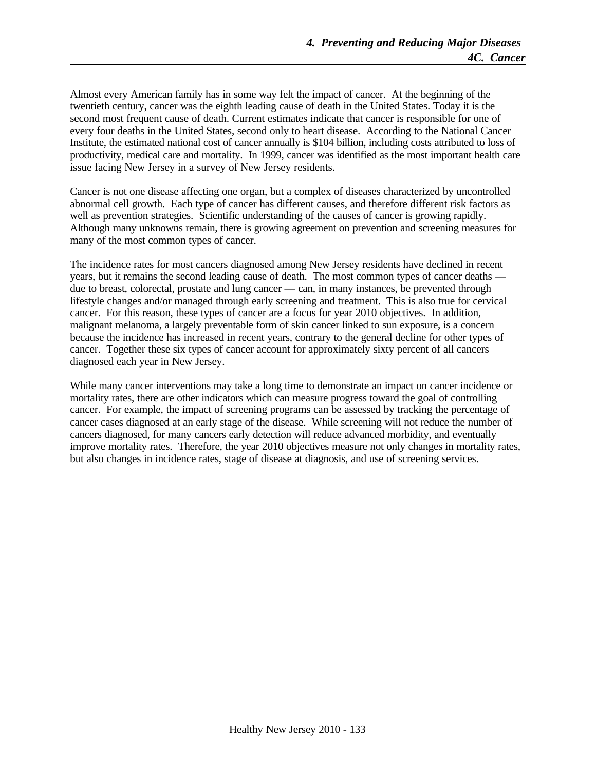Almost every American family has in some way felt the impact of cancer. At the beginning of the twentieth century, cancer was the eighth leading cause of death in the United States. Today it is the second most frequent cause of death. Current estimates indicate that cancer is responsible for one of every four deaths in the United States, second only to heart disease. According to the National Cancer Institute, the estimated national cost of cancer annually is $104 billion, including costs attributed to loss of productivity, medical care and mortality. In 1999, cancer was identified as the most important health care issue facing New Jersey in a survey of New Jersey residents.

Cancer is not one disease affecting one organ, but a complex of diseases characterized by uncontrolled abnormal cell growth. Each type of cancer has different causes, and therefore different risk factors as well as prevention strategies. Scientific understanding of the causes of cancer is growing rapidly. Although many unknowns remain, there is growing agreement on prevention and screening measures for many of the most common types of cancer.

The incidence rates for most cancers diagnosed among New Jersey residents have declined in recent years, but it remains the second leading cause of death. The most common types of cancer deaths — due to breast, colorectal, prostate and lung cancer — can, in many instances, be prevented through lifestyle changes and/or managed through early screening and treatment. This is also true for cervical cancer. For this reason, these types of cancer are a focus for year 2010 objectives. In addition, malignant melanoma, a largely preventable form of skin cancer linked to sun exposure, is a concern because the incidence has increased in recent years, contrary to the general decline for other types of cancer. Together these six types of cancer account for approximately sixty percent of all cancers diagnosed each year in New Jersey.

While many cancer interventions may take a long time to demonstrate an impact on cancer incidence or mortality rates, there are other indicators which can measure progress toward the goal of controlling cancer. For example, the impact of screening programs can be assessed by tracking the percentage of cancer cases diagnosed at an early stage of the disease. While screening will not reduce the number of cancers diagnosed, for many cancers early detection will reduce advanced morbidity, and eventually improve mortality rates. Therefore, the year 2010 objectives measure not only changes in mortality rates, but also changes in incidence rates, stage of disease at diagnosis, and use of screening services.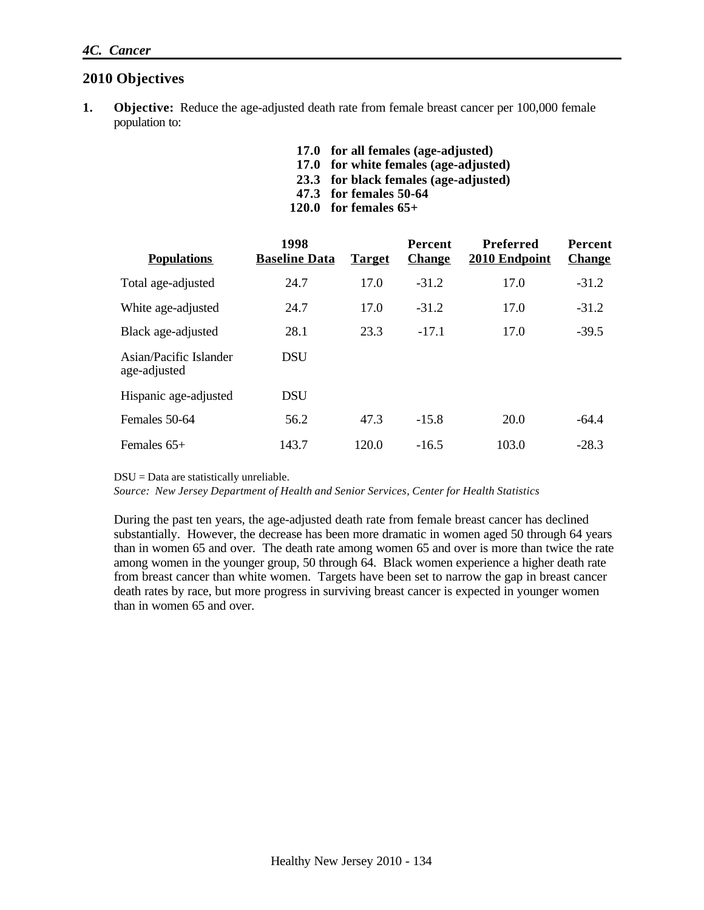*4C. Cancer*

## 2010 Objectives

**1. Objective:** Reduce the age-adjusted death rate from female breast cancer per 100,000 female population to:

**17.0 for all females (age-adjusted)**
**17.0 for white females (age-adjusted)**
**23.3 for black females (age-adjusted)**
**47.3 for females 50-64**
**120.0 for females 65+**

| Populations | 1998 Baseline Data | Target | Percent Change | Preferred 2010 Endpoint | Percent Change |
|---|---|---|---|---|---|
| Total age-adjusted | 24.7 | 17.0 | -31.2 | 17.0 | -31.2 |
| White age-adjusted | 24.7 | 17.0 | -31.2 | 17.0 | -31.2 |
| Black age-adjusted | 28.1 | 23.3 | -17.1 | 17.0 | -39.5 |
| Asian/Pacific Islander age-adjusted | DSU | | | | |
| Hispanic age-adjusted | DSU | | | | |
| Females 50-64 | 56.2 | 47.3 | -15.8 | 20.0 | -64.4 |
| Females 65+ | 143.7 | 120.0 | -16.5 | 103.0 | -28.3 |

DSU = Data are statistically unreliable.
*Source: New Jersey Department of Health and Senior Services, Center for Health Statistics*

During the past ten years, the age-adjusted death rate from female breast cancer has declined substantially. However, the decrease has been more dramatic in women aged 50 through 64 years than in women 65 and over. The death rate among women 65 and over is more than twice the rate among women in the younger group, 50 through 64. Black women experience a higher death rate from breast cancer than white women. Targets have been set to narrow the gap in breast cancer death rates by race, but more progress in surviving breast cancer is expected in younger women than in women 65 and over.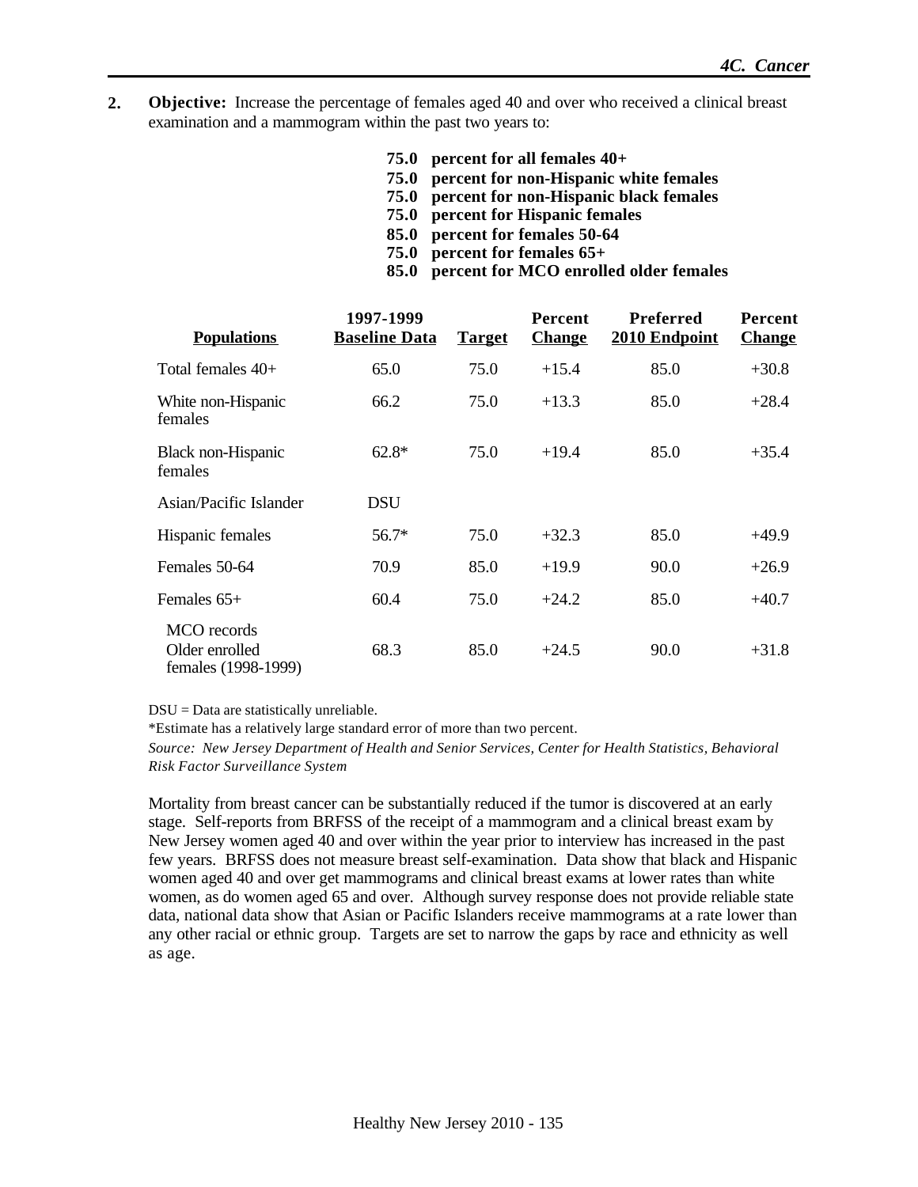**2. Objective:** Increase the percentage of females aged 40 and over who received a clinical breast examination and a mammogram within the past two years to:

**75.0 percent for all females 40+**
**75.0 percent for non-Hispanic white females**
**75.0 percent for non-Hispanic black females**
**75.0 percent for Hispanic females**
**85.0 percent for females 50-64**
**75.0 percent for females 65+**
**85.0 percent for MCO enrolled older females**

| Populations | 1997-1999 Baseline Data | Target | Percent Change | Preferred 2010 Endpoint | Percent Change |
|---|---|---|---|---|---|
| Total females 40+ | 65.0 | 75.0 | +15.4 | 85.0 | +30.8 |
| White non-Hispanic females | 66.2 | 75.0 | +13.3 | 85.0 | +28.4 |
| Black non-Hispanic females | 62.8* | 75.0 | +19.4 | 85.0 | +35.4 |
| Asian/Pacific Islander | DSU | | | | |
| Hispanic females | 56.7* | 75.0 | +32.3 | 85.0 | +49.9 |
| Females 50-64 | 70.9 | 85.0 | +19.9 | 90.0 | +26.9 |
| Females 65+ | 60.4 | 75.0 | +24.2 | 85.0 | +40.7 |
| MCO records Older enrolled females (1998-1999) | 68.3 | 85.0 | +24.5 | 90.0 | +31.8 |

DSU = Data are statistically unreliable.

*Estimate has a relatively large standard error of more than two percent.

*Source: New Jersey Department of Health and Senior Services, Center for Health Statistics, Behavioral Risk Factor Surveillance System*

Mortality from breast cancer can be substantially reduced if the tumor is discovered at an early stage. Self-reports from BRFSS of the receipt of a mammogram and a clinical breast exam by New Jersey women aged 40 and over within the year prior to interview has increased in the past few years. BRFSS does not measure breast self-examination. Data show that black and Hispanic women aged 40 and over get mammograms and clinical breast exams at lower rates than white women, as do women aged 65 and over. Although survey response does not provide reliable state data, national data show that Asian or Pacific Islanders receive mammograms at a rate lower than any other racial or ethnic group. Targets are set to narrow the gaps by race and ethnicity as well as age.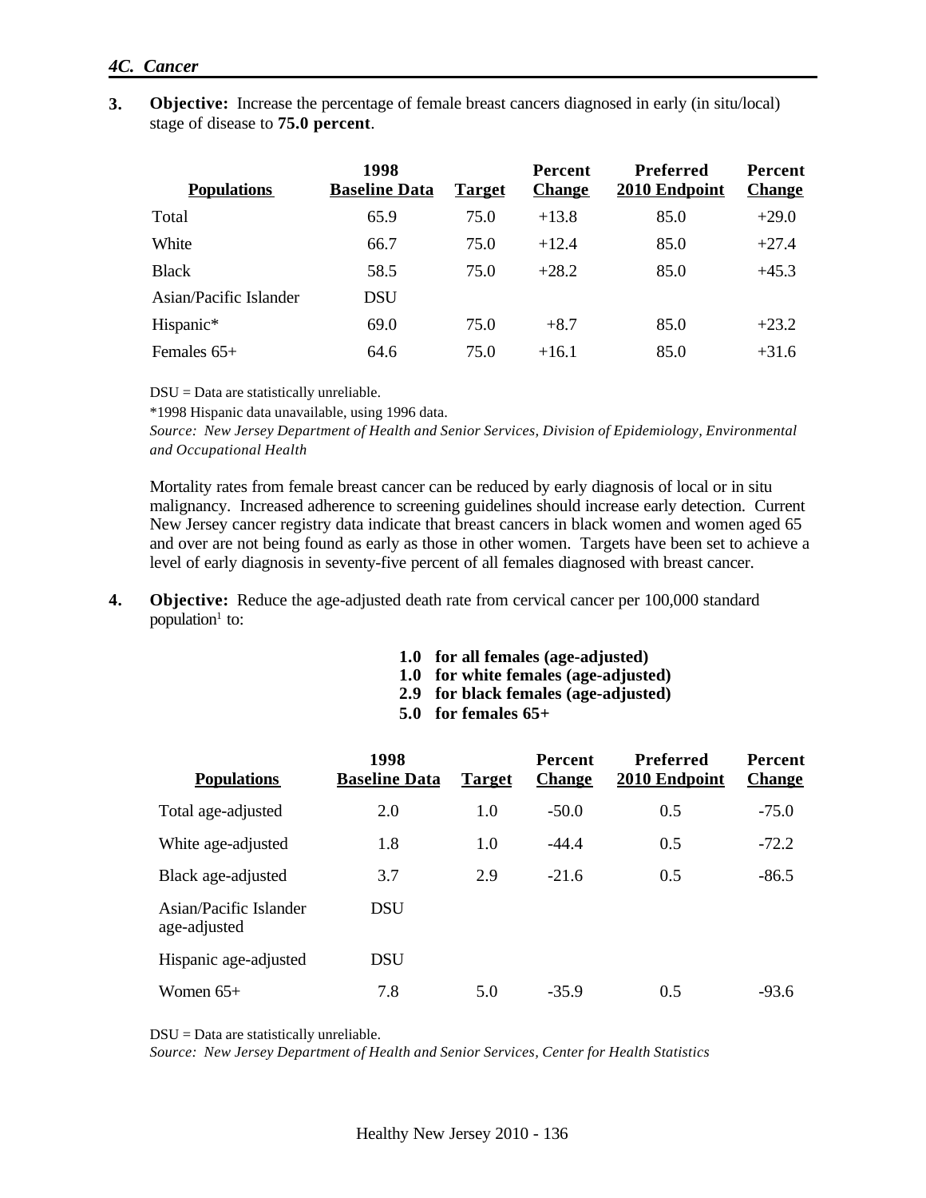## 4C. Cancer

**3. Objective:** Increase the percentage of female breast cancers diagnosed in early (in situ/local) stage of disease to **75.0 percent**.

| Populations | 1998 Baseline Data | Target | Percent Change | Preferred 2010 Endpoint | Percent Change |
|---|---|---|---|---|---|
| Total | 65.9 | 75.0 | +13.8 | 85.0 | +29.0 |
| White | 66.7 | 75.0 | +12.4 | 85.0 | +27.4 |
| Black | 58.5 | 75.0 | +28.2 | 85.0 | +45.3 |
| Asian/Pacific Islander | DSU | | | | |
| Hispanic* | 69.0 | 75.0 | +8.7 | 85.0 | +23.2 |
| Females 65+ | 64.6 | 75.0 | +16.1 | 85.0 | +31.6 |

DSU = Data are statistically unreliable.

*1998 Hispanic data unavailable, using 1996 data.

*Source: New Jersey Department of Health and Senior Services, Division of Epidemiology, Environmental and Occupational Health*

Mortality rates from female breast cancer can be reduced by early diagnosis of local or in situ malignancy. Increased adherence to screening guidelines should increase early detection. Current New Jersey cancer registry data indicate that breast cancers in black women and women aged 65 and over are not being found as early as those in other women. Targets have been set to achieve a level of early diagnosis in seventy-five percent of all females diagnosed with breast cancer.

**4. Objective:** Reduce the age-adjusted death rate from cervical cancer per 100,000 standard population[1] to:

**1.0 for all females (age-adjusted)**
**1.0 for white females (age-adjusted)**
**2.9 for black females (age-adjusted)**
**5.0 for females 65+**

| Populations | 1998 Baseline Data | Target | Percent Change | Preferred 2010 Endpoint | Percent Change |
|---|---|---|---|---|---|
| Total age-adjusted | 2.0 | 1.0 | -50.0 | 0.5 | -75.0 |
| White age-adjusted | 1.8 | 1.0 | -44.4 | 0.5 | -72.2 |
| Black age-adjusted | 3.7 | 2.9 | -21.6 | 0.5 | -86.5 |
| Asian/Pacific Islander age-adjusted | DSU | | | | |
| Hispanic age-adjusted | DSU | | | | |
| Women 65+ | 7.8 | 5.0 | -35.9 | 0.5 | -93.6 |

DSU = Data are statistically unreliable.

*Source: New Jersey Department of Health and Senior Services, Center for Health Statistics*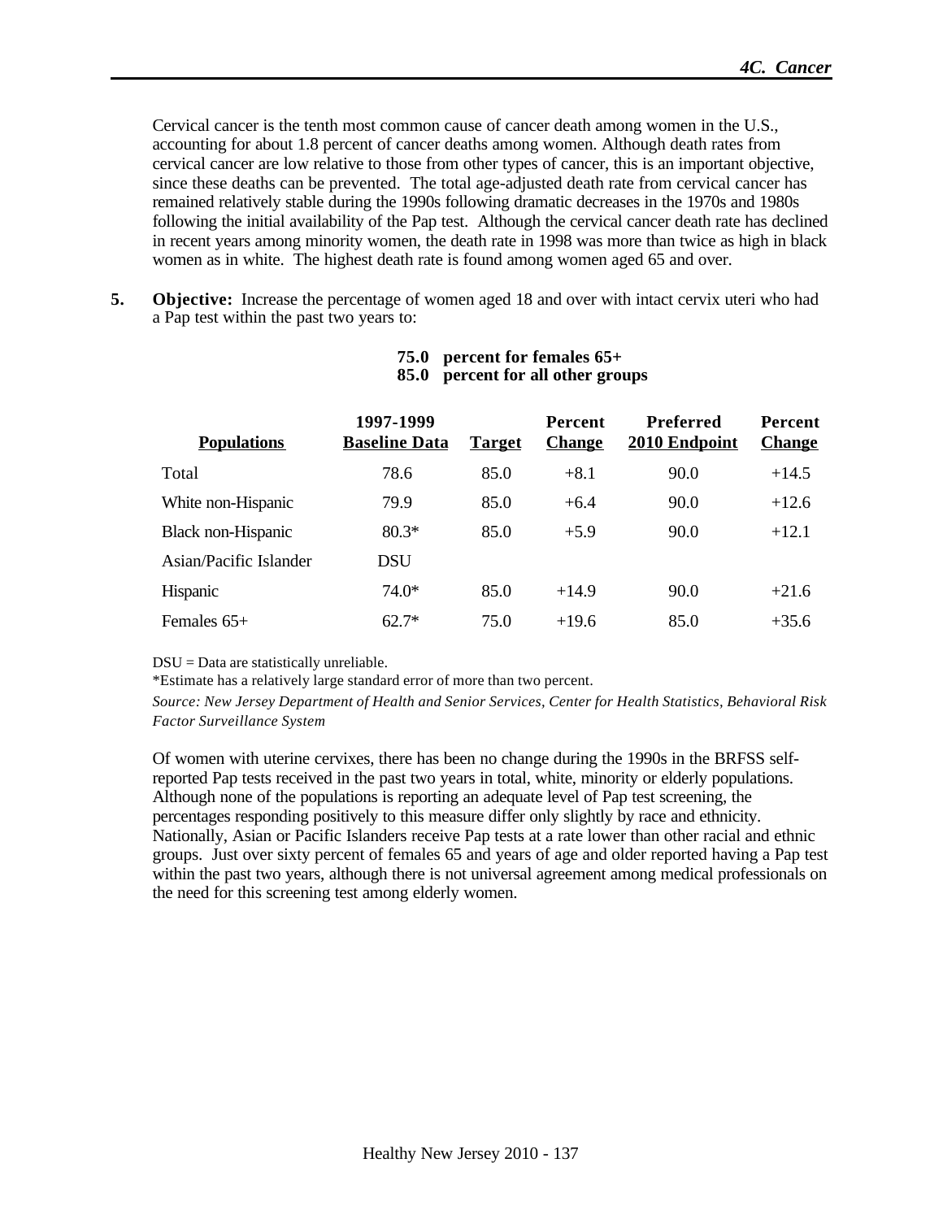Cervical cancer is the tenth most common cause of cancer death among women in the U.S., accounting for about 1.8 percent of cancer deaths among women. Although death rates from cervical cancer are low relative to those from other types of cancer, this is an important objective, since these deaths can be prevented. The total age-adjusted death rate from cervical cancer has remained relatively stable during the 1990s following dramatic decreases in the 1970s and 1980s following the initial availability of the Pap test. Although the cervical cancer death rate has declined in recent years among minority women, the death rate in 1998 was more than twice as high in black women as in white. The highest death rate is found among women aged 65 and over.

**5. Objective:** Increase the percentage of women aged 18 and over with intact cervix uteri who had a Pap test within the past two years to:

**75.0 percent for females 65+**
**85.0 percent for all other groups**

| Populations | 1997-1999 Baseline Data | Target | Percent Change | Preferred 2010 Endpoint | Percent Change |
|---|---|---|---|---|---|
| Total | 78.6 | 85.0 | +8.1 | 90.0 | +14.5 |
| White non-Hispanic | 79.9 | 85.0 | +6.4 | 90.0 | +12.6 |
| Black non-Hispanic | 80.3* | 85.0 | +5.9 | 90.0 | +12.1 |
| Asian/Pacific Islander | DSU | | | | |
| Hispanic | 74.0* | 85.0 | +14.9 | 90.0 | +21.6 |
| Females 65+ | 62.7* | 75.0 | +19.6 | 85.0 | +35.6 |

DSU = Data are statistically unreliable.

*Estimate has a relatively large standard error of more than two percent.

*Source: New Jersey Department of Health and Senior Services, Center for Health Statistics, Behavioral Risk Factor Surveillance System*

Of women with uterine cervixes, there has been no change during the 1990s in the BRFSS self-reported Pap tests received in the past two years in total, white, minority or elderly populations. Although none of the populations is reporting an adequate level of Pap test screening, the percentages responding positively to this measure differ only slightly by race and ethnicity. Nationally, Asian or Pacific Islanders receive Pap tests at a rate lower than other racial and ethnic groups. Just over sixty percent of females 65 and years of age and older reported having a Pap test within the past two years, although there is not universal agreement among medical professionals on the need for this screening test among elderly women.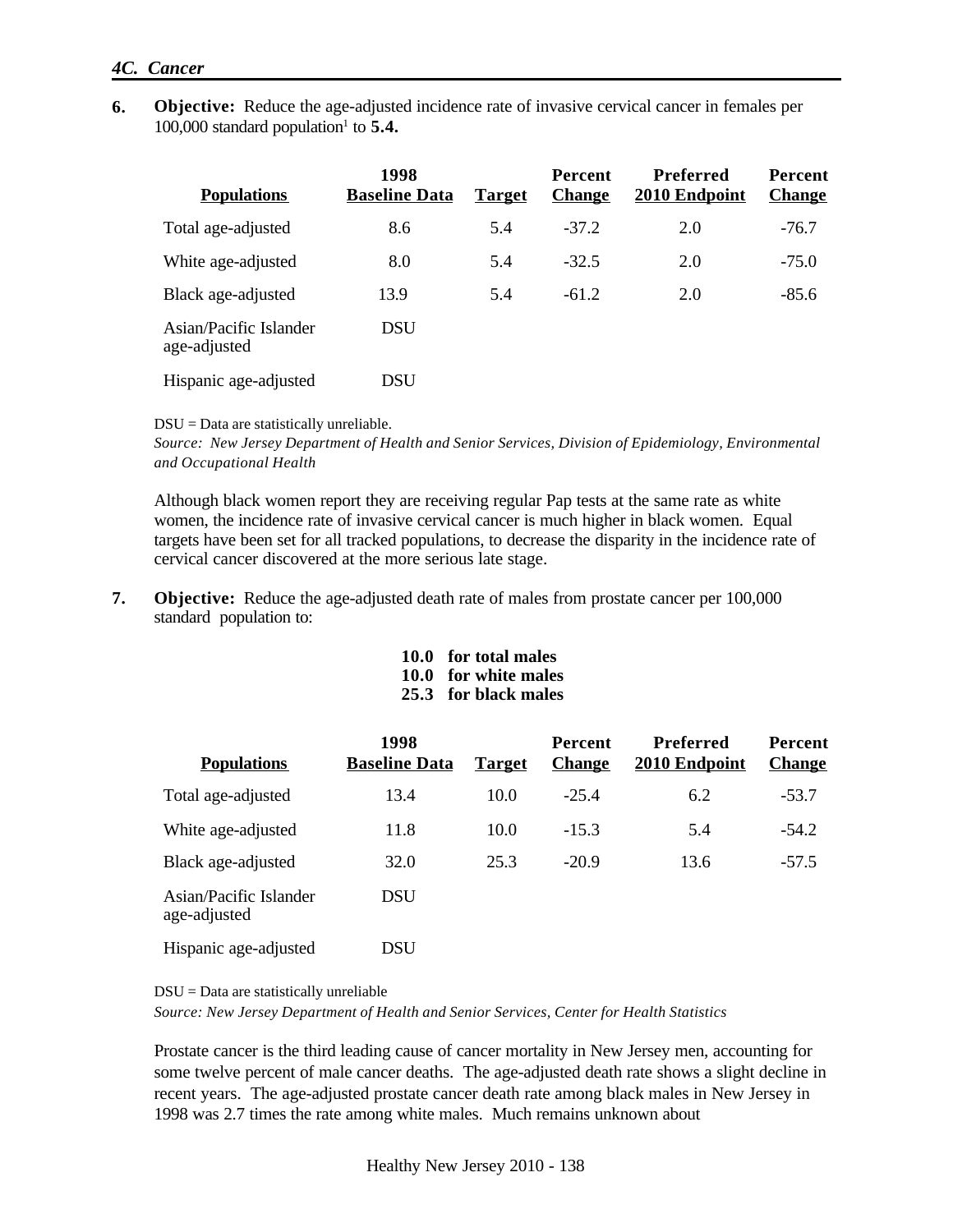## 4C. Cancer

**6. Objective:** Reduce the age-adjusted incidence rate of invasive cervical cancer in females per 100,000 standard population[1] to **5.4.**

| Populations | 1998 Baseline Data | Target | Percent Change | Preferred 2010 Endpoint | Percent Change |
|---|---|---|---|---|---|
| Total age-adjusted | 8.6 | 5.4 | -37.2 | 2.0 | -76.7 |
| White age-adjusted | 8.0 | 5.4 | -32.5 | 2.0 | -75.0 |
| Black age-adjusted | 13.9 | 5.4 | -61.2 | 2.0 | -85.6 |
| Asian/Pacific Islander age-adjusted | DSU | | | | |
| Hispanic age-adjusted | DSU | | | | |

DSU = Data are statistically unreliable.

*Source: New Jersey Department of Health and Senior Services, Division of Epidemiology, Environmental and Occupational Health*

Although black women report they are receiving regular Pap tests at the same rate as white women, the incidence rate of invasive cervical cancer is much higher in black women. Equal targets have been set for all tracked populations, to decrease the disparity in the incidence rate of cervical cancer discovered at the more serious late stage.

**7. Objective:** Reduce the age-adjusted death rate of males from prostate cancer per 100,000 standard population to:

**10.0 for total males**
**10.0 for white males**
**25.3 for black males**

| Populations | 1998 Baseline Data | Target | Percent Change | Preferred 2010 Endpoint | Percent Change |
|---|---|---|---|---|---|
| Total age-adjusted | 13.4 | 10.0 | -25.4 | 6.2 | -53.7 |
| White age-adjusted | 11.8 | 10.0 | -15.3 | 5.4 | -54.2 |
| Black age-adjusted | 32.0 | 25.3 | -20.9 | 13.6 | -57.5 |
| Asian/Pacific Islander age-adjusted | DSU | | | | |
| Hispanic age-adjusted | DSU | | | | |

DSU = Data are statistically unreliable

*Source: New Jersey Department of Health and Senior Services, Center for Health Statistics*

Prostate cancer is the third leading cause of cancer mortality in New Jersey men, accounting for some twelve percent of male cancer deaths. The age-adjusted death rate shows a slight decline in recent years. The age-adjusted prostate cancer death rate among black males in New Jersey in 1998 was 2.7 times the rate among white males. Much remains unknown about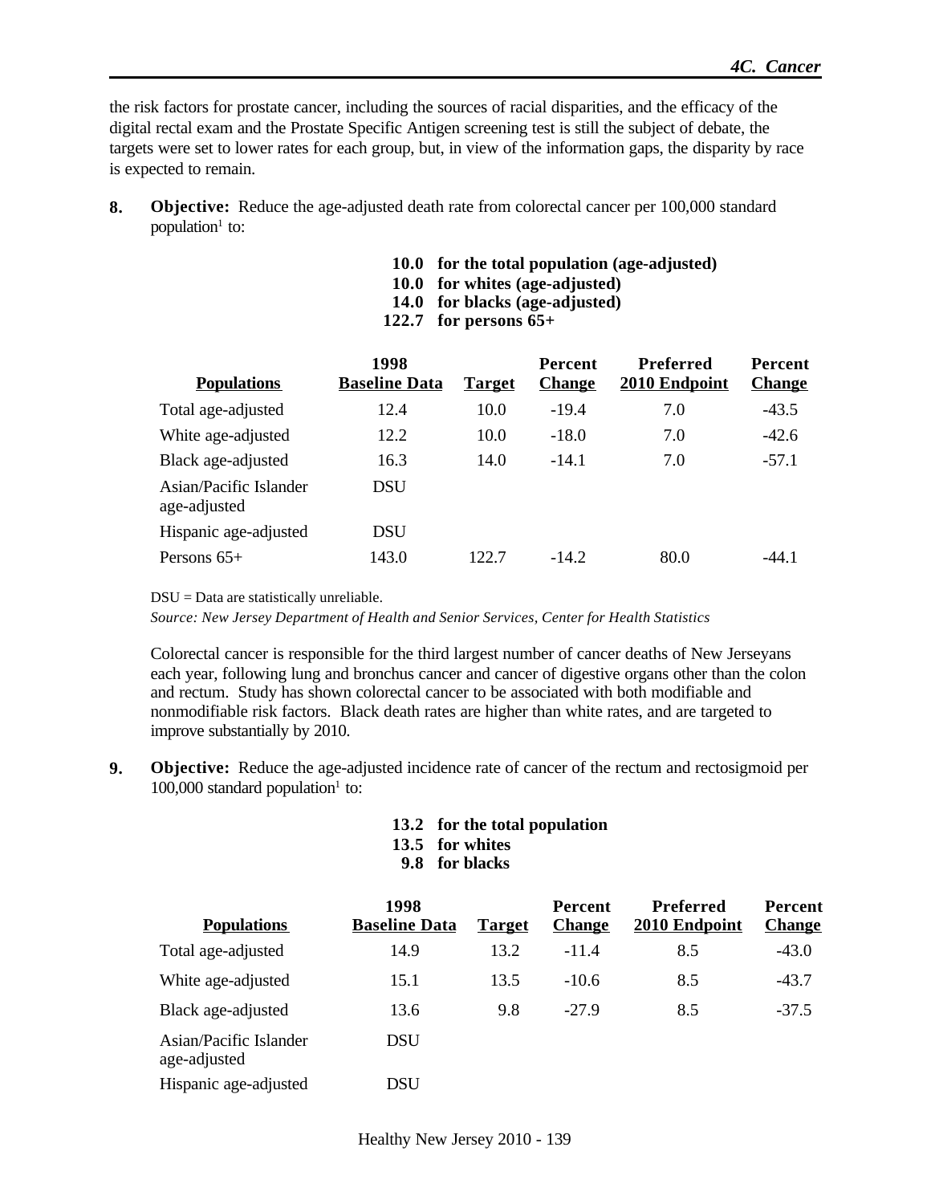the risk factors for prostate cancer, including the sources of racial disparities, and the efficacy of the digital rectal exam and the Prostate Specific Antigen screening test is still the subject of debate, the targets were set to lower rates for each group, but, in view of the information gaps, the disparity by race is expected to remain.

**8.** **Objective:** Reduce the age-adjusted death rate from colorectal cancer per 100,000 standard population[1] to:

**10.0 for the total population (age-adjusted)**
**10.0 for whites (age-adjusted)**
**14.0 for blacks (age-adjusted)**
**122.7 for persons 65+**

| Populations | 1998 Baseline Data | Target | Percent Change | Preferred 2010 Endpoint | Percent Change |
|---|---|---|---|---|---|
| Total age-adjusted | 12.4 | 10.0 | -19.4 | 7.0 | -43.5 |
| White age-adjusted | 12.2 | 10.0 | -18.0 | 7.0 | -42.6 |
| Black age-adjusted | 16.3 | 14.0 | -14.1 | 7.0 | -57.1 |
| Asian/Pacific Islander age-adjusted | DSU | | | | |
| Hispanic age-adjusted | DSU | | | | |
| Persons 65+ | 143.0 | 122.7 | -14.2 | 80.0 | -44.1 |

DSU = Data are statistically unreliable.
*Source: New Jersey Department of Health and Senior Services, Center for Health Statistics*

Colorectal cancer is responsible for the third largest number of cancer deaths of New Jerseyans each year, following lung and bronchus cancer and cancer of digestive organs other than the colon and rectum. Study has shown colorectal cancer to be associated with both modifiable and nonmodifiable risk factors. Black death rates are higher than white rates, and are targeted to improve substantially by 2010.

**9.** **Objective:** Reduce the age-adjusted incidence rate of cancer of the rectum and rectosigmoid per 100,000 standard population[1] to:

**13.2 for the total population**
**13.5 for whites**
**9.8 for blacks**

| Populations | 1998 Baseline Data | Target | Percent Change | Preferred 2010 Endpoint | Percent Change |
|---|---|---|---|---|---|
| Total age-adjusted | 14.9 | 13.2 | -11.4 | 8.5 | -43.0 |
| White age-adjusted | 15.1 | 13.5 | -10.6 | 8.5 | -43.7 |
| Black age-adjusted | 13.6 | 9.8 | -27.9 | 8.5 | -37.5 |
| Asian/Pacific Islander age-adjusted | DSU | | | | |
| Hispanic age-adjusted | DSU | | | | |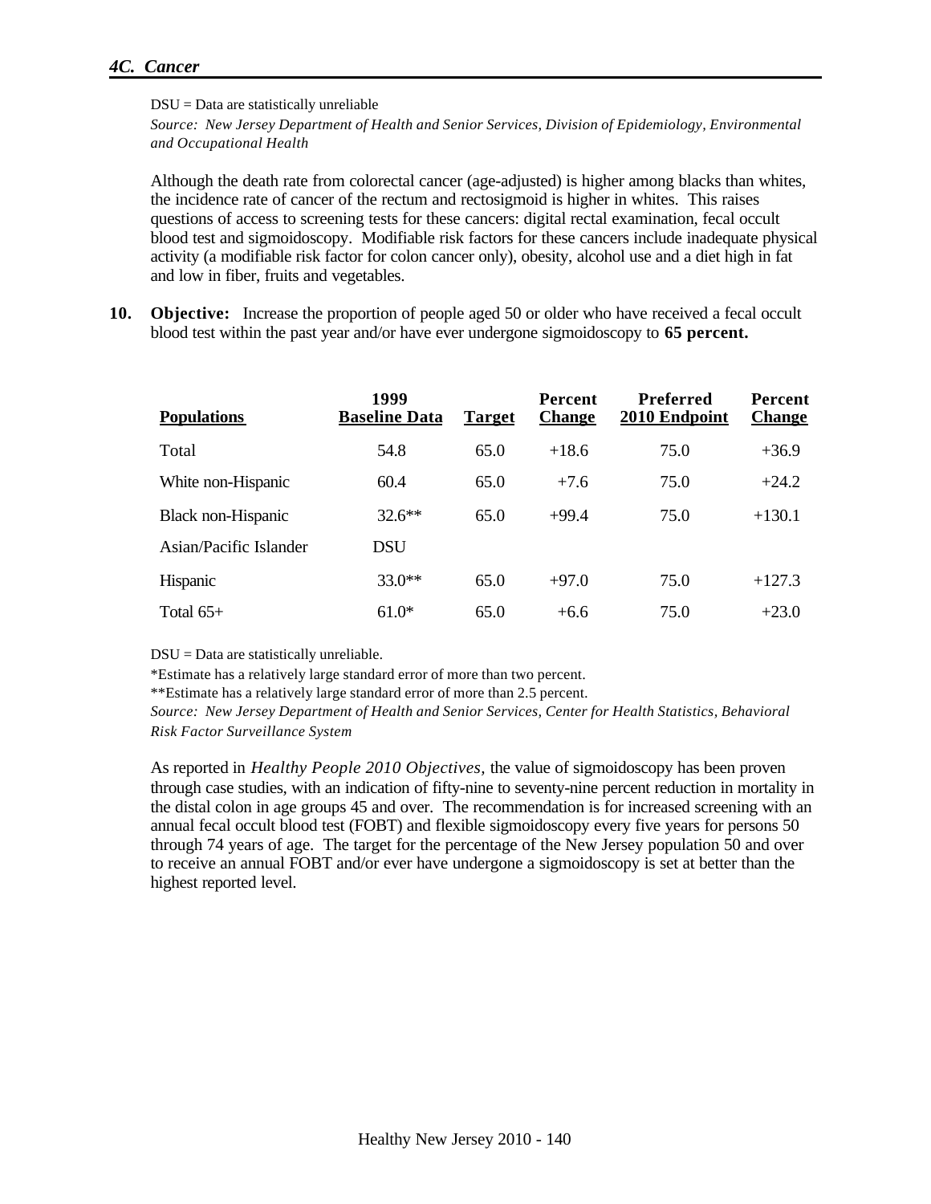DSU = Data are statistically unreliable

*Source: New Jersey Department of Health and Senior Services, Division of Epidemiology, Environmental and Occupational Health*

Although the death rate from colorectal cancer (age-adjusted) is higher among blacks than whites, the incidence rate of cancer of the rectum and rectosigmoid is higher in whites. This raises questions of access to screening tests for these cancers: digital rectal examination, fecal occult blood test and sigmoidoscopy. Modifiable risk factors for these cancers include inadequate physical activity (a modifiable risk factor for colon cancer only), obesity, alcohol use and a diet high in fat and low in fiber, fruits and vegetables.

**10. Objective:** Increase the proportion of people aged 50 or older who have received a fecal occult blood test within the past year and/or have ever undergone sigmoidoscopy to **65 percent.**

| Populations | 1999 Baseline Data | Target | Percent Change | Preferred 2010 Endpoint | Percent Change |
|---|---|---|---|---|---|
| Total | 54.8 | 65.0 | +18.6 | 75.0 | +36.9 |
| White non-Hispanic | 60.4 | 65.0 | +7.6 | 75.0 | +24.2 |
| Black non-Hispanic | 32.6** | 65.0 | +99.4 | 75.0 | +130.1 |
| Asian/Pacific Islander | DSU | | | | |
| Hispanic | 33.0** | 65.0 | +97.0 | 75.0 | +127.3 |
| Total 65+ | 61.0* | 65.0 | +6.6 | 75.0 | +23.0 |

DSU = Data are statistically unreliable.

*Estimate has a relatively large standard error of more than two percent.

**Estimate has a relatively large standard error of more than 2.5 percent.

*Source: New Jersey Department of Health and Senior Services, Center for Health Statistics, Behavioral Risk Factor Surveillance System*

As reported in *Healthy People 2010 Objectives,* the value of sigmoidoscopy has been proven through case studies, with an indication of fifty-nine to seventy-nine percent reduction in mortality in the distal colon in age groups 45 and over. The recommendation is for increased screening with an annual fecal occult blood test (FOBT) and flexible sigmoidoscopy every five years for persons 50 through 74 years of age. The target for the percentage of the New Jersey population 50 and over to receive an annual FOBT and/or ever have undergone a sigmoidoscopy is set at better than the highest reported level.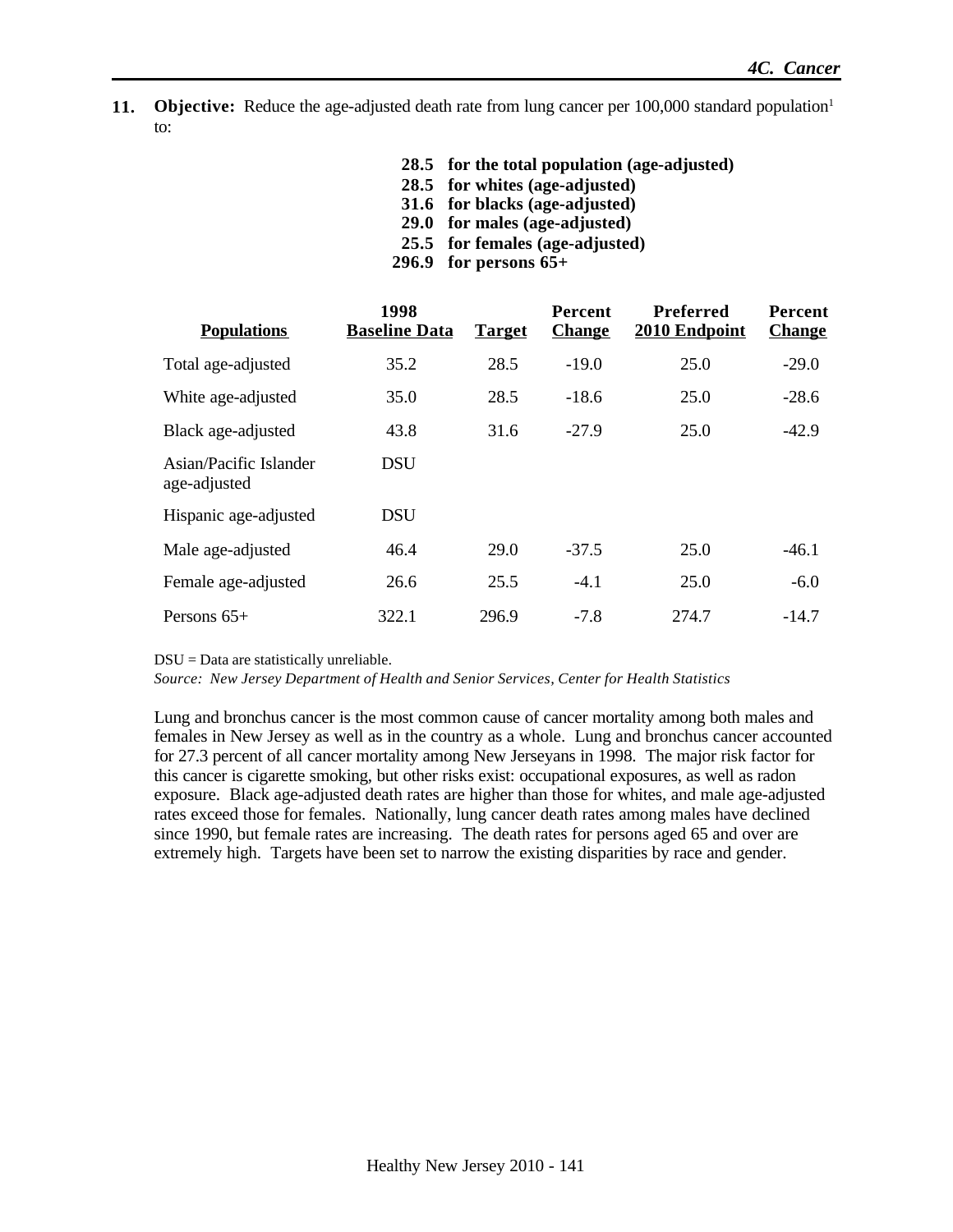**11. Objective:** Reduce the age-adjusted death rate from lung cancer per 100,000 standard population[1] to:

**28.5 for the total population (age-adjusted)**
**28.5 for whites (age-adjusted)**
**31.6 for blacks (age-adjusted)**
**29.0 for males (age-adjusted)**
**25.5 for females (age-adjusted)**
**296.9 for persons 65+**

| Populations | 1998 Baseline Data | Target | Percent Change | Preferred 2010 Endpoint | Percent Change |
|---|---|---|---|---|---|
| Total age-adjusted | 35.2 | 28.5 | -19.0 | 25.0 | -29.0 |
| White age-adjusted | 35.0 | 28.5 | -18.6 | 25.0 | -28.6 |
| Black age-adjusted | 43.8 | 31.6 | -27.9 | 25.0 | -42.9 |
| Asian/Pacific Islander age-adjusted | DSU | | | | |
| Hispanic age-adjusted | DSU | | | | |
| Male age-adjusted | 46.4 | 29.0 | -37.5 | 25.0 | -46.1 |
| Female age-adjusted | 26.6 | 25.5 | -4.1 | 25.0 | -6.0 |
| Persons 65+ | 322.1 | 296.9 | -7.8 | 274.7 | -14.7 |

DSU = Data are statistically unreliable.
*Source: New Jersey Department of Health and Senior Services, Center for Health Statistics*

Lung and bronchus cancer is the most common cause of cancer mortality among both males and females in New Jersey as well as in the country as a whole. Lung and bronchus cancer accounted for 27.3 percent of all cancer mortality among New Jerseyans in 1998. The major risk factor for this cancer is cigarette smoking, but other risks exist: occupational exposures, as well as radon exposure. Black age-adjusted death rates are higher than those for whites, and male age-adjusted rates exceed those for females. Nationally, lung cancer death rates among males have declined since 1990, but female rates are increasing. The death rates for persons aged 65 and over are extremely high. Targets have been set to narrow the existing disparities by race and gender.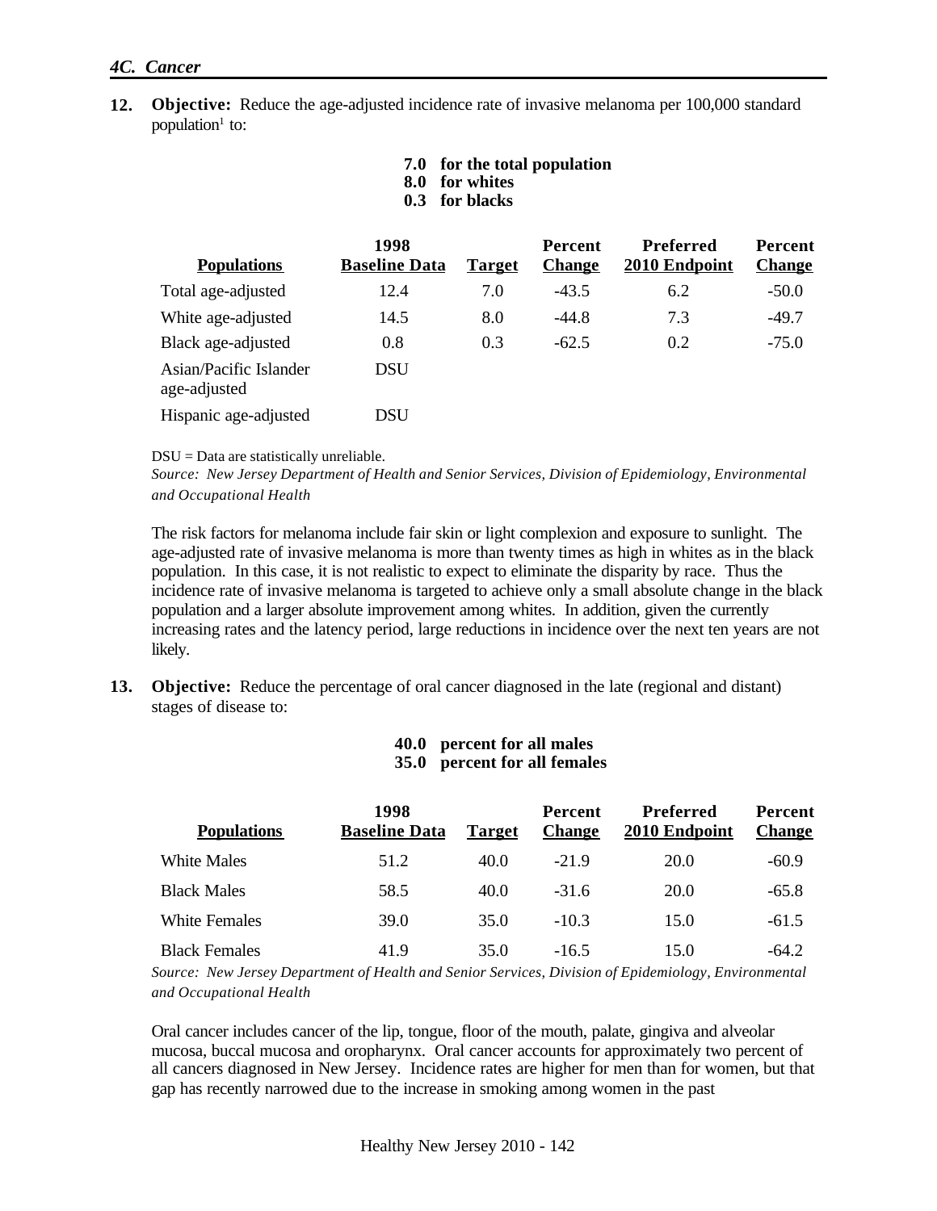## *4C. Cancer*

**12.** **Objective:** Reduce the age-adjusted incidence rate of invasive melanoma per 100,000 standard population[1] to:

**7.0 for the total population**
**8.0 for whites**
**0.3 for blacks**

| Populations | 1998 Baseline Data | Target | Percent Change | Preferred 2010 Endpoint | Percent Change |
|---|---|---|---|---|---|
| Total age-adjusted | 12.4 | 7.0 | -43.5 | 6.2 | -50.0 |
| White age-adjusted | 14.5 | 8.0 | -44.8 | 7.3 | -49.7 |
| Black age-adjusted | 0.8 | 0.3 | -62.5 | 0.2 | -75.0 |
| Asian/Pacific Islander age-adjusted | DSU | | | | |
| Hispanic age-adjusted | DSU | | | | |

DSU = Data are statistically unreliable.
*Source: New Jersey Department of Health and Senior Services, Division of Epidemiology, Environmental and Occupational Health*

The risk factors for melanoma include fair skin or light complexion and exposure to sunlight. The age-adjusted rate of invasive melanoma is more than twenty times as high in whites as in the black population. In this case, it is not realistic to expect to eliminate the disparity by race. Thus the incidence rate of invasive melanoma is targeted to achieve only a small absolute change in the black population and a larger absolute improvement among whites. In addition, given the currently increasing rates and the latency period, large reductions in incidence over the next ten years are not likely.

**13.** **Objective:** Reduce the percentage of oral cancer diagnosed in the late (regional and distant) stages of disease to:

**40.0 percent for all males**
**35.0 percent for all females**

| Populations | 1998 Baseline Data | Target | Percent Change | Preferred 2010 Endpoint | Percent Change |
|---|---|---|---|---|---|
| White Males | 51.2 | 40.0 | -21.9 | 20.0 | -60.9 |
| Black Males | 58.5 | 40.0 | -31.6 | 20.0 | -65.8 |
| White Females | 39.0 | 35.0 | -10.3 | 15.0 | -61.5 |
| Black Females | 41.9 | 35.0 | -16.5 | 15.0 | -64.2 |

*Source: New Jersey Department of Health and Senior Services, Division of Epidemiology, Environmental and Occupational Health*

Oral cancer includes cancer of the lip, tongue, floor of the mouth, palate, gingiva and alveolar mucosa, buccal mucosa and oropharynx. Oral cancer accounts for approximately two percent of all cancers diagnosed in New Jersey. Incidence rates are higher for men than for women, but that gap has recently narrowed due to the increase in smoking among women in the past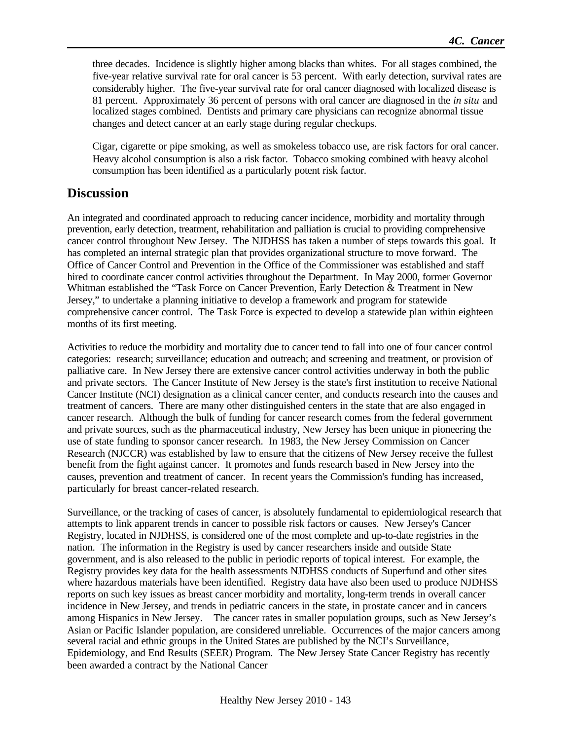three decades. Incidence is slightly higher among blacks than whites. For all stages combined, the five-year relative survival rate for oral cancer is 53 percent. With early detection, survival rates are considerably higher. The five-year survival rate for oral cancer diagnosed with localized disease is 81 percent. Approximately 36 percent of persons with oral cancer are diagnosed in the *in situ* and localized stages combined. Dentists and primary care physicians can recognize abnormal tissue changes and detect cancer at an early stage during regular checkups.

Cigar, cigarette or pipe smoking, as well as smokeless tobacco use, are risk factors for oral cancer. Heavy alcohol consumption is also a risk factor. Tobacco smoking combined with heavy alcohol consumption has been identified as a particularly potent risk factor.

## Discussion

An integrated and coordinated approach to reducing cancer incidence, morbidity and mortality through prevention, early detection, treatment, rehabilitation and palliation is crucial to providing comprehensive cancer control throughout New Jersey. The NJDHSS has taken a number of steps towards this goal. It has completed an internal strategic plan that provides organizational structure to move forward. The Office of Cancer Control and Prevention in the Office of the Commissioner was established and staff hired to coordinate cancer control activities throughout the Department. In May 2000, former Governor Whitman established the "Task Force on Cancer Prevention, Early Detection & Treatment in New Jersey," to undertake a planning initiative to develop a framework and program for statewide comprehensive cancer control. The Task Force is expected to develop a statewide plan within eighteen months of its first meeting.

Activities to reduce the morbidity and mortality due to cancer tend to fall into one of four cancer control categories: research; surveillance; education and outreach; and screening and treatment, or provision of palliative care. In New Jersey there are extensive cancer control activities underway in both the public and private sectors. The Cancer Institute of New Jersey is the state's first institution to receive National Cancer Institute (NCI) designation as a clinical cancer center, and conducts research into the causes and treatment of cancers. There are many other distinguished centers in the state that are also engaged in cancer research. Although the bulk of funding for cancer research comes from the federal government and private sources, such as the pharmaceutical industry, New Jersey has been unique in pioneering the use of state funding to sponsor cancer research. In 1983, the New Jersey Commission on Cancer Research (NJCCR) was established by law to ensure that the citizens of New Jersey receive the fullest benefit from the fight against cancer. It promotes and funds research based in New Jersey into the causes, prevention and treatment of cancer. In recent years the Commission's funding has increased, particularly for breast cancer-related research.

Surveillance, or the tracking of cases of cancer, is absolutely fundamental to epidemiological research that attempts to link apparent trends in cancer to possible risk factors or causes. New Jersey's Cancer Registry, located in NJDHSS, is considered one of the most complete and up-to-date registries in the nation. The information in the Registry is used by cancer researchers inside and outside State government, and is also released to the public in periodic reports of topical interest. For example, the Registry provides key data for the health assessments NJDHSS conducts of Superfund and other sites where hazardous materials have been identified. Registry data have also been used to produce NJDHSS reports on such key issues as breast cancer morbidity and mortality, long-term trends in overall cancer incidence in New Jersey, and trends in pediatric cancers in the state, in prostate cancer and in cancers among Hispanics in New Jersey. The cancer rates in smaller population groups, such as New Jersey's Asian or Pacific Islander population, are considered unreliable. Occurrences of the major cancers among several racial and ethnic groups in the United States are published by the NCI's Surveillance, Epidemiology, and End Results (SEER) Program. The New Jersey State Cancer Registry has recently been awarded a contract by the National Cancer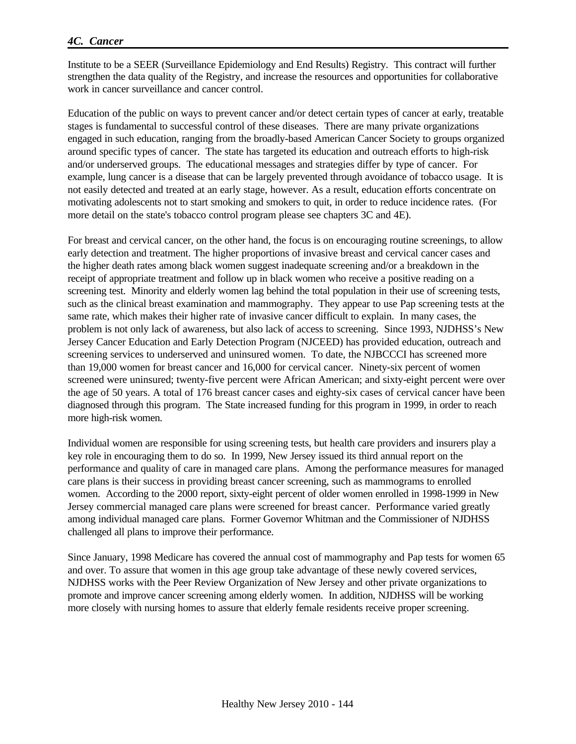Institute to be a SEER (Surveillance Epidemiology and End Results) Registry. This contract will further strengthen the data quality of the Registry, and increase the resources and opportunities for collaborative work in cancer surveillance and cancer control.

Education of the public on ways to prevent cancer and/or detect certain types of cancer at early, treatable stages is fundamental to successful control of these diseases. There are many private organizations engaged in such education, ranging from the broadly-based American Cancer Society to groups organized around specific types of cancer. The state has targeted its education and outreach efforts to high-risk and/or underserved groups. The educational messages and strategies differ by type of cancer. For example, lung cancer is a disease that can be largely prevented through avoidance of tobacco usage. It is not easily detected and treated at an early stage, however. As a result, education efforts concentrate on motivating adolescents not to start smoking and smokers to quit, in order to reduce incidence rates. (For more detail on the state's tobacco control program please see chapters 3C and 4E).

For breast and cervical cancer, on the other hand, the focus is on encouraging routine screenings, to allow early detection and treatment. The higher proportions of invasive breast and cervical cancer cases and the higher death rates among black women suggest inadequate screening and/or a breakdown in the receipt of appropriate treatment and follow up in black women who receive a positive reading on a screening test. Minority and elderly women lag behind the total population in their use of screening tests, such as the clinical breast examination and mammography. They appear to use Pap screening tests at the same rate, which makes their higher rate of invasive cancer difficult to explain. In many cases, the problem is not only lack of awareness, but also lack of access to screening. Since 1993, NJDHSS's New Jersey Cancer Education and Early Detection Program (NJCEED) has provided education, outreach and screening services to underserved and uninsured women. To date, the NJBCCCI has screened more than 19,000 women for breast cancer and 16,000 for cervical cancer. Ninety-six percent of women screened were uninsured; twenty-five percent were African American; and sixty-eight percent were over the age of 50 years. A total of 176 breast cancer cases and eighty-six cases of cervical cancer have been diagnosed through this program. The State increased funding for this program in 1999, in order to reach more high-risk women.

Individual women are responsible for using screening tests, but health care providers and insurers play a key role in encouraging them to do so. In 1999, New Jersey issued its third annual report on the performance and quality of care in managed care plans. Among the performance measures for managed care plans is their success in providing breast cancer screening, such as mammograms to enrolled women. According to the 2000 report, sixty-eight percent of older women enrolled in 1998-1999 in New Jersey commercial managed care plans were screened for breast cancer. Performance varied greatly among individual managed care plans. Former Governor Whitman and the Commissioner of NJDHSS challenged all plans to improve their performance.

Since January, 1998 Medicare has covered the annual cost of mammography and Pap tests for women 65 and over. To assure that women in this age group take advantage of these newly covered services, NJDHSS works with the Peer Review Organization of New Jersey and other private organizations to promote and improve cancer screening among elderly women. In addition, NJDHSS will be working more closely with nursing homes to assure that elderly female residents receive proper screening.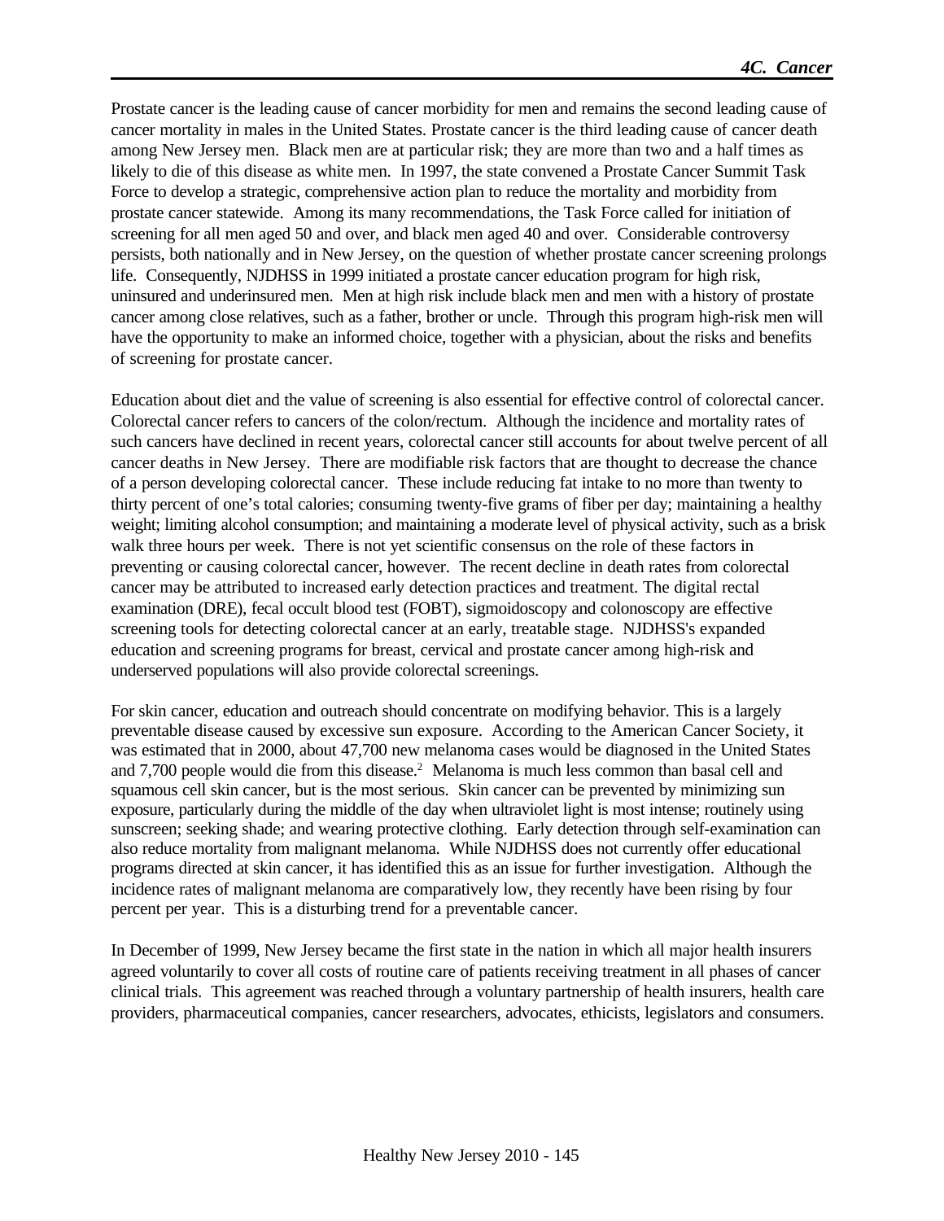Prostate cancer is the leading cause of cancer morbidity for men and remains the second leading cause of cancer mortality in males in the United States. Prostate cancer is the third leading cause of cancer death among New Jersey men. Black men are at particular risk; they are more than two and a half times as likely to die of this disease as white men. In 1997, the state convened a Prostate Cancer Summit Task Force to develop a strategic, comprehensive action plan to reduce the mortality and morbidity from prostate cancer statewide. Among its many recommendations, the Task Force called for initiation of screening for all men aged 50 and over, and black men aged 40 and over. Considerable controversy persists, both nationally and in New Jersey, on the question of whether prostate cancer screening prolongs life. Consequently, NJDHSS in 1999 initiated a prostate cancer education program for high risk, uninsured and underinsured men. Men at high risk include black men and men with a history of prostate cancer among close relatives, such as a father, brother or uncle. Through this program high-risk men will have the opportunity to make an informed choice, together with a physician, about the risks and benefits of screening for prostate cancer.

Education about diet and the value of screening is also essential for effective control of colorectal cancer. Colorectal cancer refers to cancers of the colon/rectum. Although the incidence and mortality rates of such cancers have declined in recent years, colorectal cancer still accounts for about twelve percent of all cancer deaths in New Jersey. There are modifiable risk factors that are thought to decrease the chance of a person developing colorectal cancer. These include reducing fat intake to no more than twenty to thirty percent of one's total calories; consuming twenty-five grams of fiber per day; maintaining a healthy weight; limiting alcohol consumption; and maintaining a moderate level of physical activity, such as a brisk walk three hours per week. There is not yet scientific consensus on the role of these factors in preventing or causing colorectal cancer, however. The recent decline in death rates from colorectal cancer may be attributed to increased early detection practices and treatment. The digital rectal examination (DRE), fecal occult blood test (FOBT), sigmoidoscopy and colonoscopy are effective screening tools for detecting colorectal cancer at an early, treatable stage. NJDHSS's expanded education and screening programs for breast, cervical and prostate cancer among high-risk and underserved populations will also provide colorectal screenings.

For skin cancer, education and outreach should concentrate on modifying behavior. This is a largely preventable disease caused by excessive sun exposure. According to the American Cancer Society, it was estimated that in 2000, about 47,700 new melanoma cases would be diagnosed in the United States and 7,700 people would die from this disease.[2] Melanoma is much less common than basal cell and squamous cell skin cancer, but is the most serious. Skin cancer can be prevented by minimizing sun exposure, particularly during the middle of the day when ultraviolet light is most intense; routinely using sunscreen; seeking shade; and wearing protective clothing. Early detection through self-examination can also reduce mortality from malignant melanoma. While NJDHSS does not currently offer educational programs directed at skin cancer, it has identified this as an issue for further investigation. Although the incidence rates of malignant melanoma are comparatively low, they recently have been rising by four percent per year. This is a disturbing trend for a preventable cancer.

In December of 1999, New Jersey became the first state in the nation in which all major health insurers agreed voluntarily to cover all costs of routine care of patients receiving treatment in all phases of cancer clinical trials. This agreement was reached through a voluntary partnership of health insurers, health care providers, pharmaceutical companies, cancer researchers, advocates, ethicists, legislators and consumers.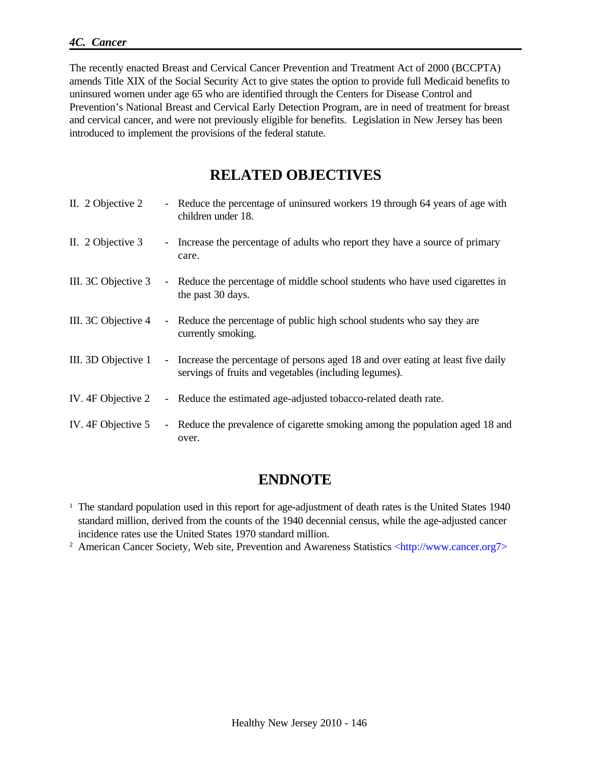The recently enacted Breast and Cervical Cancer Prevention and Treatment Act of 2000 (BCCPTA) amends Title XIX of the Social Security Act to give states the option to provide full Medicaid benefits to uninsured women under age 65 who are identified through the Centers for Disease Control and Prevention's National Breast and Cervical Early Detection Program, are in need of treatment for breast and cervical cancer, and were not previously eligible for benefits. Legislation in New Jersey has been introduced to implement the provisions of the federal statute.

## RELATED OBJECTIVES

| | | |
|---|---|---|
| II. 2 Objective 2 | - | Reduce the percentage of uninsured workers 19 through 64 years of age with children under 18. |
| II. 2 Objective 3 | - | Increase the percentage of adults who report they have a source of primary care. |
| III. 3C Objective 3 | - | Reduce the percentage of middle school students who have used cigarettes in the past 30 days. |
| III. 3C Objective 4 | - | Reduce the percentage of public high school students who say they are currently smoking. |
| III. 3D Objective 1 | - | Increase the percentage of persons aged 18 and over eating at least five daily servings of fruits and vegetables (including legumes). |
| IV. 4F Objective 2 | - | Reduce the estimated age-adjusted tobacco-related death rate. |
| IV. 4F Objective 5 | - | Reduce the prevalence of cigarette smoking among the population aged 18 and over. |

## ENDNOTE

[1] The standard population used in this report for age-adjustment of death rates is the United States 1940 standard million, derived from the counts of the 1940 decennial census, while the age-adjusted cancer incidence rates use the United States 1970 standard million.

[2] American Cancer Society, Web site, Prevention and Awareness Statistics <http://www.cancer.org7>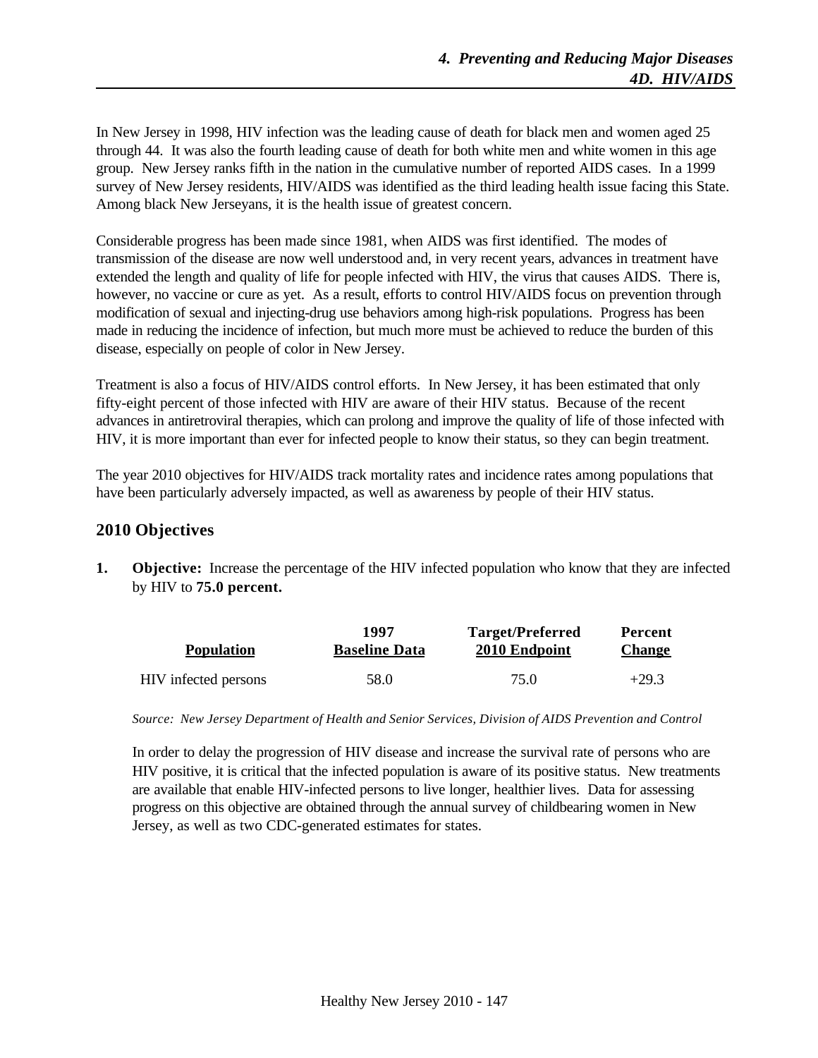In New Jersey in 1998, HIV infection was the leading cause of death for black men and women aged 25 through 44. It was also the fourth leading cause of death for both white men and white women in this age group. New Jersey ranks fifth in the nation in the cumulative number of reported AIDS cases. In a 1999 survey of New Jersey residents, HIV/AIDS was identified as the third leading health issue facing this State. Among black New Jerseyans, it is the health issue of greatest concern.

Considerable progress has been made since 1981, when AIDS was first identified. The modes of transmission of the disease are now well understood and, in very recent years, advances in treatment have extended the length and quality of life for people infected with HIV, the virus that causes AIDS. There is, however, no vaccine or cure as yet. As a result, efforts to control HIV/AIDS focus on prevention through modification of sexual and injecting-drug use behaviors among high-risk populations. Progress has been made in reducing the incidence of infection, but much more must be achieved to reduce the burden of this disease, especially on people of color in New Jersey.

Treatment is also a focus of HIV/AIDS control efforts. In New Jersey, it has been estimated that only fifty-eight percent of those infected with HIV are aware of their HIV status. Because of the recent advances in antiretroviral therapies, which can prolong and improve the quality of life of those infected with HIV, it is more important than ever for infected people to know their status, so they can begin treatment.

The year 2010 objectives for HIV/AIDS track mortality rates and incidence rates among populations that have been particularly adversely impacted, as well as awareness by people of their HIV status.

## 2010 Objectives

**1. Objective:** Increase the percentage of the HIV infected population who know that they are infected by HIV to **75.0 percent.**

| Population | 1997 Baseline Data | Target/Preferred 2010 Endpoint | Percent Change |
|---|---|---|---|
| HIV infected persons | 58.0 | 75.0 | +29.3 |

*Source: New Jersey Department of Health and Senior Services, Division of AIDS Prevention and Control*

In order to delay the progression of HIV disease and increase the survival rate of persons who are HIV positive, it is critical that the infected population is aware of its positive status. New treatments are available that enable HIV-infected persons to live longer, healthier lives. Data for assessing progress on this objective are obtained through the annual survey of childbearing women in New Jersey, as well as two CDC-generated estimates for states.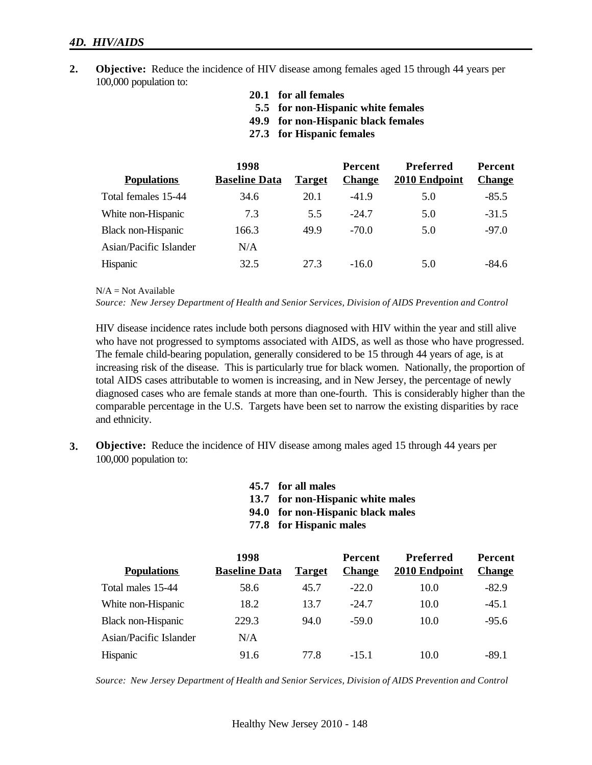## 4D. HIV/AIDS

**2.** **Objective:** Reduce the incidence of HIV disease among females aged 15 through 44 years per 100,000 population to:

**20.1 for all females**
**5.5 for non-Hispanic white females**
**49.9 for non-Hispanic black females**
**27.3 for Hispanic females**

| Populations | 1998 Baseline Data | Target | Percent Change | Preferred 2010 Endpoint | Percent Change |
|---|---|---|---|---|---|
| Total females 15-44 | 34.6 | 20.1 | -41.9 | 5.0 | -85.5 |
| White non-Hispanic | 7.3 | 5.5 | -24.7 | 5.0 | -31.5 |
| Black non-Hispanic | 166.3 | 49.9 | -70.0 | 5.0 | -97.0 |
| Asian/Pacific Islander | N/A | | | | |
| Hispanic | 32.5 | 27.3 | -16.0 | 5.0 | -84.6 |

N/A = Not Available
*Source: New Jersey Department of Health and Senior Services, Division of AIDS Prevention and Control*

HIV disease incidence rates include both persons diagnosed with HIV within the year and still alive who have not progressed to symptoms associated with AIDS, as well as those who have progressed. The female child-bearing population, generally considered to be 15 through 44 years of age, is at increasing risk of the disease. This is particularly true for black women. Nationally, the proportion of total AIDS cases attributable to women is increasing, and in New Jersey, the percentage of newly diagnosed cases who are female stands at more than one-fourth. This is considerably higher than the comparable percentage in the U.S. Targets have been set to narrow the existing disparities by race and ethnicity.

**3.** **Objective:** Reduce the incidence of HIV disease among males aged 15 through 44 years per 100,000 population to:

**45.7 for all males**
**13.7 for non-Hispanic white males**
**94.0 for non-Hispanic black males**
**77.8 for Hispanic males**

| Populations | 1998 Baseline Data | Target | Percent Change | Preferred 2010 Endpoint | Percent Change |
|---|---|---|---|---|---|
| Total males 15-44 | 58.6 | 45.7 | -22.0 | 10.0 | -82.9 |
| White non-Hispanic | 18.2 | 13.7 | -24.7 | 10.0 | -45.1 |
| Black non-Hispanic | 229.3 | 94.0 | -59.0 | 10.0 | -95.6 |
| Asian/Pacific Islander | N/A | | | | |
| Hispanic | 91.6 | 77.8 | -15.1 | 10.0 | -89.1 |

*Source: New Jersey Department of Health and Senior Services, Division of AIDS Prevention and Control*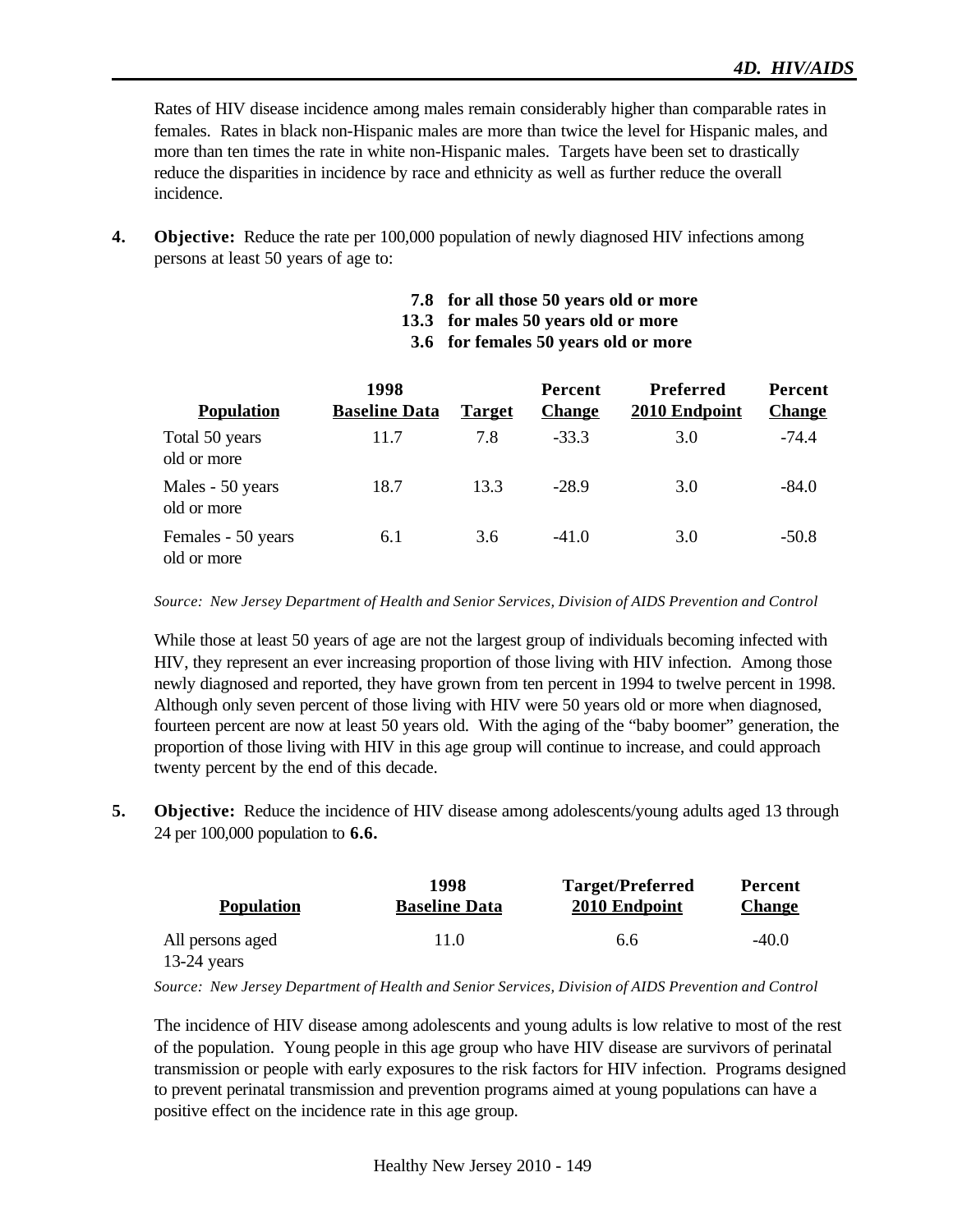Rates of HIV disease incidence among males remain considerably higher than comparable rates in females. Rates in black non-Hispanic males are more than twice the level for Hispanic males, and more than ten times the rate in white non-Hispanic males. Targets have been set to drastically reduce the disparities in incidence by race and ethnicity as well as further reduce the overall incidence.

**4. Objective:** Reduce the rate per 100,000 population of newly diagnosed HIV infections among persons at least 50 years of age to:

**7.8 for all those 50 years old or more**
**13.3 for males 50 years old or more**
**3.6 for females 50 years old or more**

| Population | 1998 Baseline Data | Target | Percent Change | Preferred 2010 Endpoint | Percent Change |
|---|---|---|---|---|---|
| Total 50 years old or more | 11.7 | 7.8 | -33.3 | 3.0 | -74.4 |
| Males - 50 years old or more | 18.7 | 13.3 | -28.9 | 3.0 | -84.0 |
| Females - 50 years old or more | 6.1 | 3.6 | -41.0 | 3.0 | -50.8 |

*Source: New Jersey Department of Health and Senior Services, Division of AIDS Prevention and Control*

While those at least 50 years of age are not the largest group of individuals becoming infected with HIV, they represent an ever increasing proportion of those living with HIV infection. Among those newly diagnosed and reported, they have grown from ten percent in 1994 to twelve percent in 1998. Although only seven percent of those living with HIV were 50 years old or more when diagnosed, fourteen percent are now at least 50 years old. With the aging of the "baby boomer" generation, the proportion of those living with HIV in this age group will continue to increase, and could approach twenty percent by the end of this decade.

**5. Objective:** Reduce the incidence of HIV disease among adolescents/young adults aged 13 through 24 per 100,000 population to **6.6.**

| Population | 1998 Baseline Data | Target/Preferred 2010 Endpoint | Percent Change |
|---|---|---|---|
| All persons aged 13-24 years | 11.0 | 6.6 | -40.0 |

*Source: New Jersey Department of Health and Senior Services, Division of AIDS Prevention and Control*

The incidence of HIV disease among adolescents and young adults is low relative to most of the rest of the population. Young people in this age group who have HIV disease are survivors of perinatal transmission or people with early exposures to the risk factors for HIV infection. Programs designed to prevent perinatal transmission and prevention programs aimed at young populations can have a positive effect on the incidence rate in this age group.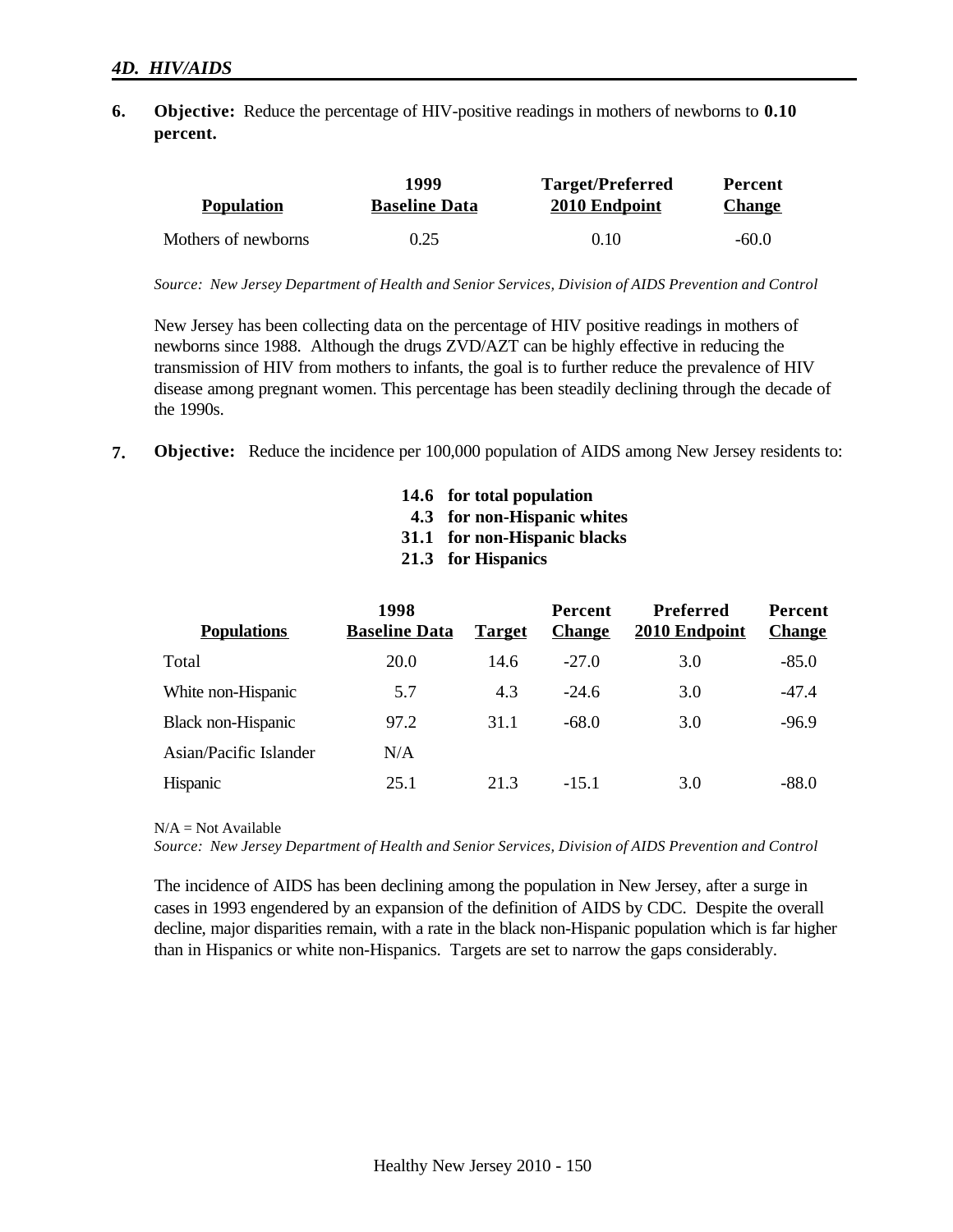## 4D. HIV/AIDS

**6. Objective:** Reduce the percentage of HIV-positive readings in mothers of newborns to **0.10 percent.**

| Population | 1999 Baseline Data | Target/Preferred 2010 Endpoint | Percent Change |
|---|---|---|---|
| Mothers of newborns | 0.25 | 0.10 | -60.0 |

*Source: New Jersey Department of Health and Senior Services, Division of AIDS Prevention and Control*

New Jersey has been collecting data on the percentage of HIV positive readings in mothers of newborns since 1988. Although the drugs ZVD/AZT can be highly effective in reducing the transmission of HIV from mothers to infants, the goal is to further reduce the prevalence of HIV disease among pregnant women. This percentage has been steadily declining through the decade of the 1990s.

**7. Objective:** Reduce the incidence per 100,000 population of AIDS among New Jersey residents to:

**14.6 for total population**
**4.3 for non-Hispanic whites**
**31.1 for non-Hispanic blacks**
**21.3 for Hispanics**

| Populations | 1998 Baseline Data | Target | Percent Change | Preferred 2010 Endpoint | Percent Change |
|---|---|---|---|---|---|
| Total | 20.0 | 14.6 | -27.0 | 3.0 | -85.0 |
| White non-Hispanic | 5.7 | 4.3 | -24.6 | 3.0 | -47.4 |
| Black non-Hispanic | 97.2 | 31.1 | -68.0 | 3.0 | -96.9 |
| Asian/Pacific Islander | N/A | | | | |
| Hispanic | 25.1 | 21.3 | -15.1 | 3.0 | -88.0 |

N/A = Not Available
*Source: New Jersey Department of Health and Senior Services, Division of AIDS Prevention and Control*

The incidence of AIDS has been declining among the population in New Jersey, after a surge in cases in 1993 engendered by an expansion of the definition of AIDS by CDC. Despite the overall decline, major disparities remain, with a rate in the black non-Hispanic population which is far higher than in Hispanics or white non-Hispanics. Targets are set to narrow the gaps considerably.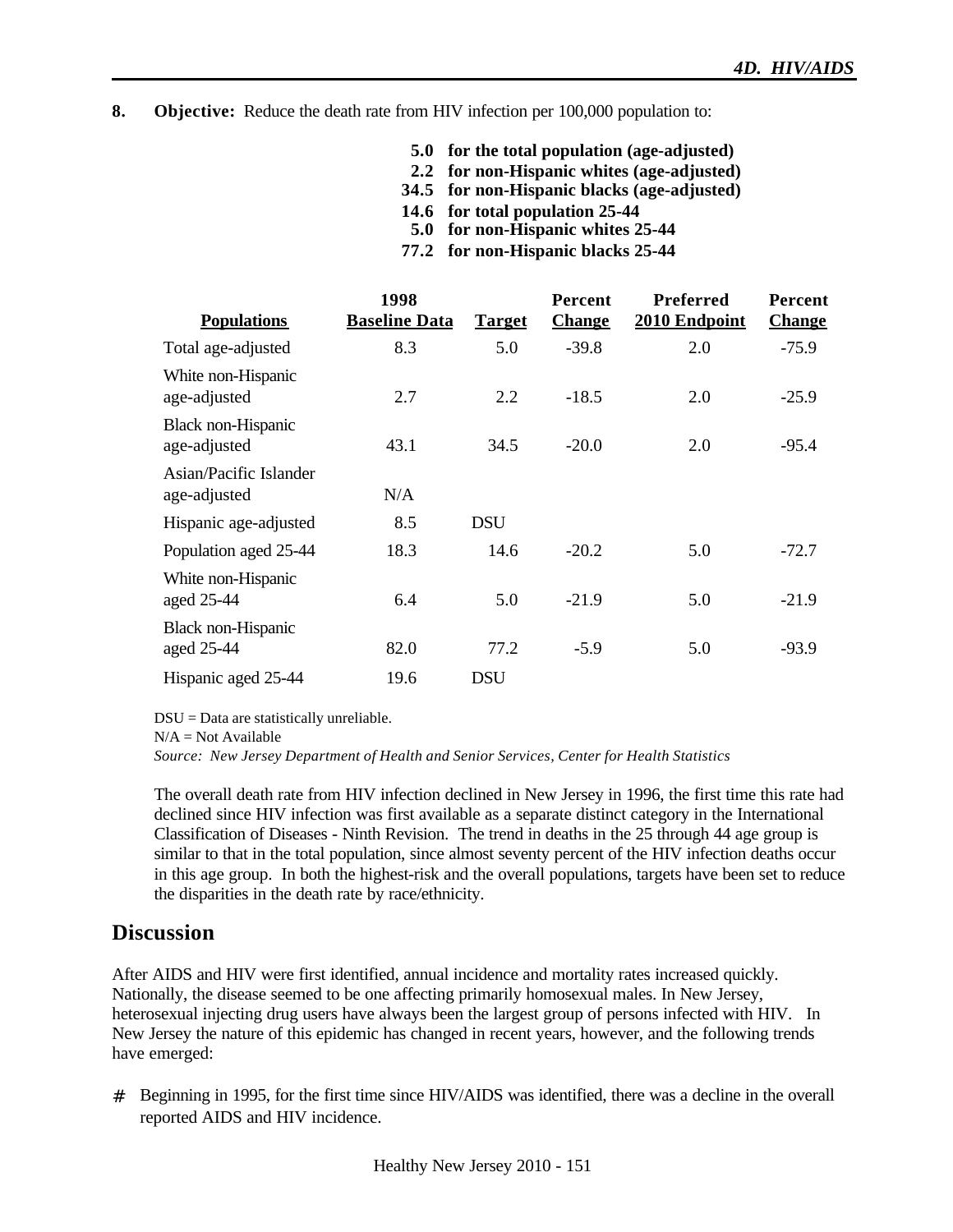**8. Objective:** Reduce the death rate from HIV infection per 100,000 population to:

**5.0 for the total population (age-adjusted)**
**2.2 for non-Hispanic whites (age-adjusted)**
**34.5 for non-Hispanic blacks (age-adjusted)**
**14.6 for total population 25-44**
**5.0 for non-Hispanic whites 25-44**
**77.2 for non-Hispanic blacks 25-44**

| Populations | 1998 Baseline Data | Target | Percent Change | Preferred 2010 Endpoint | Percent Change |
|---|---|---|---|---|---|
| Total age-adjusted | 8.3 | 5.0 | -39.8 | 2.0 | -75.9 |
| White non-Hispanic age-adjusted | 2.7 | 2.2 | -18.5 | 2.0 | -25.9 |
| Black non-Hispanic age-adjusted | 43.1 | 34.5 | -20.0 | 2.0 | -95.4 |
| Asian/Pacific Islander age-adjusted | N/A | | | | |
| Hispanic age-adjusted | 8.5 | DSU | | | |
| Population aged 25-44 | 18.3 | 14.6 | -20.2 | 5.0 | -72.7 |
| White non-Hispanic aged 25-44 | 6.4 | 5.0 | -21.9 | 5.0 | -21.9 |
| Black non-Hispanic aged 25-44 | 82.0 | 77.2 | -5.9 | 5.0 | -93.9 |
| Hispanic aged 25-44 | 19.6 | DSU | | | |

DSU = Data are statistically unreliable.
N/A = Not Available
*Source: New Jersey Department of Health and Senior Services, Center for Health Statistics*

The overall death rate from HIV infection declined in New Jersey in 1996, the first time this rate had declined since HIV infection was first available as a separate distinct category in the International Classification of Diseases - Ninth Revision. The trend in deaths in the 25 through 44 age group is similar to that in the total population, since almost seventy percent of the HIV infection deaths occur in this age group. In both the highest-risk and the overall populations, targets have been set to reduce the disparities in the death rate by race/ethnicity.

## Discussion

After AIDS and HIV were first identified, annual incidence and mortality rates increased quickly. Nationally, the disease seemed to be one affecting primarily homosexual males. In New Jersey, heterosexual injecting drug users have always been the largest group of persons infected with HIV. In New Jersey the nature of this epidemic has changed in recent years, however, and the following trends have emerged:

- Beginning in 1995, for the first time since HIV/AIDS was identified, there was a decline in the overall reported AIDS and HIV incidence.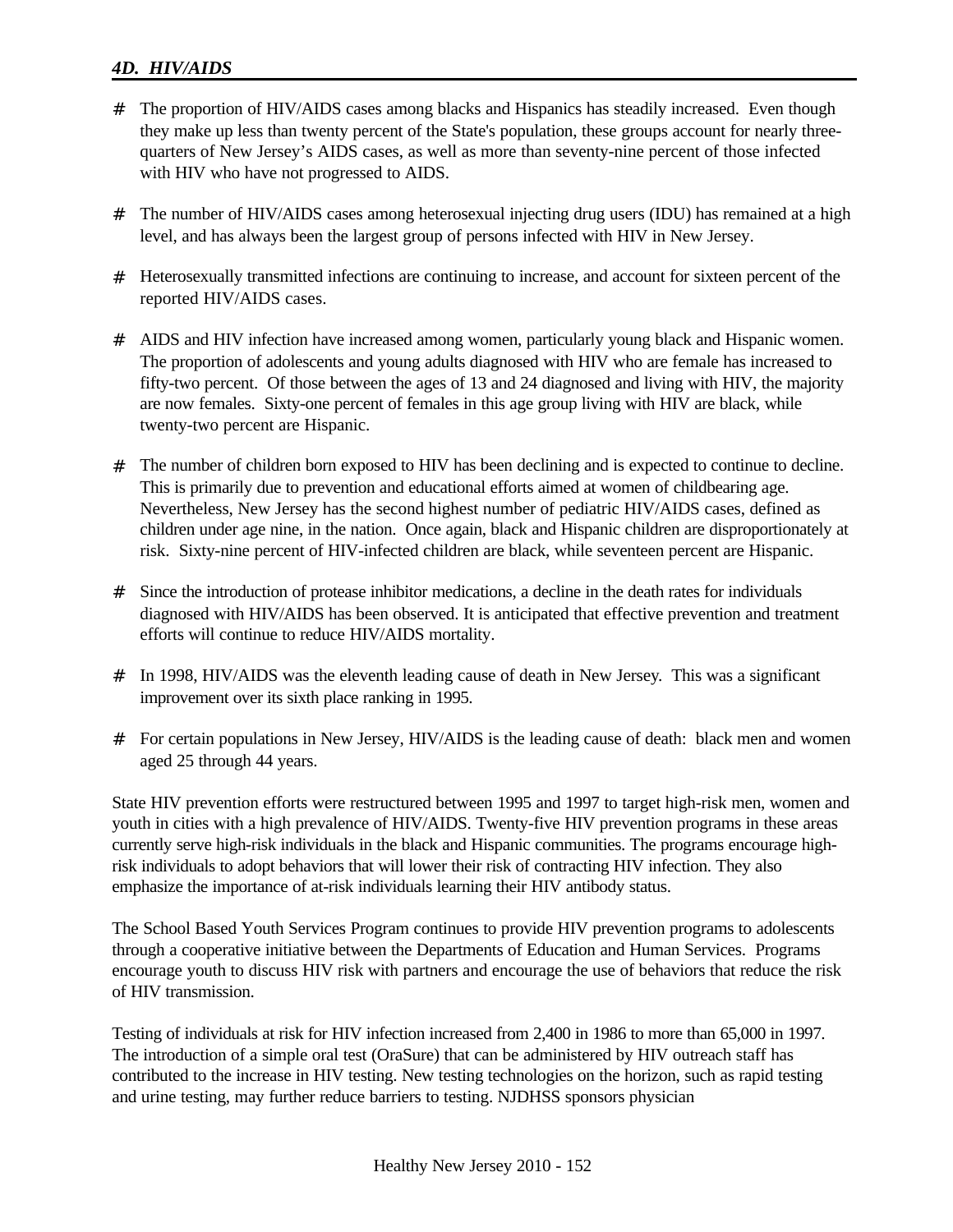*4D. HIV/AIDS*

- The proportion of HIV/AIDS cases among blacks and Hispanics has steadily increased. Even though they make up less than twenty percent of the State's population, these groups account for nearly three-quarters of New Jersey's AIDS cases, as well as more than seventy-nine percent of those infected with HIV who have not progressed to AIDS.

- The number of HIV/AIDS cases among heterosexual injecting drug users (IDU) has remained at a high level, and has always been the largest group of persons infected with HIV in New Jersey.

- Heterosexually transmitted infections are continuing to increase, and account for sixteen percent of the reported HIV/AIDS cases.

- AIDS and HIV infection have increased among women, particularly young black and Hispanic women. The proportion of adolescents and young adults diagnosed with HIV who are female has increased to fifty-two percent. Of those between the ages of 13 and 24 diagnosed and living with HIV, the majority are now females. Sixty-one percent of females in this age group living with HIV are black, while twenty-two percent are Hispanic.

- The number of children born exposed to HIV has been declining and is expected to continue to decline. This is primarily due to prevention and educational efforts aimed at women of childbearing age. Nevertheless, New Jersey has the second highest number of pediatric HIV/AIDS cases, defined as children under age nine, in the nation. Once again, black and Hispanic children are disproportionately at risk. Sixty-nine percent of HIV-infected children are black, while seventeen percent are Hispanic.

- Since the introduction of protease inhibitor medications, a decline in the death rates for individuals diagnosed with HIV/AIDS has been observed. It is anticipated that effective prevention and treatment efforts will continue to reduce HIV/AIDS mortality.

- In 1998, HIV/AIDS was the eleventh leading cause of death in New Jersey. This was a significant improvement over its sixth place ranking in 1995.

- For certain populations in New Jersey, HIV/AIDS is the leading cause of death: black men and women aged 25 through 44 years.

State HIV prevention efforts were restructured between 1995 and 1997 to target high-risk men, women and youth in cities with a high prevalence of HIV/AIDS. Twenty-five HIV prevention programs in these areas currently serve high-risk individuals in the black and Hispanic communities. The programs encourage high-risk individuals to adopt behaviors that will lower their risk of contracting HIV infection. They also emphasize the importance of at-risk individuals learning their HIV antibody status.

The School Based Youth Services Program continues to provide HIV prevention programs to adolescents through a cooperative initiative between the Departments of Education and Human Services. Programs encourage youth to discuss HIV risk with partners and encourage the use of behaviors that reduce the risk of HIV transmission.

Testing of individuals at risk for HIV infection increased from 2,400 in 1986 to more than 65,000 in 1997. The introduction of a simple oral test (OraSure) that can be administered by HIV outreach staff has contributed to the increase in HIV testing. New testing technologies on the horizon, such as rapid testing and urine testing, may further reduce barriers to testing. NJDHSS sponsors physician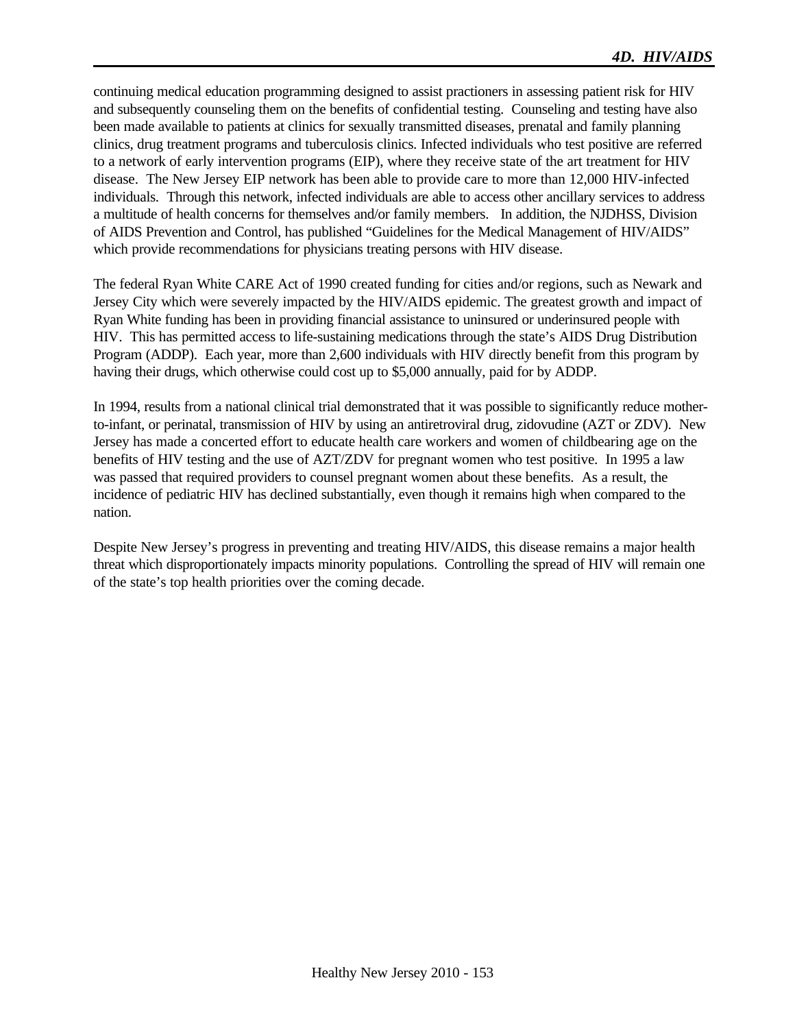continuing medical education programming designed to assist practioners in assessing patient risk for HIV and subsequently counseling them on the benefits of confidential testing. Counseling and testing have also been made available to patients at clinics for sexually transmitted diseases, prenatal and family planning clinics, drug treatment programs and tuberculosis clinics. Infected individuals who test positive are referred to a network of early intervention programs (EIP), where they receive state of the art treatment for HIV disease. The New Jersey EIP network has been able to provide care to more than 12,000 HIV-infected individuals. Through this network, infected individuals are able to access other ancillary services to address a multitude of health concerns for themselves and/or family members. In addition, the NJDHSS, Division of AIDS Prevention and Control, has published "Guidelines for the Medical Management of HIV/AIDS" which provide recommendations for physicians treating persons with HIV disease.

The federal Ryan White CARE Act of 1990 created funding for cities and/or regions, such as Newark and Jersey City which were severely impacted by the HIV/AIDS epidemic. The greatest growth and impact of Ryan White funding has been in providing financial assistance to uninsured or underinsured people with HIV. This has permitted access to life-sustaining medications through the state's AIDS Drug Distribution Program (ADDP). Each year, more than 2,600 individuals with HIV directly benefit from this program by having their drugs, which otherwise could cost up to $5,000 annually, paid for by ADDP.

In 1994, results from a national clinical trial demonstrated that it was possible to significantly reduce mother-to-infant, or perinatal, transmission of HIV by using an antiretroviral drug, zidovudine (AZT or ZDV). New Jersey has made a concerted effort to educate health care workers and women of childbearing age on the benefits of HIV testing and the use of AZT/ZDV for pregnant women who test positive. In 1995 a law was passed that required providers to counsel pregnant women about these benefits. As a result, the incidence of pediatric HIV has declined substantially, even though it remains high when compared to the nation.

Despite New Jersey's progress in preventing and treating HIV/AIDS, this disease remains a major health threat which disproportionately impacts minority populations. Controlling the spread of HIV will remain one of the state's top health priorities over the coming decade.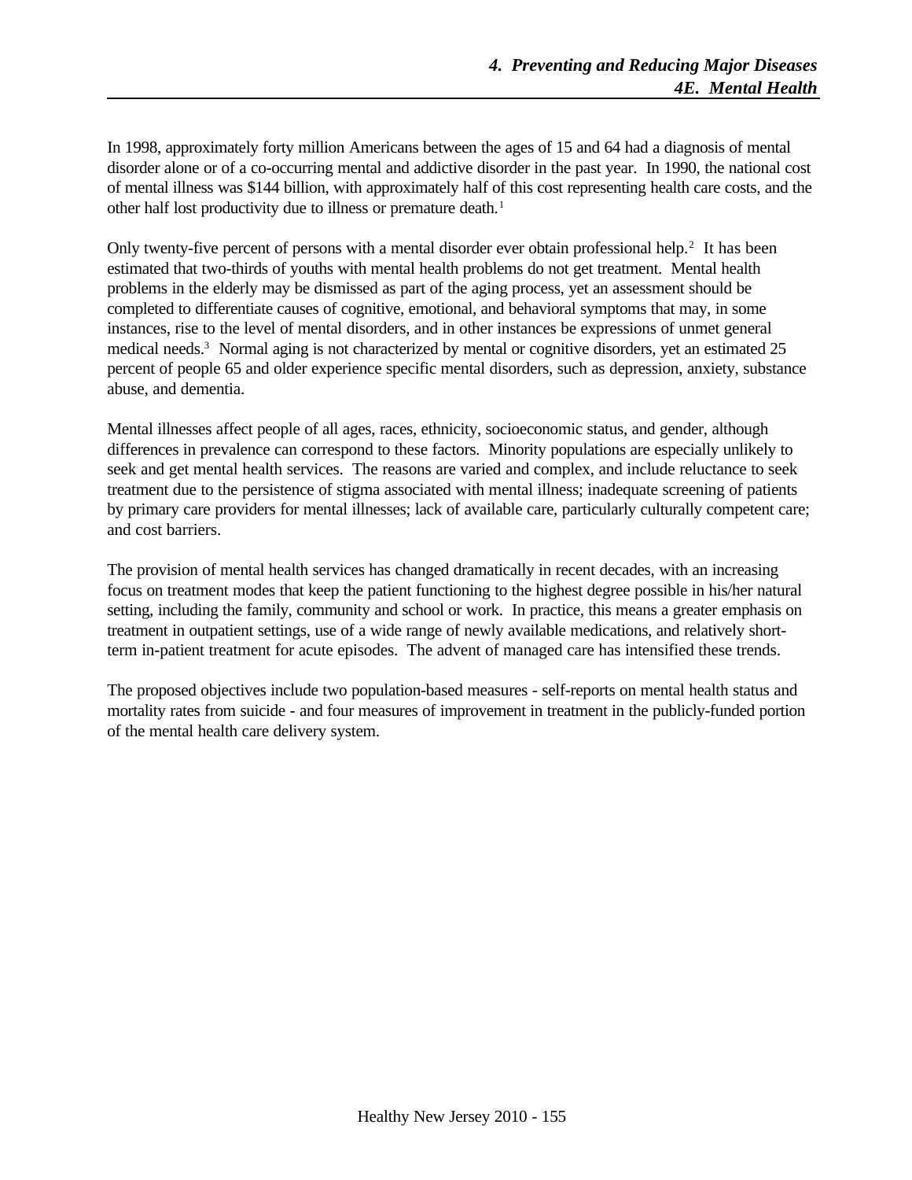In 1998, approximately forty million Americans between the ages of 15 and 64 had a diagnosis of mental disorder alone or of a co-occurring mental and addictive disorder in the past year. In 1990, the national cost of mental illness was $144 billion, with approximately half of this cost representing health care costs, and the other half lost productivity due to illness or premature death.[1]

Only twenty-five percent of persons with a mental disorder ever obtain professional help.[2] It has been estimated that two-thirds of youths with mental health problems do not get treatment. Mental health problems in the elderly may be dismissed as part of the aging process, yet an assessment should be completed to differentiate causes of cognitive, emotional, and behavioral symptoms that may, in some instances, rise to the level of mental disorders, and in other instances be expressions of unmet general medical needs.[3] Normal aging is not characterized by mental or cognitive disorders, yet an estimated 25 percent of people 65 and older experience specific mental disorders, such as depression, anxiety, substance abuse, and dementia.

Mental illnesses affect people of all ages, races, ethnicity, socioeconomic status, and gender, although differences in prevalence can correspond to these factors. Minority populations are especially unlikely to seek and get mental health services. The reasons are varied and complex, and include reluctance to seek treatment due to the persistence of stigma associated with mental illness; inadequate screening of patients by primary care providers for mental illnesses; lack of available care, particularly culturally competent care; and cost barriers.

The provision of mental health services has changed dramatically in recent decades, with an increasing focus on treatment modes that keep the patient functioning to the highest degree possible in his/her natural setting, including the family, community and school or work. In practice, this means a greater emphasis on treatment in outpatient settings, use of a wide range of newly available medications, and relatively short-term in-patient treatment for acute episodes. The advent of managed care has intensified these trends.

The proposed objectives include two population-based measures - self-reports on mental health status and mortality rates from suicide - and four measures of improvement in treatment in the publicly-funded portion of the mental health care delivery system.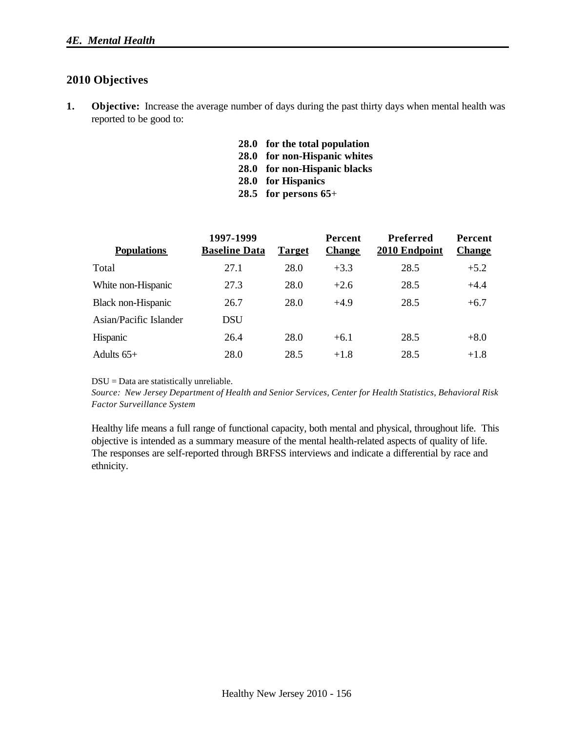## 2010 Objectives

1. **Objective:** Increase the average number of days during the past thirty days when mental health was reported to be good to:

   **28.0 for the total population**
   **28.0 for non-Hispanic whites**
   **28.0 for non-Hispanic blacks**
   **28.0 for Hispanics**
   **28.5 for persons 65+**

| Populations | 1997-1999 Baseline Data | Target | Percent Change | Preferred 2010 Endpoint | Percent Change |
|---|---|---|---|---|---|
| Total | 27.1 | 28.0 | +3.3 | 28.5 | +5.2 |
| White non-Hispanic | 27.3 | 28.0 | +2.6 | 28.5 | +4.4 |
| Black non-Hispanic | 26.7 | 28.0 | +4.9 | 28.5 | +6.7 |
| Asian/Pacific Islander | DSU | | | | |
| Hispanic | 26.4 | 28.0 | +6.1 | 28.5 | +8.0 |
| Adults 65+ | 28.0 | 28.5 | +1.8 | 28.5 | +1.8 |

DSU = Data are statistically unreliable.

*Source: New Jersey Department of Health and Senior Services, Center for Health Statistics, Behavioral Risk Factor Surveillance System*

Healthy life means a full range of functional capacity, both mental and physical, throughout life. This objective is intended as a summary measure of the mental health-related aspects of quality of life. The responses are self-reported through BRFSS interviews and indicate a differential by race and ethnicity.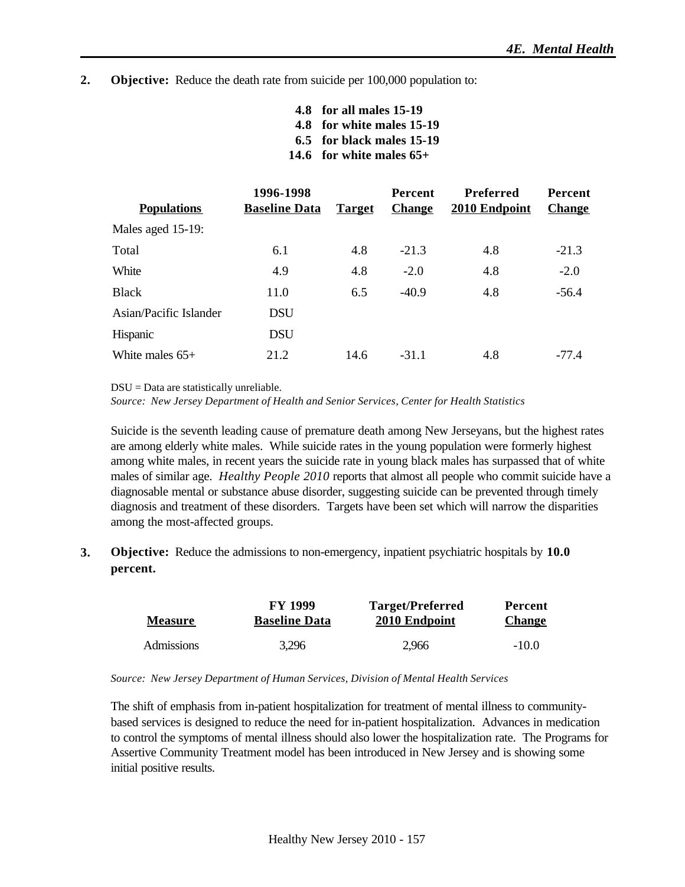**2. Objective:** Reduce the death rate from suicide per 100,000 population to:

**4.8 for all males 15-19**
**4.8 for white males 15-19**
**6.5 for black males 15-19**
**14.6 for white males 65+**

| Populations | 1996-1998 Baseline Data | Target | Percent Change | Preferred 2010 Endpoint | Percent Change |
|---|---|---|---|---|---|
| Males aged 15-19: | | | | | |
| Total | 6.1 | 4.8 | -21.3 | 4.8 | -21.3 |
| White | 4.9 | 4.8 | -2.0 | 4.8 | -2.0 |
| Black | 11.0 | 6.5 | -40.9 | 4.8 | -56.4 |
| Asian/Pacific Islander | DSU | | | | |
| Hispanic | DSU | | | | |
| White males 65+ | 21.2 | 14.6 | -31.1 | 4.8 | -77.4 |

DSU = Data are statistically unreliable.
*Source: New Jersey Department of Health and Senior Services, Center for Health Statistics*

Suicide is the seventh leading cause of premature death among New Jerseyans, but the highest rates are among elderly white males. While suicide rates in the young population were formerly highest among white males, in recent years the suicide rate in young black males has surpassed that of white males of similar age. *Healthy People 2010* reports that almost all people who commit suicide have a diagnosable mental or substance abuse disorder, suggesting suicide can be prevented through timely diagnosis and treatment of these disorders. Targets have been set which will narrow the disparities among the most-affected groups.

**3. Objective:** Reduce the admissions to non-emergency, inpatient psychiatric hospitals by **10.0 percent.**

| Measure | FY 1999 Baseline Data | Target/Preferred 2010 Endpoint | Percent Change |
|---|---|---|---|
| Admissions | 3,296 | 2,966 | -10.0 |

*Source: New Jersey Department of Human Services, Division of Mental Health Services*

The shift of emphasis from in-patient hospitalization for treatment of mental illness to community-based services is designed to reduce the need for in-patient hospitalization. Advances in medication to control the symptoms of mental illness should also lower the hospitalization rate. The Programs for Assertive Community Treatment model has been introduced in New Jersey and is showing some initial positive results.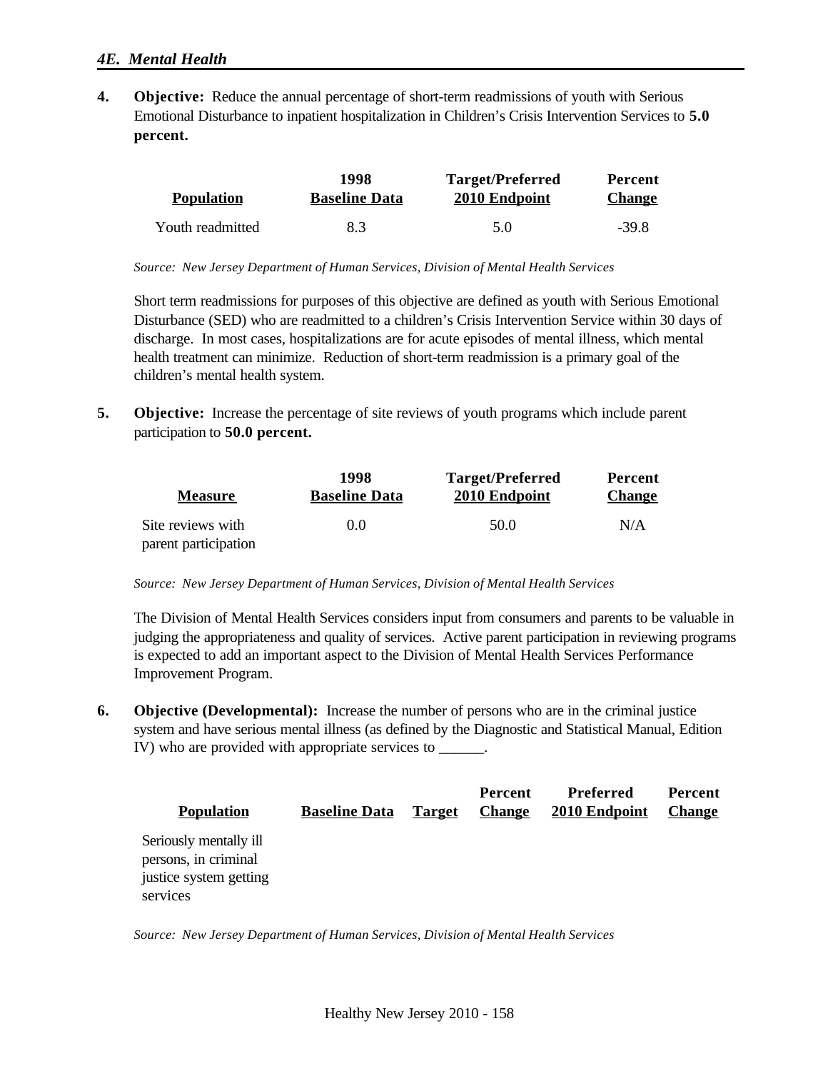## 4E. Mental Health

**4. Objective:** Reduce the annual percentage of short-term readmissions of youth with Serious Emotional Disturbance to inpatient hospitalization in Children's Crisis Intervention Services to **5.0 percent.**

| Population | 1998 Baseline Data | Target/Preferred 2010 Endpoint | Percent Change |
|---|---|---|---|
| Youth readmitted | 8.3 | 5.0 | -39.8 |

*Source: New Jersey Department of Human Services, Division of Mental Health Services*

Short term readmissions for purposes of this objective are defined as youth with Serious Emotional Disturbance (SED) who are readmitted to a children's Crisis Intervention Service within 30 days of discharge. In most cases, hospitalizations are for acute episodes of mental illness, which mental health treatment can minimize. Reduction of short-term readmission is a primary goal of the children's mental health system.

**5. Objective:** Increase the percentage of site reviews of youth programs which include parent participation to **50.0 percent.**

| Measure | 1998 Baseline Data | Target/Preferred 2010 Endpoint | Percent Change |
|---|---|---|---|
| Site reviews with parent participation | 0.0 | 50.0 | N/A |

*Source: New Jersey Department of Human Services, Division of Mental Health Services*

The Division of Mental Health Services considers input from consumers and parents to be valuable in judging the appropriateness and quality of services. Active parent participation in reviewing programs is expected to add an important aspect to the Division of Mental Health Services Performance Improvement Program.

**6. Objective (Developmental):** Increase the number of persons who are in the criminal justice system and have serious mental illness (as defined by the Diagnostic and Statistical Manual, Edition IV) who are provided with appropriate services to ______.

| Population | Baseline Data | Target | Percent Change | Preferred 2010 Endpoint | Percent Change |
|---|---|---|---|---|---|
| Seriously mentally ill persons, in criminal justice system getting services | | | | | |

*Source: New Jersey Department of Human Services, Division of Mental Health Services*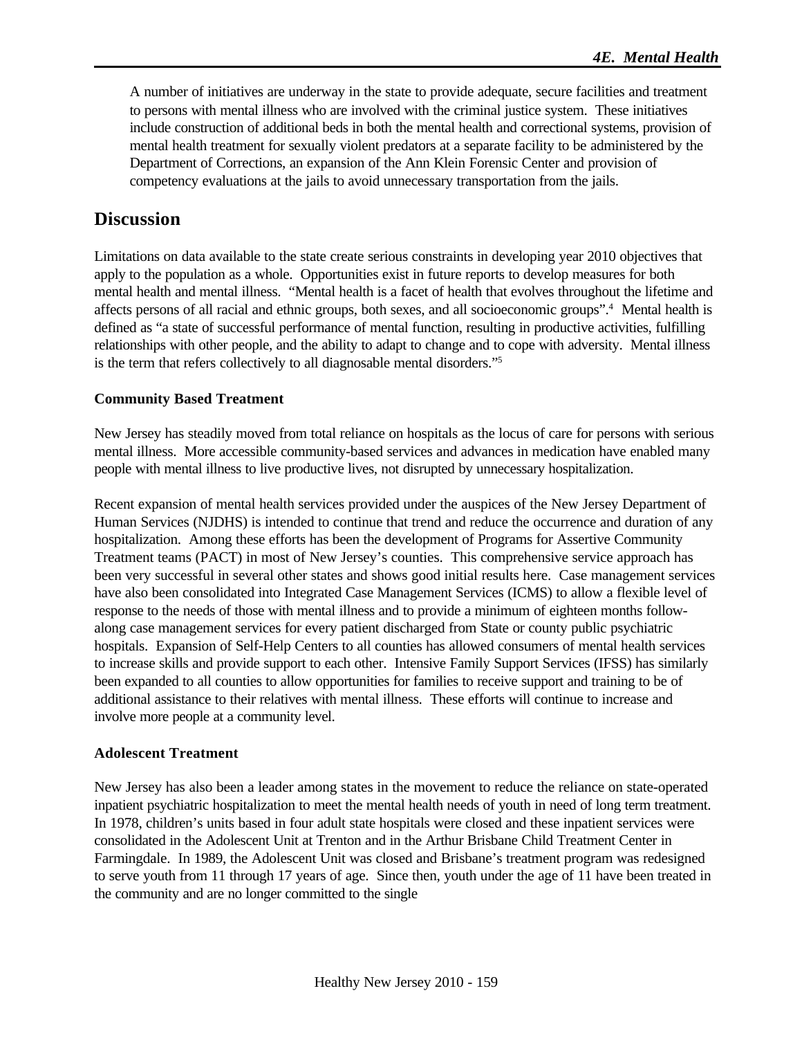A number of initiatives are underway in the state to provide adequate, secure facilities and treatment to persons with mental illness who are involved with the criminal justice system. These initiatives include construction of additional beds in both the mental health and correctional systems, provision of mental health treatment for sexually violent predators at a separate facility to be administered by the Department of Corrections, an expansion of the Ann Klein Forensic Center and provision of competency evaluations at the jails to avoid unnecessary transportation from the jails.

## Discussion

Limitations on data available to the state create serious constraints in developing year 2010 objectives that apply to the population as a whole. Opportunities exist in future reports to develop measures for both mental health and mental illness. "Mental health is a facet of health that evolves throughout the lifetime and affects persons of all racial and ethnic groups, both sexes, and all socioeconomic groups".[4] Mental health is defined as "a state of successful performance of mental function, resulting in productive activities, fulfilling relationships with other people, and the ability to adapt to change and to cope with adversity. Mental illness is the term that refers collectively to all diagnosable mental disorders."[5]

### Community Based Treatment

New Jersey has steadily moved from total reliance on hospitals as the locus of care for persons with serious mental illness. More accessible community-based services and advances in medication have enabled many people with mental illness to live productive lives, not disrupted by unnecessary hospitalization.

Recent expansion of mental health services provided under the auspices of the New Jersey Department of Human Services (NJDHS) is intended to continue that trend and reduce the occurrence and duration of any hospitalization. Among these efforts has been the development of Programs for Assertive Community Treatment teams (PACT) in most of New Jersey's counties. This comprehensive service approach has been very successful in several other states and shows good initial results here. Case management services have also been consolidated into Integrated Case Management Services (ICMS) to allow a flexible level of response to the needs of those with mental illness and to provide a minimum of eighteen months follow-along case management services for every patient discharged from State or county public psychiatric hospitals. Expansion of Self-Help Centers to all counties has allowed consumers of mental health services to increase skills and provide support to each other. Intensive Family Support Services (IFSS) has similarly been expanded to all counties to allow opportunities for families to receive support and training to be of additional assistance to their relatives with mental illness. These efforts will continue to increase and involve more people at a community level.

### Adolescent Treatment

New Jersey has also been a leader among states in the movement to reduce the reliance on state-operated inpatient psychiatric hospitalization to meet the mental health needs of youth in need of long term treatment. In 1978, children's units based in four adult state hospitals were closed and these inpatient services were consolidated in the Adolescent Unit at Trenton and in the Arthur Brisbane Child Treatment Center in Farmingdale. In 1989, the Adolescent Unit was closed and Brisbane's treatment program was redesigned to serve youth from 11 through 17 years of age. Since then, youth under the age of 11 have been treated in the community and are no longer committed to the single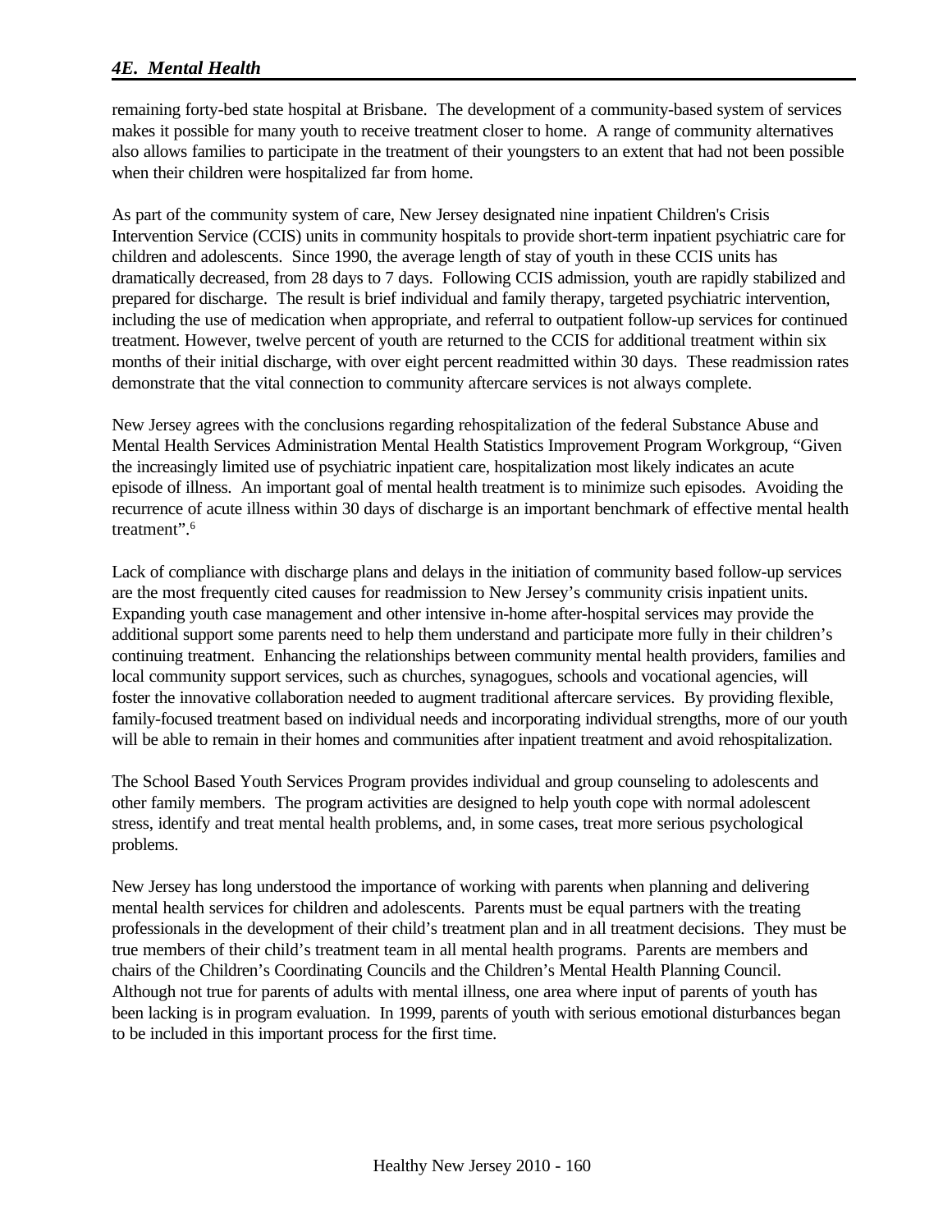remaining forty-bed state hospital at Brisbane. The development of a community-based system of services makes it possible for many youth to receive treatment closer to home. A range of community alternatives also allows families to participate in the treatment of their youngsters to an extent that had not been possible when their children were hospitalized far from home.

As part of the community system of care, New Jersey designated nine inpatient Children's Crisis Intervention Service (CCIS) units in community hospitals to provide short-term inpatient psychiatric care for children and adolescents. Since 1990, the average length of stay of youth in these CCIS units has dramatically decreased, from 28 days to 7 days. Following CCIS admission, youth are rapidly stabilized and prepared for discharge. The result is brief individual and family therapy, targeted psychiatric intervention, including the use of medication when appropriate, and referral to outpatient follow-up services for continued treatment. However, twelve percent of youth are returned to the CCIS for additional treatment within six months of their initial discharge, with over eight percent readmitted within 30 days. These readmission rates demonstrate that the vital connection to community aftercare services is not always complete.

New Jersey agrees with the conclusions regarding rehospitalization of the federal Substance Abuse and Mental Health Services Administration Mental Health Statistics Improvement Program Workgroup, "Given the increasingly limited use of psychiatric inpatient care, hospitalization most likely indicates an acute episode of illness. An important goal of mental health treatment is to minimize such episodes. Avoiding the recurrence of acute illness within 30 days of discharge is an important benchmark of effective mental health treatment".[6]

Lack of compliance with discharge plans and delays in the initiation of community based follow-up services are the most frequently cited causes for readmission to New Jersey's community crisis inpatient units. Expanding youth case management and other intensive in-home after-hospital services may provide the additional support some parents need to help them understand and participate more fully in their children's continuing treatment. Enhancing the relationships between community mental health providers, families and local community support services, such as churches, synagogues, schools and vocational agencies, will foster the innovative collaboration needed to augment traditional aftercare services. By providing flexible, family-focused treatment based on individual needs and incorporating individual strengths, more of our youth will be able to remain in their homes and communities after inpatient treatment and avoid rehospitalization.

The School Based Youth Services Program provides individual and group counseling to adolescents and other family members. The program activities are designed to help youth cope with normal adolescent stress, identify and treat mental health problems, and, in some cases, treat more serious psychological problems.

New Jersey has long understood the importance of working with parents when planning and delivering mental health services for children and adolescents. Parents must be equal partners with the treating professionals in the development of their child's treatment plan and in all treatment decisions. They must be true members of their child's treatment team in all mental health programs. Parents are members and chairs of the Children's Coordinating Councils and the Children's Mental Health Planning Council. Although not true for parents of adults with mental illness, one area where input of parents of youth has been lacking is in program evaluation. In 1999, parents of youth with serious emotional disturbances began to be included in this important process for the first time.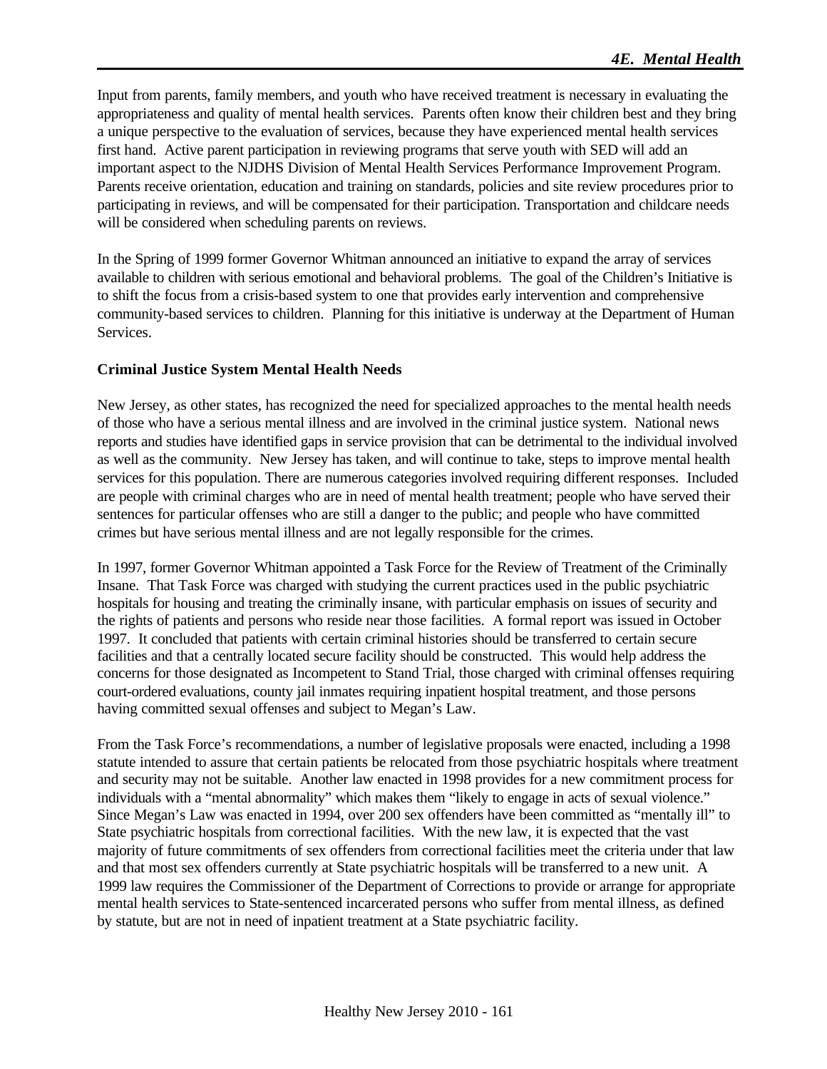Input from parents, family members, and youth who have received treatment is necessary in evaluating the appropriateness and quality of mental health services. Parents often know their children best and they bring a unique perspective to the evaluation of services, because they have experienced mental health services first hand. Active parent participation in reviewing programs that serve youth with SED will add an important aspect to the NJDHS Division of Mental Health Services Performance Improvement Program. Parents receive orientation, education and training on standards, policies and site review procedures prior to participating in reviews, and will be compensated for their participation. Transportation and childcare needs will be considered when scheduling parents on reviews.

In the Spring of 1999 former Governor Whitman announced an initiative to expand the array of services available to children with serious emotional and behavioral problems. The goal of the Children's Initiative is to shift the focus from a crisis-based system to one that provides early intervention and comprehensive community-based services to children. Planning for this initiative is underway at the Department of Human Services.

**Criminal Justice System Mental Health Needs**

New Jersey, as other states, has recognized the need for specialized approaches to the mental health needs of those who have a serious mental illness and are involved in the criminal justice system. National news reports and studies have identified gaps in service provision that can be detrimental to the individual involved as well as the community. New Jersey has taken, and will continue to take, steps to improve mental health services for this population. There are numerous categories involved requiring different responses. Included are people with criminal charges who are in need of mental health treatment; people who have served their sentences for particular offenses who are still a danger to the public; and people who have committed crimes but have serious mental illness and are not legally responsible for the crimes.

In 1997, former Governor Whitman appointed a Task Force for the Review of Treatment of the Criminally Insane. That Task Force was charged with studying the current practices used in the public psychiatric hospitals for housing and treating the criminally insane, with particular emphasis on issues of security and the rights of patients and persons who reside near those facilities. A formal report was issued in October 1997. It concluded that patients with certain criminal histories should be transferred to certain secure facilities and that a centrally located secure facility should be constructed. This would help address the concerns for those designated as Incompetent to Stand Trial, those charged with criminal offenses requiring court-ordered evaluations, county jail inmates requiring inpatient hospital treatment, and those persons having committed sexual offenses and subject to Megan's Law.

From the Task Force's recommendations, a number of legislative proposals were enacted, including a 1998 statute intended to assure that certain patients be relocated from those psychiatric hospitals where treatment and security may not be suitable. Another law enacted in 1998 provides for a new commitment process for individuals with a "mental abnormality" which makes them "likely to engage in acts of sexual violence." Since Megan's Law was enacted in 1994, over 200 sex offenders have been committed as "mentally ill" to State psychiatric hospitals from correctional facilities. With the new law, it is expected that the vast majority of future commitments of sex offenders from correctional facilities meet the criteria under that law and that most sex offenders currently at State psychiatric hospitals will be transferred to a new unit. A 1999 law requires the Commissioner of the Department of Corrections to provide or arrange for appropriate mental health services to State-sentenced incarcerated persons who suffer from mental illness, as defined by statute, but are not in need of inpatient treatment at a State psychiatric facility.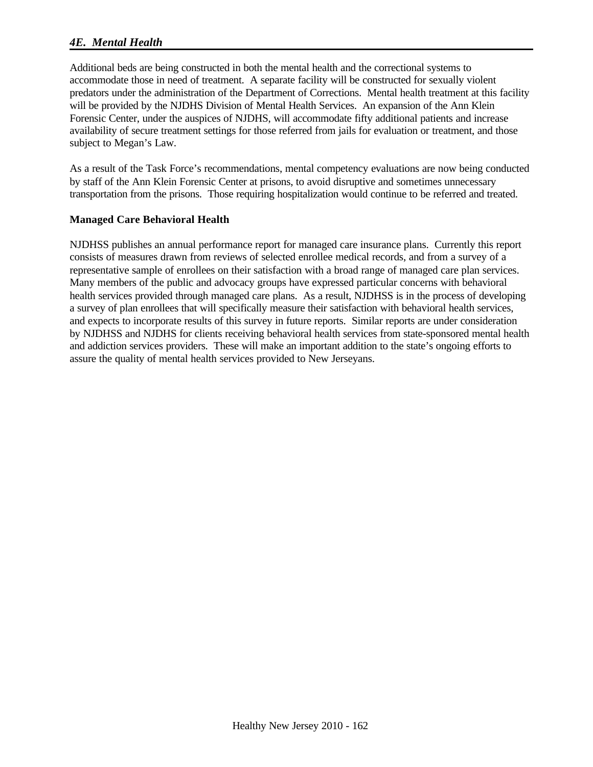Additional beds are being constructed in both the mental health and the correctional systems to accommodate those in need of treatment. A separate facility will be constructed for sexually violent predators under the administration of the Department of Corrections. Mental health treatment at this facility will be provided by the NJDHS Division of Mental Health Services. An expansion of the Ann Klein Forensic Center, under the auspices of NJDHS, will accommodate fifty additional patients and increase availability of secure treatment settings for those referred from jails for evaluation or treatment, and those subject to Megan's Law.

As a result of the Task Force's recommendations, mental competency evaluations are now being conducted by staff of the Ann Klein Forensic Center at prisons, to avoid disruptive and sometimes unnecessary transportation from the prisons. Those requiring hospitalization would continue to be referred and treated.

**Managed Care Behavioral Health**

NJDHSS publishes an annual performance report for managed care insurance plans. Currently this report consists of measures drawn from reviews of selected enrollee medical records, and from a survey of a representative sample of enrollees on their satisfaction with a broad range of managed care plan services. Many members of the public and advocacy groups have expressed particular concerns with behavioral health services provided through managed care plans. As a result, NJDHSS is in the process of developing a survey of plan enrollees that will specifically measure their satisfaction with behavioral health services, and expects to incorporate results of this survey in future reports. Similar reports are under consideration by NJDHSS and NJDHS for clients receiving behavioral health services from state-sponsored mental health and addiction services providers. These will make an important addition to the state's ongoing efforts to assure the quality of mental health services provided to New Jerseyans.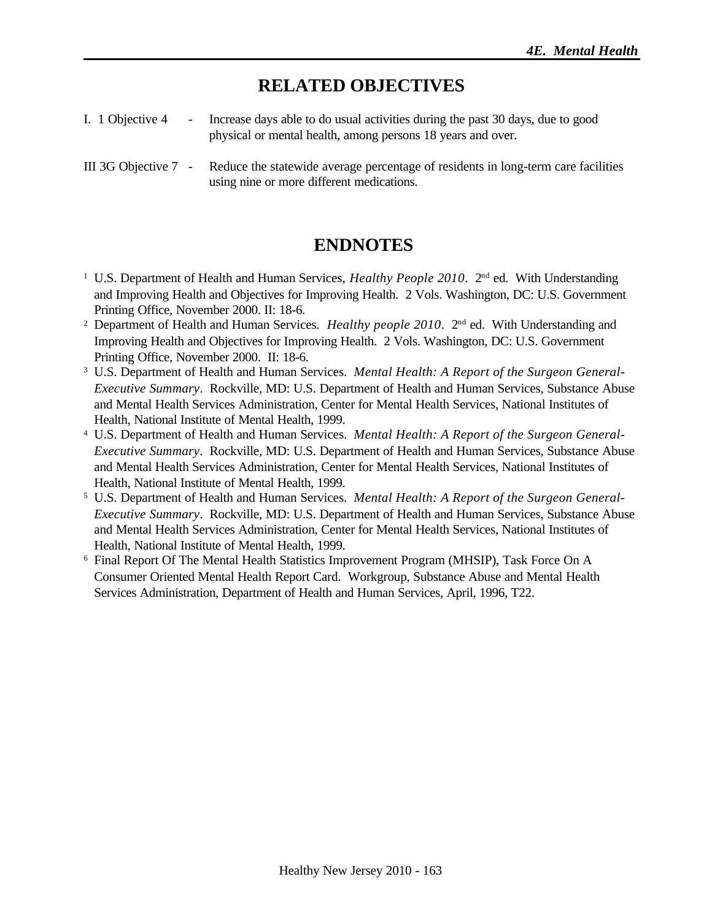## RELATED OBJECTIVES

I. 1 Objective 4 - Increase days able to do usual activities during the past 30 days, due to good physical or mental health, among persons 18 years and over.

III 3G Objective 7 - Reduce the statewide average percentage of residents in long-term care facilities using nine or more different medications.

## ENDNOTES

[1] U.S. Department of Health and Human Services, *Healthy People 2010*. 2nd ed. With Understanding and Improving Health and Objectives for Improving Health. 2 Vols. Washington, DC: U.S. Government Printing Office, November 2000. II: 18-6.

[2] Department of Health and Human Services. *Healthy people 2010*. 2nd ed. With Understanding and Improving Health and Objectives for Improving Health. 2 Vols. Washington, DC: U.S. Government Printing Office, November 2000. II: 18-6.

[3] U.S. Department of Health and Human Services. *Mental Health: A Report of the Surgeon General-Executive Summary*. Rockville, MD: U.S. Department of Health and Human Services, Substance Abuse and Mental Health Services Administration, Center for Mental Health Services, National Institutes of Health, National Institute of Mental Health, 1999.

[4] U.S. Department of Health and Human Services. *Mental Health: A Report of the Surgeon General-Executive Summary*. Rockville, MD: U.S. Department of Health and Human Services, Substance Abuse and Mental Health Services Administration, Center for Mental Health Services, National Institutes of Health, National Institute of Mental Health, 1999.

[5] U.S. Department of Health and Human Services. *Mental Health: A Report of the Surgeon General-Executive Summary*. Rockville, MD: U.S. Department of Health and Human Services, Substance Abuse and Mental Health Services Administration, Center for Mental Health Services, National Institutes of Health, National Institute of Mental Health, 1999.

[6] Final Report Of The Mental Health Statistics Improvement Program (MHSIP), Task Force On A Consumer Oriented Mental Health Report Card. Workgroup, Substance Abuse and Mental Health Services Administration, Department of Health and Human Services, April, 1996, T22.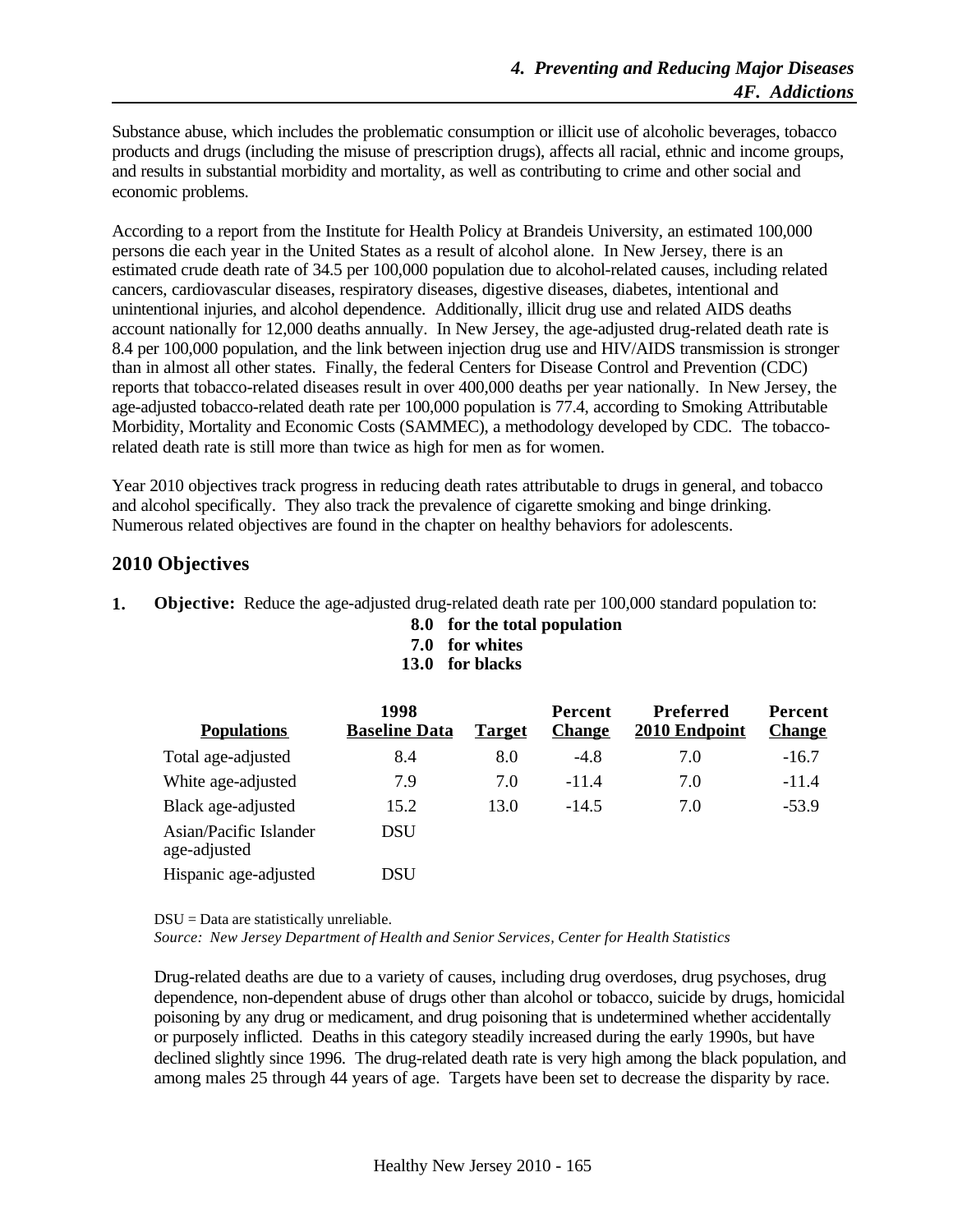Substance abuse, which includes the problematic consumption or illicit use of alcoholic beverages, tobacco products and drugs (including the misuse of prescription drugs), affects all racial, ethnic and income groups, and results in substantial morbidity and mortality, as well as contributing to crime and other social and economic problems.

According to a report from the Institute for Health Policy at Brandeis University, an estimated 100,000 persons die each year in the United States as a result of alcohol alone. In New Jersey, there is an estimated crude death rate of 34.5 per 100,000 population due to alcohol-related causes, including related cancers, cardiovascular diseases, respiratory diseases, digestive diseases, diabetes, intentional and unintentional injuries, and alcohol dependence. Additionally, illicit drug use and related AIDS deaths account nationally for 12,000 deaths annually. In New Jersey, the age-adjusted drug-related death rate is 8.4 per 100,000 population, and the link between injection drug use and HIV/AIDS transmission is stronger than in almost all other states. Finally, the federal Centers for Disease Control and Prevention (CDC) reports that tobacco-related diseases result in over 400,000 deaths per year nationally. In New Jersey, the age-adjusted tobacco-related death rate per 100,000 population is 77.4, according to Smoking Attributable Morbidity, Mortality and Economic Costs (SAMMEC), a methodology developed by CDC. The tobacco-related death rate is still more than twice as high for men as for women.

Year 2010 objectives track progress in reducing death rates attributable to drugs in general, and tobacco and alcohol specifically. They also track the prevalence of cigarette smoking and binge drinking. Numerous related objectives are found in the chapter on healthy behaviors for adolescents.

## 2010 Objectives

**1. Objective:** Reduce the age-adjusted drug-related death rate per 100,000 standard population to:

**8.0 for the total population**
**7.0 for whites**
**13.0 for blacks**

| Populations | 1998 Baseline Data | Target | Percent Change | Preferred 2010 Endpoint | Percent Change |
|---|---|---|---|---|---|
| Total age-adjusted | 8.4 | 8.0 | -4.8 | 7.0 | -16.7 |
| White age-adjusted | 7.9 | 7.0 | -11.4 | 7.0 | -11.4 |
| Black age-adjusted | 15.2 | 13.0 | -14.5 | 7.0 | -53.9 |
| Asian/Pacific Islander age-adjusted | DSU | | | | |
| Hispanic age-adjusted | DSU | | | | |

DSU = Data are statistically unreliable.
*Source: New Jersey Department of Health and Senior Services, Center for Health Statistics*

Drug-related deaths are due to a variety of causes, including drug overdoses, drug psychoses, drug dependence, non-dependent abuse of drugs other than alcohol or tobacco, suicide by drugs, homicidal poisoning by any drug or medicament, and drug poisoning that is undetermined whether accidentally or purposely inflicted. Deaths in this category steadily increased during the early 1990s, but have declined slightly since 1996. The drug-related death rate is very high among the black population, and among males 25 through 44 years of age. Targets have been set to decrease the disparity by race.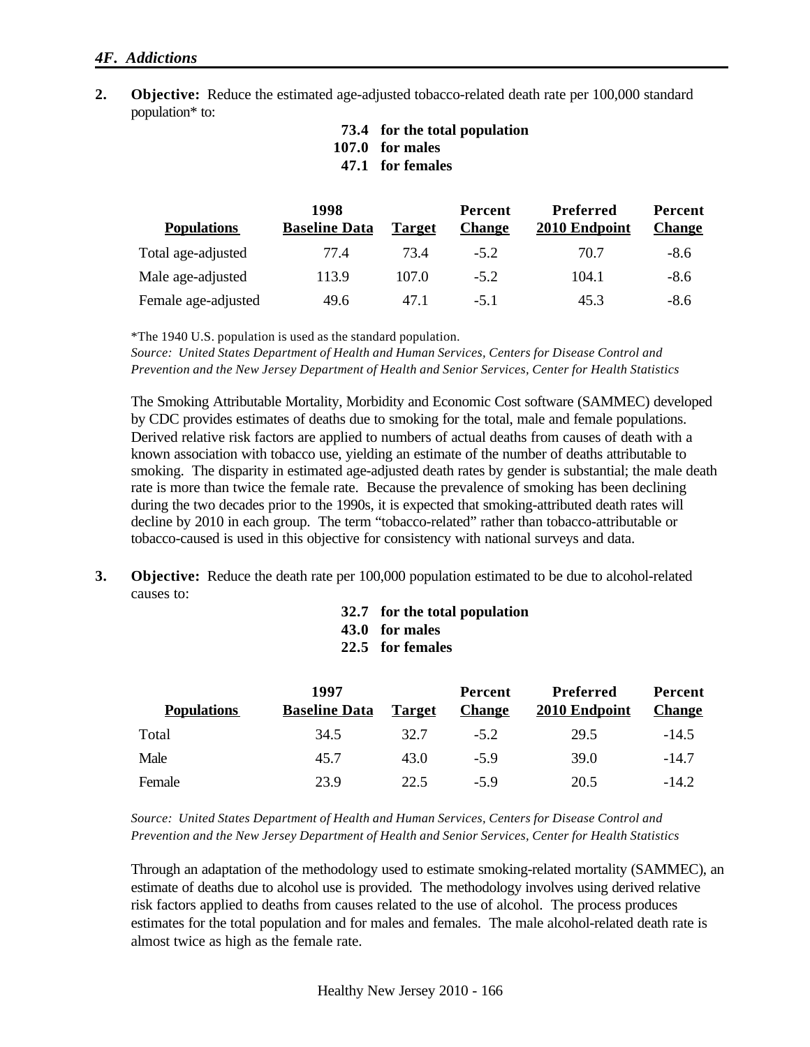**2. Objective:** Reduce the estimated age-adjusted tobacco-related death rate per 100,000 standard population* to:

**73.4 for the total population**
**107.0 for males**
**47.1 for females**

| Populations | 1998 Baseline Data | Target | Percent Change | Preferred 2010 Endpoint | Percent Change |
|---|---|---|---|---|---|
| Total age-adjusted | 77.4 | 73.4 | -5.2 | 70.7 | -8.6 |
| Male age-adjusted | 113.9 | 107.0 | -5.2 | 104.1 | -8.6 |
| Female age-adjusted | 49.6 | 47.1 | -5.1 | 45.3 | -8.6 |

*The 1940 U.S. population is used as the standard population.
*Source: United States Department of Health and Human Services, Centers for Disease Control and Prevention and the New Jersey Department of Health and Senior Services, Center for Health Statistics*

The Smoking Attributable Mortality, Morbidity and Economic Cost software (SAMMEC) developed by CDC provides estimates of deaths due to smoking for the total, male and female populations. Derived relative risk factors are applied to numbers of actual deaths from causes of death with a known association with tobacco use, yielding an estimate of the number of deaths attributable to smoking. The disparity in estimated age-adjusted death rates by gender is substantial; the male death rate is more than twice the female rate. Because the prevalence of smoking has been declining during the two decades prior to the 1990s, it is expected that smoking-attributed death rates will decline by 2010 in each group. The term "tobacco-related" rather than tobacco-attributable or tobacco-caused is used in this objective for consistency with national surveys and data.

**3. Objective:** Reduce the death rate per 100,000 population estimated to be due to alcohol-related causes to:

**32.7 for the total population**
**43.0 for males**
**22.5 for females**

| Populations | 1997 Baseline Data | Target | Percent Change | Preferred 2010 Endpoint | Percent Change |
|---|---|---|---|---|---|
| Total | 34.5 | 32.7 | -5.2 | 29.5 | -14.5 |
| Male | 45.7 | 43.0 | -5.9 | 39.0 | -14.7 |
| Female | 23.9 | 22.5 | -5.9 | 20.5 | -14.2 |

*Source: United States Department of Health and Human Services, Centers for Disease Control and Prevention and the New Jersey Department of Health and Senior Services, Center for Health Statistics*

Through an adaptation of the methodology used to estimate smoking-related mortality (SAMMEC), an estimate of deaths due to alcohol use is provided. The methodology involves using derived relative risk factors applied to deaths from causes related to the use of alcohol. The process produces estimates for the total population and for males and females. The male alcohol-related death rate is almost twice as high as the female rate.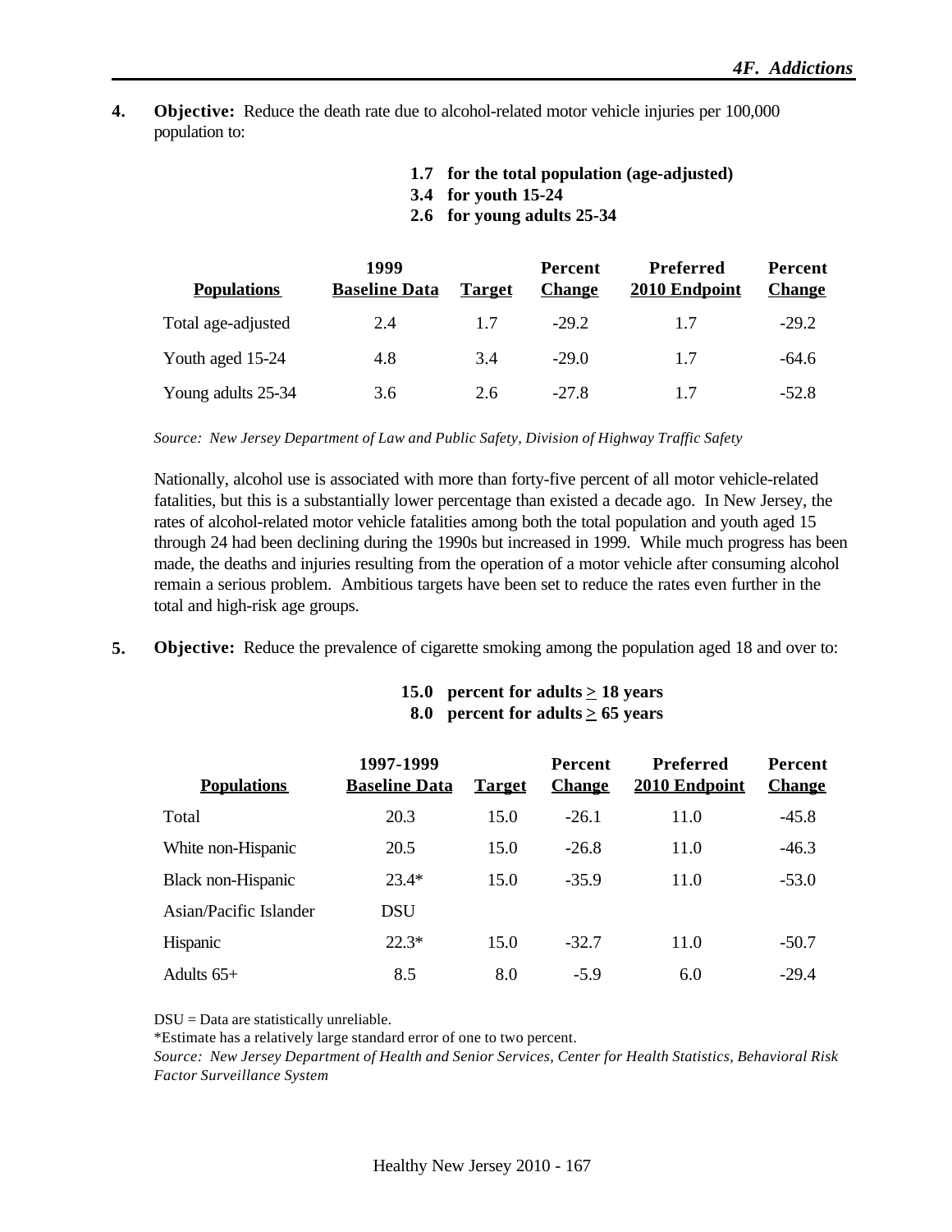**4. Objective:** Reduce the death rate due to alcohol-related motor vehicle injuries per 100,000 population to:

**1.7 for the total population (age-adjusted)**
**3.4 for youth 15-24**
**2.6 for young adults 25-34**

| Populations | 1999 Baseline Data | Target | Percent Change | Preferred 2010 Endpoint | Percent Change |
|---|---|---|---|---|---|
| Total age-adjusted | 2.4 | 1.7 | -29.2 | 1.7 | -29.2 |
| Youth aged 15-24 | 4.8 | 3.4 | -29.0 | 1.7 | -64.6 |
| Young adults 25-34 | 3.6 | 2.6 | -27.8 | 1.7 | -52.8 |

*Source: New Jersey Department of Law and Public Safety, Division of Highway Traffic Safety*

Nationally, alcohol use is associated with more than forty-five percent of all motor vehicle-related fatalities, but this is a substantially lower percentage than existed a decade ago. In New Jersey, the rates of alcohol-related motor vehicle fatalities among both the total population and youth aged 15 through 24 had been declining during the 1990s but increased in 1999. While much progress has been made, the deaths and injuries resulting from the operation of a motor vehicle after consuming alcohol remain a serious problem. Ambitious targets have been set to reduce the rates even further in the total and high-risk age groups.

**5. Objective:** Reduce the prevalence of cigarette smoking among the population aged 18 and over to:

**15.0 percent for adults ≥ 18 years**
**8.0 percent for adults ≥ 65 years**

| Populations | 1997-1999 Baseline Data | Target | Percent Change | Preferred 2010 Endpoint | Percent Change |
|---|---|---|---|---|---|
| Total | 20.3 | 15.0 | -26.1 | 11.0 | -45.8 |
| White non-Hispanic | 20.5 | 15.0 | -26.8 | 11.0 | -46.3 |
| Black non-Hispanic | 23.4* | 15.0 | -35.9 | 11.0 | -53.0 |
| Asian/Pacific Islander | DSU | | | | |
| Hispanic | 22.3* | 15.0 | -32.7 | 11.0 | -50.7 |
| Adults 65+ | 8.5 | 8.0 | -5.9 | 6.0 | -29.4 |

DSU = Data are statistically unreliable.
*Estimate has a relatively large standard error of one to two percent.
*Source: New Jersey Department of Health and Senior Services, Center for Health Statistics, Behavioral Risk Factor Surveillance System*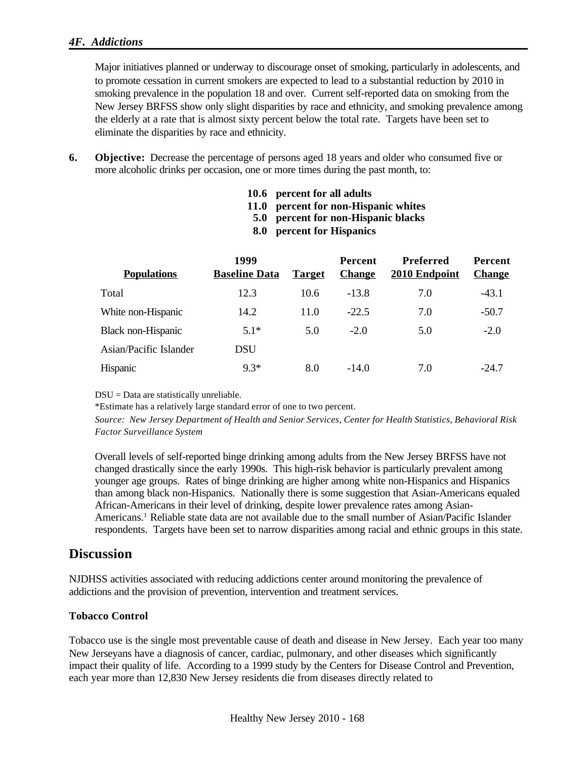Major initiatives planned or underway to discourage onset of smoking, particularly in adolescents, and to promote cessation in current smokers are expected to lead to a substantial reduction by 2010 in smoking prevalence in the population 18 and over. Current self-reported data on smoking from the New Jersey BRFSS show only slight disparities by race and ethnicity, and smoking prevalence among the elderly at a rate that is almost sixty percent below the total rate. Targets have been set to eliminate the disparities by race and ethnicity.

**6. Objective:** Decrease the percentage of persons aged 18 years and older who consumed five or more alcoholic drinks per occasion, one or more times during the past month, to:

**10.6 percent for all adults**
**11.0 percent for non-Hispanic whites**
**5.0 percent for non-Hispanic blacks**
**8.0 percent for Hispanics**

| Populations | 1999 Baseline Data | Target | Percent Change | Preferred 2010 Endpoint | Percent Change |
|---|---|---|---|---|---|
| Total | 12.3 | 10.6 | -13.8 | 7.0 | -43.1 |
| White non-Hispanic | 14.2 | 11.0 | -22.5 | 7.0 | -50.7 |
| Black non-Hispanic | 5.1* | 5.0 | -2.0 | 5.0 | -2.0 |
| Asian/Pacific Islander | DSU | | | | |
| Hispanic | 9.3* | 8.0 | -14.0 | 7.0 | -24.7 |

DSU = Data are statistically unreliable.
*Estimate has a relatively large standard error of one to two percent.
*Source: New Jersey Department of Health and Senior Services, Center for Health Statistics, Behavioral Risk Factor Surveillance System*

Overall levels of self-reported binge drinking among adults from the New Jersey BRFSS have not changed drastically since the early 1990s. This high-risk behavior is particularly prevalent among younger age groups. Rates of binge drinking are higher among white non-Hispanics and Hispanics than among black non-Hispanics. Nationally there is some suggestion that Asian-Americans equaled African-Americans in their level of drinking, despite lower prevalence rates among Asian-Americans.[1] Reliable state data are not available due to the small number of Asian/Pacific Islander respondents. Targets have been set to narrow disparities among racial and ethnic groups in this state.

## Discussion

NJDHSS activities associated with reducing addictions center around monitoring the prevalence of addictions and the provision of prevention, intervention and treatment services.

### Tobacco Control

Tobacco use is the single most preventable cause of death and disease in New Jersey. Each year too many New Jerseyans have a diagnosis of cancer, cardiac, pulmonary, and other diseases which significantly impact their quality of life. According to a 1999 study by the Centers for Disease Control and Prevention, each year more than 12,830 New Jersey residents die from diseases directly related to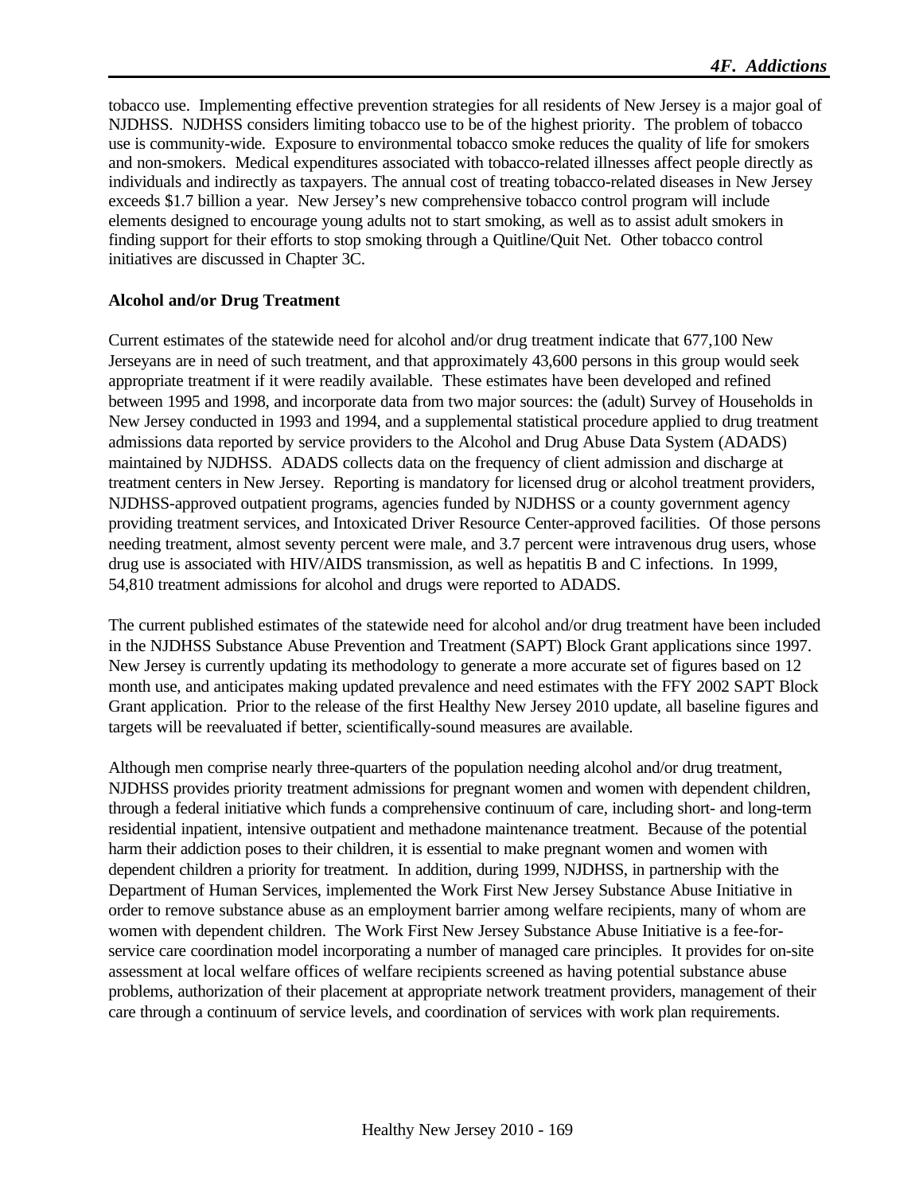tobacco use. Implementing effective prevention strategies for all residents of New Jersey is a major goal of NJDHSS. NJDHSS considers limiting tobacco use to be of the highest priority. The problem of tobacco use is community-wide. Exposure to environmental tobacco smoke reduces the quality of life for smokers and non-smokers. Medical expenditures associated with tobacco-related illnesses affect people directly as individuals and indirectly as taxpayers. The annual cost of treating tobacco-related diseases in New Jersey exceeds $1.7 billion a year. New Jersey's new comprehensive tobacco control program will include elements designed to encourage young adults not to start smoking, as well as to assist adult smokers in finding support for their efforts to stop smoking through a Quitline/Quit Net. Other tobacco control initiatives are discussed in Chapter 3C.

**Alcohol and/or Drug Treatment**

Current estimates of the statewide need for alcohol and/or drug treatment indicate that 677,100 New Jerseyans are in need of such treatment, and that approximately 43,600 persons in this group would seek appropriate treatment if it were readily available. These estimates have been developed and refined between 1995 and 1998, and incorporate data from two major sources: the (adult) Survey of Households in New Jersey conducted in 1993 and 1994, and a supplemental statistical procedure applied to drug treatment admissions data reported by service providers to the Alcohol and Drug Abuse Data System (ADADS) maintained by NJDHSS. ADADS collects data on the frequency of client admission and discharge at treatment centers in New Jersey. Reporting is mandatory for licensed drug or alcohol treatment providers, NJDHSS-approved outpatient programs, agencies funded by NJDHSS or a county government agency providing treatment services, and Intoxicated Driver Resource Center-approved facilities. Of those persons needing treatment, almost seventy percent were male, and 3.7 percent were intravenous drug users, whose drug use is associated with HIV/AIDS transmission, as well as hepatitis B and C infections. In 1999, 54,810 treatment admissions for alcohol and drugs were reported to ADADS.

The current published estimates of the statewide need for alcohol and/or drug treatment have been included in the NJDHSS Substance Abuse Prevention and Treatment (SAPT) Block Grant applications since 1997. New Jersey is currently updating its methodology to generate a more accurate set of figures based on 12 month use, and anticipates making updated prevalence and need estimates with the FFY 2002 SAPT Block Grant application. Prior to the release of the first Healthy New Jersey 2010 update, all baseline figures and targets will be reevaluated if better, scientifically-sound measures are available.

Although men comprise nearly three-quarters of the population needing alcohol and/or drug treatment, NJDHSS provides priority treatment admissions for pregnant women and women with dependent children, through a federal initiative which funds a comprehensive continuum of care, including short- and long-term residential inpatient, intensive outpatient and methadone maintenance treatment. Because of the potential harm their addiction poses to their children, it is essential to make pregnant women and women with dependent children a priority for treatment. In addition, during 1999, NJDHSS, in partnership with the Department of Human Services, implemented the Work First New Jersey Substance Abuse Initiative in order to remove substance abuse as an employment barrier among welfare recipients, many of whom are women with dependent children. The Work First New Jersey Substance Abuse Initiative is a fee-for-service care coordination model incorporating a number of managed care principles. It provides for on-site assessment at local welfare offices of welfare recipients screened as having potential substance abuse problems, authorization of their placement at appropriate network treatment providers, management of their care through a continuum of service levels, and coordination of services with work plan requirements.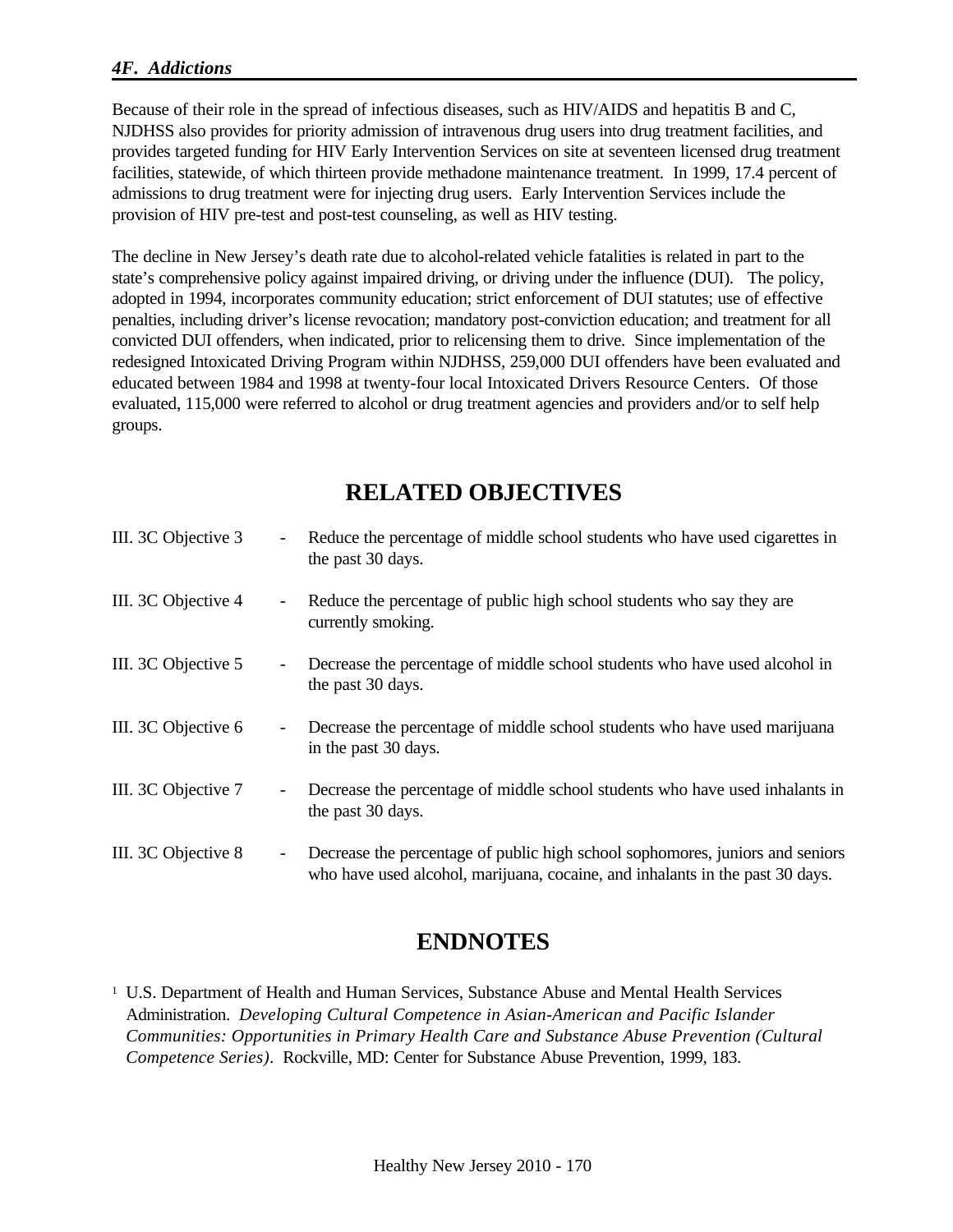Because of their role in the spread of infectious diseases, such as HIV/AIDS and hepatitis B and C, NJDHSS also provides for priority admission of intravenous drug users into drug treatment facilities, and provides targeted funding for HIV Early Intervention Services on site at seventeen licensed drug treatment facilities, statewide, of which thirteen provide methadone maintenance treatment. In 1999, 17.4 percent of admissions to drug treatment were for injecting drug users. Early Intervention Services include the provision of HIV pre-test and post-test counseling, as well as HIV testing.

The decline in New Jersey's death rate due to alcohol-related vehicle fatalities is related in part to the state's comprehensive policy against impaired driving, or driving under the influence (DUI). The policy, adopted in 1994, incorporates community education; strict enforcement of DUI statutes; use of effective penalties, including driver's license revocation; mandatory post-conviction education; and treatment for all convicted DUI offenders, when indicated, prior to relicensing them to drive. Since implementation of the redesigned Intoxicated Driving Program within NJDHSS, 259,000 DUI offenders have been evaluated and educated between 1984 and 1998 at twenty-four local Intoxicated Drivers Resource Centers. Of those evaluated, 115,000 were referred to alcohol or drug treatment agencies and providers and/or to self help groups.

## RELATED OBJECTIVES

III. 3C Objective 3 - Reduce the percentage of middle school students who have used cigarettes in the past 30 days.

III. 3C Objective 4 - Reduce the percentage of public high school students who say they are currently smoking.

III. 3C Objective 5 - Decrease the percentage of middle school students who have used alcohol in the past 30 days.

III. 3C Objective 6 - Decrease the percentage of middle school students who have used marijuana in the past 30 days.

III. 3C Objective 7 - Decrease the percentage of middle school students who have used inhalants in the past 30 days.

III. 3C Objective 8 - Decrease the percentage of public high school sophomores, juniors and seniors who have used alcohol, marijuana, cocaine, and inhalants in the past 30 days.

## ENDNOTES

[1] U.S. Department of Health and Human Services, Substance Abuse and Mental Health Services Administration. *Developing Cultural Competence in Asian-American and Pacific Islander Communities: Opportunities in Primary Health Care and Substance Abuse Prevention (Cultural Competence Series)*. Rockville, MD: Center for Substance Abuse Prevention, 1999, 183.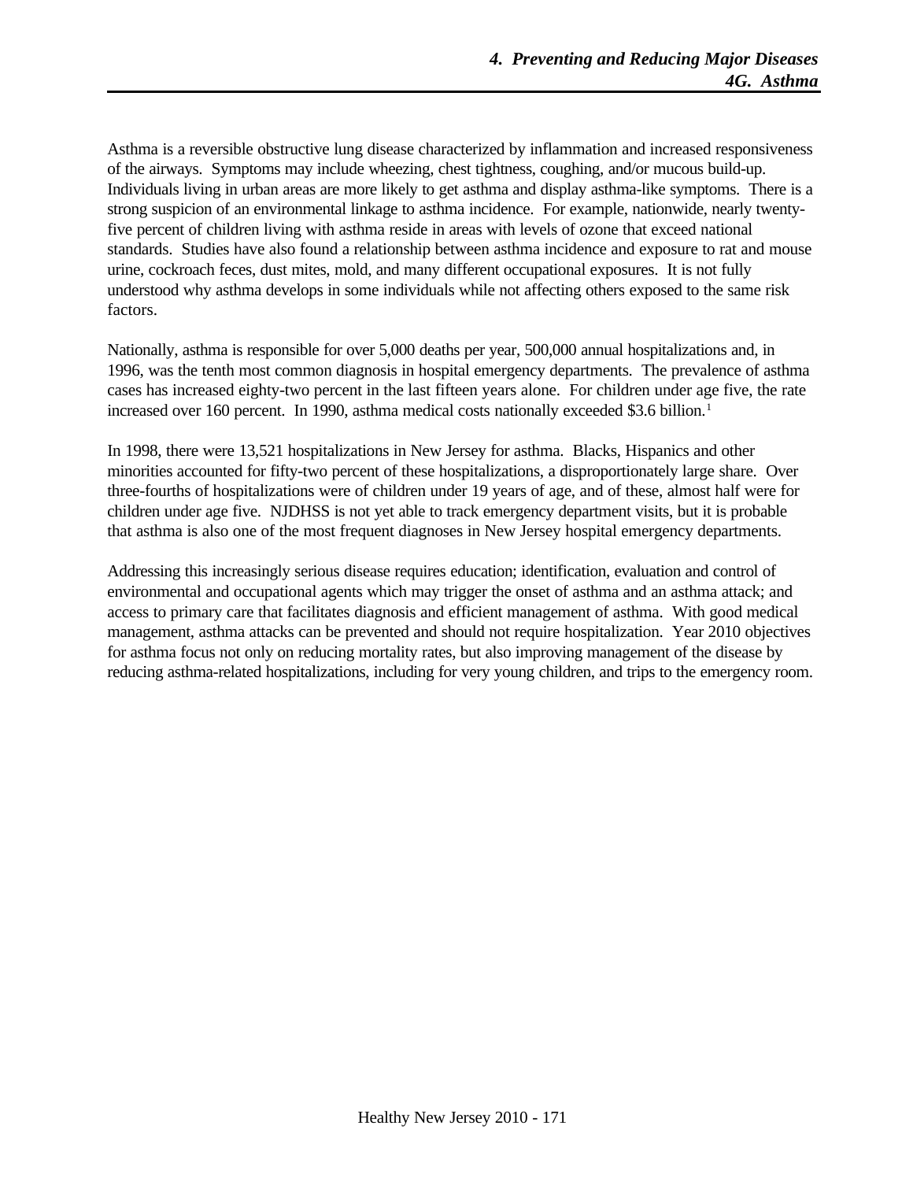Asthma is a reversible obstructive lung disease characterized by inflammation and increased responsiveness of the airways. Symptoms may include wheezing, chest tightness, coughing, and/or mucous build-up. Individuals living in urban areas are more likely to get asthma and display asthma-like symptoms. There is a strong suspicion of an environmental linkage to asthma incidence. For example, nationwide, nearly twenty-five percent of children living with asthma reside in areas with levels of ozone that exceed national standards. Studies have also found a relationship between asthma incidence and exposure to rat and mouse urine, cockroach feces, dust mites, mold, and many different occupational exposures. It is not fully understood why asthma develops in some individuals while not affecting others exposed to the same risk factors.

Nationally, asthma is responsible for over 5,000 deaths per year, 500,000 annual hospitalizations and, in 1996, was the tenth most common diagnosis in hospital emergency departments. The prevalence of asthma cases has increased eighty-two percent in the last fifteen years alone. For children under age five, the rate increased over 160 percent. In 1990, asthma medical costs nationally exceeded $3.6 billion.[1]

In 1998, there were 13,521 hospitalizations in New Jersey for asthma. Blacks, Hispanics and other minorities accounted for fifty-two percent of these hospitalizations, a disproportionately large share. Over three-fourths of hospitalizations were of children under 19 years of age, and of these, almost half were for children under age five. NJDHSS is not yet able to track emergency department visits, but it is probable that asthma is also one of the most frequent diagnoses in New Jersey hospital emergency departments.

Addressing this increasingly serious disease requires education; identification, evaluation and control of environmental and occupational agents which may trigger the onset of asthma and an asthma attack; and access to primary care that facilitates diagnosis and efficient management of asthma. With good medical management, asthma attacks can be prevented and should not require hospitalization. Year 2010 objectives for asthma focus not only on reducing mortality rates, but also improving management of the disease by reducing asthma-related hospitalizations, including for very young children, and trips to the emergency room.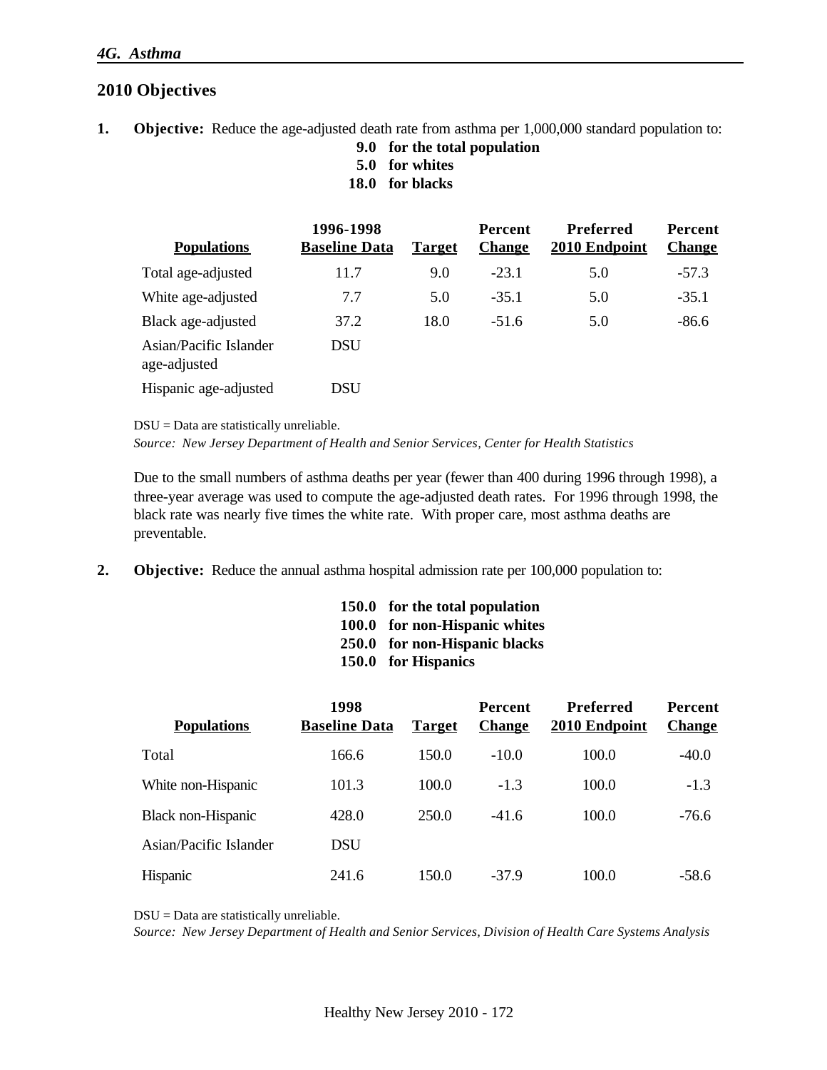## 2010 Objectives

**1. Objective:** Reduce the age-adjusted death rate from asthma per 1,000,000 standard population to:

**9.0 for the total population**
**5.0 for whites**
**18.0 for blacks**

| Populations | 1996-1998 Baseline Data | Target | Percent Change | Preferred 2010 Endpoint | Percent Change |
|---|---|---|---|---|---|
| Total age-adjusted | 11.7 | 9.0 | -23.1 | 5.0 | -57.3 |
| White age-adjusted | 7.7 | 5.0 | -35.1 | 5.0 | -35.1 |
| Black age-adjusted | 37.2 | 18.0 | -51.6 | 5.0 | -86.6 |
| Asian/Pacific Islander age-adjusted | DSU | | | | |
| Hispanic age-adjusted | DSU | | | | |

DSU = Data are statistically unreliable.
*Source: New Jersey Department of Health and Senior Services, Center for Health Statistics*

Due to the small numbers of asthma deaths per year (fewer than 400 during 1996 through 1998), a three-year average was used to compute the age-adjusted death rates. For 1996 through 1998, the black rate was nearly five times the white rate. With proper care, most asthma deaths are preventable.

**2. Objective:** Reduce the annual asthma hospital admission rate per 100,000 population to:

**150.0 for the total population**
**100.0 for non-Hispanic whites**
**250.0 for non-Hispanic blacks**
**150.0 for Hispanics**

| Populations | 1998 Baseline Data | Target | Percent Change | Preferred 2010 Endpoint | Percent Change |
|---|---|---|---|---|---|
| Total | 166.6 | 150.0 | -10.0 | 100.0 | -40.0 |
| White non-Hispanic | 101.3 | 100.0 | -1.3 | 100.0 | -1.3 |
| Black non-Hispanic | 428.0 | 250.0 | -41.6 | 100.0 | -76.6 |
| Asian/Pacific Islander | DSU | | | | |
| Hispanic | 241.6 | 150.0 | -37.9 | 100.0 | -58.6 |

DSU = Data are statistically unreliable.
*Source: New Jersey Department of Health and Senior Services, Division of Health Care Systems Analysis*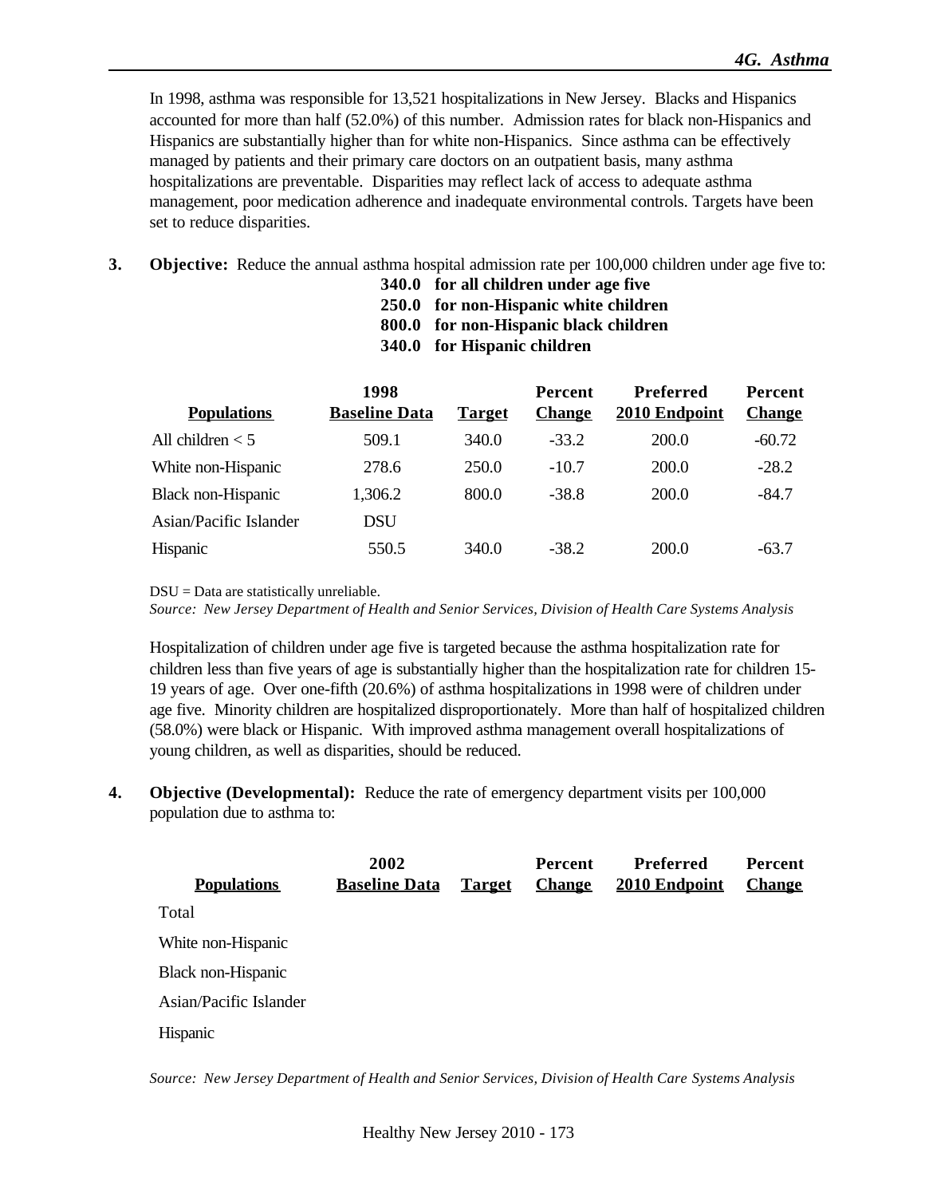In 1998, asthma was responsible for 13,521 hospitalizations in New Jersey. Blacks and Hispanics accounted for more than half (52.0%) of this number. Admission rates for black non-Hispanics and Hispanics are substantially higher than for white non-Hispanics. Since asthma can be effectively managed by patients and their primary care doctors on an outpatient basis, many asthma hospitalizations are preventable. Disparities may reflect lack of access to adequate asthma management, poor medication adherence and inadequate environmental controls. Targets have been set to reduce disparities.

**3. Objective:** Reduce the annual asthma hospital admission rate per 100,000 children under age five to:

**340.0 for all children under age five**
**250.0 for non-Hispanic white children**
**800.0 for non-Hispanic black children**
**340.0 for Hispanic children**

| Populations | 1998 Baseline Data | Target | Percent Change | Preferred 2010 Endpoint | Percent Change |
|---|---|---|---|---|---|
| All children < 5 | 509.1 | 340.0 | -33.2 | 200.0 | -60.72 |
| White non-Hispanic | 278.6 | 250.0 | -10.7 | 200.0 | -28.2 |
| Black non-Hispanic | 1,306.2 | 800.0 | -38.8 | 200.0 | -84.7 |
| Asian/Pacific Islander | DSU | | | | |
| Hispanic | 550.5 | 340.0 | -38.2 | 200.0 | -63.7 |

DSU = Data are statistically unreliable.
*Source: New Jersey Department of Health and Senior Services, Division of Health Care Systems Analysis*

Hospitalization of children under age five is targeted because the asthma hospitalization rate for children less than five years of age is substantially higher than the hospitalization rate for children 15-19 years of age. Over one-fifth (20.6%) of asthma hospitalizations in 1998 were of children under age five. Minority children are hospitalized disproportionately. More than half of hospitalized children (58.0%) were black or Hispanic. With improved asthma management overall hospitalizations of young children, as well as disparities, should be reduced.

**4. Objective (Developmental):** Reduce the rate of emergency department visits per 100,000 population due to asthma to:

| Populations | 2002 Baseline Data | Target | Percent Change | Preferred 2010 Endpoint | Percent Change |
|---|---|---|---|---|---|
| Total | | | | | |
| White non-Hispanic | | | | | |
| Black non-Hispanic | | | | | |
| Asian/Pacific Islander | | | | | |
| Hispanic | | | | | |

*Source: New Jersey Department of Health and Senior Services, Division of Health Care Systems Analysis*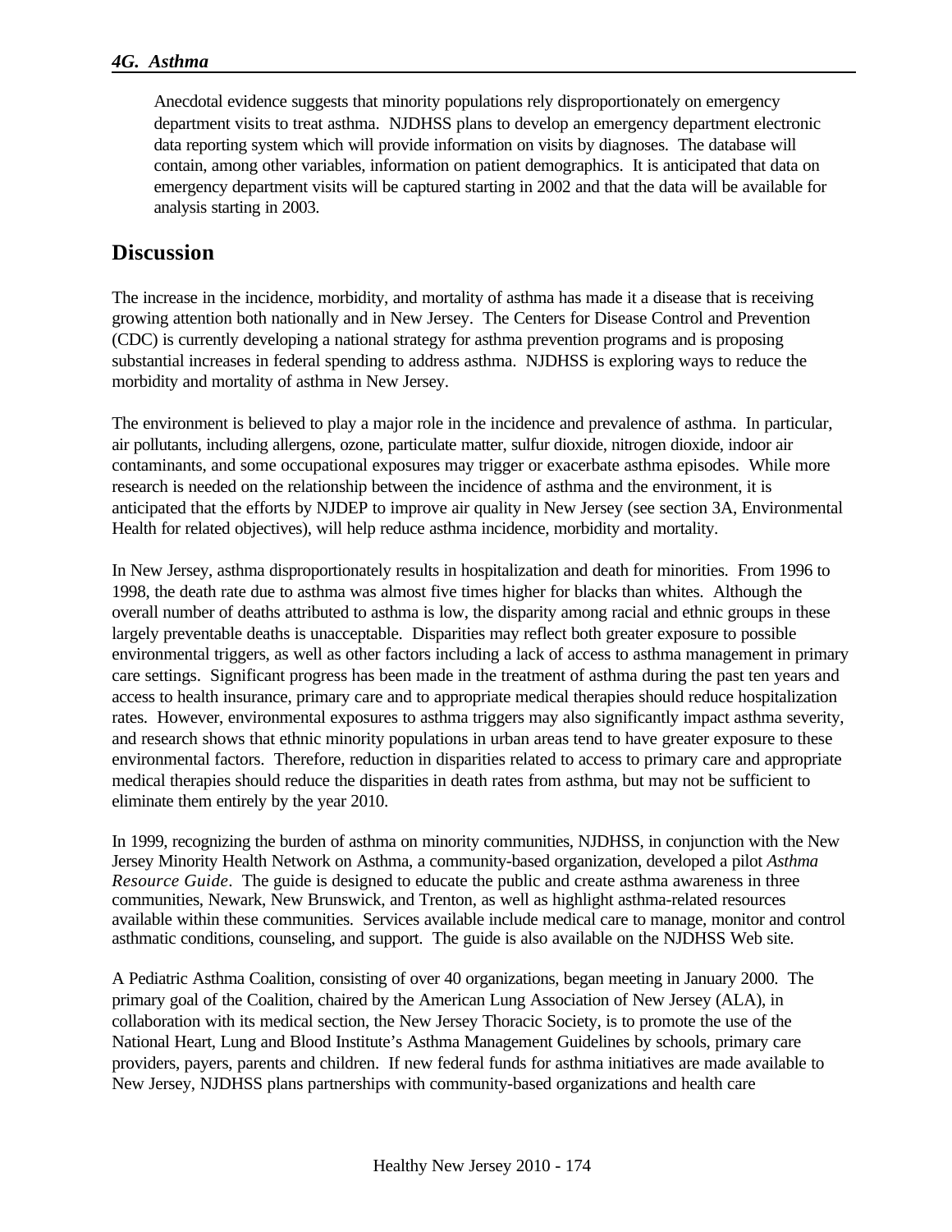Anecdotal evidence suggests that minority populations rely disproportionately on emergency department visits to treat asthma. NJDHSS plans to develop an emergency department electronic data reporting system which will provide information on visits by diagnoses. The database will contain, among other variables, information on patient demographics. It is anticipated that data on emergency department visits will be captured starting in 2002 and that the data will be available for analysis starting in 2003.

## Discussion

The increase in the incidence, morbidity, and mortality of asthma has made it a disease that is receiving growing attention both nationally and in New Jersey. The Centers for Disease Control and Prevention (CDC) is currently developing a national strategy for asthma prevention programs and is proposing substantial increases in federal spending to address asthma. NJDHSS is exploring ways to reduce the morbidity and mortality of asthma in New Jersey.

The environment is believed to play a major role in the incidence and prevalence of asthma. In particular, air pollutants, including allergens, ozone, particulate matter, sulfur dioxide, nitrogen dioxide, indoor air contaminants, and some occupational exposures may trigger or exacerbate asthma episodes. While more research is needed on the relationship between the incidence of asthma and the environment, it is anticipated that the efforts by NJDEP to improve air quality in New Jersey (see section 3A, Environmental Health for related objectives), will help reduce asthma incidence, morbidity and mortality.

In New Jersey, asthma disproportionately results in hospitalization and death for minorities. From 1996 to 1998, the death rate due to asthma was almost five times higher for blacks than whites. Although the overall number of deaths attributed to asthma is low, the disparity among racial and ethnic groups in these largely preventable deaths is unacceptable. Disparities may reflect both greater exposure to possible environmental triggers, as well as other factors including a lack of access to asthma management in primary care settings. Significant progress has been made in the treatment of asthma during the past ten years and access to health insurance, primary care and to appropriate medical therapies should reduce hospitalization rates. However, environmental exposures to asthma triggers may also significantly impact asthma severity, and research shows that ethnic minority populations in urban areas tend to have greater exposure to these environmental factors. Therefore, reduction in disparities related to access to primary care and appropriate medical therapies should reduce the disparities in death rates from asthma, but may not be sufficient to eliminate them entirely by the year 2010.

In 1999, recognizing the burden of asthma on minority communities, NJDHSS, in conjunction with the New Jersey Minority Health Network on Asthma, a community-based organization, developed a pilot *Asthma Resource Guide*. The guide is designed to educate the public and create asthma awareness in three communities, Newark, New Brunswick, and Trenton, as well as highlight asthma-related resources available within these communities. Services available include medical care to manage, monitor and control asthmatic conditions, counseling, and support. The guide is also available on the NJDHSS Web site.

A Pediatric Asthma Coalition, consisting of over 40 organizations, began meeting in January 2000. The primary goal of the Coalition, chaired by the American Lung Association of New Jersey (ALA), in collaboration with its medical section, the New Jersey Thoracic Society, is to promote the use of the National Heart, Lung and Blood Institute's Asthma Management Guidelines by schools, primary care providers, payers, parents and children. If new federal funds for asthma initiatives are made available to New Jersey, NJDHSS plans partnerships with community-based organizations and health care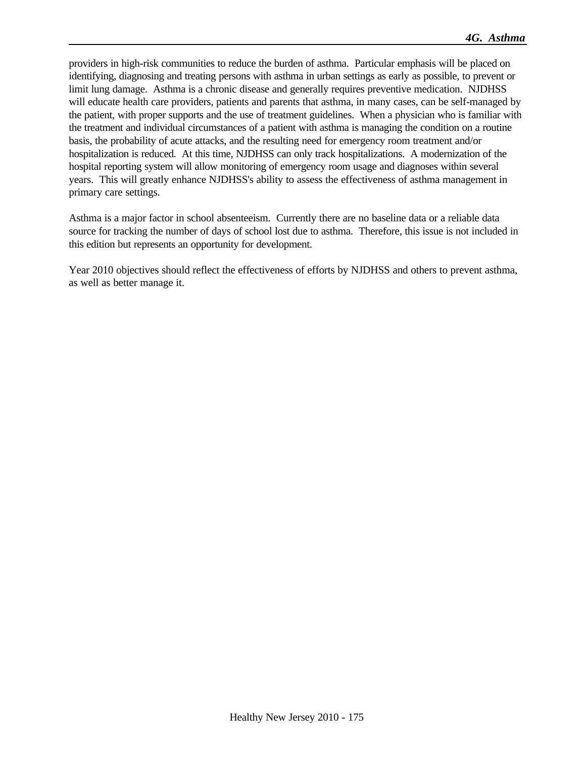providers in high-risk communities to reduce the burden of asthma. Particular emphasis will be placed on identifying, diagnosing and treating persons with asthma in urban settings as early as possible, to prevent or limit lung damage. Asthma is a chronic disease and generally requires preventive medication. NJDHSS will educate health care providers, patients and parents that asthma, in many cases, can be self-managed by the patient, with proper supports and the use of treatment guidelines. When a physician who is familiar with the treatment and individual circumstances of a patient with asthma is managing the condition on a routine basis, the probability of acute attacks, and the resulting need for emergency room treatment and/or hospitalization is reduced. At this time, NJDHSS can only track hospitalizations. A modernization of the hospital reporting system will allow monitoring of emergency room usage and diagnoses within several years. This will greatly enhance NJDHSS's ability to assess the effectiveness of asthma management in primary care settings.

Asthma is a major factor in school absenteeism. Currently there are no baseline data or a reliable data source for tracking the number of days of school lost due to asthma. Therefore, this issue is not included in this edition but represents an opportunity for development.

Year 2010 objectives should reflect the effectiveness of efforts by NJDHSS and others to prevent asthma, as well as better manage it.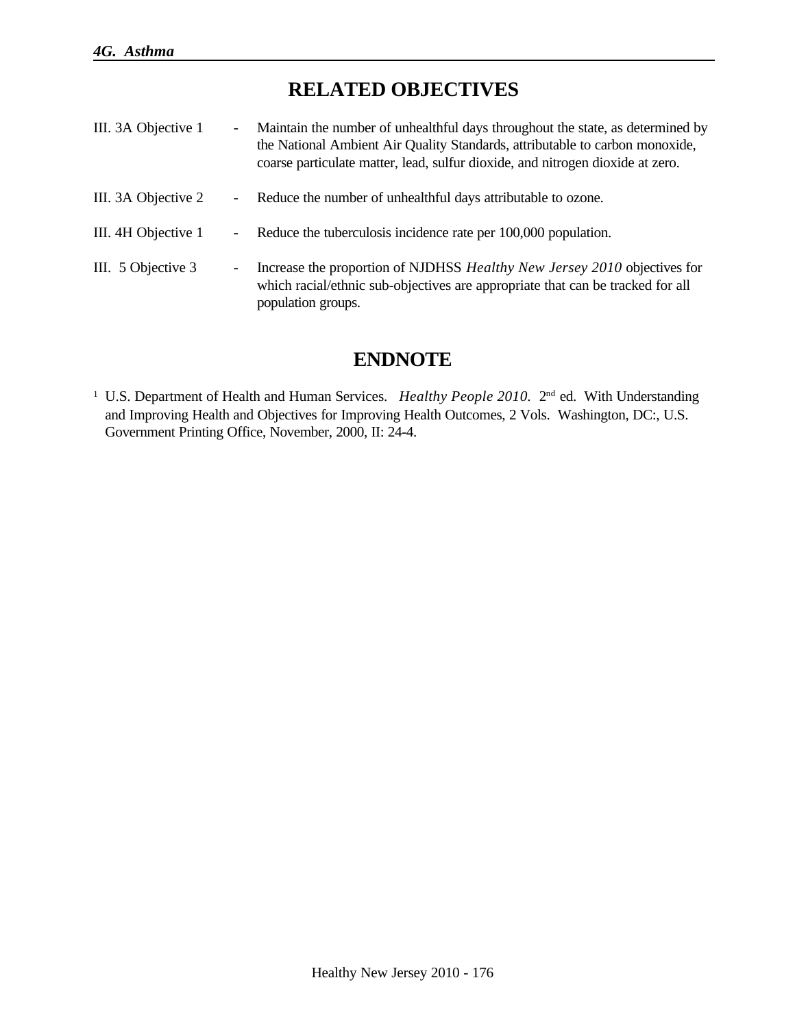## RELATED OBJECTIVES

III. 3A Objective 1 - Maintain the number of unhealthful days throughout the state, as determined by the National Ambient Air Quality Standards, attributable to carbon monoxide, coarse particulate matter, lead, sulfur dioxide, and nitrogen dioxide at zero.

III. 3A Objective 2 - Reduce the number of unhealthful days attributable to ozone.

III. 4H Objective 1 - Reduce the tuberculosis incidence rate per 100,000 population.

III. 5 Objective 3 - Increase the proportion of NJDHSS *Healthy New Jersey 2010* objectives for which racial/ethnic sub-objectives are appropriate that can be tracked for all population groups.

## ENDNOTE

[1] U.S. Department of Health and Human Services. *Healthy People 2010.* 2nd ed. With Understanding and Improving Health and Objectives for Improving Health Outcomes, 2 Vols. Washington, DC:, U.S. Government Printing Office, November, 2000, II: 24-4.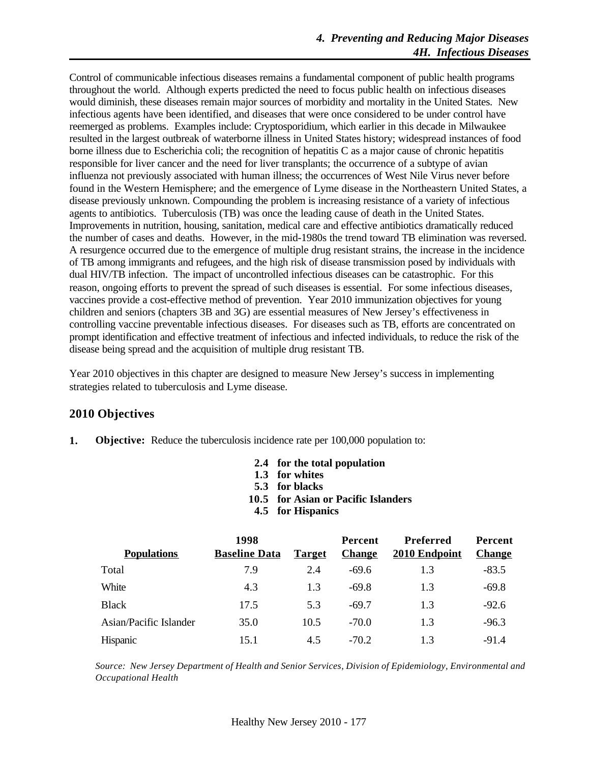Control of communicable infectious diseases remains a fundamental component of public health programs throughout the world. Although experts predicted the need to focus public health on infectious diseases would diminish, these diseases remain major sources of morbidity and mortality in the United States. New infectious agents have been identified, and diseases that were once considered to be under control have reemerged as problems. Examples include: Cryptosporidium, which earlier in this decade in Milwaukee resulted in the largest outbreak of waterborne illness in United States history; widespread instances of food borne illness due to Escherichia coli; the recognition of hepatitis C as a major cause of chronic hepatitis responsible for liver cancer and the need for liver transplants; the occurrence of a subtype of avian influenza not previously associated with human illness; the occurrences of West Nile Virus never before found in the Western Hemisphere; and the emergence of Lyme disease in the Northeastern United States, a disease previously unknown. Compounding the problem is increasing resistance of a variety of infectious agents to antibiotics. Tuberculosis (TB) was once the leading cause of death in the United States. Improvements in nutrition, housing, sanitation, medical care and effective antibiotics dramatically reduced the number of cases and deaths. However, in the mid-1980s the trend toward TB elimination was reversed. A resurgence occurred due to the emergence of multiple drug resistant strains, the increase in the incidence of TB among immigrants and refugees, and the high risk of disease transmission posed by individuals with dual HIV/TB infection. The impact of uncontrolled infectious diseases can be catastrophic. For this reason, ongoing efforts to prevent the spread of such diseases is essential. For some infectious diseases, vaccines provide a cost-effective method of prevention. Year 2010 immunization objectives for young children and seniors (chapters 3B and 3G) are essential measures of New Jersey's effectiveness in controlling vaccine preventable infectious diseases. For diseases such as TB, efforts are concentrated on prompt identification and effective treatment of infectious and infected individuals, to reduce the risk of the disease being spread and the acquisition of multiple drug resistant TB.

Year 2010 objectives in this chapter are designed to measure New Jersey's success in implementing strategies related to tuberculosis and Lyme disease.

## 2010 Objectives

**1.** **Objective:** Reduce the tuberculosis incidence rate per 100,000 population to:

- **2.4 for the total population**
- **1.3 for whites**
- **5.3 for blacks**
- **10.5 for Asian or Pacific Islanders**
- **4.5 for Hispanics**

| Populations | 1998 Baseline Data | Target | Percent Change | Preferred 2010 Endpoint | Percent Change |
|---|---|---|---|---|---|
| Total | 7.9 | 2.4 | -69.6 | 1.3 | -83.5 |
| White | 4.3 | 1.3 | -69.8 | 1.3 | -69.8 |
| Black | 17.5 | 5.3 | -69.7 | 1.3 | -92.6 |
| Asian/Pacific Islander | 35.0 | 10.5 | -70.0 | 1.3 | -96.3 |
| Hispanic | 15.1 | 4.5 | -70.2 | 1.3 | -91.4 |

*Source: New Jersey Department of Health and Senior Services, Division of Epidemiology, Environmental and Occupational Health*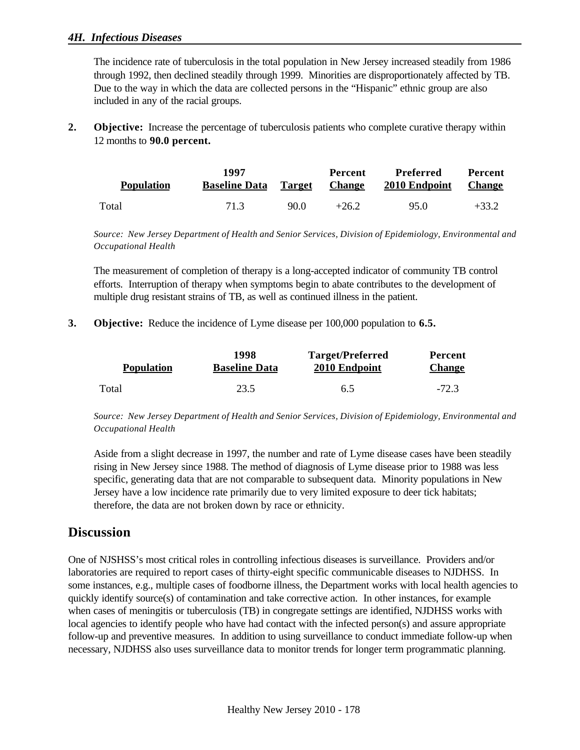The incidence rate of tuberculosis in the total population in New Jersey increased steadily from 1986 through 1992, then declined steadily through 1999. Minorities are disproportionately affected by TB. Due to the way in which the data are collected persons in the "Hispanic" ethnic group are also included in any of the racial groups.

**2. Objective:** Increase the percentage of tuberculosis patients who complete curative therapy within 12 months to **90.0 percent.**

| Population | 1997 Baseline Data | Target | Percent Change | Preferred 2010 Endpoint | Percent Change |
|---|---|---|---|---|---|
| Total | 71.3 | 90.0 | +26.2 | 95.0 | +33.2 |

*Source: New Jersey Department of Health and Senior Services, Division of Epidemiology, Environmental and Occupational Health*

The measurement of completion of therapy is a long-accepted indicator of community TB control efforts. Interruption of therapy when symptoms begin to abate contributes to the development of multiple drug resistant strains of TB, as well as continued illness in the patient.

**3. Objective:** Reduce the incidence of Lyme disease per 100,000 population to **6.5.**

| Population | 1998 Baseline Data | Target/Preferred 2010 Endpoint | Percent Change |
|---|---|---|---|
| Total | 23.5 | 6.5 | -72.3 |

*Source: New Jersey Department of Health and Senior Services, Division of Epidemiology, Environmental and Occupational Health*

Aside from a slight decrease in 1997, the number and rate of Lyme disease cases have been steadily rising in New Jersey since 1988. The method of diagnosis of Lyme disease prior to 1988 was less specific, generating data that are not comparable to subsequent data. Minority populations in New Jersey have a low incidence rate primarily due to very limited exposure to deer tick habitats; therefore, the data are not broken down by race or ethnicity.

## Discussion

One of NJSHSS's most critical roles in controlling infectious diseases is surveillance. Providers and/or laboratories are required to report cases of thirty-eight specific communicable diseases to NJDHSS. In some instances, e.g., multiple cases of foodborne illness, the Department works with local health agencies to quickly identify source(s) of contamination and take corrective action. In other instances, for example when cases of meningitis or tuberculosis (TB) in congregate settings are identified, NJDHSS works with local agencies to identify people who have had contact with the infected person(s) and assure appropriate follow-up and preventive measures. In addition to using surveillance to conduct immediate follow-up when necessary, NJDHSS also uses surveillance data to monitor trends for longer term programmatic planning.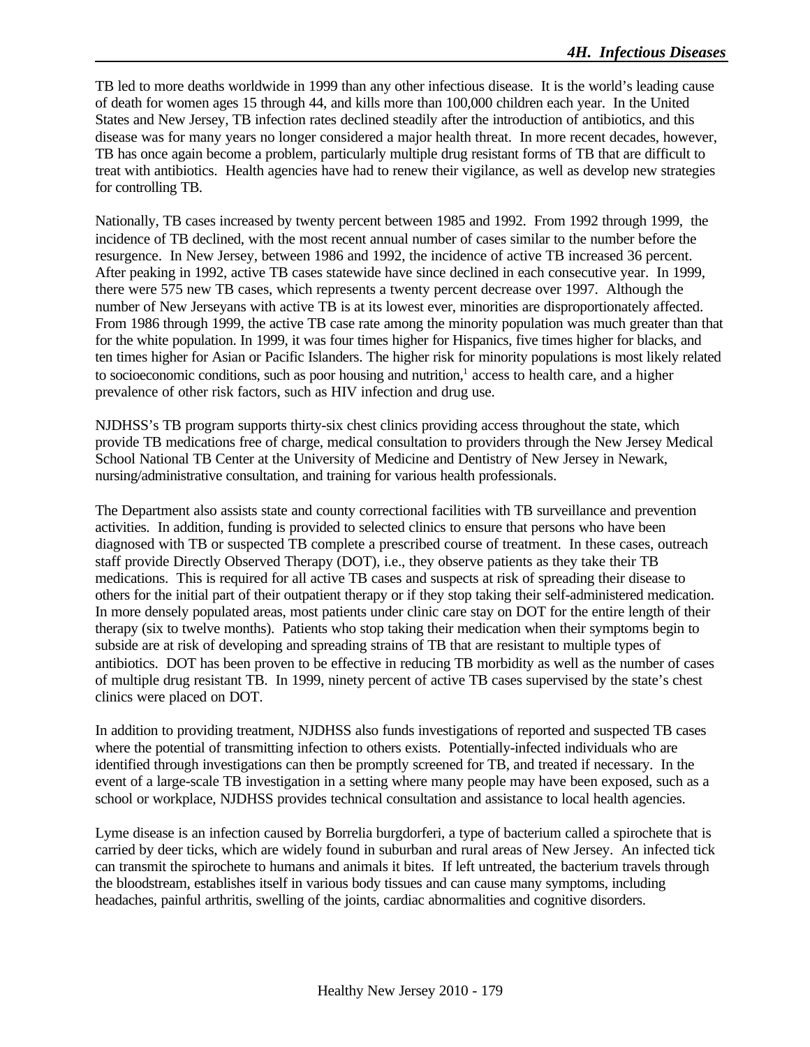TB led to more deaths worldwide in 1999 than any other infectious disease. It is the world's leading cause of death for women ages 15 through 44, and kills more than 100,000 children each year. In the United States and New Jersey, TB infection rates declined steadily after the introduction of antibiotics, and this disease was for many years no longer considered a major health threat. In more recent decades, however, TB has once again become a problem, particularly multiple drug resistant forms of TB that are difficult to treat with antibiotics. Health agencies have had to renew their vigilance, as well as develop new strategies for controlling TB.

Nationally, TB cases increased by twenty percent between 1985 and 1992. From 1992 through 1999, the incidence of TB declined, with the most recent annual number of cases similar to the number before the resurgence. In New Jersey, between 1986 and 1992, the incidence of active TB increased 36 percent. After peaking in 1992, active TB cases statewide have since declined in each consecutive year. In 1999, there were 575 new TB cases, which represents a twenty percent decrease over 1997. Although the number of New Jerseyans with active TB is at its lowest ever, minorities are disproportionately affected. From 1986 through 1999, the active TB case rate among the minority population was much greater than that for the white population. In 1999, it was four times higher for Hispanics, five times higher for blacks, and ten times higher for Asian or Pacific Islanders. The higher risk for minority populations is most likely related to socioeconomic conditions, such as poor housing and nutrition,[1] access to health care, and a higher prevalence of other risk factors, such as HIV infection and drug use.

NJDHSS's TB program supports thirty-six chest clinics providing access throughout the state, which provide TB medications free of charge, medical consultation to providers through the New Jersey Medical School National TB Center at the University of Medicine and Dentistry of New Jersey in Newark, nursing/administrative consultation, and training for various health professionals.

The Department also assists state and county correctional facilities with TB surveillance and prevention activities. In addition, funding is provided to selected clinics to ensure that persons who have been diagnosed with TB or suspected TB complete a prescribed course of treatment. In these cases, outreach staff provide Directly Observed Therapy (DOT), i.e., they observe patients as they take their TB medications. This is required for all active TB cases and suspects at risk of spreading their disease to others for the initial part of their outpatient therapy or if they stop taking their self-administered medication. In more densely populated areas, most patients under clinic care stay on DOT for the entire length of their therapy (six to twelve months). Patients who stop taking their medication when their symptoms begin to subside are at risk of developing and spreading strains of TB that are resistant to multiple types of antibiotics. DOT has been proven to be effective in reducing TB morbidity as well as the number of cases of multiple drug resistant TB. In 1999, ninety percent of active TB cases supervised by the state's chest clinics were placed on DOT.

In addition to providing treatment, NJDHSS also funds investigations of reported and suspected TB cases where the potential of transmitting infection to others exists. Potentially-infected individuals who are identified through investigations can then be promptly screened for TB, and treated if necessary. In the event of a large-scale TB investigation in a setting where many people may have been exposed, such as a school or workplace, NJDHSS provides technical consultation and assistance to local health agencies.

Lyme disease is an infection caused by Borrelia burgdorferi, a type of bacterium called a spirochete that is carried by deer ticks, which are widely found in suburban and rural areas of New Jersey. An infected tick can transmit the spirochete to humans and animals it bites. If left untreated, the bacterium travels through the bloodstream, establishes itself in various body tissues and can cause many symptoms, including headaches, painful arthritis, swelling of the joints, cardiac abnormalities and cognitive disorders.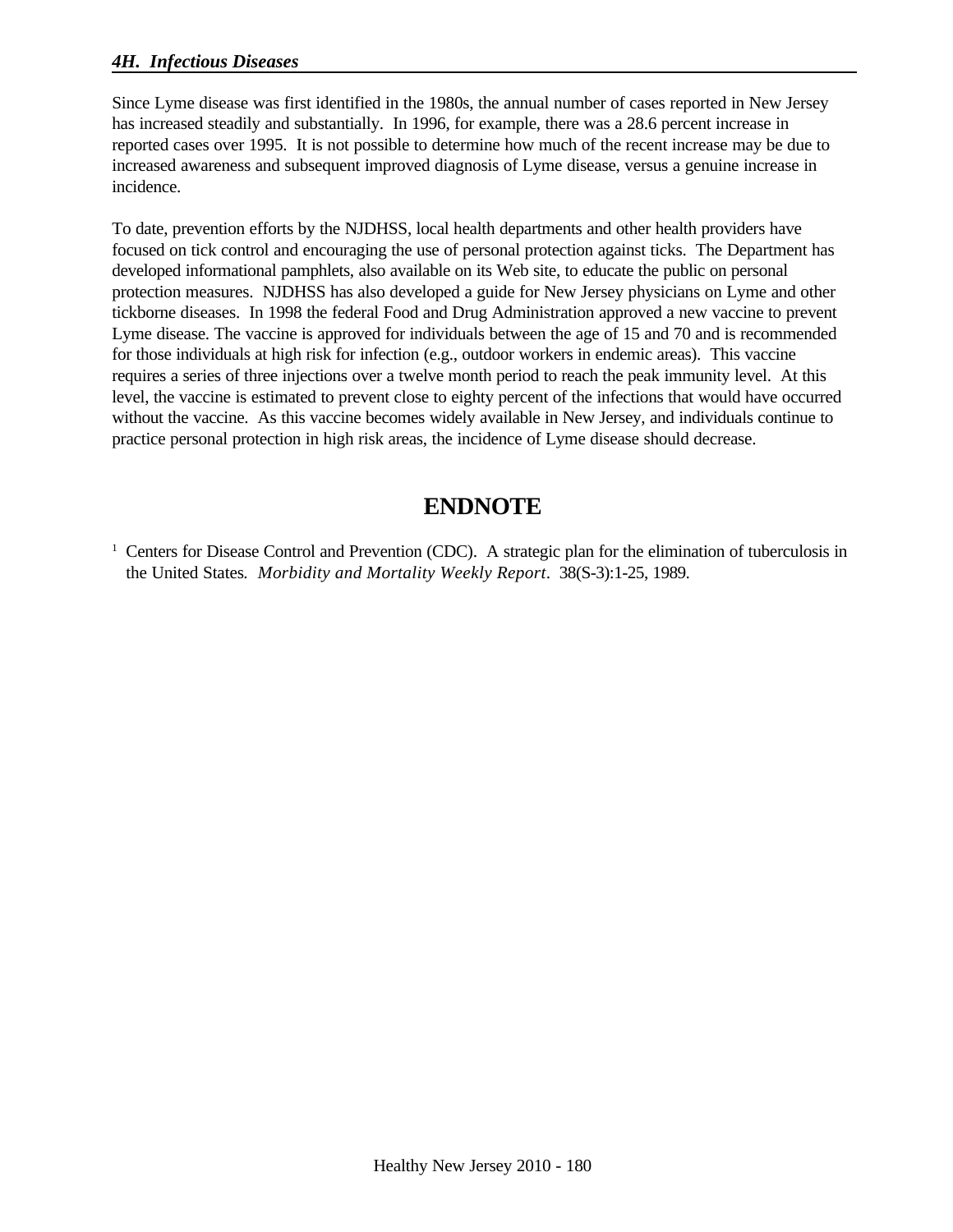Since Lyme disease was first identified in the 1980s, the annual number of cases reported in New Jersey has increased steadily and substantially. In 1996, for example, there was a 28.6 percent increase in reported cases over 1995. It is not possible to determine how much of the recent increase may be due to increased awareness and subsequent improved diagnosis of Lyme disease, versus a genuine increase in incidence.

To date, prevention efforts by the NJDHSS, local health departments and other health providers have focused on tick control and encouraging the use of personal protection against ticks. The Department has developed informational pamphlets, also available on its Web site, to educate the public on personal protection measures. NJDHSS has also developed a guide for New Jersey physicians on Lyme and other tickborne diseases. In 1998 the federal Food and Drug Administration approved a new vaccine to prevent Lyme disease. The vaccine is approved for individuals between the age of 15 and 70 and is recommended for those individuals at high risk for infection (e.g., outdoor workers in endemic areas). This vaccine requires a series of three injections over a twelve month period to reach the peak immunity level. At this level, the vaccine is estimated to prevent close to eighty percent of the infections that would have occurred without the vaccine. As this vaccine becomes widely available in New Jersey, and individuals continue to practice personal protection in high risk areas, the incidence of Lyme disease should decrease.

## ENDNOTE

[1] Centers for Disease Control and Prevention (CDC). A strategic plan for the elimination of tuberculosis in the United States. *Morbidity and Mortality Weekly Report*. 38(S-3):1-25, 1989.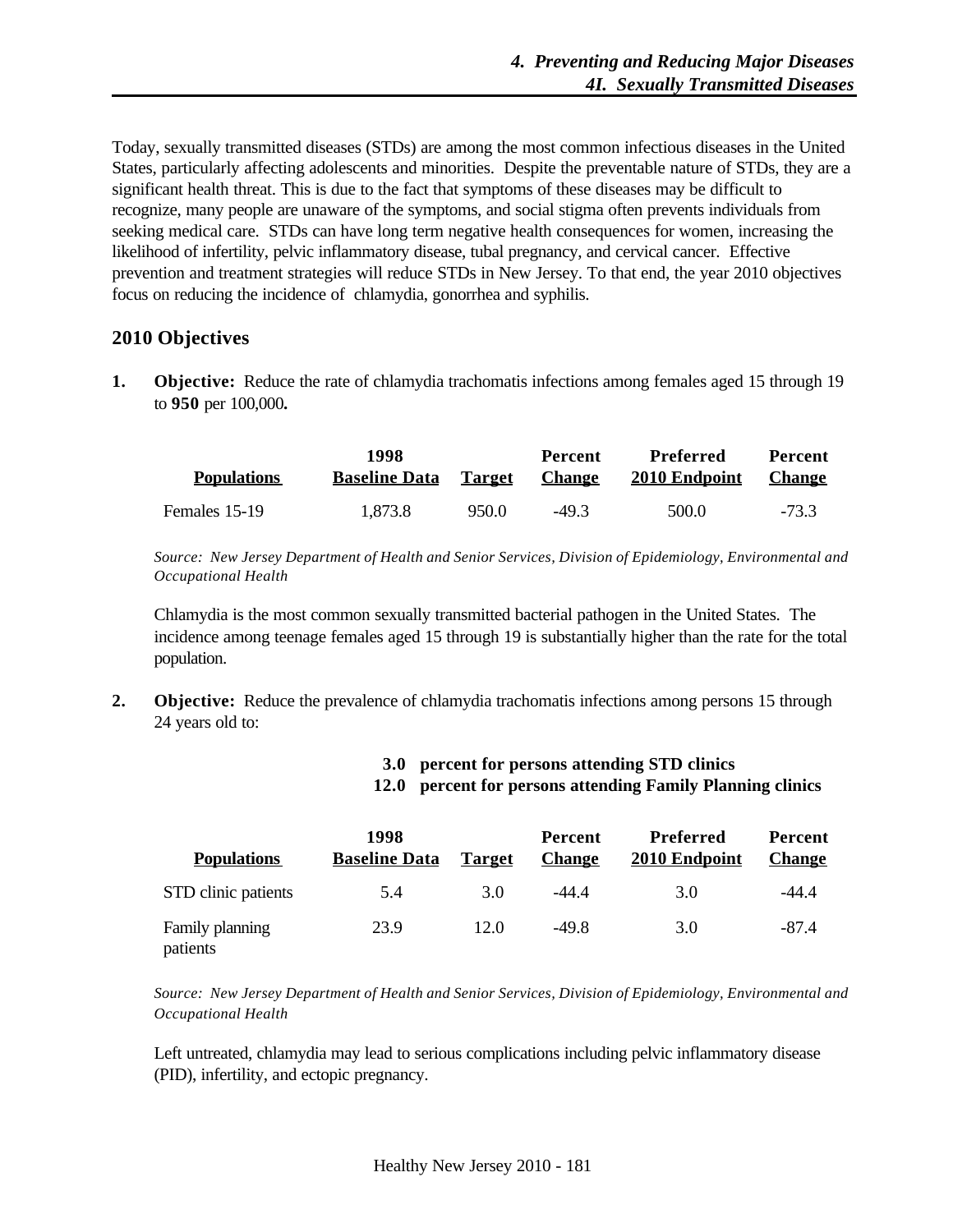Today, sexually transmitted diseases (STDs) are among the most common infectious diseases in the United States, particularly affecting adolescents and minorities. Despite the preventable nature of STDs, they are a significant health threat. This is due to the fact that symptoms of these diseases may be difficult to recognize, many people are unaware of the symptoms, and social stigma often prevents individuals from seeking medical care. STDs can have long term negative health consequences for women, increasing the likelihood of infertility, pelvic inflammatory disease, tubal pregnancy, and cervical cancer. Effective prevention and treatment strategies will reduce STDs in New Jersey. To that end, the year 2010 objectives focus on reducing the incidence of chlamydia, gonorrhea and syphilis.

## 2010 Objectives

**1. Objective:** Reduce the rate of chlamydia trachomatis infections among females aged 15 through 19 to **950** per 100,000**.**

| Populations | 1998 Baseline Data | Target | Percent Change | Preferred 2010 Endpoint | Percent Change |
|---|---|---|---|---|---|
| Females 15-19 | 1,873.8 | 950.0 | -49.3 | 500.0 | -73.3 |

*Source: New Jersey Department of Health and Senior Services, Division of Epidemiology, Environmental and Occupational Health*

Chlamydia is the most common sexually transmitted bacterial pathogen in the United States. The incidence among teenage females aged 15 through 19 is substantially higher than the rate for the total population.

**2. Objective:** Reduce the prevalence of chlamydia trachomatis infections among persons 15 through 24 years old to:

**3.0 percent for persons attending STD clinics**
**12.0 percent for persons attending Family Planning clinics**

| Populations | 1998 Baseline Data | Target | Percent Change | Preferred 2010 Endpoint | Percent Change |
|---|---|---|---|---|---|
| STD clinic patients | 5.4 | 3.0 | -44.4 | 3.0 | -44.4 |
| Family planning patients | 23.9 | 12.0 | -49.8 | 3.0 | -87.4 |

*Source: New Jersey Department of Health and Senior Services, Division of Epidemiology, Environmental and Occupational Health*

Left untreated, chlamydia may lead to serious complications including pelvic inflammatory disease (PID), infertility, and ectopic pregnancy.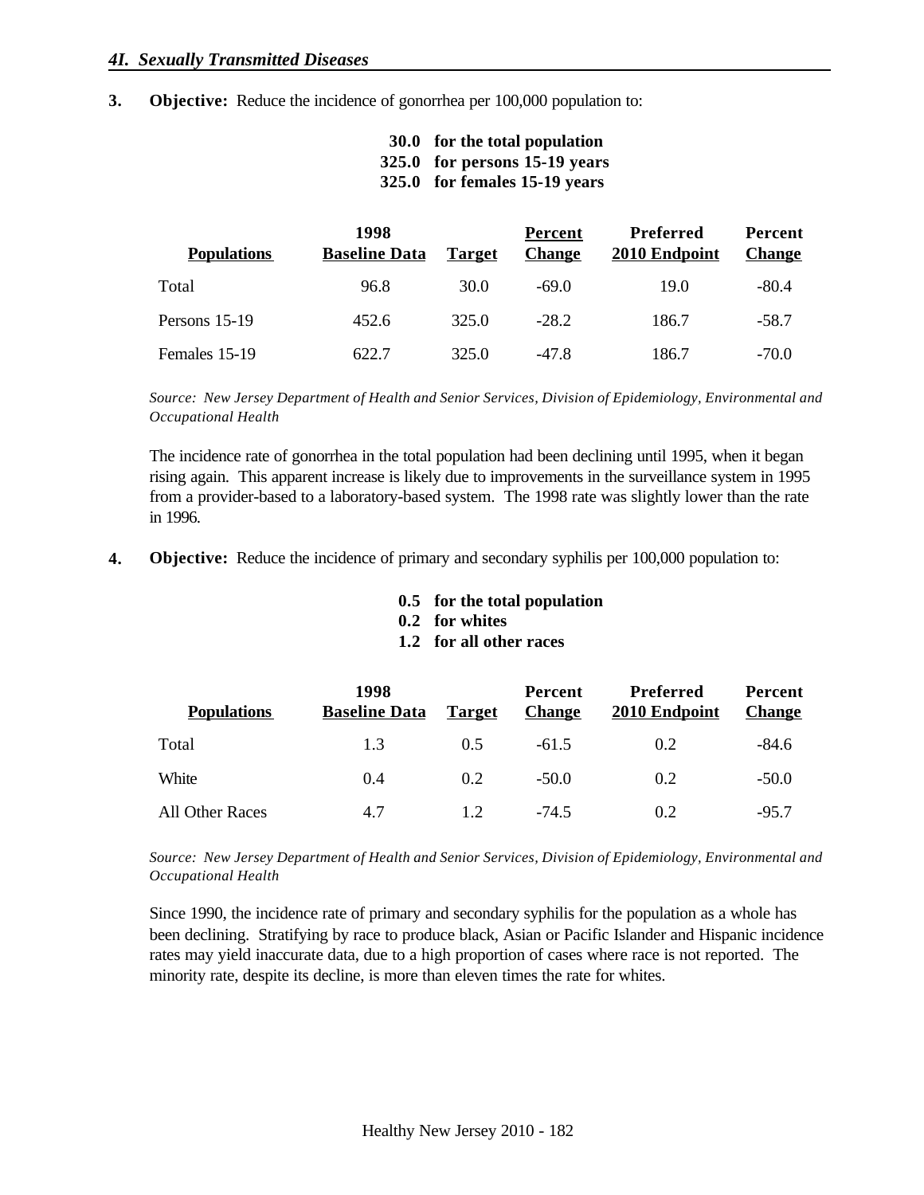**3. Objective:** Reduce the incidence of gonorrhea per 100,000 population to:

**30.0 for the total population**
**325.0 for persons 15-19 years**
**325.0 for females 15-19 years**

| Populations | 1998 Baseline Data | Target | Percent Change | Preferred 2010 Endpoint | Percent Change |
|---|---|---|---|---|---|
| Total | 96.8 | 30.0 | -69.0 | 19.0 | -80.4 |
| Persons 15-19 | 452.6 | 325.0 | -28.2 | 186.7 | -58.7 |
| Females 15-19 | 622.7 | 325.0 | -47.8 | 186.7 | -70.0 |

*Source: New Jersey Department of Health and Senior Services, Division of Epidemiology, Environmental and Occupational Health*

The incidence rate of gonorrhea in the total population had been declining until 1995, when it began rising again. This apparent increase is likely due to improvements in the surveillance system in 1995 from a provider-based to a laboratory-based system. The 1998 rate was slightly lower than the rate in 1996.

**4. Objective:** Reduce the incidence of primary and secondary syphilis per 100,000 population to:

**0.5 for the total population**
**0.2 for whites**
**1.2 for all other races**

| Populations | 1998 Baseline Data | Target | Percent Change | Preferred 2010 Endpoint | Percent Change |
|---|---|---|---|---|---|
| Total | 1.3 | 0.5 | -61.5 | 0.2 | -84.6 |
| White | 0.4 | 0.2 | -50.0 | 0.2 | -50.0 |
| All Other Races | 4.7 | 1.2 | -74.5 | 0.2 | -95.7 |

*Source: New Jersey Department of Health and Senior Services, Division of Epidemiology, Environmental and Occupational Health*

Since 1990, the incidence rate of primary and secondary syphilis for the population as a whole has been declining. Stratifying by race to produce black, Asian or Pacific Islander and Hispanic incidence rates may yield inaccurate data, due to a high proportion of cases where race is not reported. The minority rate, despite its decline, is more than eleven times the rate for whites.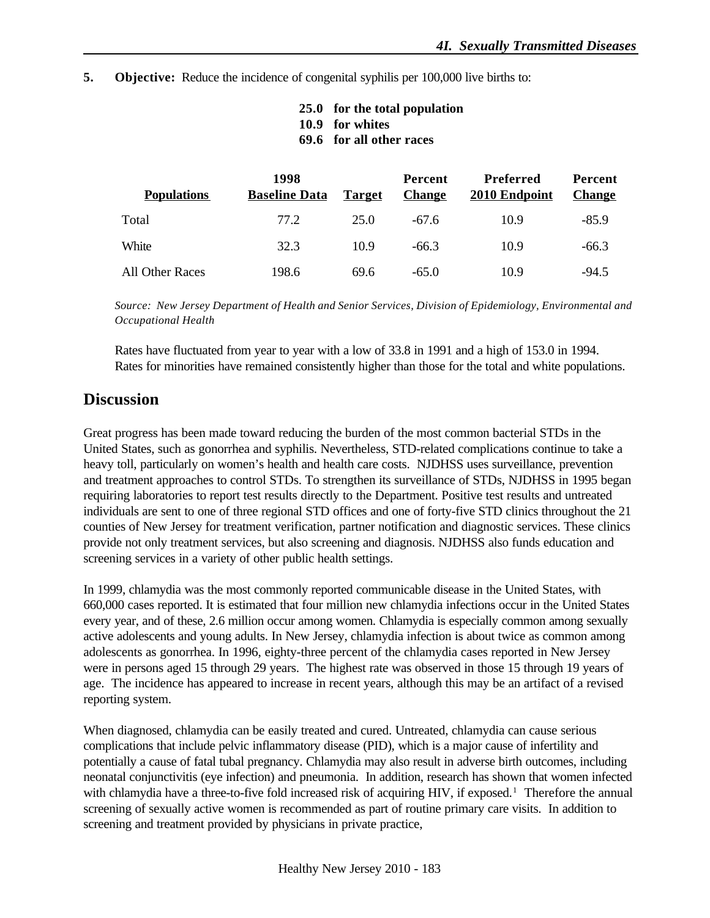**5. Objective:** Reduce the incidence of congenital syphilis per 100,000 live births to:

**25.0 for the total population**
**10.9 for whites**
**69.6 for all other races**

| Populations | 1998 Baseline Data | Target | Percent Change | Preferred 2010 Endpoint | Percent Change |
|---|---|---|---|---|---|
| Total | 77.2 | 25.0 | -67.6 | 10.9 | -85.9 |
| White | 32.3 | 10.9 | -66.3 | 10.9 | -66.3 |
| All Other Races | 198.6 | 69.6 | -65.0 | 10.9 | -94.5 |

*Source: New Jersey Department of Health and Senior Services, Division of Epidemiology, Environmental and Occupational Health*

Rates have fluctuated from year to year with a low of 33.8 in 1991 and a high of 153.0 in 1994. Rates for minorities have remained consistently higher than those for the total and white populations.

## Discussion

Great progress has been made toward reducing the burden of the most common bacterial STDs in the United States, such as gonorrhea and syphilis. Nevertheless, STD-related complications continue to take a heavy toll, particularly on women's health and health care costs. NJDHSS uses surveillance, prevention and treatment approaches to control STDs. To strengthen its surveillance of STDs, NJDHSS in 1995 began requiring laboratories to report test results directly to the Department. Positive test results and untreated individuals are sent to one of three regional STD offices and one of forty-five STD clinics throughout the 21 counties of New Jersey for treatment verification, partner notification and diagnostic services. These clinics provide not only treatment services, but also screening and diagnosis. NJDHSS also funds education and screening services in a variety of other public health settings.

In 1999, chlamydia was the most commonly reported communicable disease in the United States, with 660,000 cases reported. It is estimated that four million new chlamydia infections occur in the United States every year, and of these, 2.6 million occur among women. Chlamydia is especially common among sexually active adolescents and young adults. In New Jersey, chlamydia infection is about twice as common among adolescents as gonorrhea. In 1996, eighty-three percent of the chlamydia cases reported in New Jersey were in persons aged 15 through 29 years. The highest rate was observed in those 15 through 19 years of age. The incidence has appeared to increase in recent years, although this may be an artifact of a revised reporting system.

When diagnosed, chlamydia can be easily treated and cured. Untreated, chlamydia can cause serious complications that include pelvic inflammatory disease (PID), which is a major cause of infertility and potentially a cause of fatal tubal pregnancy. Chlamydia may also result in adverse birth outcomes, including neonatal conjunctivitis (eye infection) and pneumonia. In addition, research has shown that women infected with chlamydia have a three-to-five fold increased risk of acquiring HIV, if exposed.[1] Therefore the annual screening of sexually active women is recommended as part of routine primary care visits. In addition to screening and treatment provided by physicians in private practice,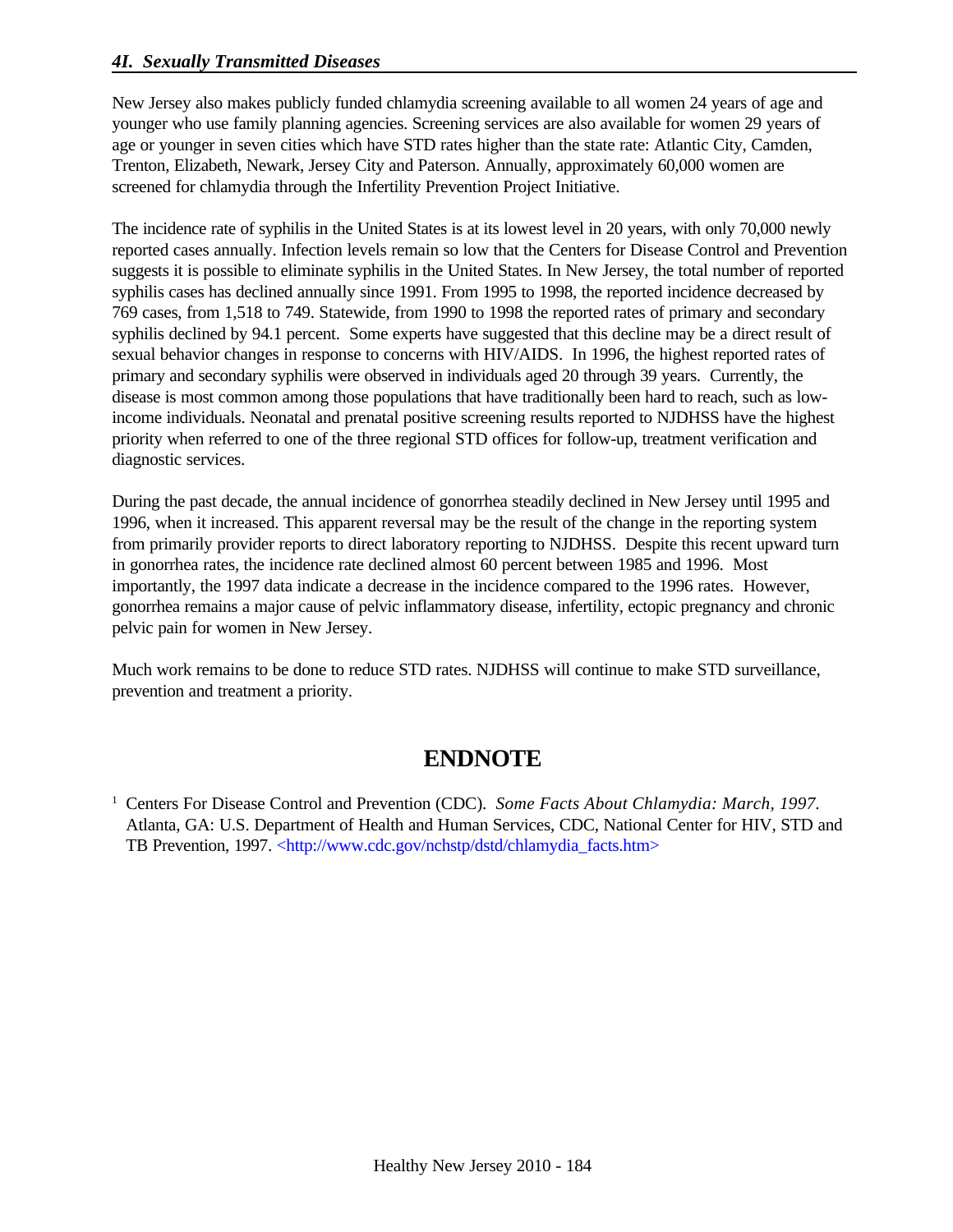New Jersey also makes publicly funded chlamydia screening available to all women 24 years of age and younger who use family planning agencies. Screening services are also available for women 29 years of age or younger in seven cities which have STD rates higher than the state rate: Atlantic City, Camden, Trenton, Elizabeth, Newark, Jersey City and Paterson. Annually, approximately 60,000 women are screened for chlamydia through the Infertility Prevention Project Initiative.

The incidence rate of syphilis in the United States is at its lowest level in 20 years, with only 70,000 newly reported cases annually. Infection levels remain so low that the Centers for Disease Control and Prevention suggests it is possible to eliminate syphilis in the United States. In New Jersey, the total number of reported syphilis cases has declined annually since 1991. From 1995 to 1998, the reported incidence decreased by 769 cases, from 1,518 to 749. Statewide, from 1990 to 1998 the reported rates of primary and secondary syphilis declined by 94.1 percent. Some experts have suggested that this decline may be a direct result of sexual behavior changes in response to concerns with HIV/AIDS. In 1996, the highest reported rates of primary and secondary syphilis were observed in individuals aged 20 through 39 years. Currently, the disease is most common among those populations that have traditionally been hard to reach, such as low-income individuals. Neonatal and prenatal positive screening results reported to NJDHSS have the highest priority when referred to one of the three regional STD offices for follow-up, treatment verification and diagnostic services.

During the past decade, the annual incidence of gonorrhea steadily declined in New Jersey until 1995 and 1996, when it increased. This apparent reversal may be the result of the change in the reporting system from primarily provider reports to direct laboratory reporting to NJDHSS. Despite this recent upward turn in gonorrhea rates, the incidence rate declined almost 60 percent between 1985 and 1996. Most importantly, the 1997 data indicate a decrease in the incidence compared to the 1996 rates. However, gonorrhea remains a major cause of pelvic inflammatory disease, infertility, ectopic pregnancy and chronic pelvic pain for women in New Jersey.

Much work remains to be done to reduce STD rates. NJDHSS will continue to make STD surveillance, prevention and treatment a priority.

# ENDNOTE

[1] Centers For Disease Control and Prevention (CDC). *Some Facts About Chlamydia: March, 1997.* Atlanta, GA: U.S. Department of Health and Human Services, CDC, National Center for HIV, STD and TB Prevention, 1997. <http://www.cdc.gov/nchstp/dstd/chlamydia_facts.htm>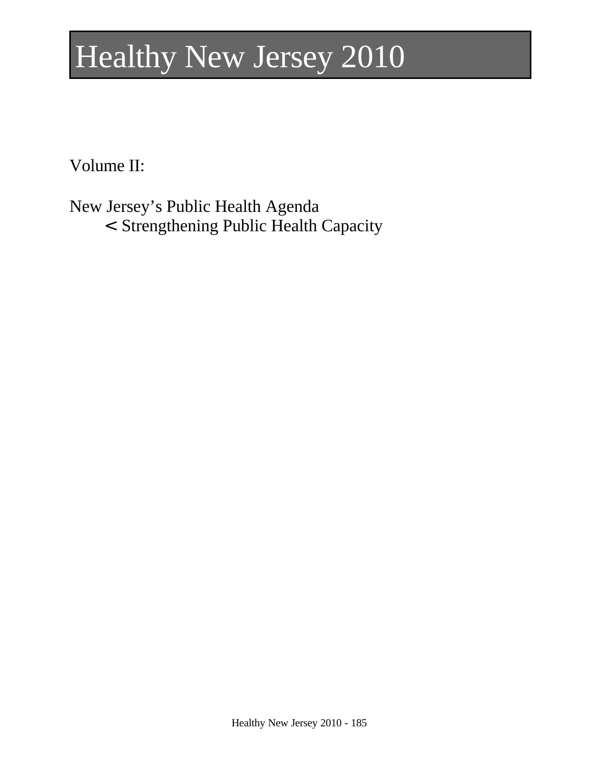# Healthy New Jersey 2010

Volume II:

New Jersey's Public Health Agenda

< Strengthening Public Health Capacity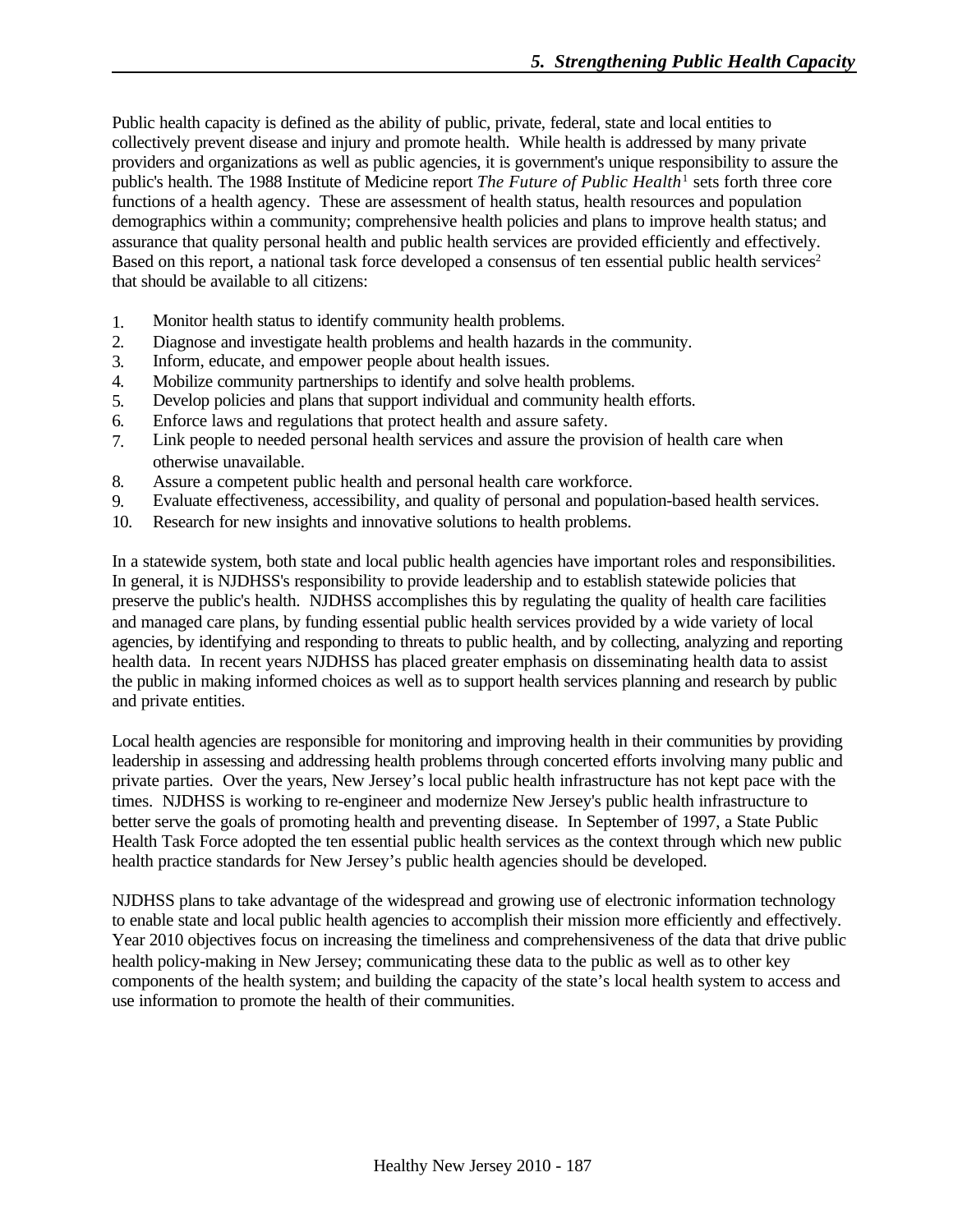# 5. Strengthening Public Health Capacity

Public health capacity is defined as the ability of public, private, federal, state and local entities to collectively prevent disease and injury and promote health. While health is addressed by many private providers and organizations as well as public agencies, it is government's unique responsibility to assure the public's health. The 1988 Institute of Medicine report *The Future of Public Health*[1] sets forth three core functions of a health agency. These are assessment of health status, health resources and population demographics within a community; comprehensive health policies and plans to improve health status; and assurance that quality personal health and public health services are provided efficiently and effectively. Based on this report, a national task force developed a consensus of ten essential public health services[2] that should be available to all citizens:

1. Monitor health status to identify community health problems.
2. Diagnose and investigate health problems and health hazards in the community.
3. Inform, educate, and empower people about health issues.
4. Mobilize community partnerships to identify and solve health problems.
5. Develop policies and plans that support individual and community health efforts.
6. Enforce laws and regulations that protect health and assure safety.
7. Link people to needed personal health services and assure the provision of health care when otherwise unavailable.
8. Assure a competent public health and personal health care workforce.
9. Evaluate effectiveness, accessibility, and quality of personal and population-based health services.
10. Research for new insights and innovative solutions to health problems.

In a statewide system, both state and local public health agencies have important roles and responsibilities. In general, it is NJDHSS's responsibility to provide leadership and to establish statewide policies that preserve the public's health. NJDHSS accomplishes this by regulating the quality of health care facilities and managed care plans, by funding essential public health services provided by a wide variety of local agencies, by identifying and responding to threats to public health, and by collecting, analyzing and reporting health data. In recent years NJDHSS has placed greater emphasis on disseminating health data to assist the public in making informed choices as well as to support health services planning and research by public and private entities.

Local health agencies are responsible for monitoring and improving health in their communities by providing leadership in assessing and addressing health problems through concerted efforts involving many public and private parties. Over the years, New Jersey's local public health infrastructure has not kept pace with the times. NJDHSS is working to re-engineer and modernize New Jersey's public health infrastructure to better serve the goals of promoting health and preventing disease. In September of 1997, a State Public Health Task Force adopted the ten essential public health services as the context through which new public health practice standards for New Jersey's public health agencies should be developed.

NJDHSS plans to take advantage of the widespread and growing use of electronic information technology to enable state and local public health agencies to accomplish their mission more efficiently and effectively. Year 2010 objectives focus on increasing the timeliness and comprehensiveness of the data that drive public health policy-making in New Jersey; communicating these data to the public as well as to other key components of the health system; and building the capacity of the state's local health system to access and use information to promote the health of their communities.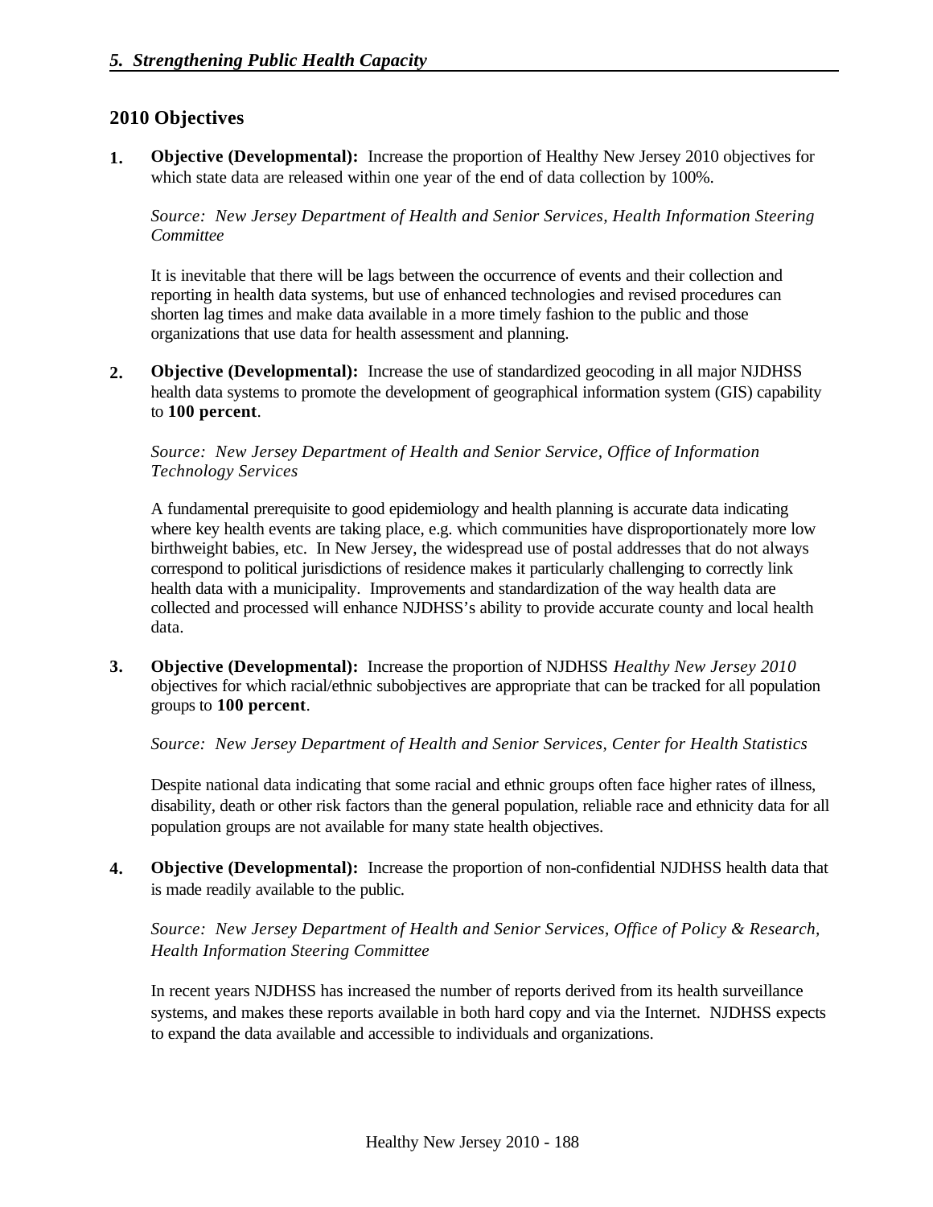## 2010 Objectives

**1. Objective (Developmental):** Increase the proportion of Healthy New Jersey 2010 objectives for which state data are released within one year of the end of data collection by 100%.

*Source: New Jersey Department of Health and Senior Services, Health Information Steering Committee*

It is inevitable that there will be lags between the occurrence of events and their collection and reporting in health data systems, but use of enhanced technologies and revised procedures can shorten lag times and make data available in a more timely fashion to the public and those organizations that use data for health assessment and planning.

**2. Objective (Developmental):** Increase the use of standardized geocoding in all major NJDHSS health data systems to promote the development of geographical information system (GIS) capability to **100 percent**.

*Source: New Jersey Department of Health and Senior Service, Office of Information Technology Services*

A fundamental prerequisite to good epidemiology and health planning is accurate data indicating where key health events are taking place, e.g. which communities have disproportionately more low birthweight babies, etc. In New Jersey, the widespread use of postal addresses that do not always correspond to political jurisdictions of residence makes it particularly challenging to correctly link health data with a municipality. Improvements and standardization of the way health data are collected and processed will enhance NJDHSS's ability to provide accurate county and local health data.

**3. Objective (Developmental):** Increase the proportion of NJDHSS *Healthy New Jersey 2010* objectives for which racial/ethnic subobjectives are appropriate that can be tracked for all population groups to **100 percent**.

*Source: New Jersey Department of Health and Senior Services, Center for Health Statistics*

Despite national data indicating that some racial and ethnic groups often face higher rates of illness, disability, death or other risk factors than the general population, reliable race and ethnicity data for all population groups are not available for many state health objectives.

**4. Objective (Developmental):** Increase the proportion of non-confidential NJDHSS health data that is made readily available to the public.

*Source: New Jersey Department of Health and Senior Services, Office of Policy & Research, Health Information Steering Committee*

In recent years NJDHSS has increased the number of reports derived from its health surveillance systems, and makes these reports available in both hard copy and via the Internet. NJDHSS expects to expand the data available and accessible to individuals and organizations.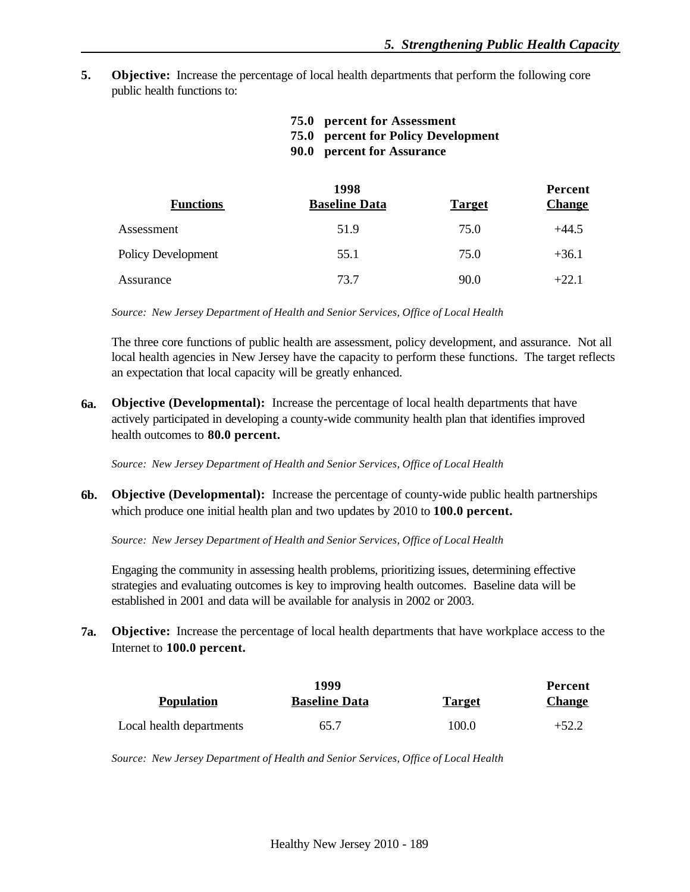**5. Objective:** Increase the percentage of local health departments that perform the following core public health functions to:

**75.0 percent for Assessment**
**75.0 percent for Policy Development**
**90.0 percent for Assurance**

| Functions | 1998 Baseline Data | Target | Percent Change |
|---|---|---|---|
| Assessment | 51.9 | 75.0 | +44.5 |
| Policy Development | 55.1 | 75.0 | +36.1 |
| Assurance | 73.7 | 90.0 | +22.1 |

*Source: New Jersey Department of Health and Senior Services, Office of Local Health*

The three core functions of public health are assessment, policy development, and assurance. Not all local health agencies in New Jersey have the capacity to perform these functions. The target reflects an expectation that local capacity will be greatly enhanced.

**6a. Objective (Developmental):** Increase the percentage of local health departments that have actively participated in developing a county-wide community health plan that identifies improved health outcomes to **80.0 percent.**

*Source: New Jersey Department of Health and Senior Services, Office of Local Health*

**6b. Objective (Developmental):** Increase the percentage of county-wide public health partnerships which produce one initial health plan and two updates by 2010 to **100.0 percent.**

*Source: New Jersey Department of Health and Senior Services, Office of Local Health*

Engaging the community in assessing health problems, prioritizing issues, determining effective strategies and evaluating outcomes is key to improving health outcomes. Baseline data will be established in 2001 and data will be available for analysis in 2002 or 2003.

**7a. Objective:** Increase the percentage of local health departments that have workplace access to the Internet to **100.0 percent.**

| Population | 1999 Baseline Data | Target | Percent Change |
|---|---|---|---|
| Local health departments | 65.7 | 100.0 | +52.2 |

*Source: New Jersey Department of Health and Senior Services, Office of Local Health*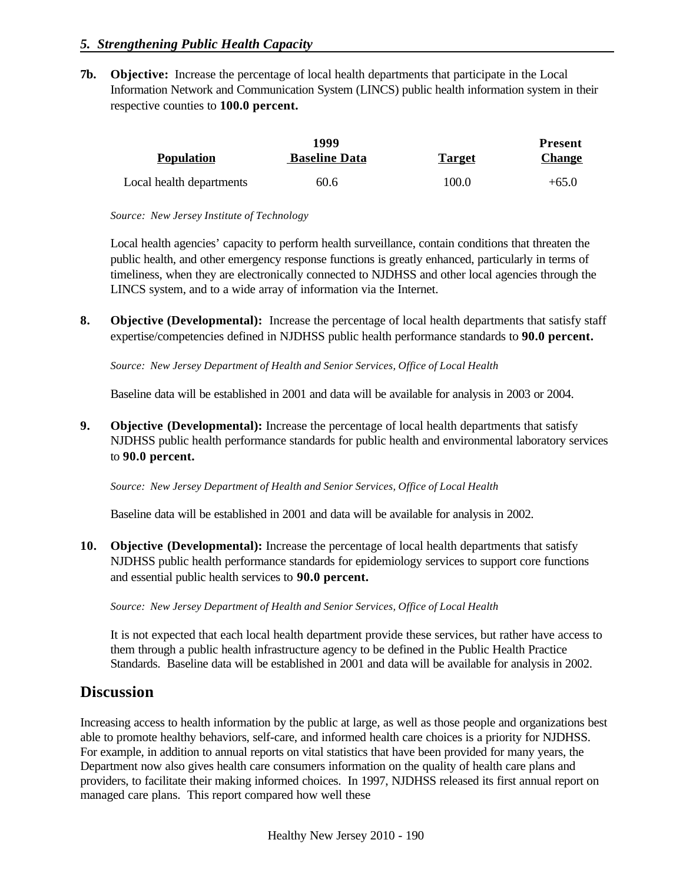**7b. Objective:** Increase the percentage of local health departments that participate in the Local Information Network and Communication System (LINCS) public health information system in their respective counties to **100.0 percent.**

| Population | 1999 Baseline Data | Target | Present Change |
|---|---|---|---|
| Local health departments | 60.6 | 100.0 | +65.0 |

*Source: New Jersey Institute of Technology*

Local health agencies' capacity to perform health surveillance, contain conditions that threaten the public health, and other emergency response functions is greatly enhanced, particularly in terms of timeliness, when they are electronically connected to NJDHSS and other local agencies through the LINCS system, and to a wide array of information via the Internet.

**8. Objective (Developmental):** Increase the percentage of local health departments that satisfy staff expertise/competencies defined in NJDHSS public health performance standards to **90.0 percent.**

*Source: New Jersey Department of Health and Senior Services, Office of Local Health*

Baseline data will be established in 2001 and data will be available for analysis in 2003 or 2004.

**9. Objective (Developmental):** Increase the percentage of local health departments that satisfy NJDHSS public health performance standards for public health and environmental laboratory services to **90.0 percent.**

*Source: New Jersey Department of Health and Senior Services, Office of Local Health*

Baseline data will be established in 2001 and data will be available for analysis in 2002.

**10. Objective (Developmental):** Increase the percentage of local health departments that satisfy NJDHSS public health performance standards for epidemiology services to support core functions and essential public health services to **90.0 percent.**

*Source: New Jersey Department of Health and Senior Services, Office of Local Health*

It is not expected that each local health department provide these services, but rather have access to them through a public health infrastructure agency to be defined in the Public Health Practice Standards. Baseline data will be established in 2001 and data will be available for analysis in 2002.

## Discussion

Increasing access to health information by the public at large, as well as those people and organizations best able to promote healthy behaviors, self-care, and informed health care choices is a priority for NJDHSS. For example, in addition to annual reports on vital statistics that have been provided for many years, the Department now also gives health care consumers information on the quality of health care plans and providers, to facilitate their making informed choices. In 1997, NJDHSS released its first annual report on managed care plans. This report compared how well these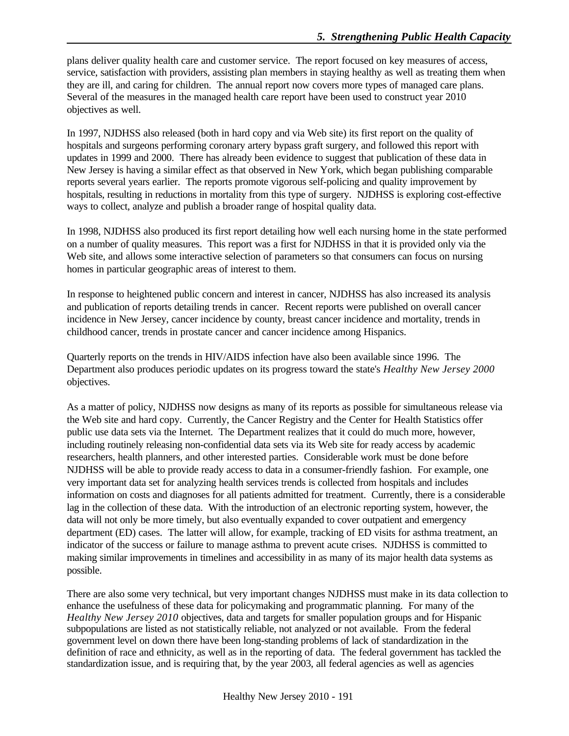plans deliver quality health care and customer service. The report focused on key measures of access, service, satisfaction with providers, assisting plan members in staying healthy as well as treating them when they are ill, and caring for children. The annual report now covers more types of managed care plans. Several of the measures in the managed health care report have been used to construct year 2010 objectives as well.

In 1997, NJDHSS also released (both in hard copy and via Web site) its first report on the quality of hospitals and surgeons performing coronary artery bypass graft surgery, and followed this report with updates in 1999 and 2000. There has already been evidence to suggest that publication of these data in New Jersey is having a similar effect as that observed in New York, which began publishing comparable reports several years earlier. The reports promote vigorous self-policing and quality improvement by hospitals, resulting in reductions in mortality from this type of surgery. NJDHSS is exploring cost-effective ways to collect, analyze and publish a broader range of hospital quality data.

In 1998, NJDHSS also produced its first report detailing how well each nursing home in the state performed on a number of quality measures. This report was a first for NJDHSS in that it is provided only via the Web site, and allows some interactive selection of parameters so that consumers can focus on nursing homes in particular geographic areas of interest to them.

In response to heightened public concern and interest in cancer, NJDHSS has also increased its analysis and publication of reports detailing trends in cancer. Recent reports were published on overall cancer incidence in New Jersey, cancer incidence by county, breast cancer incidence and mortality, trends in childhood cancer, trends in prostate cancer and cancer incidence among Hispanics.

Quarterly reports on the trends in HIV/AIDS infection have also been available since 1996. The Department also produces periodic updates on its progress toward the state's *Healthy New Jersey 2000* objectives.

As a matter of policy, NJDHSS now designs as many of its reports as possible for simultaneous release via the Web site and hard copy. Currently, the Cancer Registry and the Center for Health Statistics offer public use data sets via the Internet. The Department realizes that it could do much more, however, including routinely releasing non-confidential data sets via its Web site for ready access by academic researchers, health planners, and other interested parties. Considerable work must be done before NJDHSS will be able to provide ready access to data in a consumer-friendly fashion. For example, one very important data set for analyzing health services trends is collected from hospitals and includes information on costs and diagnoses for all patients admitted for treatment. Currently, there is a considerable lag in the collection of these data. With the introduction of an electronic reporting system, however, the data will not only be more timely, but also eventually expanded to cover outpatient and emergency department (ED) cases. The latter will allow, for example, tracking of ED visits for asthma treatment, an indicator of the success or failure to manage asthma to prevent acute crises. NJDHSS is committed to making similar improvements in timelines and accessibility in as many of its major health data systems as possible.

There are also some very technical, but very important changes NJDHSS must make in its data collection to enhance the usefulness of these data for policymaking and programmatic planning. For many of the *Healthy New Jersey 2010* objectives, data and targets for smaller population groups and for Hispanic subpopulations are listed as not statistically reliable, not analyzed or not available. From the federal government level on down there have been long-standing problems of lack of standardization in the definition of race and ethnicity, as well as in the reporting of data. The federal government has tackled the standardization issue, and is requiring that, by the year 2003, all federal agencies as well as agencies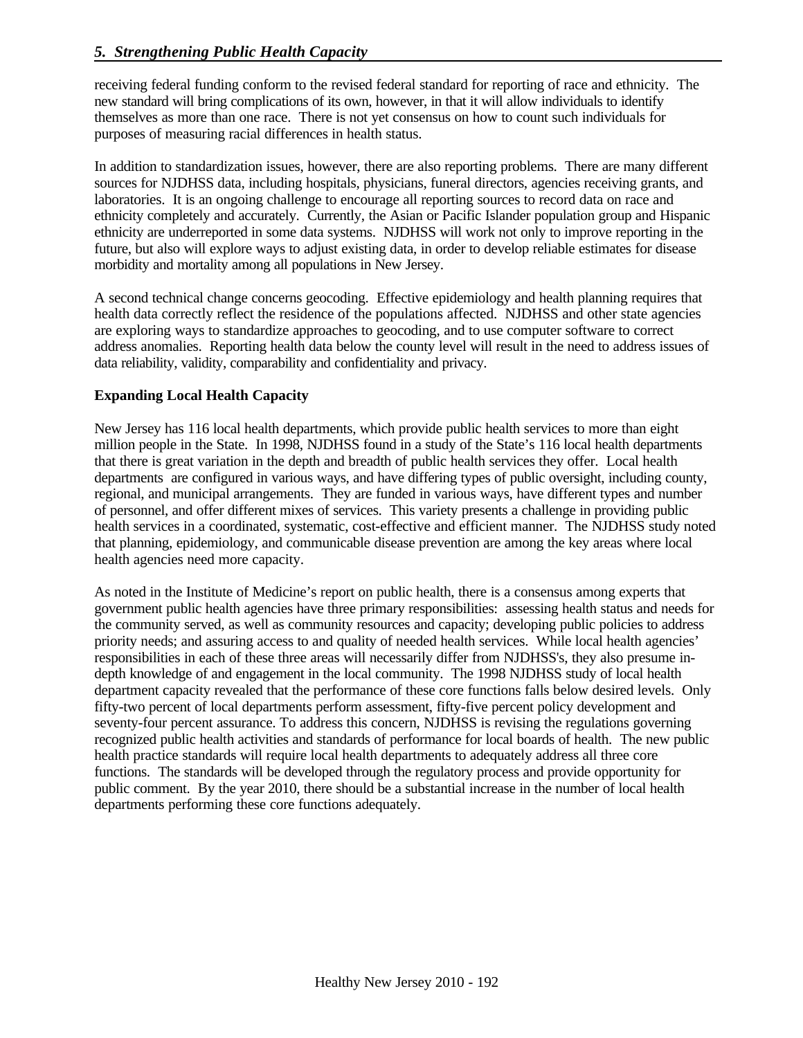receiving federal funding conform to the revised federal standard for reporting of race and ethnicity. The new standard will bring complications of its own, however, in that it will allow individuals to identify themselves as more than one race. There is not yet consensus on how to count such individuals for purposes of measuring racial differences in health status.

In addition to standardization issues, however, there are also reporting problems. There are many different sources for NJDHSS data, including hospitals, physicians, funeral directors, agencies receiving grants, and laboratories. It is an ongoing challenge to encourage all reporting sources to record data on race and ethnicity completely and accurately. Currently, the Asian or Pacific Islander population group and Hispanic ethnicity are underreported in some data systems. NJDHSS will work not only to improve reporting in the future, but also will explore ways to adjust existing data, in order to develop reliable estimates for disease morbidity and mortality among all populations in New Jersey.

A second technical change concerns geocoding. Effective epidemiology and health planning requires that health data correctly reflect the residence of the populations affected. NJDHSS and other state agencies are exploring ways to standardize approaches to geocoding, and to use computer software to correct address anomalies. Reporting health data below the county level will result in the need to address issues of data reliability, validity, comparability and confidentiality and privacy.

**Expanding Local Health Capacity**

New Jersey has 116 local health departments, which provide public health services to more than eight million people in the State. In 1998, NJDHSS found in a study of the State's 116 local health departments that there is great variation in the depth and breadth of public health services they offer. Local health departments are configured in various ways, and have differing types of public oversight, including county, regional, and municipal arrangements. They are funded in various ways, have different types and number of personnel, and offer different mixes of services. This variety presents a challenge in providing public health services in a coordinated, systematic, cost-effective and efficient manner. The NJDHSS study noted that planning, epidemiology, and communicable disease prevention are among the key areas where local health agencies need more capacity.

As noted in the Institute of Medicine's report on public health, there is a consensus among experts that government public health agencies have three primary responsibilities: assessing health status and needs for the community served, as well as community resources and capacity; developing public policies to address priority needs; and assuring access to and quality of needed health services. While local health agencies' responsibilities in each of these three areas will necessarily differ from NJDHSS's, they also presume in-depth knowledge of and engagement in the local community. The 1998 NJDHSS study of local health department capacity revealed that the performance of these core functions falls below desired levels. Only fifty-two percent of local departments perform assessment, fifty-five percent policy development and seventy-four percent assurance. To address this concern, NJDHSS is revising the regulations governing recognized public health activities and standards of performance for local boards of health. The new public health practice standards will require local health departments to adequately address all three core functions. The standards will be developed through the regulatory process and provide opportunity for public comment. By the year 2010, there should be a substantial increase in the number of local health departments performing these core functions adequately.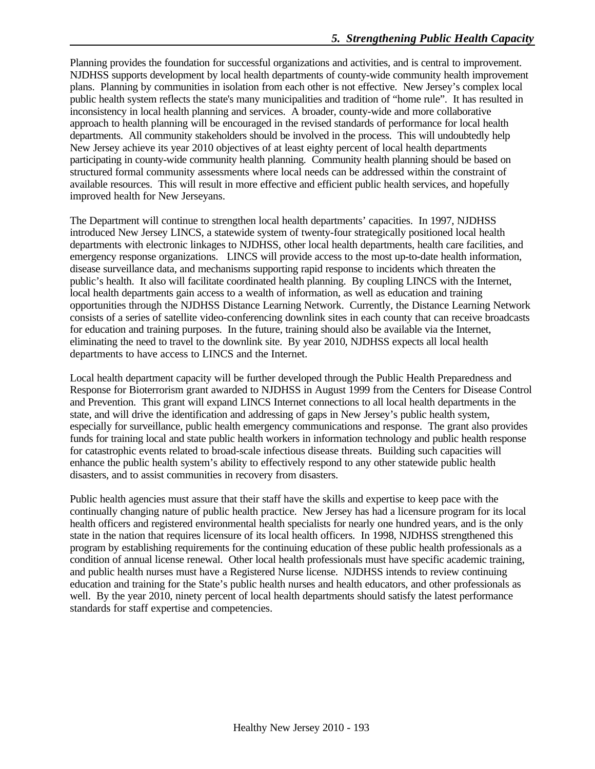Planning provides the foundation for successful organizations and activities, and is central to improvement. NJDHSS supports development by local health departments of county-wide community health improvement plans. Planning by communities in isolation from each other is not effective. New Jersey's complex local public health system reflects the state's many municipalities and tradition of "home rule". It has resulted in inconsistency in local health planning and services. A broader, county-wide and more collaborative approach to health planning will be encouraged in the revised standards of performance for local health departments. All community stakeholders should be involved in the process. This will undoubtedly help New Jersey achieve its year 2010 objectives of at least eighty percent of local health departments participating in county-wide community health planning. Community health planning should be based on structured formal community assessments where local needs can be addressed within the constraint of available resources. This will result in more effective and efficient public health services, and hopefully improved health for New Jerseyans.

The Department will continue to strengthen local health departments' capacities. In 1997, NJDHSS introduced New Jersey LINCS, a statewide system of twenty-four strategically positioned local health departments with electronic linkages to NJDHSS, other local health departments, health care facilities, and emergency response organizations. LINCS will provide access to the most up-to-date health information, disease surveillance data, and mechanisms supporting rapid response to incidents which threaten the public's health. It also will facilitate coordinated health planning. By coupling LINCS with the Internet, local health departments gain access to a wealth of information, as well as education and training opportunities through the NJDHSS Distance Learning Network. Currently, the Distance Learning Network consists of a series of satellite video-conferencing downlink sites in each county that can receive broadcasts for education and training purposes. In the future, training should also be available via the Internet, eliminating the need to travel to the downlink site. By year 2010, NJDHSS expects all local health departments to have access to LINCS and the Internet.

Local health department capacity will be further developed through the Public Health Preparedness and Response for Bioterrorism grant awarded to NJDHSS in August 1999 from the Centers for Disease Control and Prevention. This grant will expand LINCS Internet connections to all local health departments in the state, and will drive the identification and addressing of gaps in New Jersey's public health system, especially for surveillance, public health emergency communications and response. The grant also provides funds for training local and state public health workers in information technology and public health response for catastrophic events related to broad-scale infectious disease threats. Building such capacities will enhance the public health system's ability to effectively respond to any other statewide public health disasters, and to assist communities in recovery from disasters.

Public health agencies must assure that their staff have the skills and expertise to keep pace with the continually changing nature of public health practice. New Jersey has had a licensure program for its local health officers and registered environmental health specialists for nearly one hundred years, and is the only state in the nation that requires licensure of its local health officers. In 1998, NJDHSS strengthened this program by establishing requirements for the continuing education of these public health professionals as a condition of annual license renewal. Other local health professionals must have specific academic training, and public health nurses must have a Registered Nurse license. NJDHSS intends to review continuing education and training for the State's public health nurses and health educators, and other professionals as well. By the year 2010, ninety percent of local health departments should satisfy the latest performance standards for staff expertise and competencies.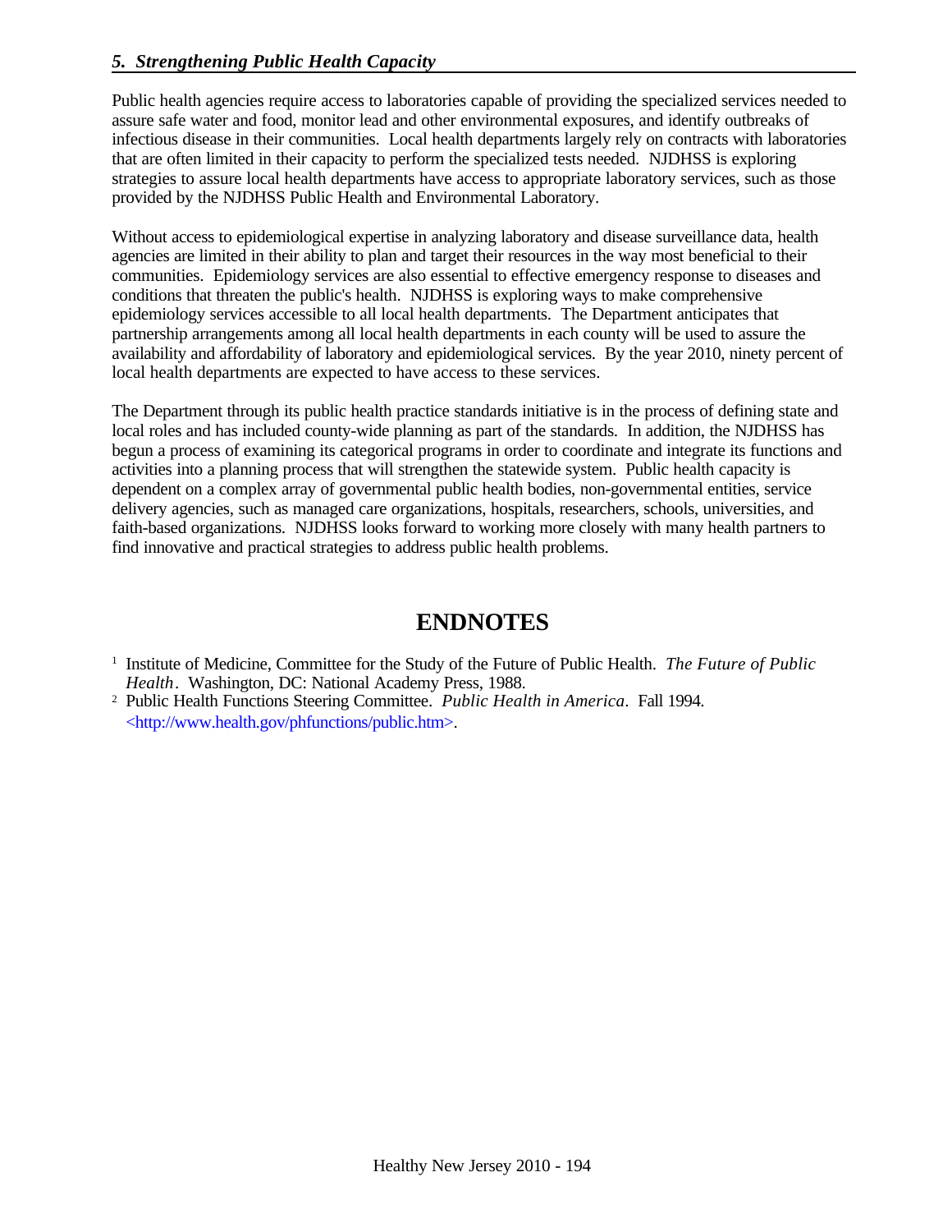### *5. Strengthening Public Health Capacity*

Public health agencies require access to laboratories capable of providing the specialized services needed to assure safe water and food, monitor lead and other environmental exposures, and identify outbreaks of infectious disease in their communities. Local health departments largely rely on contracts with laboratories that are often limited in their capacity to perform the specialized tests needed. NJDHSS is exploring strategies to assure local health departments have access to appropriate laboratory services, such as those provided by the NJDHSS Public Health and Environmental Laboratory.

Without access to epidemiological expertise in analyzing laboratory and disease surveillance data, health agencies are limited in their ability to plan and target their resources in the way most beneficial to their communities. Epidemiology services are also essential to effective emergency response to diseases and conditions that threaten the public's health. NJDHSS is exploring ways to make comprehensive epidemiology services accessible to all local health departments. The Department anticipates that partnership arrangements among all local health departments in each county will be used to assure the availability and affordability of laboratory and epidemiological services. By the year 2010, ninety percent of local health departments are expected to have access to these services.

The Department through its public health practice standards initiative is in the process of defining state and local roles and has included county-wide planning as part of the standards. In addition, the NJDHSS has begun a process of examining its categorical programs in order to coordinate and integrate its functions and activities into a planning process that will strengthen the statewide system. Public health capacity is dependent on a complex array of governmental public health bodies, non-governmental entities, service delivery agencies, such as managed care organizations, hospitals, researchers, schools, universities, and faith-based organizations. NJDHSS looks forward to working more closely with many health partners to find innovative and practical strategies to address public health problems.

## ENDNOTES

[1] Institute of Medicine, Committee for the Study of the Future of Public Health. *The Future of Public Health*. Washington, DC: National Academy Press, 1988.

[2] Public Health Functions Steering Committee. *Public Health in America*. Fall 1994. <http://www.health.gov/phfunctions/public.htm>.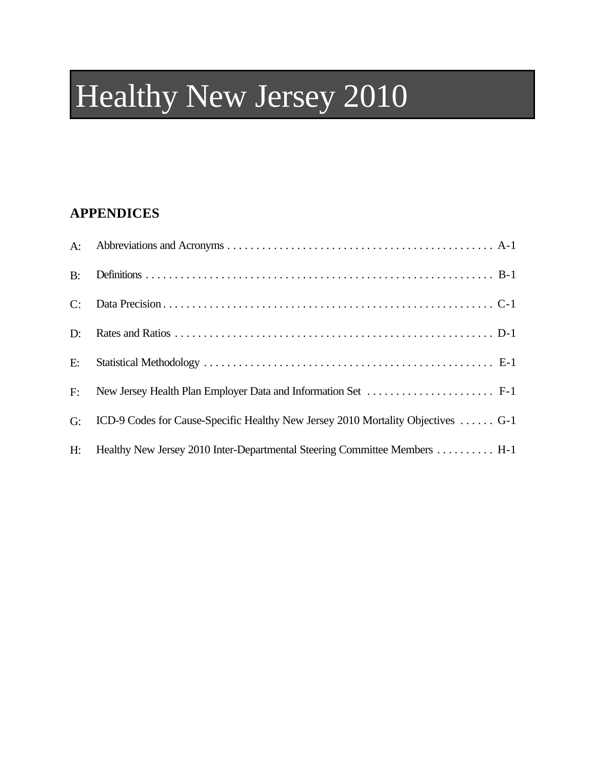# Healthy New Jersey 2010

## APPENDICES

A: Abbreviations and Acronyms . . . . . . . . . . . . . . . . . . . . . . . . . . . . . . . . . . . . . . . . . . . . . A-1

B: Definitions . . . . . . . . . . . . . . . . . . . . . . . . . . . . . . . . . . . . . . . . . . . . . . . . . . . . . . . . . . . B-1

C: Data Precision . . . . . . . . . . . . . . . . . . . . . . . . . . . . . . . . . . . . . . . . . . . . . . . . . . . . . . . . C-1

D: Rates and Ratios . . . . . . . . . . . . . . . . . . . . . . . . . . . . . . . . . . . . . . . . . . . . . . . . . . . . . . D-1

E: Statistical Methodology . . . . . . . . . . . . . . . . . . . . . . . . . . . . . . . . . . . . . . . . . . . . . . . . . E-1

F: New Jersey Health Plan Employer Data and Information Set . . . . . . . . . . . . . . . . . . . . . . F-1

G: ICD-9 Codes for Cause-Specific Healthy New Jersey 2010 Mortality Objectives . . . . . . G-1

H: Healthy New Jersey 2010 Inter-Departmental Steering Committee Members . . . . . . . . . . H-1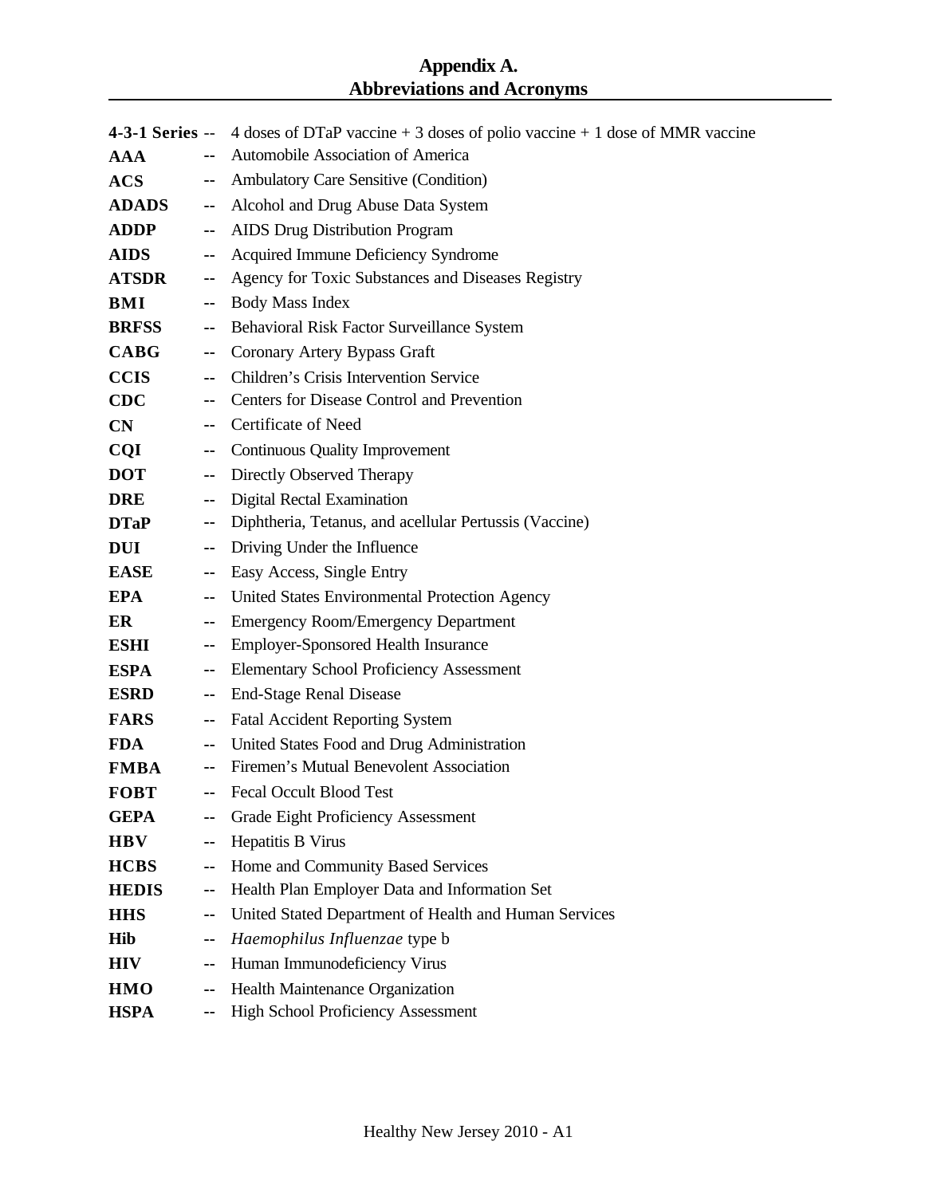# Appendix A.
## Abbreviations and Acronyms

**4-3-1 Series** -- 4 doses of DTaP vaccine + 3 doses of polio vaccine + 1 dose of MMR vaccine

**AAA** -- Automobile Association of America

**ACS** -- Ambulatory Care Sensitive (Condition)

**ADADS** -- Alcohol and Drug Abuse Data System

**ADDP** -- AIDS Drug Distribution Program

**AIDS** -- Acquired Immune Deficiency Syndrome

**ATSDR** -- Agency for Toxic Substances and Diseases Registry

**BMI** -- Body Mass Index

**BRFSS** -- Behavioral Risk Factor Surveillance System

**CABG** -- Coronary Artery Bypass Graft

**CCIS** -- Children's Crisis Intervention Service

**CDC** -- Centers for Disease Control and Prevention

**CN** -- Certificate of Need

**CQI** -- Continuous Quality Improvement

**DOT** -- Directly Observed Therapy

**DRE** -- Digital Rectal Examination

**DTaP** -- Diphtheria, Tetanus, and acellular Pertussis (Vaccine)

**DUI** -- Driving Under the Influence

**EASE** -- Easy Access, Single Entry

**EPA** -- United States Environmental Protection Agency

**ER** -- Emergency Room/Emergency Department

**ESHI** -- Employer-Sponsored Health Insurance

**ESPA** -- Elementary School Proficiency Assessment

**ESRD** -- End-Stage Renal Disease

**FARS** -- Fatal Accident Reporting System

**FDA** -- United States Food and Drug Administration

**FMBA** -- Firemen's Mutual Benevolent Association

**FOBT** -- Fecal Occult Blood Test

**GEPA** -- Grade Eight Proficiency Assessment

**HBV** -- Hepatitis B Virus

**HCBS** -- Home and Community Based Services

**HEDIS** -- Health Plan Employer Data and Information Set

**HHS** -- United Stated Department of Health and Human Services

**Hib** -- *Haemophilus Influenzae* type b

**HIV** -- Human Immunodeficiency Virus

**HMO** -- Health Maintenance Organization

**HSPA** -- High School Proficiency Assessment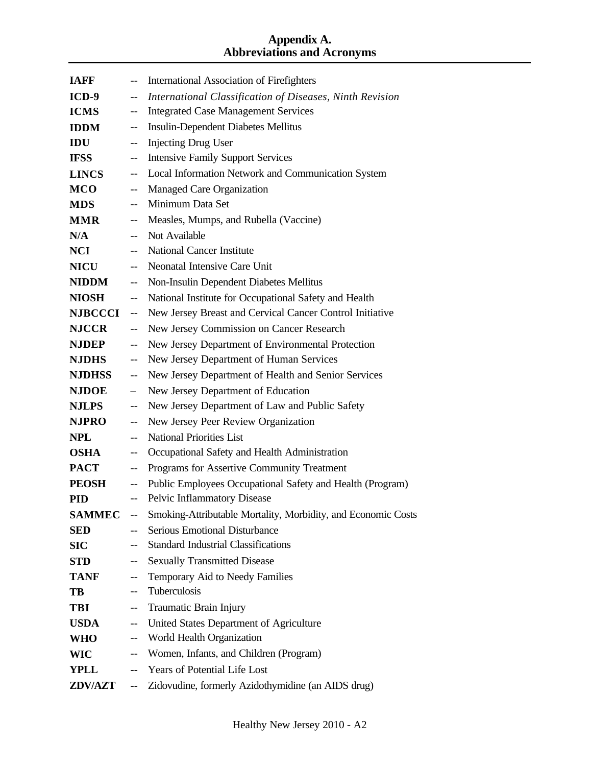# Appendix A.
# Abbreviations and Acronyms

**IAFF** -- International Association of Firefighters
**ICD-9** -- *International Classification of Diseases, Ninth Revision*
**ICMS** -- Integrated Case Management Services
**IDDM** -- Insulin-Dependent Diabetes Mellitus
**IDU** -- Injecting Drug User
**IFSS** -- Intensive Family Support Services
**LINCS** -- Local Information Network and Communication System
**MCO** -- Managed Care Organization
**MDS** -- Minimum Data Set
**MMR** -- Measles, Mumps, and Rubella (Vaccine)
**N/A** -- Not Available
**NCI** -- National Cancer Institute
**NICU** -- Neonatal Intensive Care Unit
**NIDDM** -- Non-Insulin Dependent Diabetes Mellitus
**NIOSH** -- National Institute for Occupational Safety and Health
**NJBCCCI** -- New Jersey Breast and Cervical Cancer Control Initiative
**NJCCR** -- New Jersey Commission on Cancer Research
**NJDEP** -- New Jersey Department of Environmental Protection
**NJDHS** -- New Jersey Department of Human Services
**NJDHSS** -- New Jersey Department of Health and Senior Services
**NJDOE** – New Jersey Department of Education
**NJLPS** -- New Jersey Department of Law and Public Safety
**NJPRO** -- New Jersey Peer Review Organization
**NPL** -- National Priorities List
**OSHA** -- Occupational Safety and Health Administration
**PACT** -- Programs for Assertive Community Treatment
**PEOSH** -- Public Employees Occupational Safety and Health (Program)
**PID** -- Pelvic Inflammatory Disease
**SAMMEC** -- Smoking-Attributable Mortality, Morbidity, and Economic Costs
**SED** -- Serious Emotional Disturbance
**SIC** -- Standard Industrial Classifications
**STD** -- Sexually Transmitted Disease
**TANF** -- Temporary Aid to Needy Families
**TB** -- Tuberculosis
**TBI** -- Traumatic Brain Injury
**USDA** -- United States Department of Agriculture
**WHO** -- World Health Organization
**WIC** -- Women, Infants, and Children (Program)
**YPLL** -- Years of Potential Life Lost
**ZDV/AZT** -- Zidovudine, formerly Azidothymidine (an AIDS drug)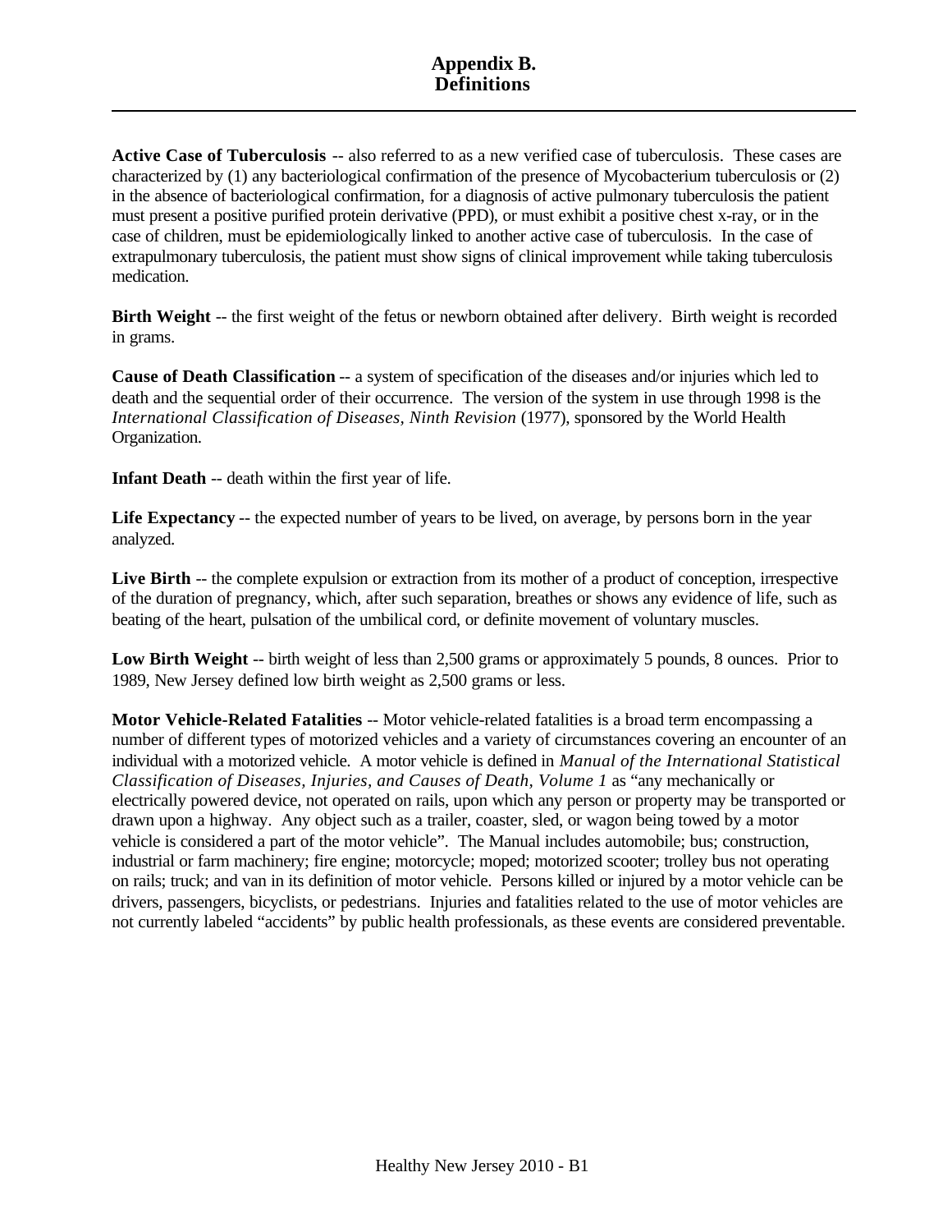# Appendix B.
# Definitions

**Active Case of Tuberculosis** -- also referred to as a new verified case of tuberculosis. These cases are characterized by (1) any bacteriological confirmation of the presence of Mycobacterium tuberculosis or (2) in the absence of bacteriological confirmation, for a diagnosis of active pulmonary tuberculosis the patient must present a positive purified protein derivative (PPD), or must exhibit a positive chest x-ray, or in the case of children, must be epidemiologically linked to another active case of tuberculosis. In the case of extrapulmonary tuberculosis, the patient must show signs of clinical improvement while taking tuberculosis medication.

**Birth Weight** -- the first weight of the fetus or newborn obtained after delivery. Birth weight is recorded in grams.

**Cause of Death Classification** -- a system of specification of the diseases and/or injuries which led to death and the sequential order of their occurrence. The version of the system in use through 1998 is the *International Classification of Diseases, Ninth Revision* (1977), sponsored by the World Health Organization.

**Infant Death** -- death within the first year of life.

**Life Expectancy** -- the expected number of years to be lived, on average, by persons born in the year analyzed.

**Live Birth** -- the complete expulsion or extraction from its mother of a product of conception, irrespective of the duration of pregnancy, which, after such separation, breathes or shows any evidence of life, such as beating of the heart, pulsation of the umbilical cord, or definite movement of voluntary muscles.

**Low Birth Weight** -- birth weight of less than 2,500 grams or approximately 5 pounds, 8 ounces. Prior to 1989, New Jersey defined low birth weight as 2,500 grams or less.

**Motor Vehicle-Related Fatalities** -- Motor vehicle-related fatalities is a broad term encompassing a number of different types of motorized vehicles and a variety of circumstances covering an encounter of an individual with a motorized vehicle. A motor vehicle is defined in *Manual of the International Statistical Classification of Diseases, Injuries, and Causes of Death, Volume 1* as "any mechanically or electrically powered device, not operated on rails, upon which any person or property may be transported or drawn upon a highway. Any object such as a trailer, coaster, sled, or wagon being towed by a motor vehicle is considered a part of the motor vehicle". The Manual includes automobile; bus; construction, industrial or farm machinery; fire engine; motorcycle; moped; motorized scooter; trolley bus not operating on rails; truck; and van in its definition of motor vehicle. Persons killed or injured by a motor vehicle can be drivers, passengers, bicyclists, or pedestrians. Injuries and fatalities related to the use of motor vehicles are not currently labeled "accidents" by public health professionals, as these events are considered preventable.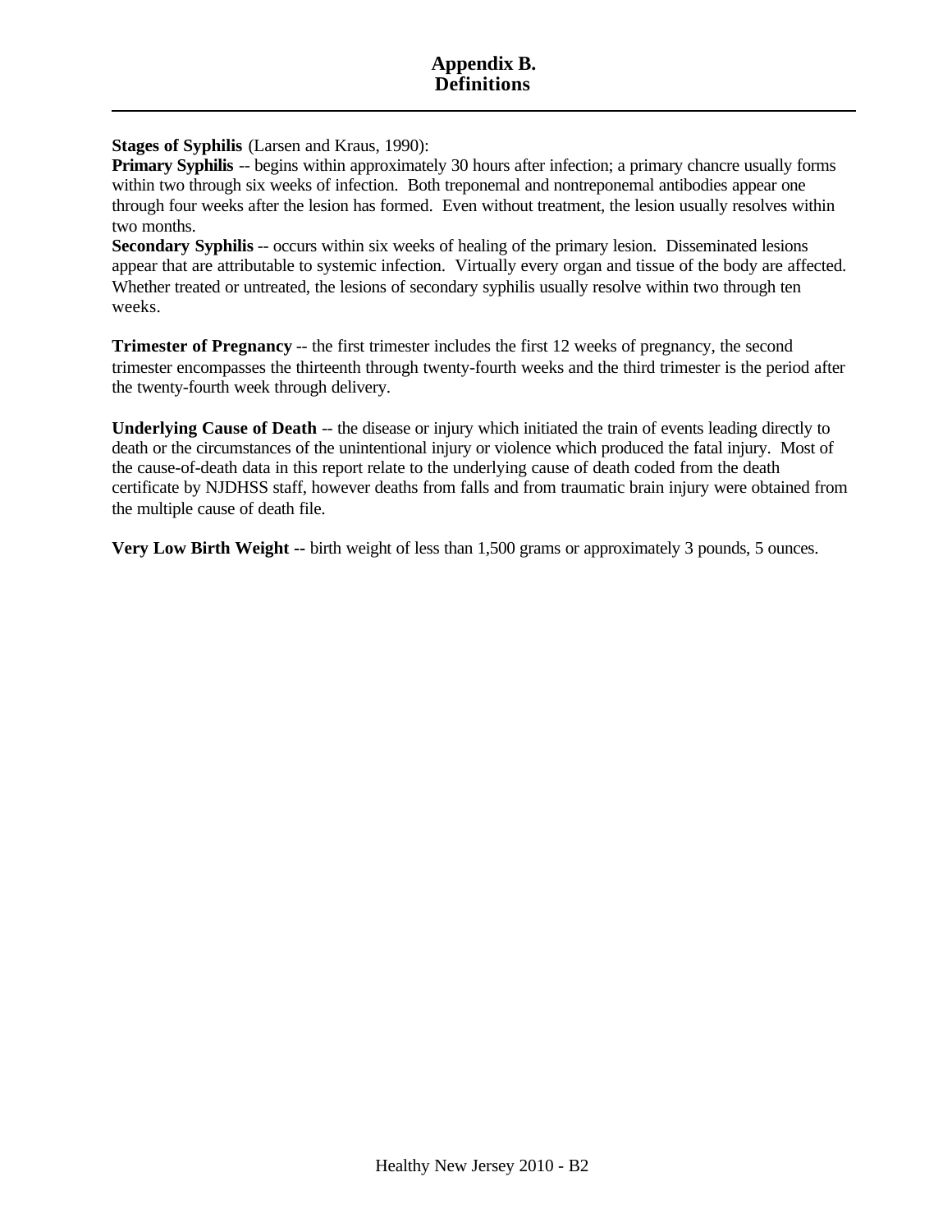# Appendix B. Definitions

**Stages of Syphilis** (Larsen and Kraus, 1990):
**Primary Syphilis** -- begins within approximately 30 hours after infection; a primary chancre usually forms within two through six weeks of infection. Both treponemal and nontreponemal antibodies appear one through four weeks after the lesion has formed. Even without treatment, the lesion usually resolves within two months.
**Secondary Syphilis** -- occurs within six weeks of healing of the primary lesion. Disseminated lesions appear that are attributable to systemic infection. Virtually every organ and tissue of the body are affected. Whether treated or untreated, the lesions of secondary syphilis usually resolve within two through ten weeks.

**Trimester of Pregnancy** -- the first trimester includes the first 12 weeks of pregnancy, the second trimester encompasses the thirteenth through twenty-fourth weeks and the third trimester is the period after the twenty-fourth week through delivery.

**Underlying Cause of Death** -- the disease or injury which initiated the train of events leading directly to death or the circumstances of the unintentional injury or violence which produced the fatal injury. Most of the cause-of-death data in this report relate to the underlying cause of death coded from the death certificate by NJDHSS staff, however deaths from falls and from traumatic brain injury were obtained from the multiple cause of death file.

**Very Low Birth Weight --** birth weight of less than 1,500 grams or approximately 3 pounds, 5 ounces.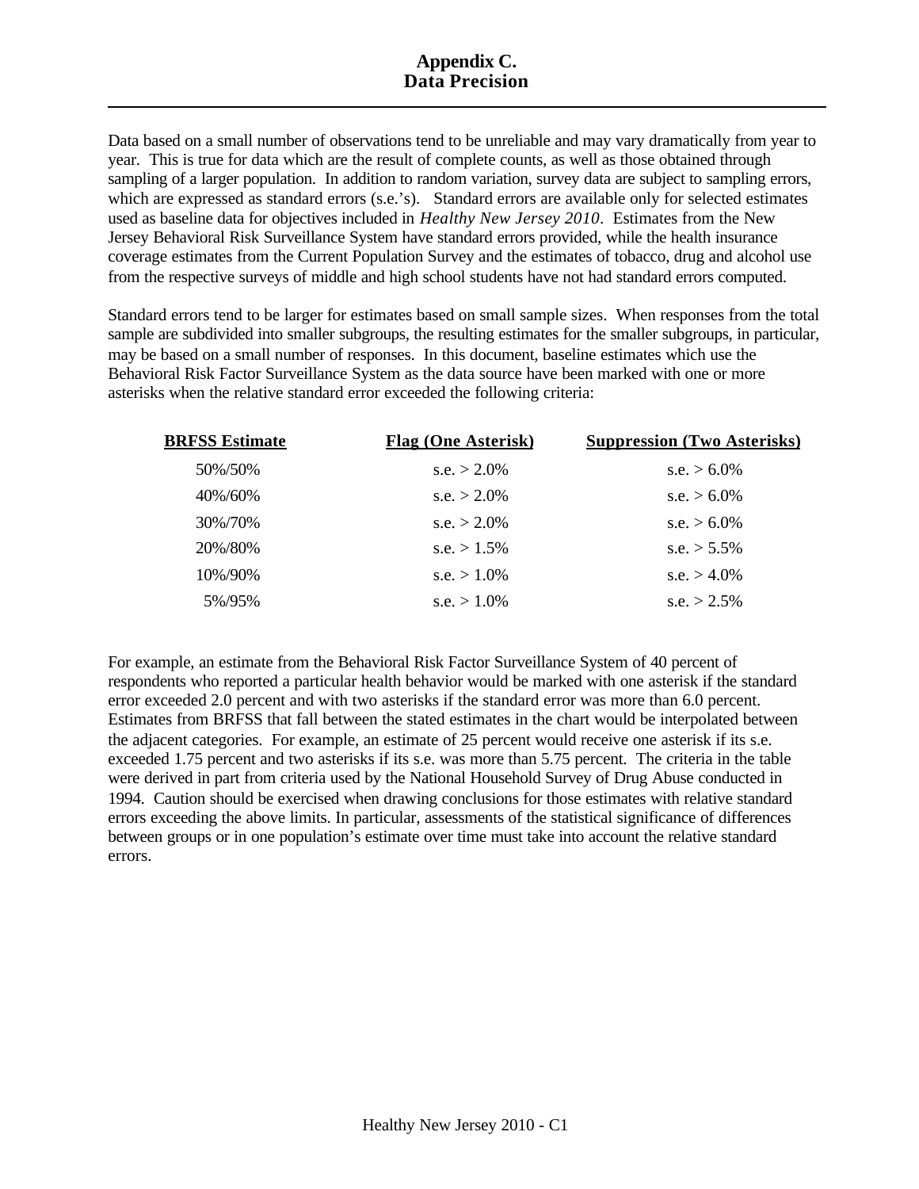# Appendix C.
## Data Precision

Data based on a small number of observations tend to be unreliable and may vary dramatically from year to year. This is true for data which are the result of complete counts, as well as those obtained through sampling of a larger population. In addition to random variation, survey data are subject to sampling errors, which are expressed as standard errors (s.e.'s). Standard errors are available only for selected estimates used as baseline data for objectives included in *Healthy New Jersey 2010*. Estimates from the New Jersey Behavioral Risk Surveillance System have standard errors provided, while the health insurance coverage estimates from the Current Population Survey and the estimates of tobacco, drug and alcohol use from the respective surveys of middle and high school students have not had standard errors computed.

Standard errors tend to be larger for estimates based on small sample sizes. When responses from the total sample are subdivided into smaller subgroups, the resulting estimates for the smaller subgroups, in particular, may be based on a small number of responses. In this document, baseline estimates which use the Behavioral Risk Factor Surveillance System as the data source have been marked with one or more asterisks when the relative standard error exceeded the following criteria:

| BRFSS Estimate | Flag (One Asterisk) | Suppression (Two Asterisks) |
|---|---|---|
| 50%/50% | s.e. > 2.0% | s.e. > 6.0% |
| 40%/60% | s.e. > 2.0% | s.e. > 6.0% |
| 30%/70% | s.e. > 2.0% | s.e. > 6.0% |
| 20%/80% | s.e. > 1.5% | s.e. > 5.5% |
| 10%/90% | s.e. > 1.0% | s.e. > 4.0% |
| 5%/95% | s.e. > 1.0% | s.e. > 2.5% |

For example, an estimate from the Behavioral Risk Factor Surveillance System of 40 percent of respondents who reported a particular health behavior would be marked with one asterisk if the standard error exceeded 2.0 percent and with two asterisks if the standard error was more than 6.0 percent. Estimates from BRFSS that fall between the stated estimates in the chart would be interpolated between the adjacent categories. For example, an estimate of 25 percent would receive one asterisk if its s.e. exceeded 1.75 percent and two asterisks if its s.e. was more than 5.75 percent. The criteria in the table were derived in part from criteria used by the National Household Survey of Drug Abuse conducted in 1994. Caution should be exercised when drawing conclusions for those estimates with relative standard errors exceeding the above limits. In particular, assessments of the statistical significance of differences between groups or in one population's estimate over time must take into account the relative standard errors.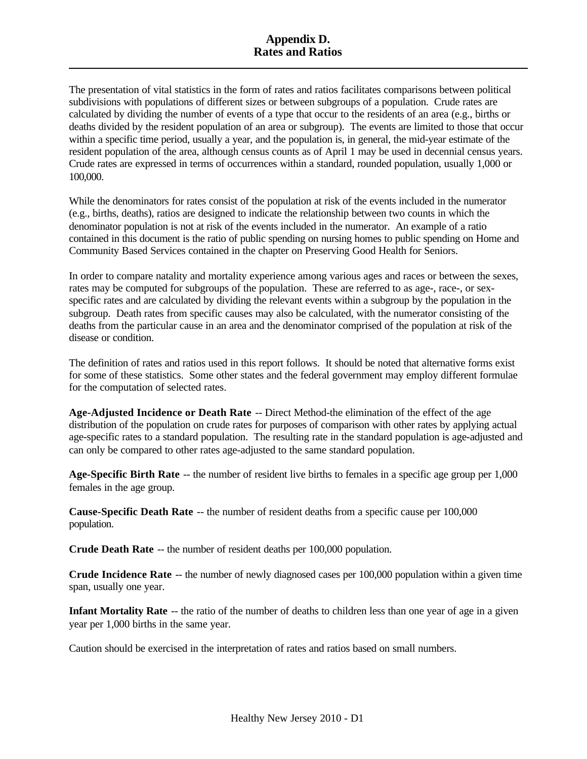# Appendix D.
# Rates and Ratios

The presentation of vital statistics in the form of rates and ratios facilitates comparisons between political subdivisions with populations of different sizes or between subgroups of a population. Crude rates are calculated by dividing the number of events of a type that occur to the residents of an area (e.g., births or deaths divided by the resident population of an area or subgroup). The events are limited to those that occur within a specific time period, usually a year, and the population is, in general, the mid-year estimate of the resident population of the area, although census counts as of April 1 may be used in decennial census years. Crude rates are expressed in terms of occurrences within a standard, rounded population, usually 1,000 or 100,000.

While the denominators for rates consist of the population at risk of the events included in the numerator (e.g., births, deaths), ratios are designed to indicate the relationship between two counts in which the denominator population is not at risk of the events included in the numerator. An example of a ratio contained in this document is the ratio of public spending on nursing homes to public spending on Home and Community Based Services contained in the chapter on Preserving Good Health for Seniors.

In order to compare natality and mortality experience among various ages and races or between the sexes, rates may be computed for subgroups of the population. These are referred to as age-, race-, or sex-specific rates and are calculated by dividing the relevant events within a subgroup by the population in the subgroup. Death rates from specific causes may also be calculated, with the numerator consisting of the deaths from the particular cause in an area and the denominator comprised of the population at risk of the disease or condition.

The definition of rates and ratios used in this report follows. It should be noted that alternative forms exist for some of these statistics. Some other states and the federal government may employ different formulae for the computation of selected rates.

**Age-Adjusted Incidence or Death Rate** -- Direct Method-the elimination of the effect of the age distribution of the population on crude rates for purposes of comparison with other rates by applying actual age-specific rates to a standard population. The resulting rate in the standard population is age-adjusted and can only be compared to other rates age-adjusted to the same standard population.

**Age-Specific Birth Rate** -- the number of resident live births to females in a specific age group per 1,000 females in the age group.

**Cause-Specific Death Rate** -- the number of resident deaths from a specific cause per 100,000 population.

**Crude Death Rate** -- the number of resident deaths per 100,000 population.

**Crude Incidence Rate** -- the number of newly diagnosed cases per 100,000 population within a given time span, usually one year.

**Infant Mortality Rate** -- the ratio of the number of deaths to children less than one year of age in a given year per 1,000 births in the same year.

Caution should be exercised in the interpretation of rates and ratios based on small numbers.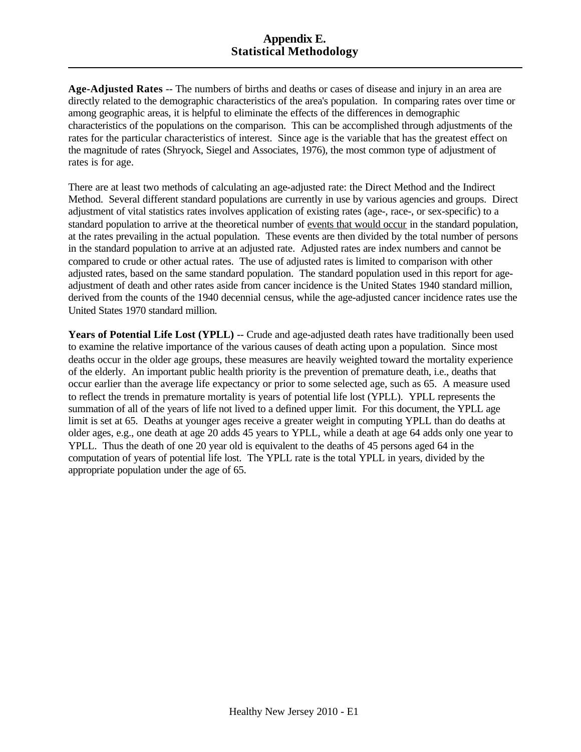# Appendix E.
# Statistical Methodology

**Age-Adjusted Rates** -- The numbers of births and deaths or cases of disease and injury in an area are directly related to the demographic characteristics of the area's population. In comparing rates over time or among geographic areas, it is helpful to eliminate the effects of the differences in demographic characteristics of the populations on the comparison. This can be accomplished through adjustments of the rates for the particular characteristics of interest. Since age is the variable that has the greatest effect on the magnitude of rates (Shryock, Siegel and Associates, 1976), the most common type of adjustment of rates is for age.

There are at least two methods of calculating an age-adjusted rate: the Direct Method and the Indirect Method. Several different standard populations are currently in use by various agencies and groups. Direct adjustment of vital statistics rates involves application of existing rates (age-, race-, or sex-specific) to a standard population to arrive at the theoretical number of events that would occur in the standard population, at the rates prevailing in the actual population. These events are then divided by the total number of persons in the standard population to arrive at an adjusted rate. Adjusted rates are index numbers and cannot be compared to crude or other actual rates. The use of adjusted rates is limited to comparison with other adjusted rates, based on the same standard population. The standard population used in this report for age-adjustment of death and other rates aside from cancer incidence is the United States 1940 standard million, derived from the counts of the 1940 decennial census, while the age-adjusted cancer incidence rates use the United States 1970 standard million.

**Years of Potential Life Lost (YPLL)** -- Crude and age-adjusted death rates have traditionally been used to examine the relative importance of the various causes of death acting upon a population. Since most deaths occur in the older age groups, these measures are heavily weighted toward the mortality experience of the elderly. An important public health priority is the prevention of premature death, i.e., deaths that occur earlier than the average life expectancy or prior to some selected age, such as 65. A measure used to reflect the trends in premature mortality is years of potential life lost (YPLL). YPLL represents the summation of all of the years of life not lived to a defined upper limit. For this document, the YPLL age limit is set at 65. Deaths at younger ages receive a greater weight in computing YPLL than do deaths at older ages, e.g., one death at age 20 adds 45 years to YPLL, while a death at age 64 adds only one year to YPLL. Thus the death of one 20 year old is equivalent to the deaths of 45 persons aged 64 in the computation of years of potential life lost. The YPLL rate is the total YPLL in years, divided by the appropriate population under the age of 65.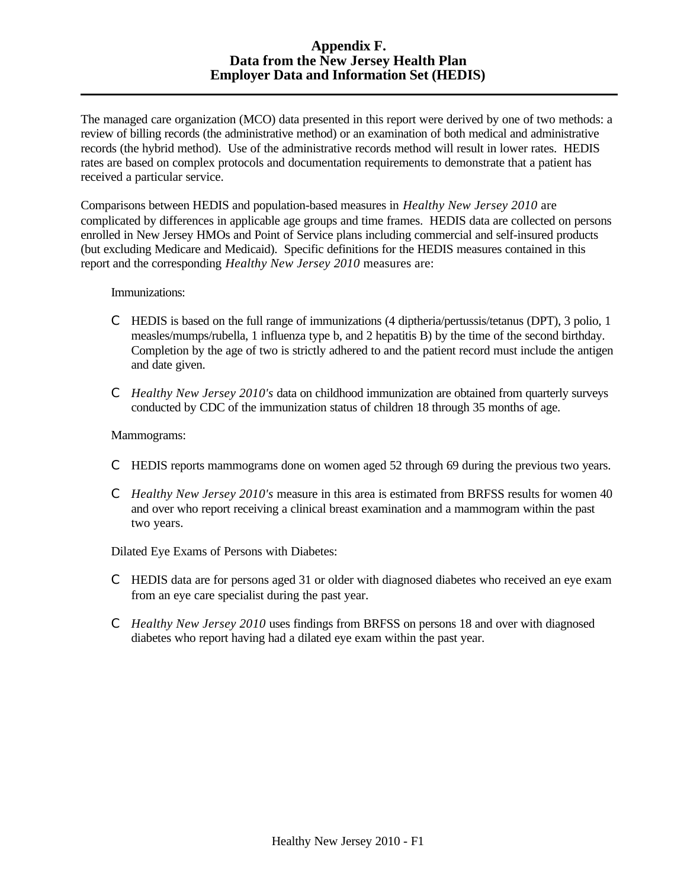# Appendix F.
# Data from the New Jersey Health Plan Employer Data and Information Set (HEDIS)

The managed care organization (MCO) data presented in this report were derived by one of two methods: a review of billing records (the administrative method) or an examination of both medical and administrative records (the hybrid method). Use of the administrative records method will result in lower rates. HEDIS rates are based on complex protocols and documentation requirements to demonstrate that a patient has received a particular service.

Comparisons between HEDIS and population-based measures in *Healthy New Jersey 2010* are complicated by differences in applicable age groups and time frames. HEDIS data are collected on persons enrolled in New Jersey HMOs and Point of Service plans including commercial and self-insured products (but excluding Medicare and Medicaid). Specific definitions for the HEDIS measures contained in this report and the corresponding *Healthy New Jersey 2010* measures are:

Immunizations:

- HEDIS is based on the full range of immunizations (4 diptheria/pertussis/tetanus (DPT), 3 polio, 1 measles/mumps/rubella, 1 influenza type b, and 2 hepatitis B) by the time of the second birthday. Completion by the age of two is strictly adhered to and the patient record must include the antigen and date given.
- *Healthy New Jersey 2010's* data on childhood immunization are obtained from quarterly surveys conducted by CDC of the immunization status of children 18 through 35 months of age.

Mammograms:

- HEDIS reports mammograms done on women aged 52 through 69 during the previous two years.
- *Healthy New Jersey 2010's* measure in this area is estimated from BRFSS results for women 40 and over who report receiving a clinical breast examination and a mammogram within the past two years.

Dilated Eye Exams of Persons with Diabetes:

- HEDIS data are for persons aged 31 or older with diagnosed diabetes who received an eye exam from an eye care specialist during the past year.
- *Healthy New Jersey 2010* uses findings from BRFSS on persons 18 and over with diagnosed diabetes who report having had a dilated eye exam within the past year.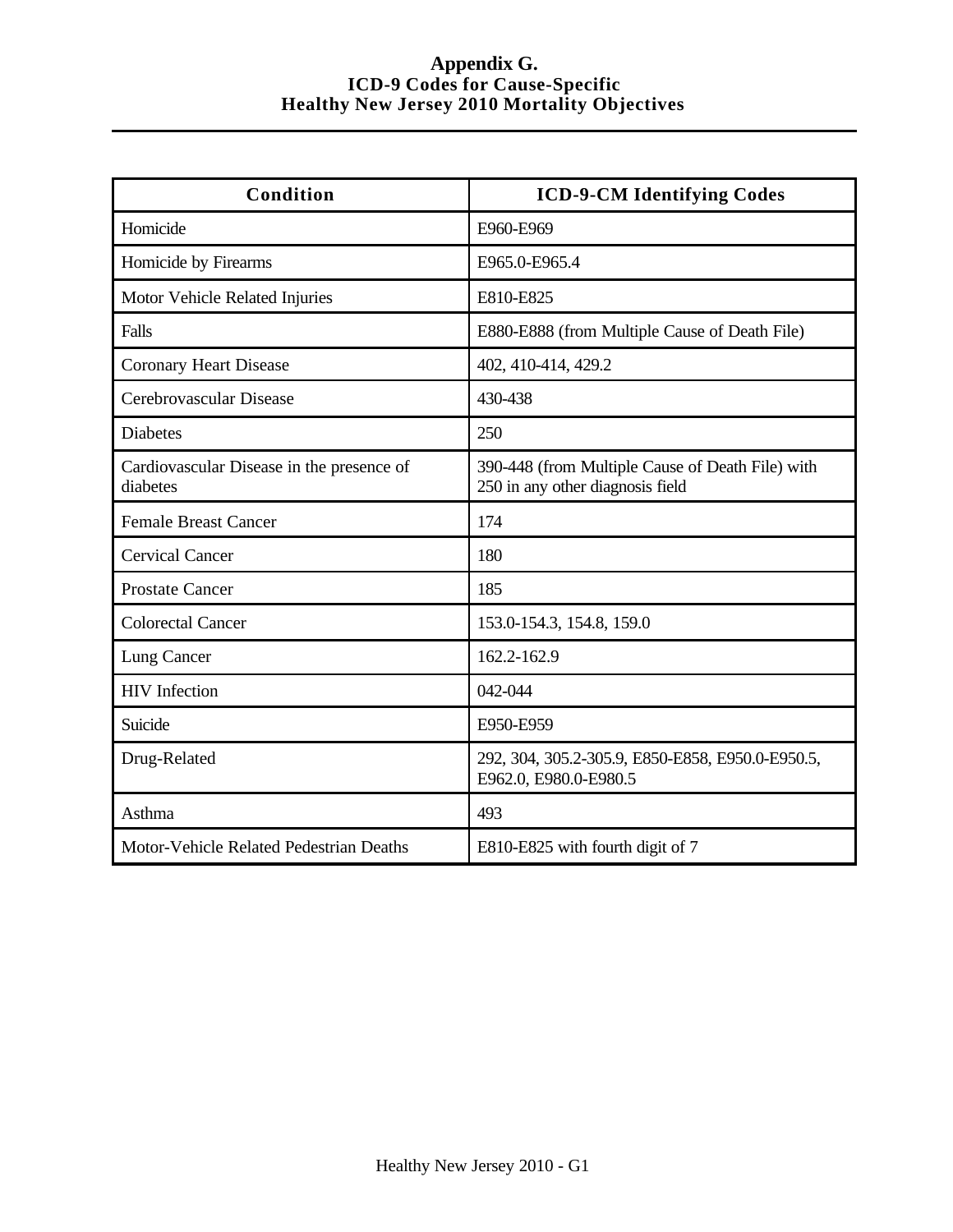# Appendix G.
## ICD-9 Codes for Cause-Specific Healthy New Jersey 2010 Mortality Objectives

| Condition | ICD-9-CM Identifying Codes |
|---|---|
| Homicide | E960-E969 |
| Homicide by Firearms | E965.0-E965.4 |
| Motor Vehicle Related Injuries | E810-E825 |
| Falls | E880-E888 (from Multiple Cause of Death File) |
| Coronary Heart Disease | 402, 410-414, 429.2 |
| Cerebrovascular Disease | 430-438 |
| Diabetes | 250 |
| Cardiovascular Disease in the presence of diabetes | 390-448 (from Multiple Cause of Death File) with 250 in any other diagnosis field |
| Female Breast Cancer | 174 |
| Cervical Cancer | 180 |
| Prostate Cancer | 185 |
| Colorectal Cancer | 153.0-154.3, 154.8, 159.0 |
| Lung Cancer | 162.2-162.9 |
| HIV Infection | 042-044 |
| Suicide | E950-E959 |
| Drug-Related | 292, 304, 305.2-305.9, E850-E858, E950.0-E950.5, E962.0, E980.0-E980.5 |
| Asthma | 493 |
| Motor-Vehicle Related Pedestrian Deaths | E810-E825 with fourth digit of 7 |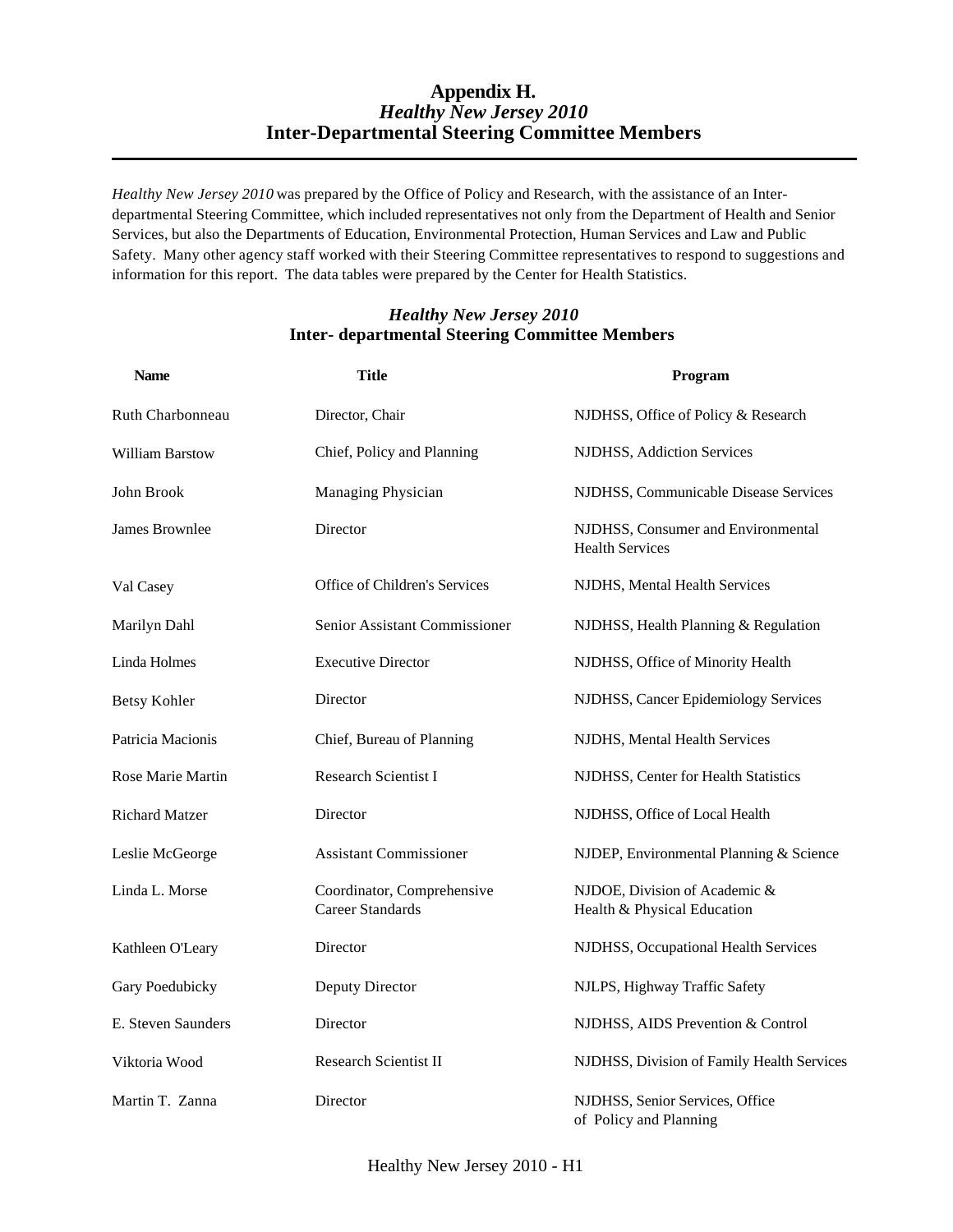# Appendix H.
## *Healthy New Jersey 2010*
## Inter-Departmental Steering Committee Members

*Healthy New Jersey 2010* was prepared by the Office of Policy and Research, with the assistance of an Inter-departmental Steering Committee, which included representatives not only from the Department of Health and Senior Services, but also the Departments of Education, Environmental Protection, Human Services and Law and Public Safety. Many other agency staff worked with their Steering Committee representatives to respond to suggestions and information for this report. The data tables were prepared by the Center for Health Statistics.

### *Healthy New Jersey 2010*
### Inter- departmental Steering Committee Members

| Name | Title | Program |
|---|---|---|
| Ruth Charbonneau | Director, Chair | NJDHSS, Office of Policy & Research |
| William Barstow | Chief, Policy and Planning | NJDHSS, Addiction Services |
| John Brook | Managing Physician | NJDHSS, Communicable Disease Services |
| James Brownlee | Director | NJDHSS, Consumer and Environmental Health Services |
| Val Casey | Office of Children's Services | NJDHS, Mental Health Services |
| Marilyn Dahl | Senior Assistant Commissioner | NJDHSS, Health Planning & Regulation |
| Linda Holmes | Executive Director | NJDHSS, Office of Minority Health |
| Betsy Kohler | Director | NJDHSS, Cancer Epidemiology Services |
| Patricia Macionis | Chief, Bureau of Planning | NJDHS, Mental Health Services |
| Rose Marie Martin | Research Scientist I | NJDHSS, Center for Health Statistics |
| Richard Matzer | Director | NJDHSS, Office of Local Health |
| Leslie McGeorge | Assistant Commissioner | NJDEP, Environmental Planning & Science |
| Linda L. Morse | Coordinator, Comprehensive Career Standards | NJDOE, Division of Academic & Health & Physical Education |
| Kathleen O'Leary | Director | NJDHSS, Occupational Health Services |
| Gary Poedubicky | Deputy Director | NJLPS, Highway Traffic Safety |
| E. Steven Saunders | Director | NJDHSS, AIDS Prevention & Control |
| Viktoria Wood | Research Scientist II | NJDHSS, Division of Family Health Services |
| Martin T. Zanna | Director | NJDHSS, Senior Services, Office of Policy and Planning |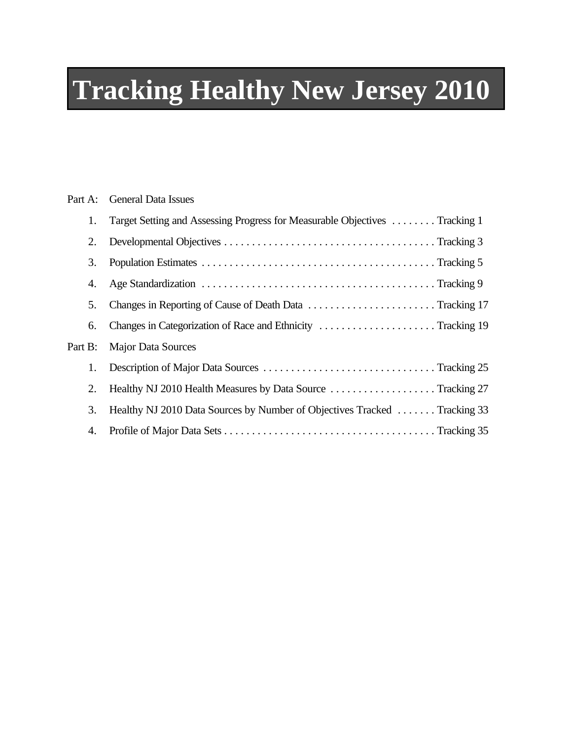# Tracking Healthy New Jersey 2010

Part A: General Data Issues

1. Target Setting and Assessing Progress for Measurable Objectives . . . . . . . . Tracking 1
2. Developmental Objectives . . . . . . . . . . . . . . . . . . . . . . . . . . . . . . . . . . . . . . Tracking 3
3. Population Estimates . . . . . . . . . . . . . . . . . . . . . . . . . . . . . . . . . . . . . . . . . Tracking 5
4. Age Standardization . . . . . . . . . . . . . . . . . . . . . . . . . . . . . . . . . . . . . . . . . Tracking 9
5. Changes in Reporting of Cause of Death Data . . . . . . . . . . . . . . . . . . . . . . . Tracking 17
6. Changes in Categorization of Race and Ethnicity . . . . . . . . . . . . . . . . . . . . . Tracking 19

Part B: Major Data Sources

1. Description of Major Data Sources . . . . . . . . . . . . . . . . . . . . . . . . . . . . . . . Tracking 25
2. Healthy NJ 2010 Health Measures by Data Source . . . . . . . . . . . . . . . . . . . Tracking 27
3. Healthy NJ 2010 Data Sources by Number of Objectives Tracked . . . . . . . Tracking 33
4. Profile of Major Data Sets . . . . . . . . . . . . . . . . . . . . . . . . . . . . . . . . . . . . . . Tracking 35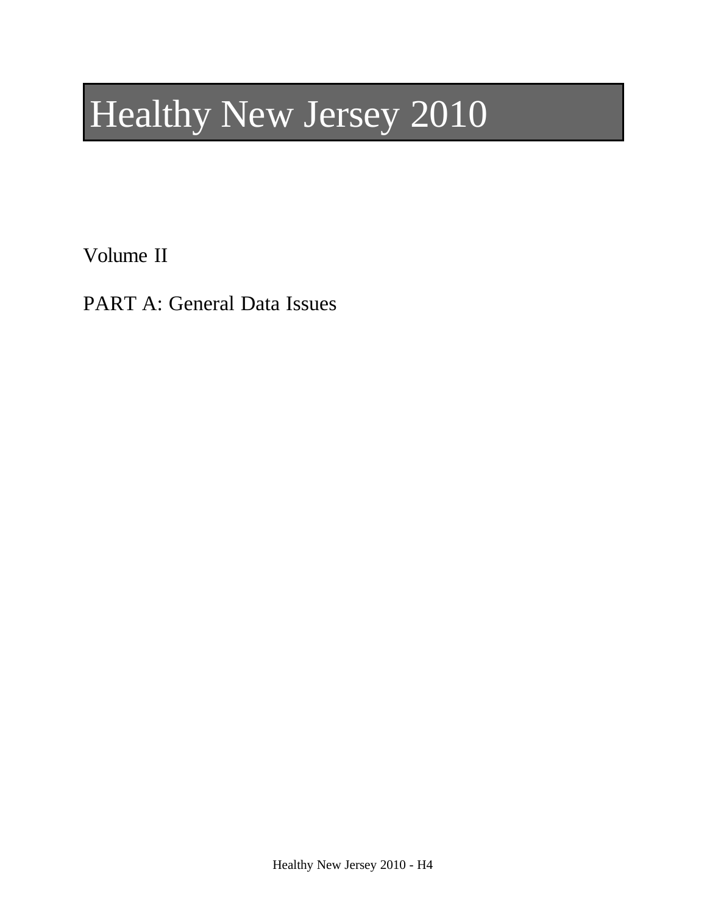# Healthy New Jersey 2010

Volume II

PART A: General Data Issues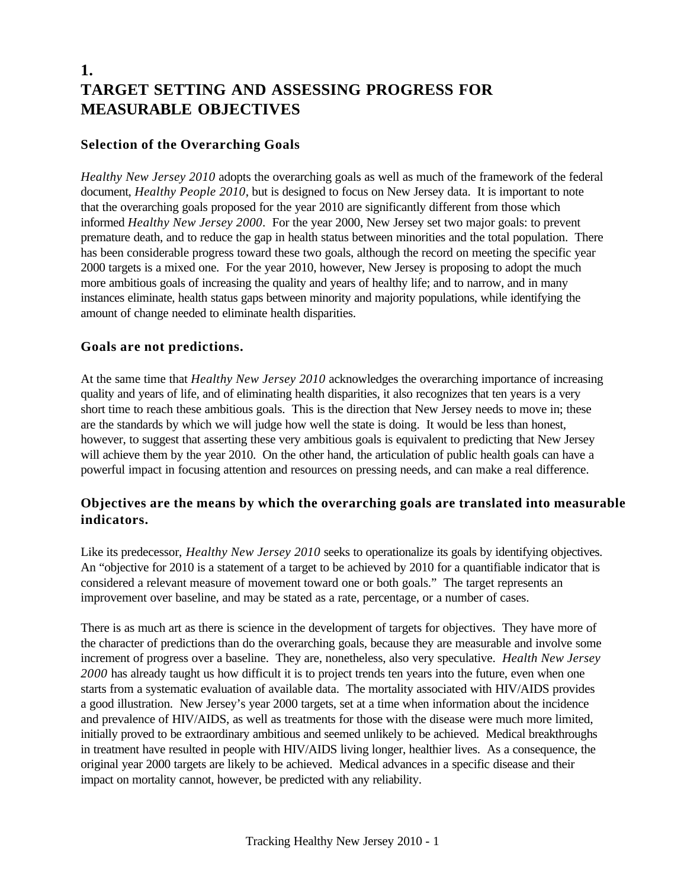# 1.
# TARGET SETTING AND ASSESSING PROGRESS FOR MEASURABLE OBJECTIVES

### Selection of the Overarching Goals

*Healthy New Jersey 2010* adopts the overarching goals as well as much of the framework of the federal document, *Healthy People 2010*, but is designed to focus on New Jersey data. It is important to note that the overarching goals proposed for the year 2010 are significantly different from those which informed *Healthy New Jersey 2000*. For the year 2000, New Jersey set two major goals: to prevent premature death, and to reduce the gap in health status between minorities and the total population. There has been considerable progress toward these two goals, although the record on meeting the specific year 2000 targets is a mixed one. For the year 2010, however, New Jersey is proposing to adopt the much more ambitious goals of increasing the quality and years of healthy life; and to narrow, and in many instances eliminate, health status gaps between minority and majority populations, while identifying the amount of change needed to eliminate health disparities.

### Goals are not predictions.

At the same time that *Healthy New Jersey 2010* acknowledges the overarching importance of increasing quality and years of life, and of eliminating health disparities, it also recognizes that ten years is a very short time to reach these ambitious goals. This is the direction that New Jersey needs to move in; these are the standards by which we will judge how well the state is doing. It would be less than honest, however, to suggest that asserting these very ambitious goals is equivalent to predicting that New Jersey will achieve them by the year 2010. On the other hand, the articulation of public health goals can have a powerful impact in focusing attention and resources on pressing needs, and can make a real difference.

### Objectives are the means by which the overarching goals are translated into measurable indicators.

Like its predecessor, *Healthy New Jersey 2010* seeks to operationalize its goals by identifying objectives. An "objective for 2010 is a statement of a target to be achieved by 2010 for a quantifiable indicator that is considered a relevant measure of movement toward one or both goals." The target represents an improvement over baseline, and may be stated as a rate, percentage, or a number of cases.

There is as much art as there is science in the development of targets for objectives. They have more of the character of predictions than do the overarching goals, because they are measurable and involve some increment of progress over a baseline. They are, nonetheless, also very speculative. *Health New Jersey 2000* has already taught us how difficult it is to project trends ten years into the future, even when one starts from a systematic evaluation of available data. The mortality associated with HIV/AIDS provides a good illustration. New Jersey's year 2000 targets, set at a time when information about the incidence and prevalence of HIV/AIDS, as well as treatments for those with the disease were much more limited, initially proved to be extraordinary ambitious and seemed unlikely to be achieved. Medical breakthroughs in treatment have resulted in people with HIV/AIDS living longer, healthier lives. As a consequence, the original year 2000 targets are likely to be achieved. Medical advances in a specific disease and their impact on mortality cannot, however, be predicted with any reliability.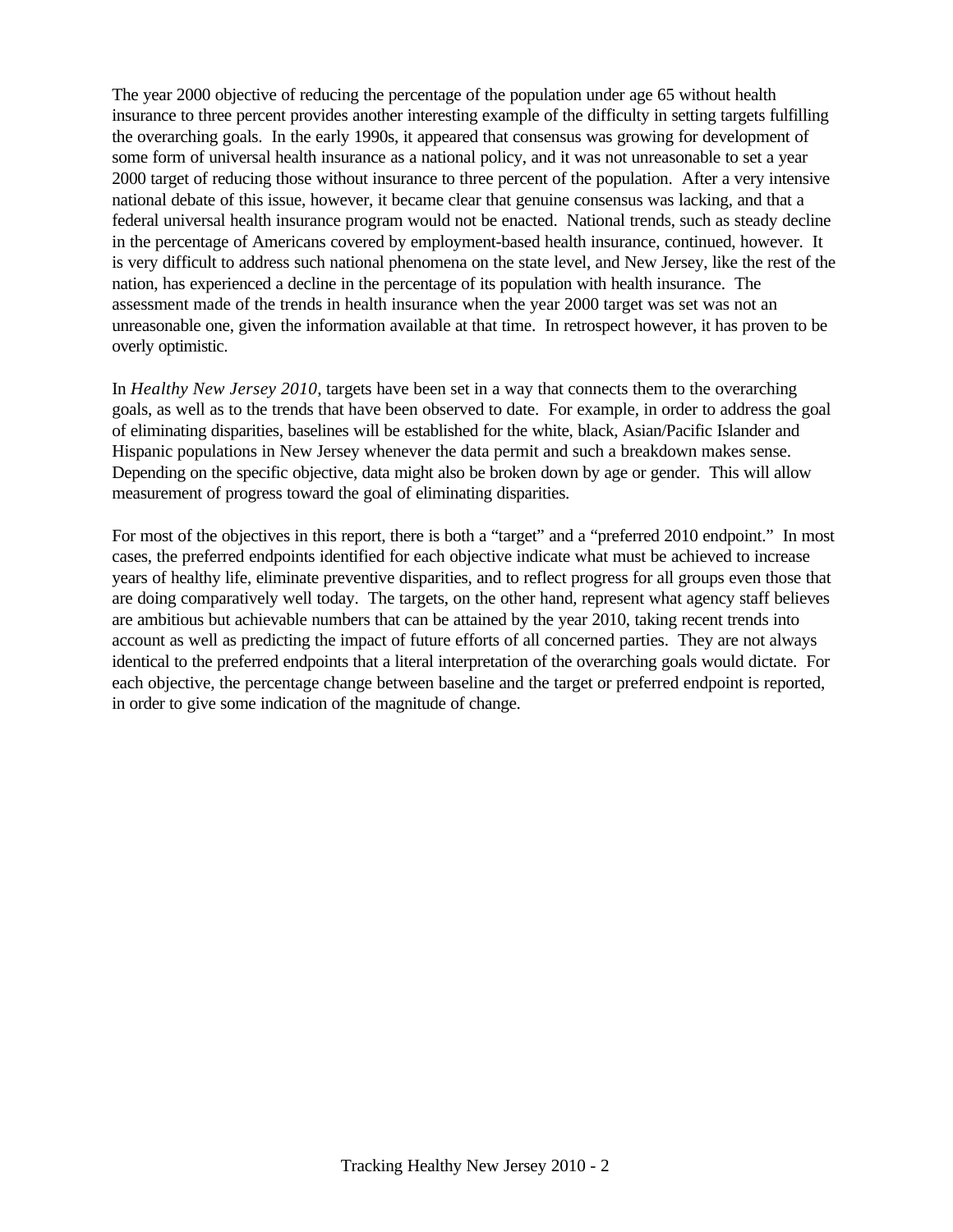The year 2000 objective of reducing the percentage of the population under age 65 without health insurance to three percent provides another interesting example of the difficulty in setting targets fulfilling the overarching goals. In the early 1990s, it appeared that consensus was growing for development of some form of universal health insurance as a national policy, and it was not unreasonable to set a year 2000 target of reducing those without insurance to three percent of the population. After a very intensive national debate of this issue, however, it became clear that genuine consensus was lacking, and that a federal universal health insurance program would not be enacted. National trends, such as steady decline in the percentage of Americans covered by employment-based health insurance, continued, however. It is very difficult to address such national phenomena on the state level, and New Jersey, like the rest of the nation, has experienced a decline in the percentage of its population with health insurance. The assessment made of the trends in health insurance when the year 2000 target was set was not an unreasonable one, given the information available at that time. In retrospect however, it has proven to be overly optimistic.

In *Healthy New Jersey 2010*, targets have been set in a way that connects them to the overarching goals, as well as to the trends that have been observed to date. For example, in order to address the goal of eliminating disparities, baselines will be established for the white, black, Asian/Pacific Islander and Hispanic populations in New Jersey whenever the data permit and such a breakdown makes sense. Depending on the specific objective, data might also be broken down by age or gender. This will allow measurement of progress toward the goal of eliminating disparities.

For most of the objectives in this report, there is both a "target" and a "preferred 2010 endpoint." In most cases, the preferred endpoints identified for each objective indicate what must be achieved to increase years of healthy life, eliminate preventive disparities, and to reflect progress for all groups even those that are doing comparatively well today. The targets, on the other hand, represent what agency staff believes are ambitious but achievable numbers that can be attained by the year 2010, taking recent trends into account as well as predicting the impact of future efforts of all concerned parties. They are not always identical to the preferred endpoints that a literal interpretation of the overarching goals would dictate. For each objective, the percentage change between baseline and the target or preferred endpoint is reported, in order to give some indication of the magnitude of change.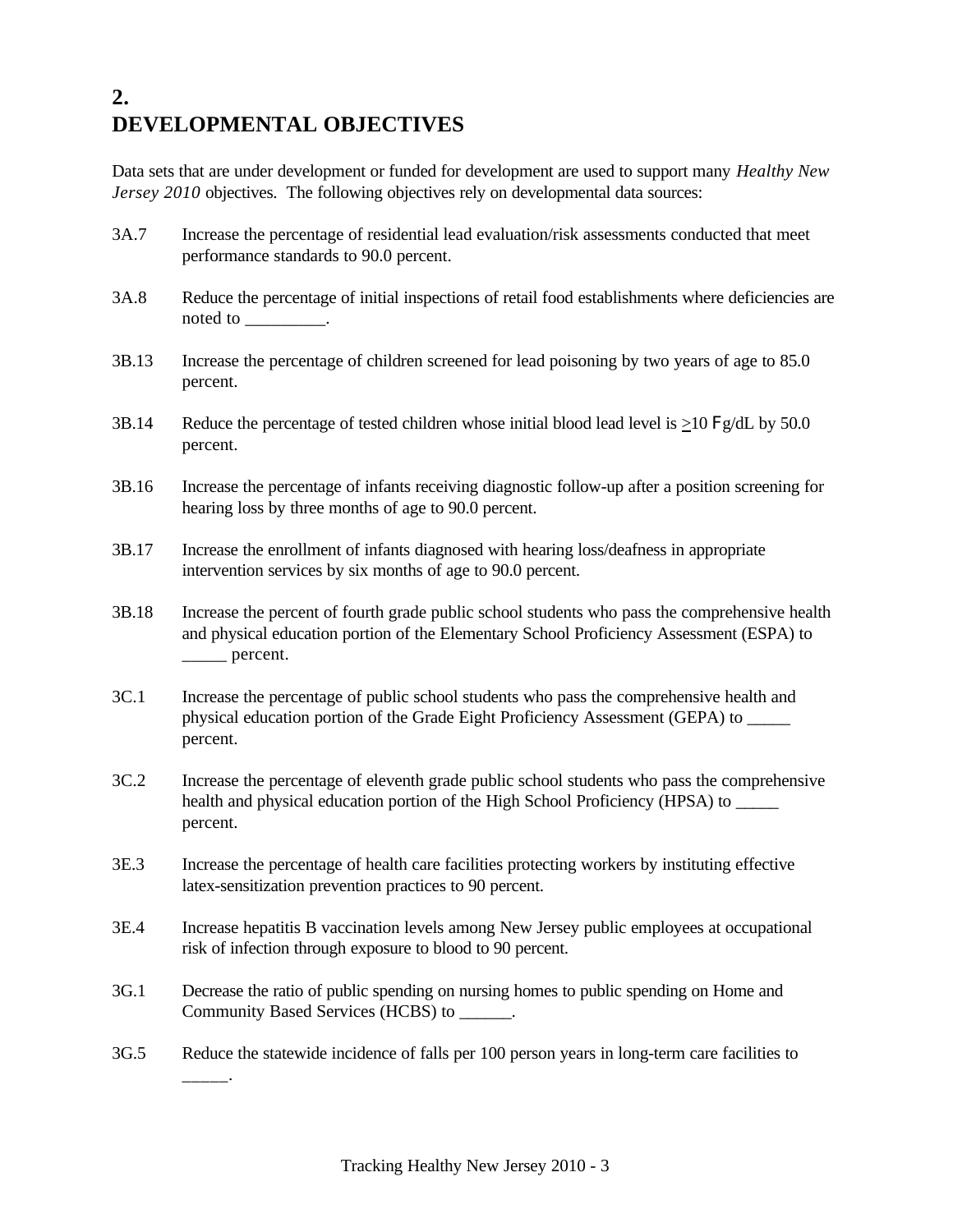## 2. DEVELOPMENTAL OBJECTIVES

Data sets that are under development or funded for development are used to support many *Healthy New Jersey 2010* objectives. The following objectives rely on developmental data sources:

3A.7 Increase the percentage of residential lead evaluation/risk assessments conducted that meet performance standards to 90.0 percent.

3A.8 Reduce the percentage of initial inspections of retail food establishments where deficiencies are noted to _________.

3B.13 Increase the percentage of children screened for lead poisoning by two years of age to 85.0 percent.

3B.14 Reduce the percentage of tested children whose initial blood lead level is $\geq$10 µg/dL by 50.0 percent.

3B.16 Increase the percentage of infants receiving diagnostic follow-up after a position screening for hearing loss by three months of age to 90.0 percent.

3B.17 Increase the enrollment of infants diagnosed with hearing loss/deafness in appropriate intervention services by six months of age to 90.0 percent.

3B.18 Increase the percent of fourth grade public school students who pass the comprehensive health and physical education portion of the Elementary School Proficiency Assessment (ESPA) to _____ percent.

3C.1 Increase the percentage of public school students who pass the comprehensive health and physical education portion of the Grade Eight Proficiency Assessment (GEPA) to _____ percent.

3C.2 Increase the percentage of eleventh grade public school students who pass the comprehensive health and physical education portion of the High School Proficiency (HPSA) to _____ percent.

3E.3 Increase the percentage of health care facilities protecting workers by instituting effective latex-sensitization prevention practices to 90 percent.

3E.4 Increase hepatitis B vaccination levels among New Jersey public employees at occupational risk of infection through exposure to blood to 90 percent.

3G.1 Decrease the ratio of public spending on nursing homes to public spending on Home and Community Based Services (HCBS) to ______.

3G.5 Reduce the statewide incidence of falls per 100 person years in long-term care facilities to _____.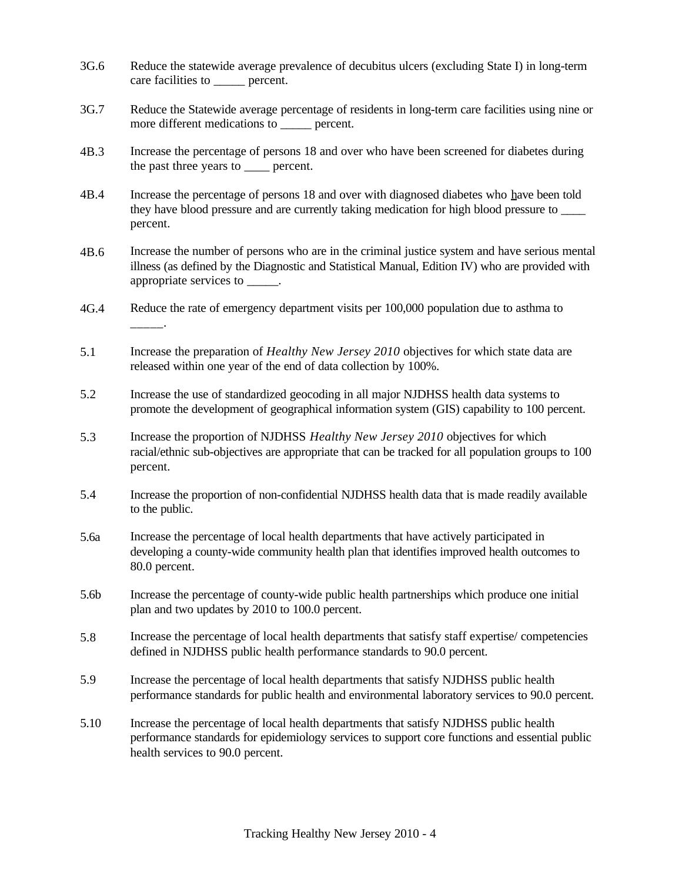3G.6 Reduce the statewide average prevalence of decubitus ulcers (excluding State I) in long-term care facilities to _____ percent.

3G.7 Reduce the Statewide average percentage of residents in long-term care facilities using nine or more different medications to _____ percent.

4B.3 Increase the percentage of persons 18 and over who have been screened for diabetes during the past three years to ____ percent.

4B.4 Increase the percentage of persons 18 and over with diagnosed diabetes who have been told they have blood pressure and are currently taking medication for high blood pressure to ____ percent.

4B.6 Increase the number of persons who are in the criminal justice system and have serious mental illness (as defined by the Diagnostic and Statistical Manual, Edition IV) who are provided with appropriate services to _____.

4G.4 Reduce the rate of emergency department visits per 100,000 population due to asthma to _____.

5.1 Increase the preparation of *Healthy New Jersey 2010* objectives for which state data are released within one year of the end of data collection by 100%.

5.2 Increase the use of standardized geocoding in all major NJDHSS health data systems to promote the development of geographical information system (GIS) capability to 100 percent.

5.3 Increase the proportion of NJDHSS *Healthy New Jersey 2010* objectives for which racial/ethnic sub-objectives are appropriate that can be tracked for all population groups to 100 percent.

5.4 Increase the proportion of non-confidential NJDHSS health data that is made readily available to the public.

5.6a Increase the percentage of local health departments that have actively participated in developing a county-wide community health plan that identifies improved health outcomes to 80.0 percent.

5.6b Increase the percentage of county-wide public health partnerships which produce one initial plan and two updates by 2010 to 100.0 percent.

5.8 Increase the percentage of local health departments that satisfy staff expertise/ competencies defined in NJDHSS public health performance standards to 90.0 percent.

5.9 Increase the percentage of local health departments that satisfy NJDHSS public health performance standards for public health and environmental laboratory services to 90.0 percent.

5.10 Increase the percentage of local health departments that satisfy NJDHSS public health performance standards for epidemiology services to support core functions and essential public health services to 90.0 percent.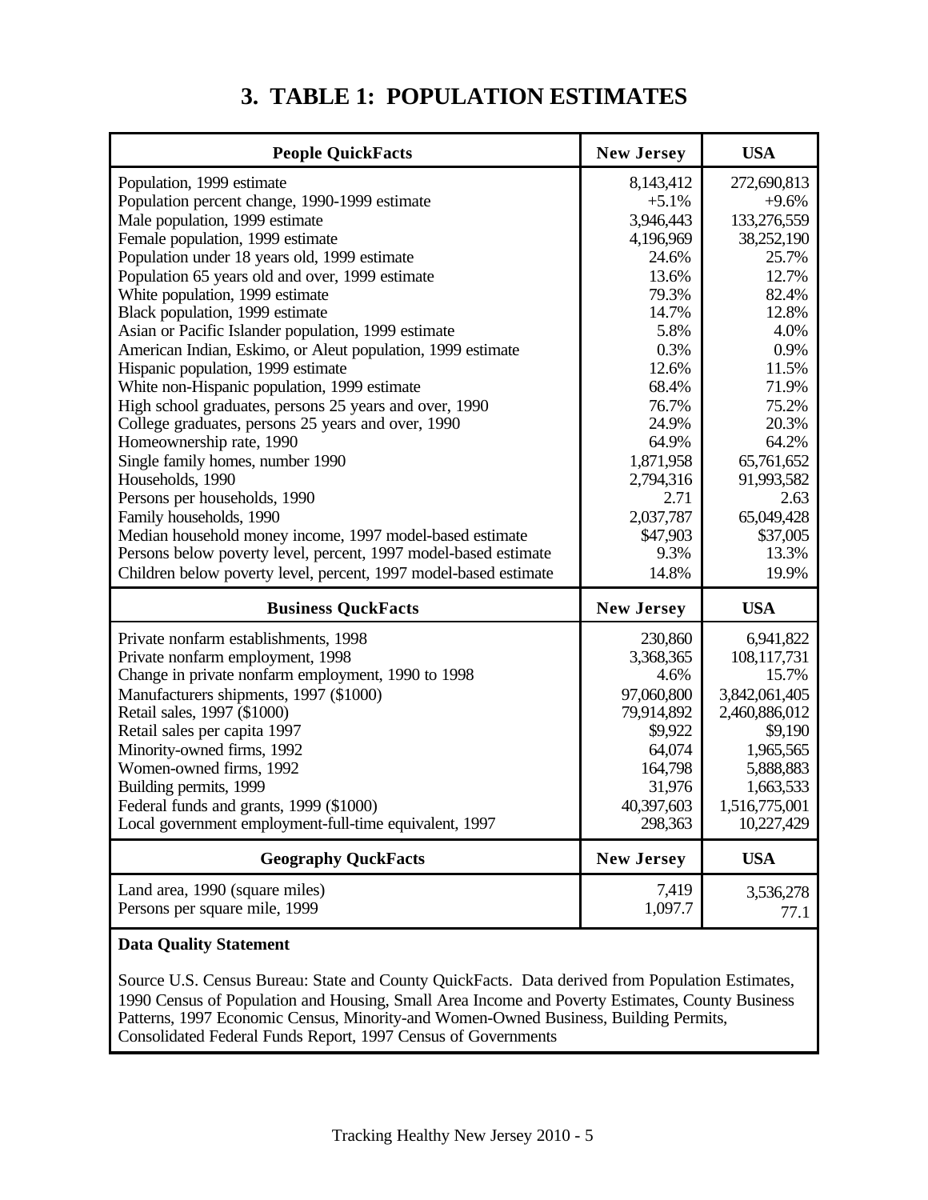# 3. TABLE 1: POPULATION ESTIMATES

| People QuickFacts | New Jersey | USA |
| --- | --- | --- |
| Population, 1999 estimate | 8,143,412 | 272,690,813 |
| Population percent change, 1990-1999 estimate | +5.1% | +9.6% |
| Male population, 1999 estimate | 3,946,443 | 133,276,559 |
| Female population, 1999 estimate | 4,196,969 | 38,252,190 |
| Population under 18 years old, 1999 estimate | 24.6% | 25.7% |
| Population 65 years old and over, 1999 estimate | 13.6% | 12.7% |
| White population, 1999 estimate | 79.3% | 82.4% |
| Black population, 1999 estimate | 14.7% | 12.8% |
| Asian or Pacific Islander population, 1999 estimate | 5.8% | 4.0% |
| American Indian, Eskimo, or Aleut population, 1999 estimate | 0.3% | 0.9% |
| Hispanic population, 1999 estimate | 12.6% | 11.5% |
| White non-Hispanic population, 1999 estimate | 68.4% | 71.9% |
| High school graduates, persons 25 years and over, 1990 | 76.7% | 75.2% |
| College graduates, persons 25 years and over, 1990 | 24.9% | 20.3% |
| Homeownership rate, 1990 | 64.9% | 64.2% |
| Single family homes, number 1990 | 1,871,958 | 65,761,652 |
| Households, 1990 | 2,794,316 | 91,993,582 |
| Persons per households, 1990 | 2.71 | 2.63 |
| Family households, 1990 | 2,037,787 | 65,049,428 |
| Median household money income, 1997 model-based estimate | $47,903 | $37,005 |
| Persons below poverty level, percent, 1997 model-based estimate | 9.3% | 13.3% |
| Children below poverty level, percent, 1997 model-based estimate | 14.8% | 19.9% |
| **Business QuckFacts** | **New Jersey** | **USA** |
| Private nonfarm establishments, 1998 | 230,860 | 6,941,822 |
| Private nonfarm employment, 1998 | 3,368,365 | 108,117,731 |
| Change in private nonfarm employment, 1990 to 1998 | 4.6% | 15.7% |
| Manufacturers shipments, 1997 ($1000) | 97,060,800 | 3,842,061,405 |
| Retail sales, 1997 ($1000) | 79,914,892 | 2,460,886,012 |
| Retail sales per capita 1997 | $9,922 | $9,190 |
| Minority-owned firms, 1992 | 64,074 | 1,965,565 |
| Women-owned firms, 1992 | 164,798 | 5,888,883 |
| Building permits, 1999 | 31,976 | 1,663,533 |
| Federal funds and grants, 1999 ($1000) | 40,397,603 | 1,516,775,001 |
| Local government employment-full-time equivalent, 1997 | 298,363 | 10,227,429 |
| **Geography QuckFacts** | **New Jersey** | **USA** |
| Land area, 1990 (square miles) | 7,419 | 3,536,278 |
| Persons per square mile, 1999 | 1,097.7 | 77.1 |

**Data Quality Statement**

Source U.S. Census Bureau: State and County QuickFacts. Data derived from Population Estimates, 1990 Census of Population and Housing, Small Area Income and Poverty Estimates, County Business Patterns, 1997 Economic Census, Minority-and Women-Owned Business, Building Permits, Consolidated Federal Funds Report, 1997 Census of Governments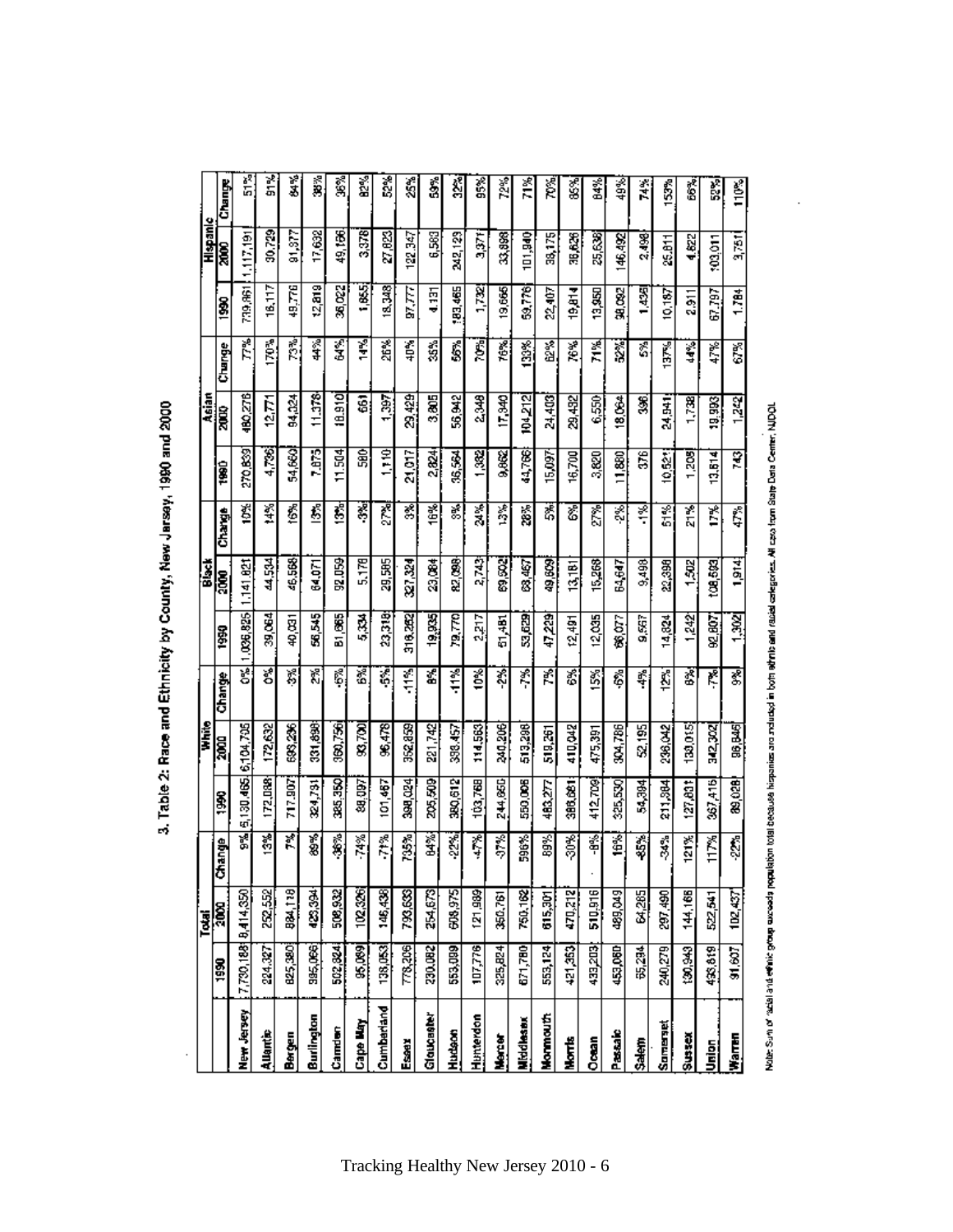# 3. Table 2: Race and Ethnicity by County, New Jersey, 1990 and 2000

| | Total | | | White | | | Black | | | Asian | | | Hispanic | | |
|---|---|---|---|---|---|---|---|---|---|---|---|---|---|---|---|
| | 1990 | 2000 | Change | 1990 | 2000 | Change | 1990 | 2000 | Change | 1990 | 2000 | Change | 1990 | 2000 | Change |
| New Jersey | 7,730,188 | 8,414,350 | 9% | 6,130,465 | 6,104,705 | 0% | 1,036,825 | 1,141,821 | 10% | 270,839 | 480,276 | 77% | 739,861 | 1,117,191 | 51% |
| Atlantic | 224,327 | 252,552 | 13% | 172,088 | 172,632 | 0% | 39,064 | 44,534 | 14% | 4,736 | 12,771 | 170% | 16,117 | 30,729 | 91% |
| Bergen | 825,380 | 884,118 | 7% | 717,907 | 695,236 | -3% | 40,031 | 46,568 | 16% | 54,660 | 94,024 | 73% | 49,776 | 91,377 | 84% |
| Burlington | 395,066 | 423,394 | 69% | 324,791 | 331,898 | 2% | 56,545 | 64,071 | 13% | 7,875 | 11,378 | 44% | 12,819 | 17,632 | 38% |
| Camden | 502,824 | 508,932 | -36% | 385,350 | 360,756 | -6% | 81,865 | 92,059 | 13% | 11,504 | 18,910 | 64% | 36,022 | 49,166 | 36% |
| Cape May | 95,089 | 102,326 | -74% | 88,097 | 93,700 | 6% | 5,334 | 5,178 | -3% | 580 | 661 | 14% | 1,855 | 3,376 | 82% |
| Cumberland | 138,053 | 146,438 | -71% | 101,467 | 96,478 | -5% | 23,318 | 29,585 | 27% | 1,110 | 1,397 | 26% | 18,348 | 27,823 | 52% |
| Essex | 778,206 | 793,633 | 735% | 398,024 | 352,859 | -11% | 318,362 | 327,324 | 3% | 21,017 | 29,429 | 40% | 97,777 | 122,347 | 25% |
| Gloucester | 230,082 | 254,673 | 84% | 205,509 | 221,742 | 8% | 19,935 | 23,084 | 16% | 2,824 | 3,805 | 35% | 4,131 | 6,583 | 59% |
| Hudson | 553,099 | 608,975 | -22% | 380,612 | 338,457 | -11% | 79,770 | 82,098 | 3% | 36,564 | 56,942 | 56% | 183,465 | 242,123 | 32% |
| Hunterdon | 107,776 | 121,989 | -47% | 103,768 | 114,563 | 10% | 2,217 | 2,743 | 24% | 1,382 | 2,348 | 70% | 1,732 | 3,371 | 95% |
| Mercer | 325,824 | 350,761 | -37% | 244,656 | 240,206 | -2% | 51,481 | 69,502 | 13% | 9,862 | 17,340 | 76% | 19,666 | 33,898 | 72% |
| Middlesex | 671,780 | 750,162 | 596% | 550,006 | 513,298 | -7% | 53,629 | 63,467 | 28% | 44,766 | 104,212 | 133% | 59,776 | 101,940 | 71% |
| Monmouth | 553,124 | 615,301 | 89% | 483,277 | 519,261 | 7% | 47,229 | 49,809 | 5% | 15,097 | 24,403 | 62% | 22,407 | 38,175 | 70% |
| Morris | 421,353 | 470,212 | -30% | 386,681 | 410,042 | 6% | 12,491 | 13,181 | 6% | 16,700 | 29,492 | 76% | 19,814 | 36,626 | 85% |
| Ocean | 433,203 | 510,916 | -9% | 412,709 | 475,391 | 15% | 12,035 | 15,268 | 27% | 3,820 | 6,550 | 71% | 13,950 | 25,638 | 84% |
| Passaic | 453,060 | 489,049 | 16% | 325,530 | 304,786 | -6% | 66,077 | 64,647 | -2% | 11,880 | 18,064 | 52% | 98,092 | 146,492 | 49% |
| Salem | 65,294 | 64,285 | -85% | 54,384 | 52,195 | -4% | 9,567 | 9,498 | -1% | 376 | 396 | 5% | 1,435 | 2,498 | 74% |
| Somerset | 240,279 | 297,490 | -34% | 211,384 | 236,042 | 12% | 14,824 | 22,398 | 51% | 10,521 | 24,941 | 137% | 10,187 | 25,811 | 153% |
| Sussex | 130,943 | 144,166 | 121% | 127,631 | 138,015 | 8% | 1,242 | 1,502 | 21% | 1,208 | 1,738 | 44% | 2,911 | 4,822 | 66% |
| Union | 493,819 | 522,541 | 117% | 367,416 | 342,302 | -7% | 92,807 | 108,593 | 17% | 13,514 | 19,993 | 47% | 67,797 | 103,011 | 52% |
| Warren | 91,607 | 102,437 | -22% | 89,028 | 96,846 | 9% | 1,302 | 1,914 | 47% | 743 | 1,242 | 67% | 1,784 | 3,751 | 110% |

Note: Sum of racial and ethnic group exceeds population total because hispanics are included in both ethnic and racial categories. All data from State Data Center, NJDOL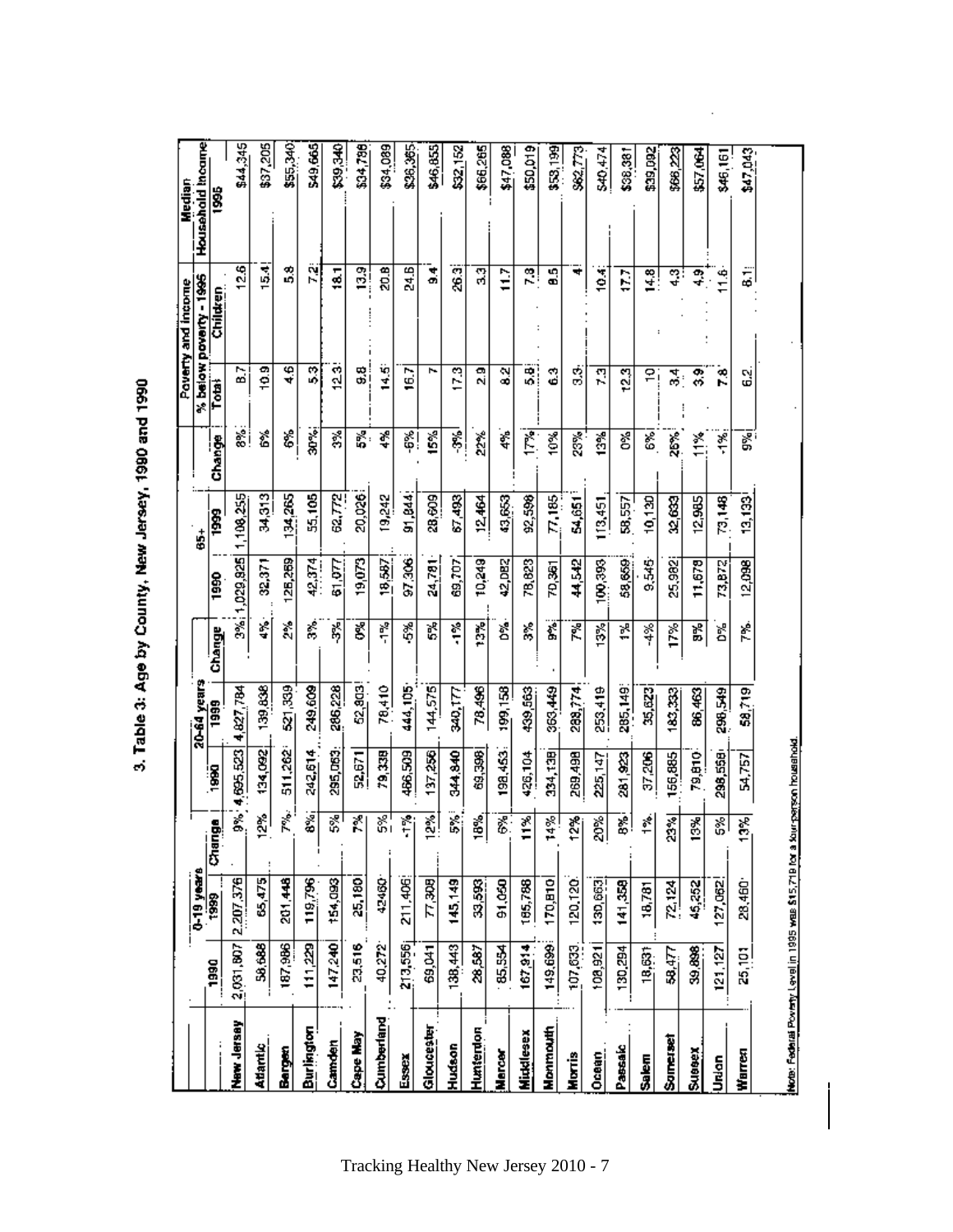# 3. Table 3: Age by County, New Jersey, 1990 and 1990

| | 0-19 years | | | 20-64 years | | | 65+ | | | Poverty and Income % below poverty - 1995 | | Median Household Income |
|---|---|---|---|---|---|---|---|---|---|---|---|---|
| | 1990 | 1999 | Change | 1990 | 1999 | Change | 1990 | 1999 | Change | Total | Children | 1995 |
| New Jersey | 2,031,807 | 2,207,376 | 9% | 4,695,523 | 4,827,784 | 3% | 1,029,925 | 1,108,255 | 8% | 8.7 | 12.6 | $44,345 |
| Atlantic | 58,688 | 65,475 | 12% | 134,092 | 139,838 | 4% | 32,371 | 34,313 | 6% | 10.9 | 15.4 | $37,205 |
| Bergen | 187,986 | 201,448 | 7% | 511,262 | 521,339 | 2% | 126,269 | 134,265 | 6% | 4.6 | 5.8 | $55,340 |
| Burlington | 111,229 | 119,796 | 8% | 242,614 | 249,609 | 3% | 42,374 | 55,105 | 30% | 5.3 | 7.2 | $49,665 |
| Camden | 147,240 | 154,093 | 5% | 295,063 | 286,228 | -3% | 61,077 | 62,772 | 3% | 12.3 | 18.1 | $39,340 |
| Cape May | 23,516 | 25,180 | 7% | 52,671 | 52,803 | 0% | 19,073 | 20,026 | 5% | 9.8 | 13.9 | $34,786 |
| Cumberland | 40,272 | 42460 | 5% | 79,339 | 78,410 | -1% | 18,587 | 19,242 | 4% | 14.5 | 20.8 | $34,089 |
| Essex | 213,556 | 211,406 | -1% | 466,509 | 444,105 | -5% | 97,306 | 91,844 | -6% | 16.7 | 24.6 | $36,365 |
| Gloucester | 69,041 | 77,308 | 12% | 137,256 | 144,575 | 5% | 24,781 | 28,609 | 15% | 7 | 9.4 | $46,855 |
| Hudson | 138,443 | 145,149 | 5% | 344,840 | 340,177 | -1% | 69,707 | 67,493 | -3% | 17.3 | 26.3 | $32,152 |
| Hunterdon | 28,587 | 33,593 | 18% | 69,398 | 78,496 | 13% | 10,249 | 12,464 | 22% | 2.9 | 3.3 | $66,265 |
| Mercer | 85,554 | 91,050 | 6% | 198,453 | 199,158 | 0% | 42,082 | 43,653 | 4% | 8.2 | 11.7 | $47,088 |
| Middlesex | 167,914 | 185,788 | 11% | 426,104 | 439,563 | 3% | 78,823 | 92,598 | 17% | 5.8 | 7.3 | $50,019 |
| Monmouth | 149,699 | 170,810 | 14% | 334,139 | 363,449 | 9% | 70,361 | 77,185 | 10% | 6.3 | 8.5 | $53,199 |
| Morris | 107,633 | 120,120 | 12% | 269,498 | 288,774 | 7% | 44,542 | 54,651 | 23% | 3.3 | 4 | $62,773 |
| Ocean | 108,921 | 130,663 | 20% | 225,147 | 253,419 | 13% | 100,393 | 113,451 | 13% | 7.3 | 10.4 | $40,474 |
| Passaic | 130,294 | 141,358 | 8% | 281,923 | 285,149 | 1% | 58,659 | 58,557 | 0% | 12.3 | 17.7 | $38,381 |
| Salem | 18,631 | 18,781 | 1% | 37,206 | 35,623 | -4% | 9,545 | 10,130 | 6% | 10 | 14.8 | $39,092 |
| Somerset | 58,477 | 72,124 | 23% | 156,885 | 183,333 | 17% | 25,982 | 32,633 | 26% | 3.4 | 4.3 | $66,223 |
| Sussex | 39,898 | 45,252 | 13% | 79,810 | 86,463 | 8% | 11,678 | 12,985 | 11% | 3.9 | 4.9 | $57,064 |
| Union | 121,127 | 127,062 | 5% | 298,558 | 298,549 | 0% | 73,872 | 73,148 | -1% | 7.8 | 11.6 | $46,161 |
| Warren | 25,101 | 28,460 | 13% | 54,757 | 58,719 | 7% | 12,098 | 13,133 | 9% | 6.2 | 8.1 | $47,043 |

Note: Federal Poverty Level in 1995 was $15,718 for a four-person household.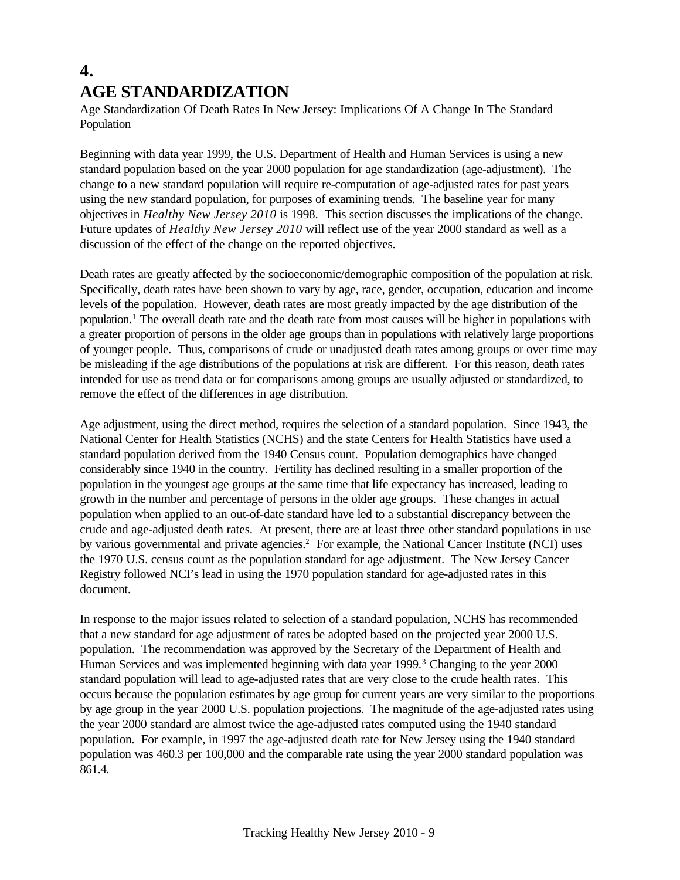# 4. AGE STANDARDIZATION

Age Standardization Of Death Rates In New Jersey: Implications Of A Change In The Standard Population

Beginning with data year 1999, the U.S. Department of Health and Human Services is using a new standard population based on the year 2000 population for age standardization (age-adjustment). The change to a new standard population will require re-computation of age-adjusted rates for past years using the new standard population, for purposes of examining trends. The baseline year for many objectives in *Healthy New Jersey 2010* is 1998. This section discusses the implications of the change. Future updates of *Healthy New Jersey 2010* will reflect use of the year 2000 standard as well as a discussion of the effect of the change on the reported objectives.

Death rates are greatly affected by the socioeconomic/demographic composition of the population at risk. Specifically, death rates have been shown to vary by age, race, gender, occupation, education and income levels of the population. However, death rates are most greatly impacted by the age distribution of the population.[1] The overall death rate and the death rate from most causes will be higher in populations with a greater proportion of persons in the older age groups than in populations with relatively large proportions of younger people. Thus, comparisons of crude or unadjusted death rates among groups or over time may be misleading if the age distributions of the populations at risk are different. For this reason, death rates intended for use as trend data or for comparisons among groups are usually adjusted or standardized, to remove the effect of the differences in age distribution.

Age adjustment, using the direct method, requires the selection of a standard population. Since 1943, the National Center for Health Statistics (NCHS) and the state Centers for Health Statistics have used a standard population derived from the 1940 Census count. Population demographics have changed considerably since 1940 in the country. Fertility has declined resulting in a smaller proportion of the population in the youngest age groups at the same time that life expectancy has increased, leading to growth in the number and percentage of persons in the older age groups. These changes in actual population when applied to an out-of-date standard have led to a substantial discrepancy between the crude and age-adjusted death rates. At present, there are at least three other standard populations in use by various governmental and private agencies.[2] For example, the National Cancer Institute (NCI) uses the 1970 U.S. census count as the population standard for age adjustment. The New Jersey Cancer Registry followed NCI's lead in using the 1970 population standard for age-adjusted rates in this document.

In response to the major issues related to selection of a standard population, NCHS has recommended that a new standard for age adjustment of rates be adopted based on the projected year 2000 U.S. population. The recommendation was approved by the Secretary of the Department of Health and Human Services and was implemented beginning with data year 1999.[3] Changing to the year 2000 standard population will lead to age-adjusted rates that are very close to the crude health rates. This occurs because the population estimates by age group for current years are very similar to the proportions by age group in the year 2000 U.S. population projections. The magnitude of the age-adjusted rates using the year 2000 standard are almost twice the age-adjusted rates computed using the 1940 standard population. For example, in 1997 the age-adjusted death rate for New Jersey using the 1940 standard population was 460.3 per 100,000 and the comparable rate using the year 2000 standard population was 861.4.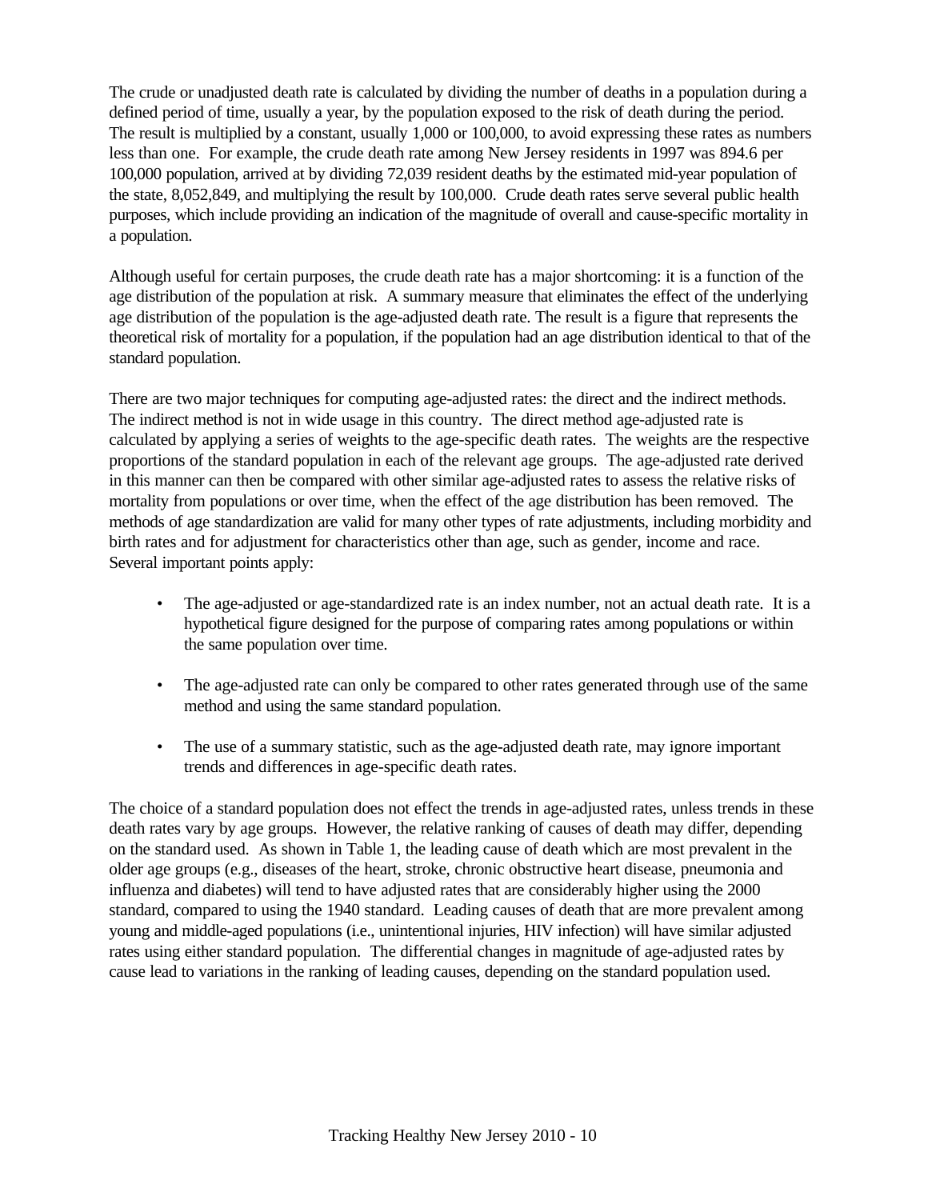The crude or unadjusted death rate is calculated by dividing the number of deaths in a population during a defined period of time, usually a year, by the population exposed to the risk of death during the period. The result is multiplied by a constant, usually 1,000 or 100,000, to avoid expressing these rates as numbers less than one. For example, the crude death rate among New Jersey residents in 1997 was 894.6 per 100,000 population, arrived at by dividing 72,039 resident deaths by the estimated mid-year population of the state, 8,052,849, and multiplying the result by 100,000. Crude death rates serve several public health purposes, which include providing an indication of the magnitude of overall and cause-specific mortality in a population.

Although useful for certain purposes, the crude death rate has a major shortcoming: it is a function of the age distribution of the population at risk. A summary measure that eliminates the effect of the underlying age distribution of the population is the age-adjusted death rate. The result is a figure that represents the theoretical risk of mortality for a population, if the population had an age distribution identical to that of the standard population.

There are two major techniques for computing age-adjusted rates: the direct and the indirect methods. The indirect method is not in wide usage in this country. The direct method age-adjusted rate is calculated by applying a series of weights to the age-specific death rates. The weights are the respective proportions of the standard population in each of the relevant age groups. The age-adjusted rate derived in this manner can then be compared with other similar age-adjusted rates to assess the relative risks of mortality from populations or over time, when the effect of the age distribution has been removed. The methods of age standardization are valid for many other types of rate adjustments, including morbidity and birth rates and for adjustment for characteristics other than age, such as gender, income and race. Several important points apply:

- The age-adjusted or age-standardized rate is an index number, not an actual death rate. It is a hypothetical figure designed for the purpose of comparing rates among populations or within the same population over time.
- The age-adjusted rate can only be compared to other rates generated through use of the same method and using the same standard population.
- The use of a summary statistic, such as the age-adjusted death rate, may ignore important trends and differences in age-specific death rates.

The choice of a standard population does not effect the trends in age-adjusted rates, unless trends in these death rates vary by age groups. However, the relative ranking of causes of death may differ, depending on the standard used. As shown in Table 1, the leading cause of death which are most prevalent in the older age groups (e.g., diseases of the heart, stroke, chronic obstructive heart disease, pneumonia and influenza and diabetes) will tend to have adjusted rates that are considerably higher using the 2000 standard, compared to using the 1940 standard. Leading causes of death that are more prevalent among young and middle-aged populations (i.e., unintentional injuries, HIV infection) will have similar adjusted rates using either standard population. The differential changes in magnitude of age-adjusted rates by cause lead to variations in the ranking of leading causes, depending on the standard population used.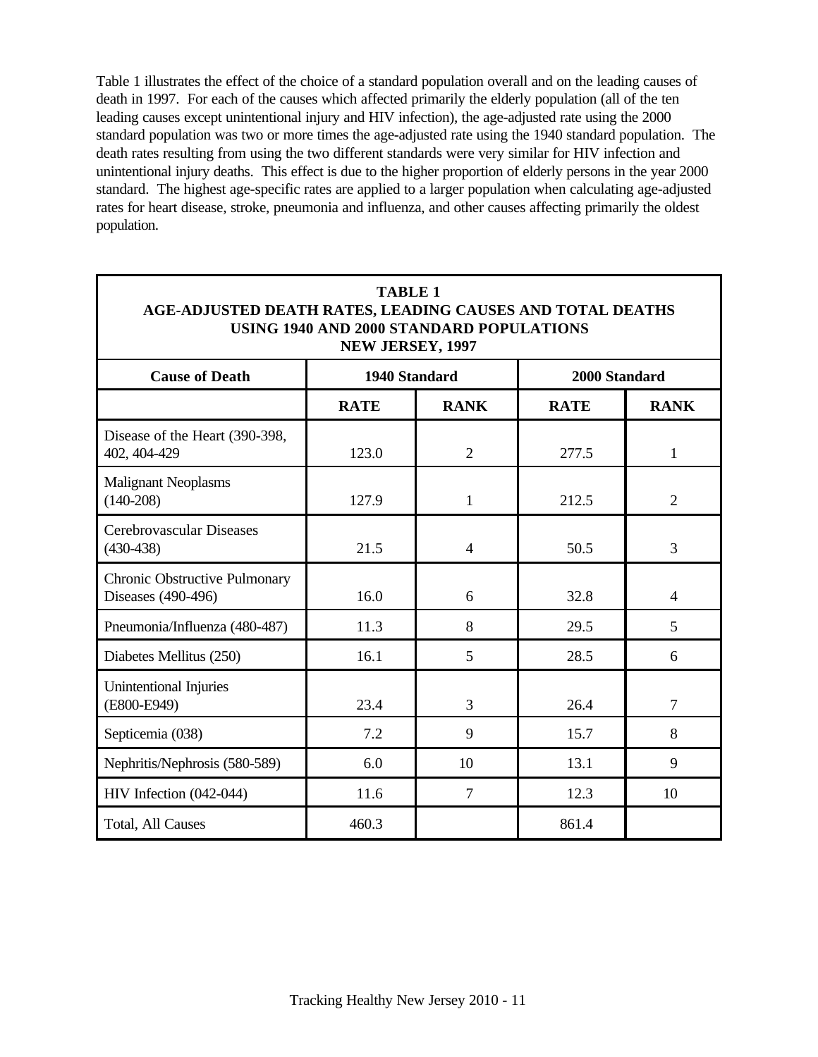Table 1 illustrates the effect of the choice of a standard population overall and on the leading causes of death in 1997. For each of the causes which affected primarily the elderly population (all of the ten leading causes except unintentional injury and HIV infection), the age-adjusted rate using the 2000 standard population was two or more times the age-adjusted rate using the 1940 standard population. The death rates resulting from using the two different standards were very similar for HIV infection and unintentional injury deaths. This effect is due to the higher proportion of elderly persons in the year 2000 standard. The highest age-specific rates are applied to a larger population when calculating age-adjusted rates for heart disease, stroke, pneumonia and influenza, and other causes affecting primarily the oldest population.

**TABLE 1**
**AGE-ADJUSTED DEATH RATES, LEADING CAUSES AND TOTAL DEATHS USING 1940 AND 2000 STANDARD POPULATIONS**
**NEW JERSEY, 1997**

| Cause of Death | 1940 Standard | | 2000 Standard | |
|---|---|---|---|---|
| | RATE | RANK | RATE | RANK |
| Disease of the Heart (390-398, 402, 404-429 | 123.0 | 2 | 277.5 | 1 |
| Malignant Neoplasms (140-208) | 127.9 | 1 | 212.5 | 2 |
| Cerebrovascular Diseases (430-438) | 21.5 | 4 | 50.5 | 3 |
| Chronic Obstructive Pulmonary Diseases (490-496) | 16.0 | 6 | 32.8 | 4 |
| Pneumonia/Influenza (480-487) | 11.3 | 8 | 29.5 | 5 |
| Diabetes Mellitus (250) | 16.1 | 5 | 28.5 | 6 |
| Unintentional Injuries (E800-E949) | 23.4 | 3 | 26.4 | 7 |
| Septicemia (038) | 7.2 | 9 | 15.7 | 8 |
| Nephritis/Nephrosis (580-589) | 6.0 | 10 | 13.1 | 9 |
| HIV Infection (042-044) | 11.6 | 7 | 12.3 | 10 |
| Total, All Causes | 460.3 | | 861.4 | |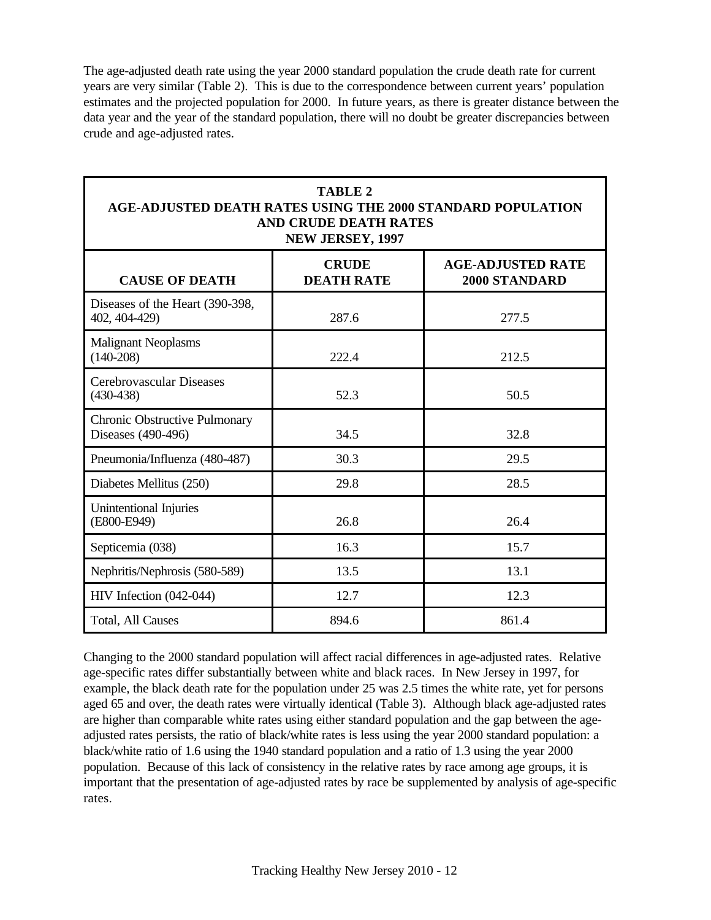The age-adjusted death rate using the year 2000 standard population the crude death rate for current years are very similar (Table 2). This is due to the correspondence between current years' population estimates and the projected population for 2000. In future years, as there is greater distance between the data year and the year of the standard population, there will no doubt be greater discrepancies between crude and age-adjusted rates.

**TABLE 2**
**AGE-ADJUSTED DEATH RATES USING THE 2000 STANDARD POPULATION AND CRUDE DEATH RATES**
**NEW JERSEY, 1997**

| CAUSE OF DEATH | CRUDE DEATH RATE | AGE-ADJUSTED RATE 2000 STANDARD |
|---|---|---|
| Diseases of the Heart (390-398, 402, 404-429) | 287.6 | 277.5 |
| Malignant Neoplasms (140-208) | 222.4 | 212.5 |
| Cerebrovascular Diseases (430-438) | 52.3 | 50.5 |
| Chronic Obstructive Pulmonary Diseases (490-496) | 34.5 | 32.8 |
| Pneumonia/Influenza (480-487) | 30.3 | 29.5 |
| Diabetes Mellitus (250) | 29.8 | 28.5 |
| Unintentional Injuries (E800-E949) | 26.8 | 26.4 |
| Septicemia (038) | 16.3 | 15.7 |
| Nephritis/Nephrosis (580-589) | 13.5 | 13.1 |
| HIV Infection (042-044) | 12.7 | 12.3 |
| Total, All Causes | 894.6 | 861.4 |

Changing to the 2000 standard population will affect racial differences in age-adjusted rates. Relative age-specific rates differ substantially between white and black races. In New Jersey in 1997, for example, the black death rate for the population under 25 was 2.5 times the white rate, yet for persons aged 65 and over, the death rates were virtually identical (Table 3). Although black age-adjusted rates are higher than comparable white rates using either standard population and the gap between the age-adjusted rates persists, the ratio of black/white rates is less using the year 2000 standard population: a black/white ratio of 1.6 using the 1940 standard population and a ratio of 1.3 using the year 2000 population. Because of this lack of consistency in the relative rates by race among age groups, it is important that the presentation of age-adjusted rates by race be supplemented by analysis of age-specific rates.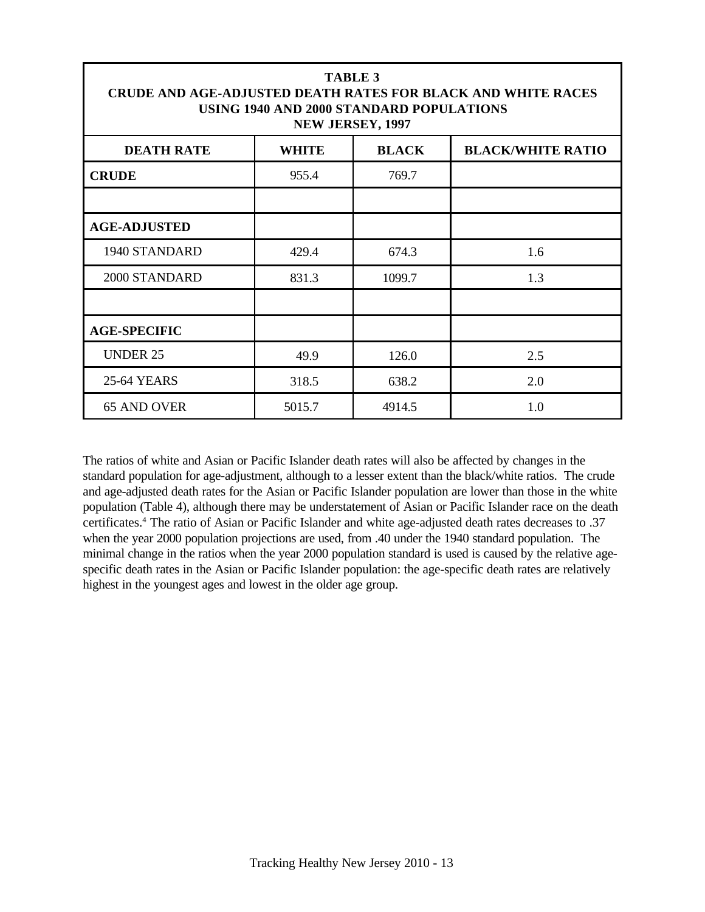| TABLE 3<br>CRUDE AND AGE-ADJUSTED DEATH RATES FOR BLACK AND WHITE RACES<br>USING 1940 AND 2000 STANDARD POPULATIONS<br>NEW JERSEY, 1997 | | | |
|---|---|---|---|
| **DEATH RATE** | **WHITE** | **BLACK** | **BLACK/WHITE RATIO** |
| **CRUDE** | 955.4 | 769.7 | |
| | | | |
| **AGE-ADJUSTED** | | | |
| 1940 STANDARD | 429.4 | 674.3 | 1.6 |
| 2000 STANDARD | 831.3 | 1099.7 | 1.3 |
| | | | |
| **AGE-SPECIFIC** | | | |
| UNDER 25 | 49.9 | 126.0 | 2.5 |
| 25-64 YEARS | 318.5 | 638.2 | 2.0 |
| 65 AND OVER | 5015.7 | 4914.5 | 1.0 |

The ratios of white and Asian or Pacific Islander death rates will also be affected by changes in the standard population for age-adjustment, although to a lesser extent than the black/white ratios. The crude and age-adjusted death rates for the Asian or Pacific Islander population are lower than those in the white population (Table 4), although there may be understatement of Asian or Pacific Islander race on the death certificates.[4] The ratio of Asian or Pacific Islander and white age-adjusted death rates decreases to .37 when the year 2000 population projections are used, from .40 under the 1940 standard population. The minimal change in the ratios when the year 2000 population standard is used is caused by the relative age-specific death rates in the Asian or Pacific Islander population: the age-specific death rates are relatively highest in the youngest ages and lowest in the older age group.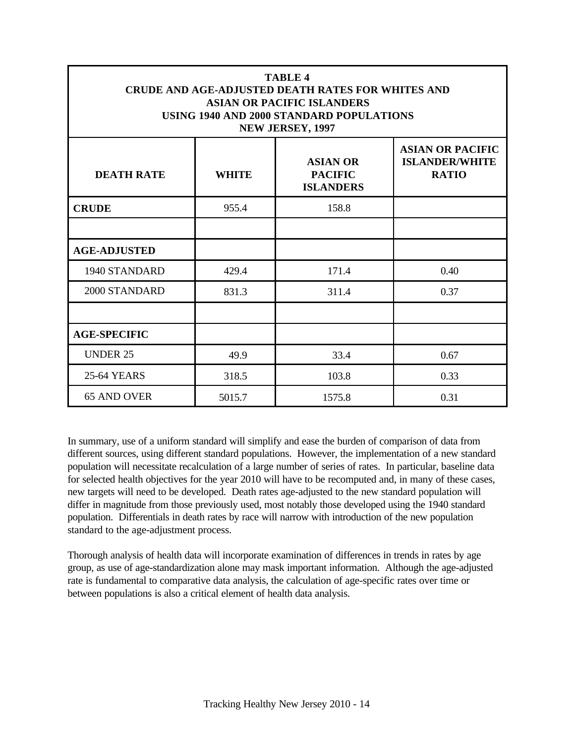| TABLE 4<br>CRUDE AND AGE-ADJUSTED DEATH RATES FOR WHITES AND ASIAN OR PACIFIC ISLANDERS USING 1940 AND 2000 STANDARD POPULATIONS<br>NEW JERSEY, 1997 | | | |
|---|---|---|---|
| **DEATH RATE** | **WHITE** | **ASIAN OR PACIFIC ISLANDERS** | **ASIAN OR PACIFIC ISLANDER/WHITE RATIO** |
| **CRUDE** | 955.4 | 158.8 | |
| | | | |
| **AGE-ADJUSTED** | | | |
| 1940 STANDARD | 429.4 | 171.4 | 0.40 |
| 2000 STANDARD | 831.3 | 311.4 | 0.37 |
| | | | |
| **AGE-SPECIFIC** | | | |
| UNDER 25 | 49.9 | 33.4 | 0.67 |
| 25-64 YEARS | 318.5 | 103.8 | 0.33 |
| 65 AND OVER | 5015.7 | 1575.8 | 0.31 |

In summary, use of a uniform standard will simplify and ease the burden of comparison of data from different sources, using different standard populations. However, the implementation of a new standard population will necessitate recalculation of a large number of series of rates. In particular, baseline data for selected health objectives for the year 2010 will have to be recomputed and, in many of these cases, new targets will need to be developed. Death rates age-adjusted to the new standard population will differ in magnitude from those previously used, most notably those developed using the 1940 standard population. Differentials in death rates by race will narrow with introduction of the new population standard to the age-adjustment process.

Thorough analysis of health data will incorporate examination of differences in trends in rates by age group, as use of age-standardization alone may mask important information. Although the age-adjusted rate is fundamental to comparative data analysis, the calculation of age-specific rates over time or between populations is also a critical element of health data analysis.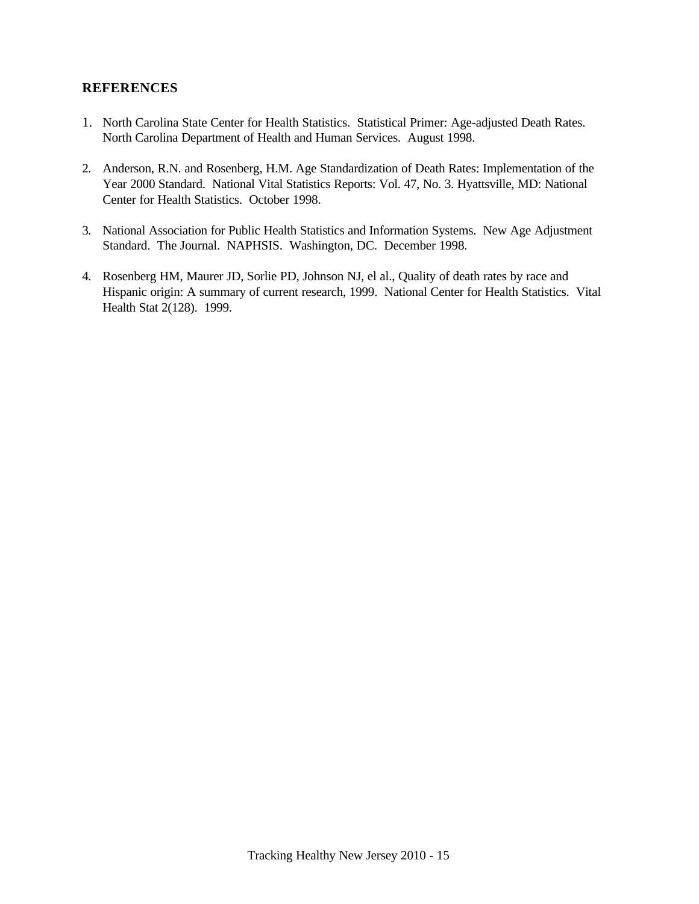## REFERENCES

1. North Carolina State Center for Health Statistics. Statistical Primer: Age-adjusted Death Rates. North Carolina Department of Health and Human Services. August 1998.

2. Anderson, R.N. and Rosenberg, H.M. Age Standardization of Death Rates: Implementation of the Year 2000 Standard. National Vital Statistics Reports: Vol. 47, No. 3. Hyattsville, MD: National Center for Health Statistics. October 1998.

3. National Association for Public Health Statistics and Information Systems. New Age Adjustment Standard. The Journal. NAPHSIS. Washington, DC. December 1998.

4. Rosenberg HM, Maurer JD, Sorlie PD, Johnson NJ, el al., Quality of death rates by race and Hispanic origin: A summary of current research, 1999. National Center for Health Statistics. Vital Health Stat 2(128). 1999.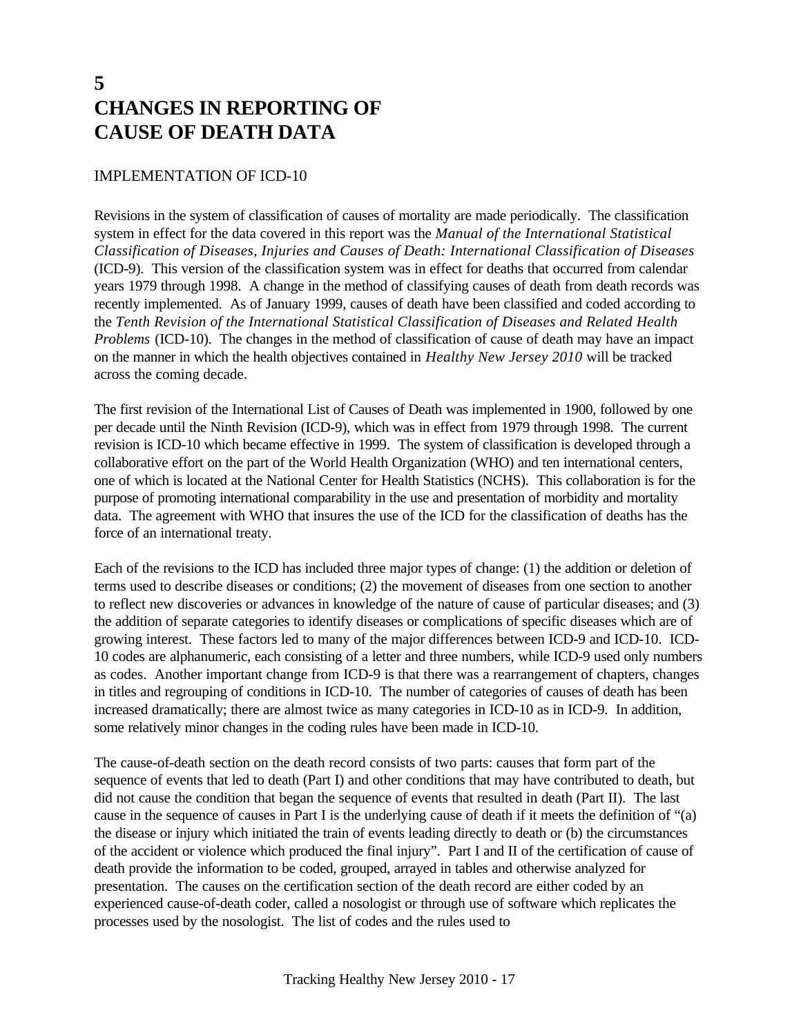# 5
# CHANGES IN REPORTING OF CAUSE OF DEATH DATA

## IMPLEMENTATION OF ICD-10

Revisions in the system of classification of causes of mortality are made periodically. The classification system in effect for the data covered in this report was the *Manual of the International Statistical Classification of Diseases, Injuries and Causes of Death: International Classification of Diseases* (ICD-9). This version of the classification system was in effect for deaths that occurred from calendar years 1979 through 1998. A change in the method of classifying causes of death from death records was recently implemented. As of January 1999, causes of death have been classified and coded according to the *Tenth Revision of the International Statistical Classification of Diseases and Related Health Problems* (ICD-10). The changes in the method of classification of cause of death may have an impact on the manner in which the health objectives contained in *Healthy New Jersey 2010* will be tracked across the coming decade.

The first revision of the International List of Causes of Death was implemented in 1900, followed by one per decade until the Ninth Revision (ICD-9), which was in effect from 1979 through 1998. The current revision is ICD-10 which became effective in 1999. The system of classification is developed through a collaborative effort on the part of the World Health Organization (WHO) and ten international centers, one of which is located at the National Center for Health Statistics (NCHS). This collaboration is for the purpose of promoting international comparability in the use and presentation of morbidity and mortality data. The agreement with WHO that insures the use of the ICD for the classification of deaths has the force of an international treaty.

Each of the revisions to the ICD has included three major types of change: (1) the addition or deletion of terms used to describe diseases or conditions; (2) the movement of diseases from one section to another to reflect new discoveries or advances in knowledge of the nature of cause of particular diseases; and (3) the addition of separate categories to identify diseases or complications of specific diseases which are of growing interest. These factors led to many of the major differences between ICD-9 and ICD-10. ICD-10 codes are alphanumeric, each consisting of a letter and three numbers, while ICD-9 used only numbers as codes. Another important change from ICD-9 is that there was a rearrangement of chapters, changes in titles and regrouping of conditions in ICD-10. The number of categories of causes of death has been increased dramatically; there are almost twice as many categories in ICD-10 as in ICD-9. In addition, some relatively minor changes in the coding rules have been made in ICD-10.

The cause-of-death section on the death record consists of two parts: causes that form part of the sequence of events that led to death (Part I) and other conditions that may have contributed to death, but did not cause the condition that began the sequence of events that resulted in death (Part II). The last cause in the sequence of causes in Part I is the underlying cause of death if it meets the definition of "(a) the disease or injury which initiated the train of events leading directly to death or (b) the circumstances of the accident or violence which produced the final injury". Part I and II of the certification of cause of death provide the information to be coded, grouped, arrayed in tables and otherwise analyzed for presentation. The causes on the certification section of the death record are either coded by an experienced cause-of-death coder, called a nosologist or through use of software which replicates the processes used by the nosologist. The list of codes and the rules used to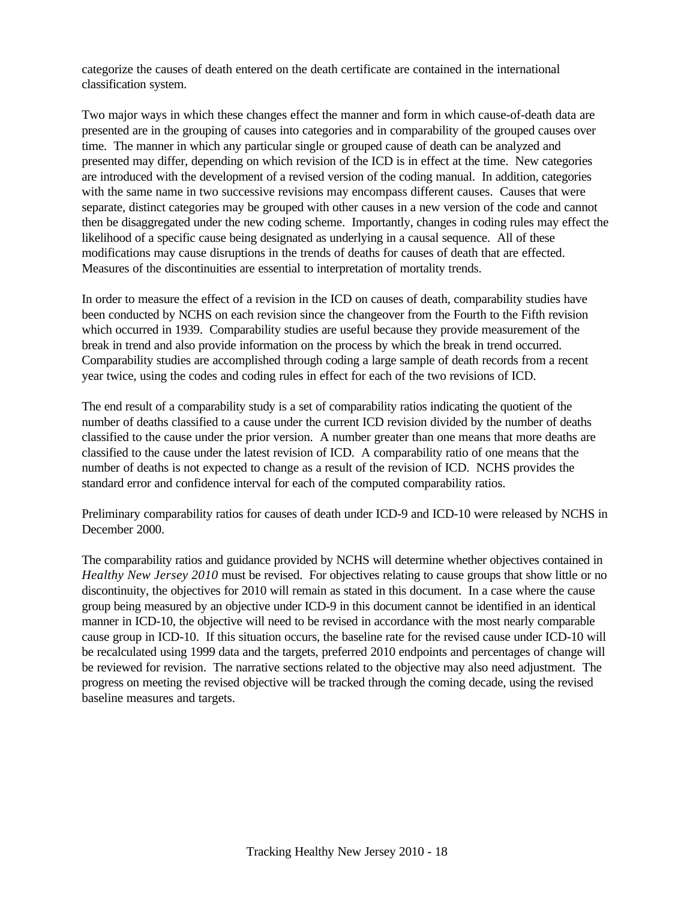categorize the causes of death entered on the death certificate are contained in the international classification system.

Two major ways in which these changes effect the manner and form in which cause-of-death data are presented are in the grouping of causes into categories and in comparability of the grouped causes over time. The manner in which any particular single or grouped cause of death can be analyzed and presented may differ, depending on which revision of the ICD is in effect at the time. New categories are introduced with the development of a revised version of the coding manual. In addition, categories with the same name in two successive revisions may encompass different causes. Causes that were separate, distinct categories may be grouped with other causes in a new version of the code and cannot then be disaggregated under the new coding scheme. Importantly, changes in coding rules may effect the likelihood of a specific cause being designated as underlying in a causal sequence. All of these modifications may cause disruptions in the trends of deaths for causes of death that are effected. Measures of the discontinuities are essential to interpretation of mortality trends.

In order to measure the effect of a revision in the ICD on causes of death, comparability studies have been conducted by NCHS on each revision since the changeover from the Fourth to the Fifth revision which occurred in 1939. Comparability studies are useful because they provide measurement of the break in trend and also provide information on the process by which the break in trend occurred. Comparability studies are accomplished through coding a large sample of death records from a recent year twice, using the codes and coding rules in effect for each of the two revisions of ICD.

The end result of a comparability study is a set of comparability ratios indicating the quotient of the number of deaths classified to a cause under the current ICD revision divided by the number of deaths classified to the cause under the prior version. A number greater than one means that more deaths are classified to the cause under the latest revision of ICD. A comparability ratio of one means that the number of deaths is not expected to change as a result of the revision of ICD. NCHS provides the standard error and confidence interval for each of the computed comparability ratios.

Preliminary comparability ratios for causes of death under ICD-9 and ICD-10 were released by NCHS in December 2000.

The comparability ratios and guidance provided by NCHS will determine whether objectives contained in *Healthy New Jersey 2010* must be revised. For objectives relating to cause groups that show little or no discontinuity, the objectives for 2010 will remain as stated in this document. In a case where the cause group being measured by an objective under ICD-9 in this document cannot be identified in an identical manner in ICD-10, the objective will need to be revised in accordance with the most nearly comparable cause group in ICD-10. If this situation occurs, the baseline rate for the revised cause under ICD-10 will be recalculated using 1999 data and the targets, preferred 2010 endpoints and percentages of change will be reviewed for revision. The narrative sections related to the objective may also need adjustment. The progress on meeting the revised objective will be tracked through the coming decade, using the revised baseline measures and targets.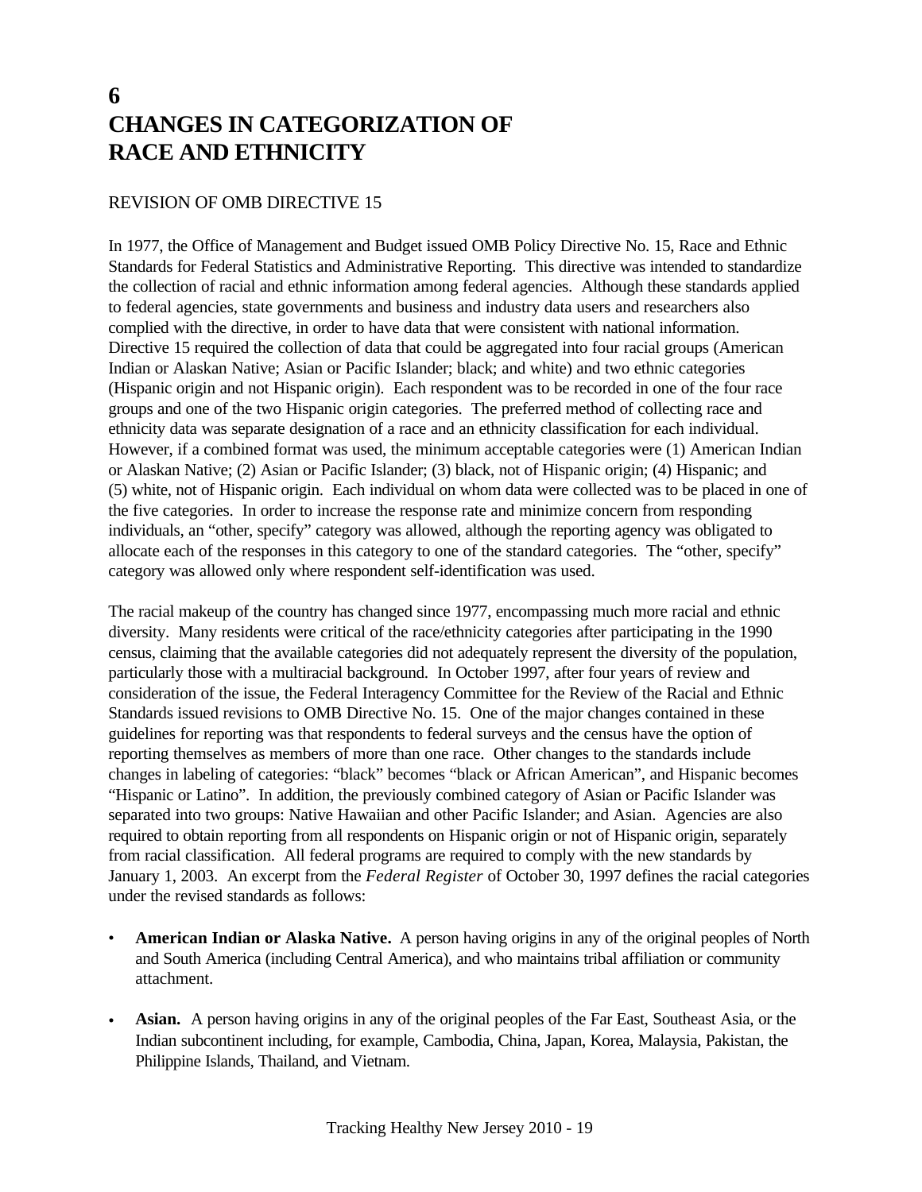# 6
# CHANGES IN CATEGORIZATION OF RACE AND ETHNICITY

## REVISION OF OMB DIRECTIVE 15

In 1977, the Office of Management and Budget issued OMB Policy Directive No. 15, Race and Ethnic Standards for Federal Statistics and Administrative Reporting. This directive was intended to standardize the collection of racial and ethnic information among federal agencies. Although these standards applied to federal agencies, state governments and business and industry data users and researchers also complied with the directive, in order to have data that were consistent with national information. Directive 15 required the collection of data that could be aggregated into four racial groups (American Indian or Alaskan Native; Asian or Pacific Islander; black; and white) and two ethnic categories (Hispanic origin and not Hispanic origin). Each respondent was to be recorded in one of the four race groups and one of the two Hispanic origin categories. The preferred method of collecting race and ethnicity data was separate designation of a race and an ethnicity classification for each individual. However, if a combined format was used, the minimum acceptable categories were (1) American Indian or Alaskan Native; (2) Asian or Pacific Islander; (3) black, not of Hispanic origin; (4) Hispanic; and (5) white, not of Hispanic origin. Each individual on whom data were collected was to be placed in one of the five categories. In order to increase the response rate and minimize concern from responding individuals, an "other, specify" category was allowed, although the reporting agency was obligated to allocate each of the responses in this category to one of the standard categories. The "other, specify" category was allowed only where respondent self-identification was used.

The racial makeup of the country has changed since 1977, encompassing much more racial and ethnic diversity. Many residents were critical of the race/ethnicity categories after participating in the 1990 census, claiming that the available categories did not adequately represent the diversity of the population, particularly those with a multiracial background. In October 1997, after four years of review and consideration of the issue, the Federal Interagency Committee for the Review of the Racial and Ethnic Standards issued revisions to OMB Directive No. 15. One of the major changes contained in these guidelines for reporting was that respondents to federal surveys and the census have the option of reporting themselves as members of more than one race. Other changes to the standards include changes in labeling of categories: "black" becomes "black or African American", and Hispanic becomes "Hispanic or Latino". In addition, the previously combined category of Asian or Pacific Islander was separated into two groups: Native Hawaiian and other Pacific Islander; and Asian. Agencies are also required to obtain reporting from all respondents on Hispanic origin or not of Hispanic origin, separately from racial classification. All federal programs are required to comply with the new standards by January 1, 2003. An excerpt from the *Federal Register* of October 30, 1997 defines the racial categories under the revised standards as follows:

- **American Indian or Alaska Native.** A person having origins in any of the original peoples of North and South America (including Central America), and who maintains tribal affiliation or community attachment.

- **Asian.** A person having origins in any of the original peoples of the Far East, Southeast Asia, or the Indian subcontinent including, for example, Cambodia, China, Japan, Korea, Malaysia, Pakistan, the Philippine Islands, Thailand, and Vietnam.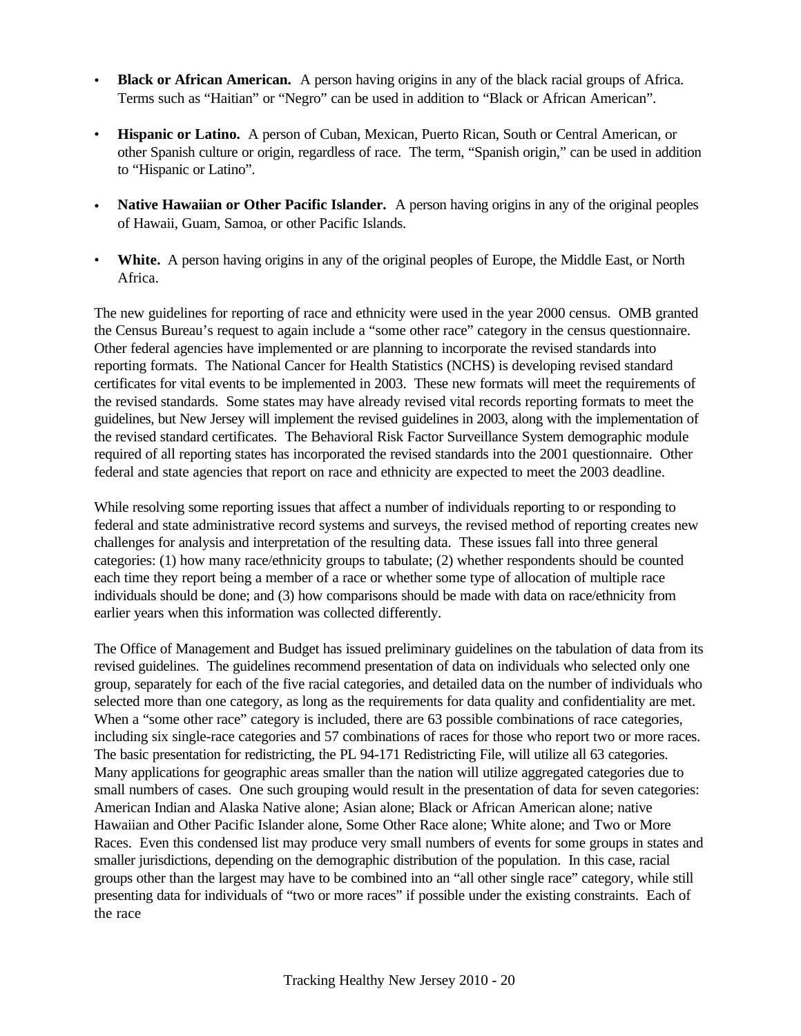- **Black or African American.** A person having origins in any of the black racial groups of Africa. Terms such as "Haitian" or "Negro" can be used in addition to "Black or African American".

- **Hispanic or Latino.** A person of Cuban, Mexican, Puerto Rican, South or Central American, or other Spanish culture or origin, regardless of race. The term, "Spanish origin," can be used in addition to "Hispanic or Latino".

- **Native Hawaiian or Other Pacific Islander.** A person having origins in any of the original peoples of Hawaii, Guam, Samoa, or other Pacific Islands.

- **White.** A person having origins in any of the original peoples of Europe, the Middle East, or North Africa.

The new guidelines for reporting of race and ethnicity were used in the year 2000 census. OMB granted the Census Bureau's request to again include a "some other race" category in the census questionnaire. Other federal agencies have implemented or are planning to incorporate the revised standards into reporting formats. The National Cancer for Health Statistics (NCHS) is developing revised standard certificates for vital events to be implemented in 2003. These new formats will meet the requirements of the revised standards. Some states may have already revised vital records reporting formats to meet the guidelines, but New Jersey will implement the revised guidelines in 2003, along with the implementation of the revised standard certificates. The Behavioral Risk Factor Surveillance System demographic module required of all reporting states has incorporated the revised standards into the 2001 questionnaire. Other federal and state agencies that report on race and ethnicity are expected to meet the 2003 deadline.

While resolving some reporting issues that affect a number of individuals reporting to or responding to federal and state administrative record systems and surveys, the revised method of reporting creates new challenges for analysis and interpretation of the resulting data. These issues fall into three general categories: (1) how many race/ethnicity groups to tabulate; (2) whether respondents should be counted each time they report being a member of a race or whether some type of allocation of multiple race individuals should be done; and (3) how comparisons should be made with data on race/ethnicity from earlier years when this information was collected differently.

The Office of Management and Budget has issued preliminary guidelines on the tabulation of data from its revised guidelines. The guidelines recommend presentation of data on individuals who selected only one group, separately for each of the five racial categories, and detailed data on the number of individuals who selected more than one category, as long as the requirements for data quality and confidentiality are met. When a "some other race" category is included, there are 63 possible combinations of race categories, including six single-race categories and 57 combinations of races for those who report two or more races. The basic presentation for redistricting, the PL 94-171 Redistricting File, will utilize all 63 categories. Many applications for geographic areas smaller than the nation will utilize aggregated categories due to small numbers of cases. One such grouping would result in the presentation of data for seven categories: American Indian and Alaska Native alone; Asian alone; Black or African American alone; native Hawaiian and Other Pacific Islander alone, Some Other Race alone; White alone; and Two or More Races. Even this condensed list may produce very small numbers of events for some groups in states and smaller jurisdictions, depending on the demographic distribution of the population. In this case, racial groups other than the largest may have to be combined into an "all other single race" category, while still presenting data for individuals of "two or more races" if possible under the existing constraints. Each of the race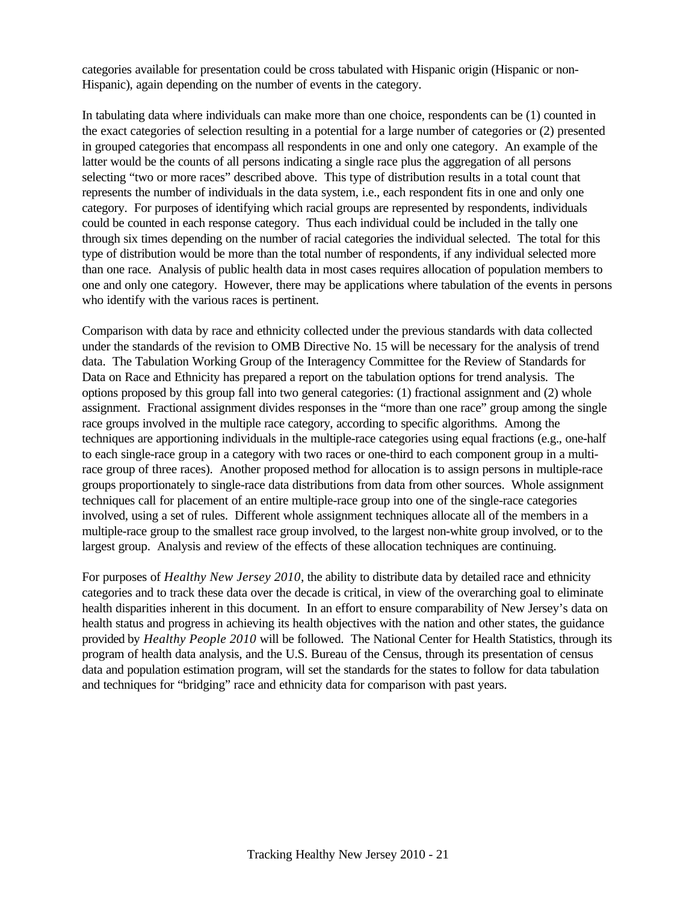categories available for presentation could be cross tabulated with Hispanic origin (Hispanic or non-Hispanic), again depending on the number of events in the category.

In tabulating data where individuals can make more than one choice, respondents can be (1) counted in the exact categories of selection resulting in a potential for a large number of categories or (2) presented in grouped categories that encompass all respondents in one and only one category. An example of the latter would be the counts of all persons indicating a single race plus the aggregation of all persons selecting "two or more races" described above. This type of distribution results in a total count that represents the number of individuals in the data system, i.e., each respondent fits in one and only one category. For purposes of identifying which racial groups are represented by respondents, individuals could be counted in each response category. Thus each individual could be included in the tally one through six times depending on the number of racial categories the individual selected. The total for this type of distribution would be more than the total number of respondents, if any individual selected more than one race. Analysis of public health data in most cases requires allocation of population members to one and only one category. However, there may be applications where tabulation of the events in persons who identify with the various races is pertinent.

Comparison with data by race and ethnicity collected under the previous standards with data collected under the standards of the revision to OMB Directive No. 15 will be necessary for the analysis of trend data. The Tabulation Working Group of the Interagency Committee for the Review of Standards for Data on Race and Ethnicity has prepared a report on the tabulation options for trend analysis. The options proposed by this group fall into two general categories: (1) fractional assignment and (2) whole assignment. Fractional assignment divides responses in the "more than one race" group among the single race groups involved in the multiple race category, according to specific algorithms. Among the techniques are apportioning individuals in the multiple-race categories using equal fractions (e.g., one-half to each single-race group in a category with two races or one-third to each component group in a multi-race group of three races). Another proposed method for allocation is to assign persons in multiple-race groups proportionately to single-race data distributions from data from other sources. Whole assignment techniques call for placement of an entire multiple-race group into one of the single-race categories involved, using a set of rules. Different whole assignment techniques allocate all of the members in a multiple-race group to the smallest race group involved, to the largest non-white group involved, or to the largest group. Analysis and review of the effects of these allocation techniques are continuing.

For purposes of *Healthy New Jersey 2010*, the ability to distribute data by detailed race and ethnicity categories and to track these data over the decade is critical, in view of the overarching goal to eliminate health disparities inherent in this document. In an effort to ensure comparability of New Jersey's data on health status and progress in achieving its health objectives with the nation and other states, the guidance provided by *Healthy People 2010* will be followed. The National Center for Health Statistics, through its program of health data analysis, and the U.S. Bureau of the Census, through its presentation of census data and population estimation program, will set the standards for the states to follow for data tabulation and techniques for "bridging" race and ethnicity data for comparison with past years.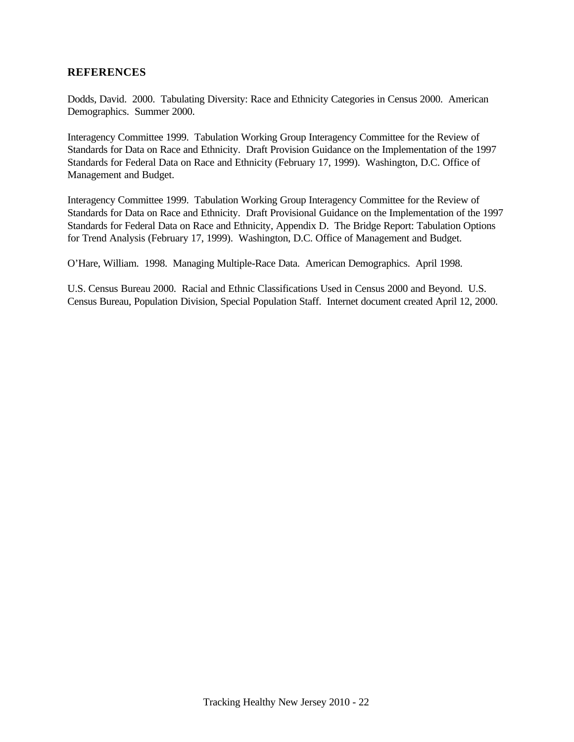## REFERENCES

Dodds, David. 2000. Tabulating Diversity: Race and Ethnicity Categories in Census 2000. American Demographics. Summer 2000.

Interagency Committee 1999. Tabulation Working Group Interagency Committee for the Review of Standards for Data on Race and Ethnicity. Draft Provision Guidance on the Implementation of the 1997 Standards for Federal Data on Race and Ethnicity (February 17, 1999). Washington, D.C. Office of Management and Budget.

Interagency Committee 1999. Tabulation Working Group Interagency Committee for the Review of Standards for Data on Race and Ethnicity. Draft Provisional Guidance on the Implementation of the 1997 Standards for Federal Data on Race and Ethnicity, Appendix D. The Bridge Report: Tabulation Options for Trend Analysis (February 17, 1999). Washington, D.C. Office of Management and Budget.

O'Hare, William. 1998. Managing Multiple-Race Data. American Demographics. April 1998.

U.S. Census Bureau 2000. Racial and Ethnic Classifications Used in Census 2000 and Beyond. U.S. Census Bureau, Population Division, Special Population Staff. Internet document created April 12, 2000.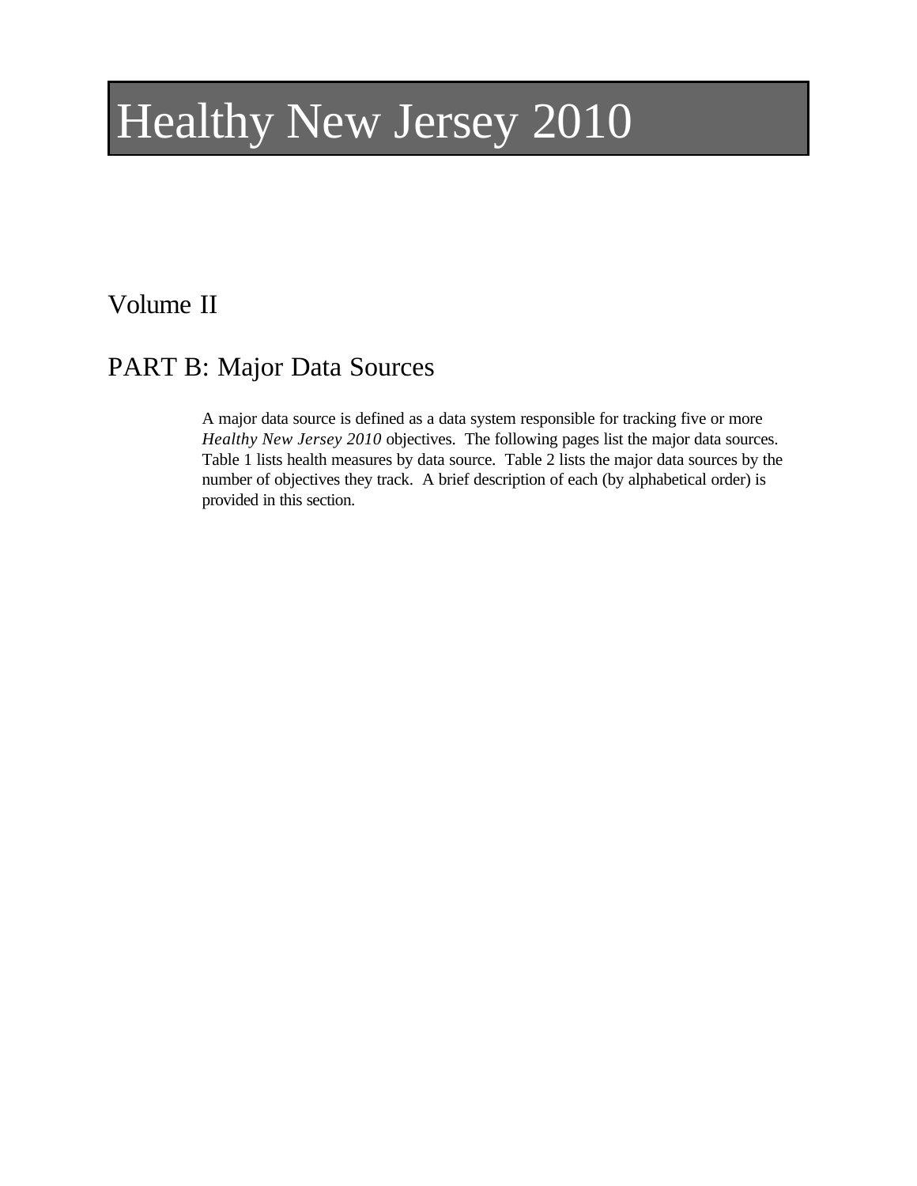# Healthy New Jersey 2010

## Volume II

## PART B: Major Data Sources

A major data source is defined as a data system responsible for tracking five or more *Healthy New Jersey 2010* objectives. The following pages list the major data sources. Table 1 lists health measures by data source. Table 2 lists the major data sources by the number of objectives they track. A brief description of each (by alphabetical order) is provided in this section.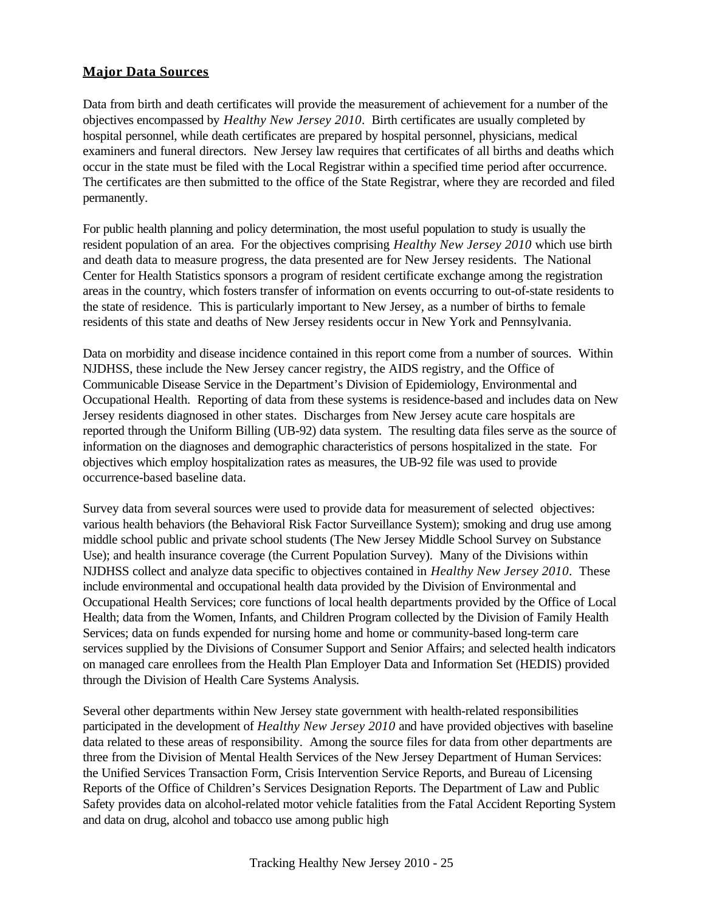## **Major Data Sources**

Data from birth and death certificates will provide the measurement of achievement for a number of the objectives encompassed by *Healthy New Jersey 2010*. Birth certificates are usually completed by hospital personnel, while death certificates are prepared by hospital personnel, physicians, medical examiners and funeral directors. New Jersey law requires that certificates of all births and deaths which occur in the state must be filed with the Local Registrar within a specified time period after occurrence. The certificates are then submitted to the office of the State Registrar, where they are recorded and filed permanently.

For public health planning and policy determination, the most useful population to study is usually the resident population of an area. For the objectives comprising *Healthy New Jersey 2010* which use birth and death data to measure progress, the data presented are for New Jersey residents. The National Center for Health Statistics sponsors a program of resident certificate exchange among the registration areas in the country, which fosters transfer of information on events occurring to out-of-state residents to the state of residence. This is particularly important to New Jersey, as a number of births to female residents of this state and deaths of New Jersey residents occur in New York and Pennsylvania.

Data on morbidity and disease incidence contained in this report come from a number of sources. Within NJDHSS, these include the New Jersey cancer registry, the AIDS registry, and the Office of Communicable Disease Service in the Department's Division of Epidemiology, Environmental and Occupational Health. Reporting of data from these systems is residence-based and includes data on New Jersey residents diagnosed in other states. Discharges from New Jersey acute care hospitals are reported through the Uniform Billing (UB-92) data system. The resulting data files serve as the source of information on the diagnoses and demographic characteristics of persons hospitalized in the state. For objectives which employ hospitalization rates as measures, the UB-92 file was used to provide occurrence-based baseline data.

Survey data from several sources were used to provide data for measurement of selected objectives: various health behaviors (the Behavioral Risk Factor Surveillance System); smoking and drug use among middle school public and private school students (The New Jersey Middle School Survey on Substance Use); and health insurance coverage (the Current Population Survey). Many of the Divisions within NJDHSS collect and analyze data specific to objectives contained in *Healthy New Jersey 2010*. These include environmental and occupational health data provided by the Division of Environmental and Occupational Health Services; core functions of local health departments provided by the Office of Local Health; data from the Women, Infants, and Children Program collected by the Division of Family Health Services; data on funds expended for nursing home and home or community-based long-term care services supplied by the Divisions of Consumer Support and Senior Affairs; and selected health indicators on managed care enrollees from the Health Plan Employer Data and Information Set (HEDIS) provided through the Division of Health Care Systems Analysis.

Several other departments within New Jersey state government with health-related responsibilities participated in the development of *Healthy New Jersey 2010* and have provided objectives with baseline data related to these areas of responsibility. Among the source files for data from other departments are three from the Division of Mental Health Services of the New Jersey Department of Human Services: the Unified Services Transaction Form, Crisis Intervention Service Reports, and Bureau of Licensing Reports of the Office of Children's Services Designation Reports. The Department of Law and Public Safety provides data on alcohol-related motor vehicle fatalities from the Fatal Accident Reporting System and data on drug, alcohol and tobacco use among public high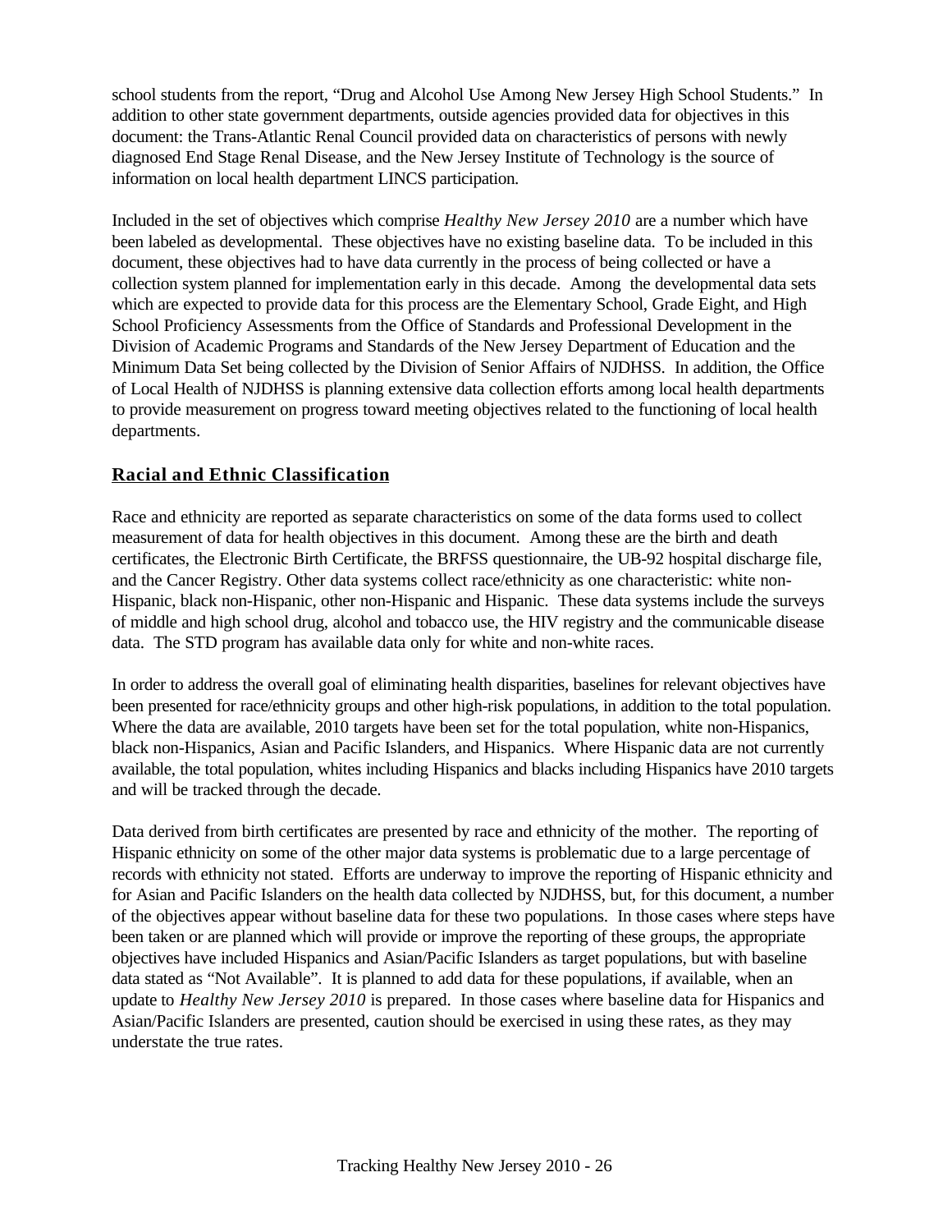school students from the report, "Drug and Alcohol Use Among New Jersey High School Students." In addition to other state government departments, outside agencies provided data for objectives in this document: the Trans-Atlantic Renal Council provided data on characteristics of persons with newly diagnosed End Stage Renal Disease, and the New Jersey Institute of Technology is the source of information on local health department LINCS participation.

Included in the set of objectives which comprise *Healthy New Jersey 2010* are a number which have been labeled as developmental. These objectives have no existing baseline data. To be included in this document, these objectives had to have data currently in the process of being collected or have a collection system planned for implementation early in this decade. Among the developmental data sets which are expected to provide data for this process are the Elementary School, Grade Eight, and High School Proficiency Assessments from the Office of Standards and Professional Development in the Division of Academic Programs and Standards of the New Jersey Department of Education and the Minimum Data Set being collected by the Division of Senior Affairs of NJDHSS. In addition, the Office of Local Health of NJDHSS is planning extensive data collection efforts among local health departments to provide measurement on progress toward meeting objectives related to the functioning of local health departments.

## Racial and Ethnic Classification

Race and ethnicity are reported as separate characteristics on some of the data forms used to collect measurement of data for health objectives in this document. Among these are the birth and death certificates, the Electronic Birth Certificate, the BRFSS questionnaire, the UB-92 hospital discharge file, and the Cancer Registry. Other data systems collect race/ethnicity as one characteristic: white non-Hispanic, black non-Hispanic, other non-Hispanic and Hispanic. These data systems include the surveys of middle and high school drug, alcohol and tobacco use, the HIV registry and the communicable disease data. The STD program has available data only for white and non-white races.

In order to address the overall goal of eliminating health disparities, baselines for relevant objectives have been presented for race/ethnicity groups and other high-risk populations, in addition to the total population. Where the data are available, 2010 targets have been set for the total population, white non-Hispanics, black non-Hispanics, Asian and Pacific Islanders, and Hispanics. Where Hispanic data are not currently available, the total population, whites including Hispanics and blacks including Hispanics have 2010 targets and will be tracked through the decade.

Data derived from birth certificates are presented by race and ethnicity of the mother. The reporting of Hispanic ethnicity on some of the other major data systems is problematic due to a large percentage of records with ethnicity not stated. Efforts are underway to improve the reporting of Hispanic ethnicity and for Asian and Pacific Islanders on the health data collected by NJDHSS, but, for this document, a number of the objectives appear without baseline data for these two populations. In those cases where steps have been taken or are planned which will provide or improve the reporting of these groups, the appropriate objectives have included Hispanics and Asian/Pacific Islanders as target populations, but with baseline data stated as "Not Available". It is planned to add data for these populations, if available, when an update to *Healthy New Jersey 2010* is prepared. In those cases where baseline data for Hispanics and Asian/Pacific Islanders are presented, caution should be exercised in using these rates, as they may understate the true rates.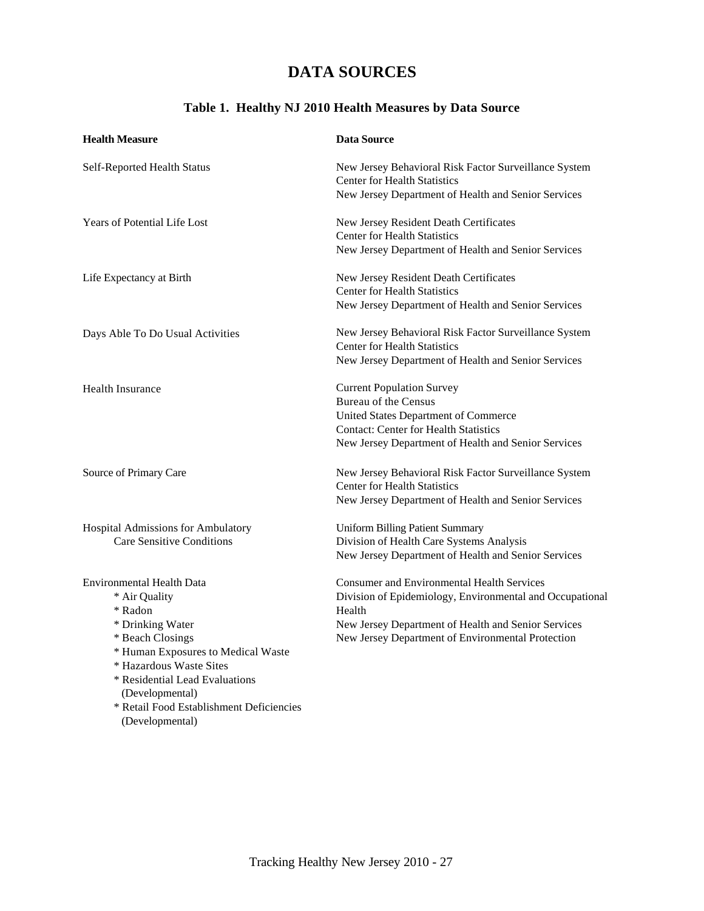# DATA SOURCES

## Table 1. Healthy NJ 2010 Health Measures by Data Source

| Health Measure | Data Source |
|---|---|
| Self-Reported Health Status | New Jersey Behavioral Risk Factor Surveillance System<br>Center for Health Statistics<br>New Jersey Department of Health and Senior Services |
| Years of Potential Life Lost | New Jersey Resident Death Certificates<br>Center for Health Statistics<br>New Jersey Department of Health and Senior Services |
| Life Expectancy at Birth | New Jersey Resident Death Certificates<br>Center for Health Statistics<br>New Jersey Department of Health and Senior Services |
| Days Able To Do Usual Activities | New Jersey Behavioral Risk Factor Surveillance System<br>Center for Health Statistics<br>New Jersey Department of Health and Senior Services |
| Health Insurance | Current Population Survey<br>Bureau of the Census<br>United States Department of Commerce<br>Contact: Center for Health Statistics<br>New Jersey Department of Health and Senior Services |
| Source of Primary Care | New Jersey Behavioral Risk Factor Surveillance System<br>Center for Health Statistics<br>New Jersey Department of Health and Senior Services |
| Hospital Admissions for Ambulatory Care Sensitive Conditions | Uniform Billing Patient Summary<br>Division of Health Care Systems Analysis<br>New Jersey Department of Health and Senior Services |
| Environmental Health Data<br>* Air Quality<br>* Radon<br>* Drinking Water<br>* Beach Closings<br>* Human Exposures to Medical Waste<br>* Hazardous Waste Sites<br>* Residential Lead Evaluations (Developmental)<br>* Retail Food Establishment Deficiencies (Developmental) | Consumer and Environmental Health Services<br>Division of Epidemiology, Environmental and Occupational Health<br>New Jersey Department of Health and Senior Services<br>New Jersey Department of Environmental Protection |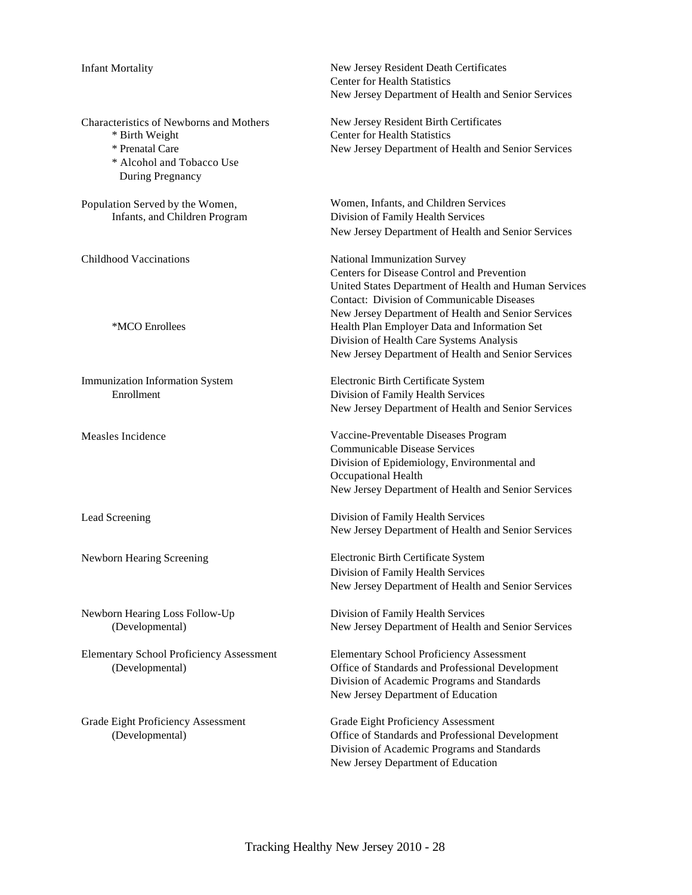| Indicator | Data Source |
|---|---|
| Infant Mortality | New Jersey Resident Death Certificates<br>Center for Health Statistics<br>New Jersey Department of Health and Senior Services |
| Characteristics of Newborns and Mothers<br>* Birth Weight<br>* Prenatal Care<br>* Alcohol and Tobacco Use During Pregnancy | New Jersey Resident Birth Certificates<br>Center for Health Statistics<br>New Jersey Department of Health and Senior Services |
| Population Served by the Women, Infants, and Children Program | Women, Infants, and Children Services<br>Division of Family Health Services<br>New Jersey Department of Health and Senior Services |
| Childhood Vaccinations | National Immunization Survey<br>Centers for Disease Control and Prevention<br>United States Department of Health and Human Services<br>Contact: Division of Communicable Diseases<br>New Jersey Department of Health and Senior Services |
| *MCO Enrollees | Health Plan Employer Data and Information Set<br>Division of Health Care Systems Analysis<br>New Jersey Department of Health and Senior Services |
| Immunization Information System Enrollment | Electronic Birth Certificate System<br>Division of Family Health Services<br>New Jersey Department of Health and Senior Services |
| Measles Incidence | Vaccine-Preventable Diseases Program<br>Communicable Disease Services<br>Division of Epidemiology, Environmental and Occupational Health<br>New Jersey Department of Health and Senior Services |
| Lead Screening | Division of Family Health Services<br>New Jersey Department of Health and Senior Services |
| Newborn Hearing Screening | Electronic Birth Certificate System<br>Division of Family Health Services<br>New Jersey Department of Health and Senior Services |
| Newborn Hearing Loss Follow-Up (Developmental) | Division of Family Health Services<br>New Jersey Department of Health and Senior Services |
| Elementary School Proficiency Assessment (Developmental) | Elementary School Proficiency Assessment<br>Office of Standards and Professional Development<br>Division of Academic Programs and Standards<br>New Jersey Department of Education |
| Grade Eight Proficiency Assessment (Developmental) | Grade Eight Proficiency Assessment<br>Office of Standards and Professional Development<br>Division of Academic Programs and Standards<br>New Jersey Department of Education |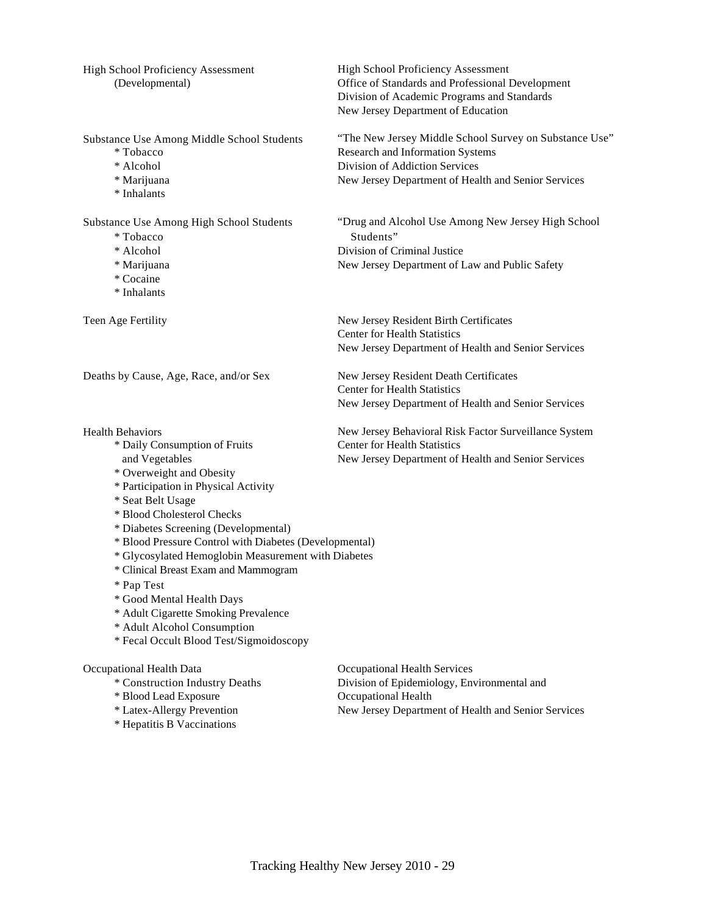| | |
|---|---|
| High School Proficiency Assessment (Developmental) | High School Proficiency Assessment<br>Office of Standards and Professional Development<br>Division of Academic Programs and Standards<br>New Jersey Department of Education |
| Substance Use Among Middle School Students<br>* Tobacco<br>* Alcohol<br>* Marijuana<br>* Inhalants | "The New Jersey Middle School Survey on Substance Use"<br>Research and Information Systems<br>Division of Addiction Services<br>New Jersey Department of Health and Senior Services |
| Substance Use Among High School Students<br>* Tobacco<br>* Alcohol<br>* Marijuana<br>* Cocaine<br>* Inhalants | "Drug and Alcohol Use Among New Jersey High School Students"<br>Division of Criminal Justice<br>New Jersey Department of Law and Public Safety |
| Teen Age Fertility | New Jersey Resident Birth Certificates<br>Center for Health Statistics<br>New Jersey Department of Health and Senior Services |
| Deaths by Cause, Age, Race, and/or Sex | New Jersey Resident Death Certificates<br>Center for Health Statistics<br>New Jersey Department of Health and Senior Services |
| Health Behaviors<br>* Daily Consumption of Fruits and Vegetables<br>* Overweight and Obesity<br>* Participation in Physical Activity<br>* Seat Belt Usage<br>* Blood Cholesterol Checks<br>* Diabetes Screening (Developmental)<br>* Blood Pressure Control with Diabetes (Developmental)<br>* Glycosylated Hemoglobin Measurement with Diabetes<br>* Clinical Breast Exam and Mammogram<br>* Pap Test<br>* Good Mental Health Days<br>* Adult Cigarette Smoking Prevalence<br>* Adult Alcohol Consumption<br>* Fecal Occult Blood Test/Sigmoidoscopy | New Jersey Behavioral Risk Factor Surveillance System<br>Center for Health Statistics<br>New Jersey Department of Health and Senior Services |
| Occupational Health Data<br>* Construction Industry Deaths<br>* Blood Lead Exposure<br>* Latex-Allergy Prevention<br>* Hepatitis B Vaccinations | Occupational Health Services<br>Division of Epidemiology, Environmental and Occupational Health<br>New Jersey Department of Health and Senior Services |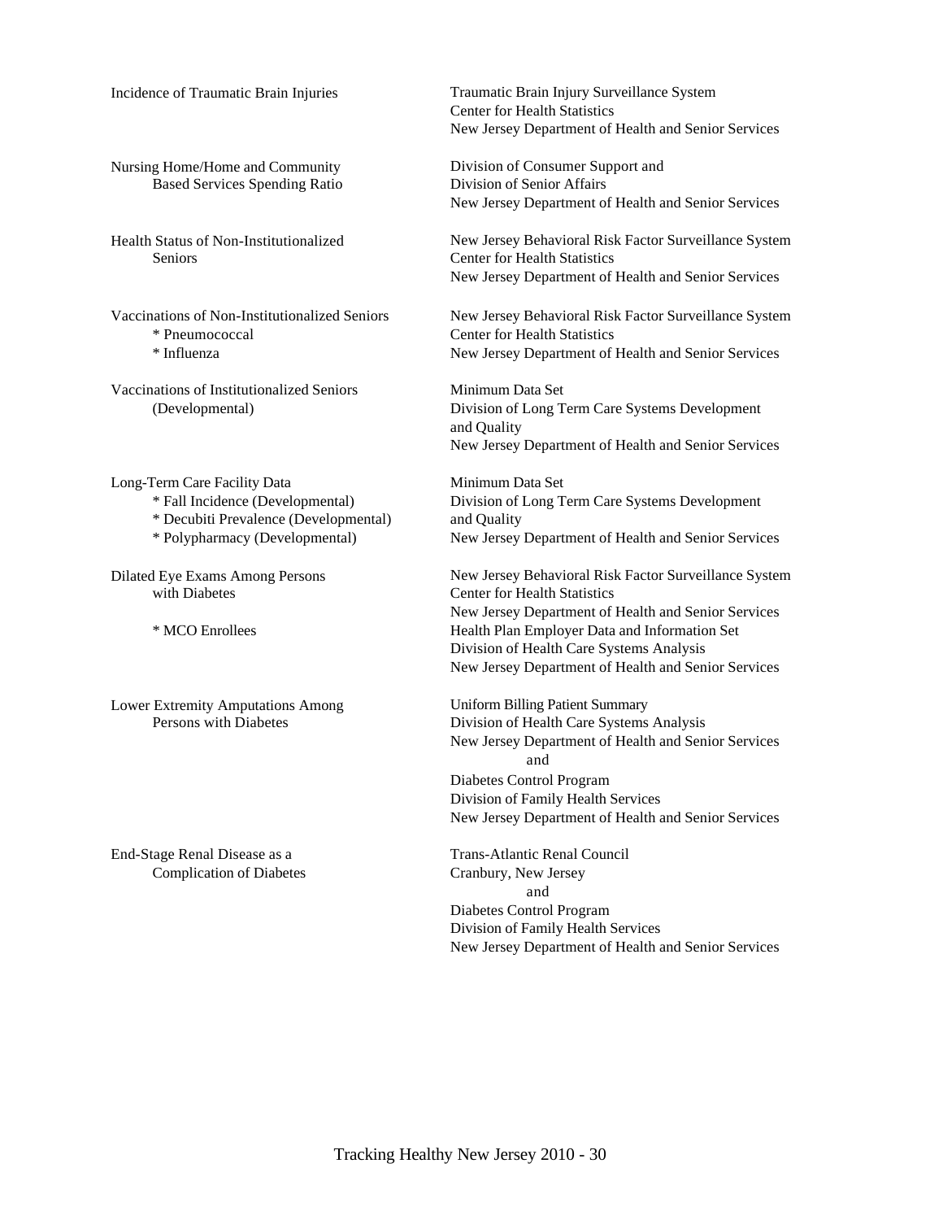| Indicator | Data Source |
| --- | --- |
| Incidence of Traumatic Brain Injuries | Traumatic Brain Injury Surveillance System<br>Center for Health Statistics<br>New Jersey Department of Health and Senior Services |
| Nursing Home/Home and Community Based Services Spending Ratio | Division of Consumer Support and<br>Division of Senior Affairs<br>New Jersey Department of Health and Senior Services |
| Health Status of Non-Institutionalized Seniors | New Jersey Behavioral Risk Factor Surveillance System<br>Center for Health Statistics<br>New Jersey Department of Health and Senior Services |
| Vaccinations of Non-Institutionalized Seniors<br>* Pneumococcal<br>* Influenza | New Jersey Behavioral Risk Factor Surveillance System<br>Center for Health Statistics<br>New Jersey Department of Health and Senior Services |
| Vaccinations of Institutionalized Seniors (Developmental) | Minimum Data Set<br>Division of Long Term Care Systems Development and Quality<br>New Jersey Department of Health and Senior Services |
| Long-Term Care Facility Data<br>* Fall Incidence (Developmental)<br>* Decubiti Prevalence (Developmental)<br>* Polypharmacy (Developmental) | Minimum Data Set<br>Division of Long Term Care Systems Development and Quality<br>New Jersey Department of Health and Senior Services |
| Dilated Eye Exams Among Persons with Diabetes | New Jersey Behavioral Risk Factor Surveillance System<br>Center for Health Statistics<br>New Jersey Department of Health and Senior Services |
| * MCO Enrollees | Health Plan Employer Data and Information Set<br>Division of Health Care Systems Analysis<br>New Jersey Department of Health and Senior Services |
| Lower Extremity Amputations Among Persons with Diabetes | Uniform Billing Patient Summary<br>Division of Health Care Systems Analysis<br>New Jersey Department of Health and Senior Services<br>and<br>Diabetes Control Program<br>Division of Family Health Services<br>New Jersey Department of Health and Senior Services |
| End-Stage Renal Disease as a Complication of Diabetes | Trans-Atlantic Renal Council<br>Cranbury, New Jersey<br>and<br>Diabetes Control Program<br>Division of Family Health Services<br>New Jersey Department of Health and Senior Services |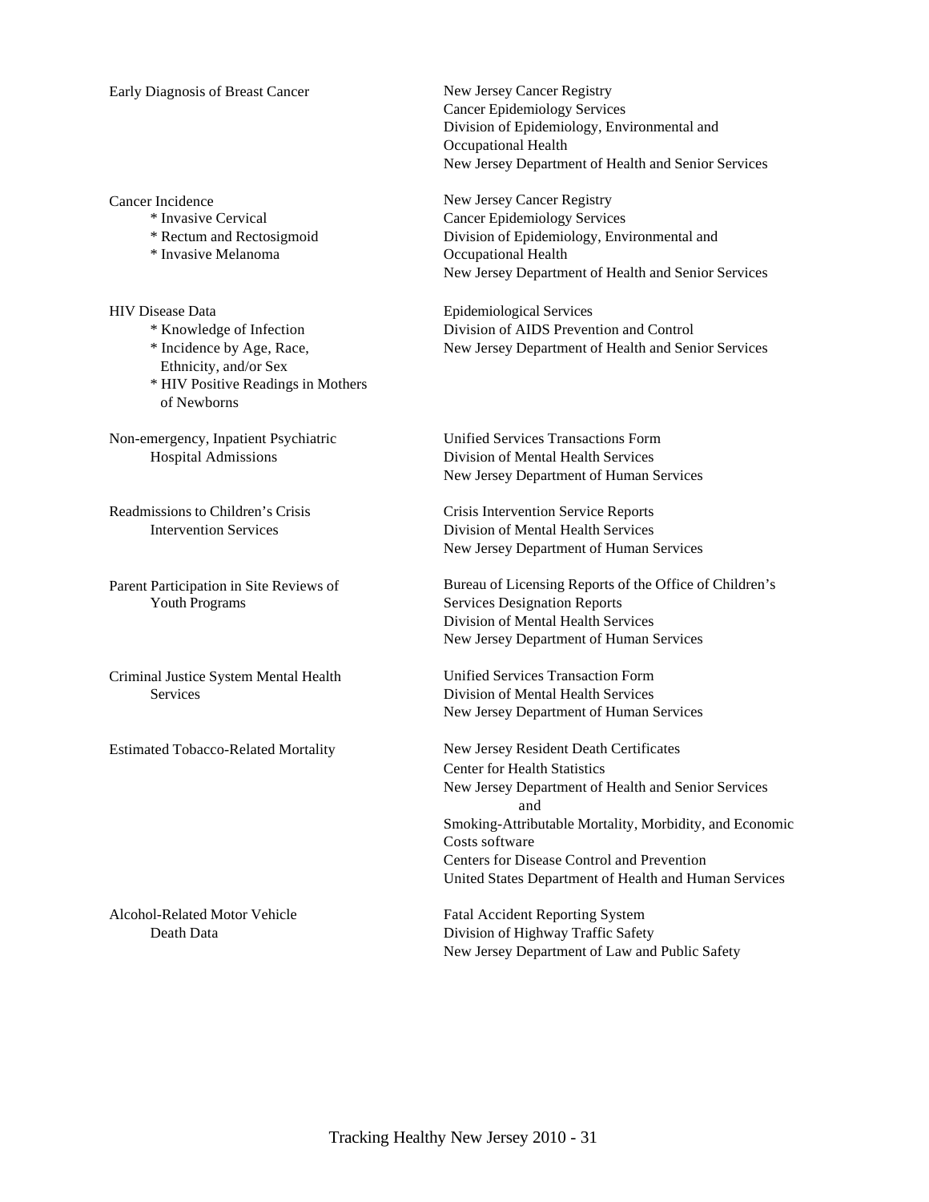| | |
|---|---|
| Early Diagnosis of Breast Cancer | New Jersey Cancer Registry<br>Cancer Epidemiology Services<br>Division of Epidemiology, Environmental and Occupational Health<br>New Jersey Department of Health and Senior Services |
| Cancer Incidence<br>* Invasive Cervical<br>* Rectum and Rectosigmoid<br>* Invasive Melanoma | New Jersey Cancer Registry<br>Cancer Epidemiology Services<br>Division of Epidemiology, Environmental and Occupational Health<br>New Jersey Department of Health and Senior Services |
| HIV Disease Data<br>* Knowledge of Infection<br>* Incidence by Age, Race, Ethnicity, and/or Sex<br>* HIV Positive Readings in Mothers of Newborns | Epidemiological Services<br>Division of AIDS Prevention and Control<br>New Jersey Department of Health and Senior Services |
| Non-emergency, Inpatient Psychiatric Hospital Admissions | Unified Services Transactions Form<br>Division of Mental Health Services<br>New Jersey Department of Human Services |
| Readmissions to Children's Crisis Intervention Services | Crisis Intervention Service Reports<br>Division of Mental Health Services<br>New Jersey Department of Human Services |
| Parent Participation in Site Reviews of Youth Programs | Bureau of Licensing Reports of the Office of Children's Services Designation Reports<br>Division of Mental Health Services<br>New Jersey Department of Human Services |
| Criminal Justice System Mental Health Services | Unified Services Transaction Form<br>Division of Mental Health Services<br>New Jersey Department of Human Services |
| Estimated Tobacco-Related Mortality | New Jersey Resident Death Certificates<br>Center for Health Statistics<br>New Jersey Department of Health and Senior Services<br>and<br>Smoking-Attributable Mortality, Morbidity, and Economic Costs software<br>Centers for Disease Control and Prevention<br>United States Department of Health and Human Services |
| Alcohol-Related Motor Vehicle Death Data | Fatal Accident Reporting System<br>Division of Highway Traffic Safety<br>New Jersey Department of Law and Public Safety |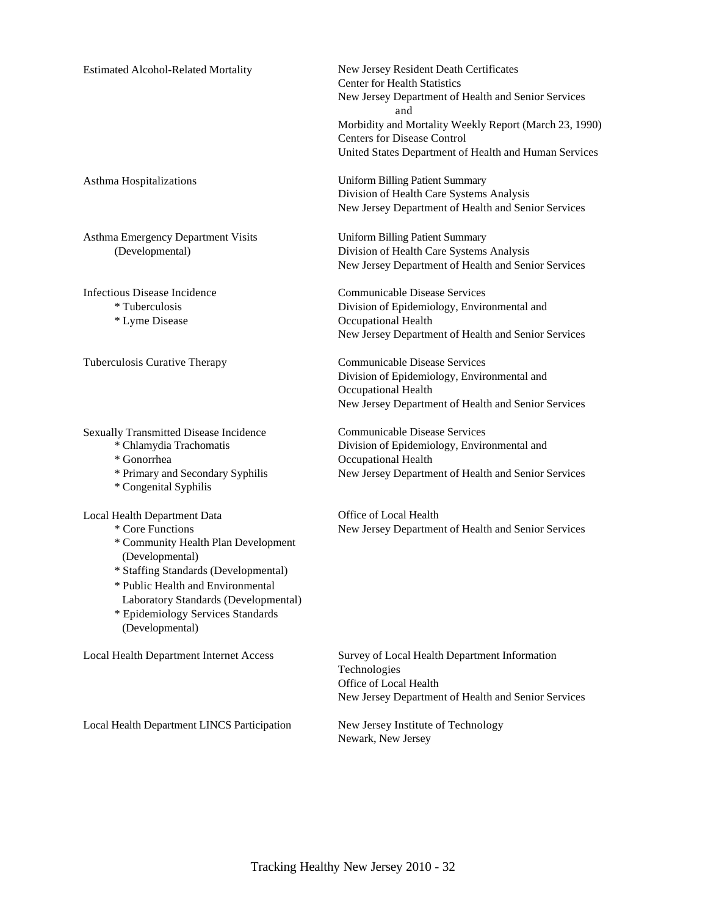| | |
|---|---|
| Estimated Alcohol-Related Mortality | New Jersey Resident Death Certificates<br>Center for Health Statistics<br>New Jersey Department of Health and Senior Services<br>and<br>Morbidity and Mortality Weekly Report (March 23, 1990)<br>Centers for Disease Control<br>United States Department of Health and Human Services |
| Asthma Hospitalizations | Uniform Billing Patient Summary<br>Division of Health Care Systems Analysis<br>New Jersey Department of Health and Senior Services |
| Asthma Emergency Department Visits<br>(Developmental) | Uniform Billing Patient Summary<br>Division of Health Care Systems Analysis<br>New Jersey Department of Health and Senior Services |
| Infectious Disease Incidence<br>* Tuberculosis<br>* Lyme Disease | Communicable Disease Services<br>Division of Epidemiology, Environmental and Occupational Health<br>New Jersey Department of Health and Senior Services |
| Tuberculosis Curative Therapy | Communicable Disease Services<br>Division of Epidemiology, Environmental and Occupational Health<br>New Jersey Department of Health and Senior Services |
| Sexually Transmitted Disease Incidence<br>* Chlamydia Trachomatis<br>* Gonorrhea<br>* Primary and Secondary Syphilis<br>* Congenital Syphilis | Communicable Disease Services<br>Division of Epidemiology, Environmental and Occupational Health<br>New Jersey Department of Health and Senior Services |
| Local Health Department Data<br>* Core Functions<br>* Community Health Plan Development (Developmental)<br>* Staffing Standards (Developmental)<br>* Public Health and Environmental Laboratory Standards (Developmental)<br>* Epidemiology Services Standards (Developmental) | Office of Local Health<br>New Jersey Department of Health and Senior Services |
| Local Health Department Internet Access | Survey of Local Health Department Information Technologies<br>Office of Local Health<br>New Jersey Department of Health and Senior Services |
| Local Health Department LINCS Participation | New Jersey Institute of Technology<br>Newark, New Jersey |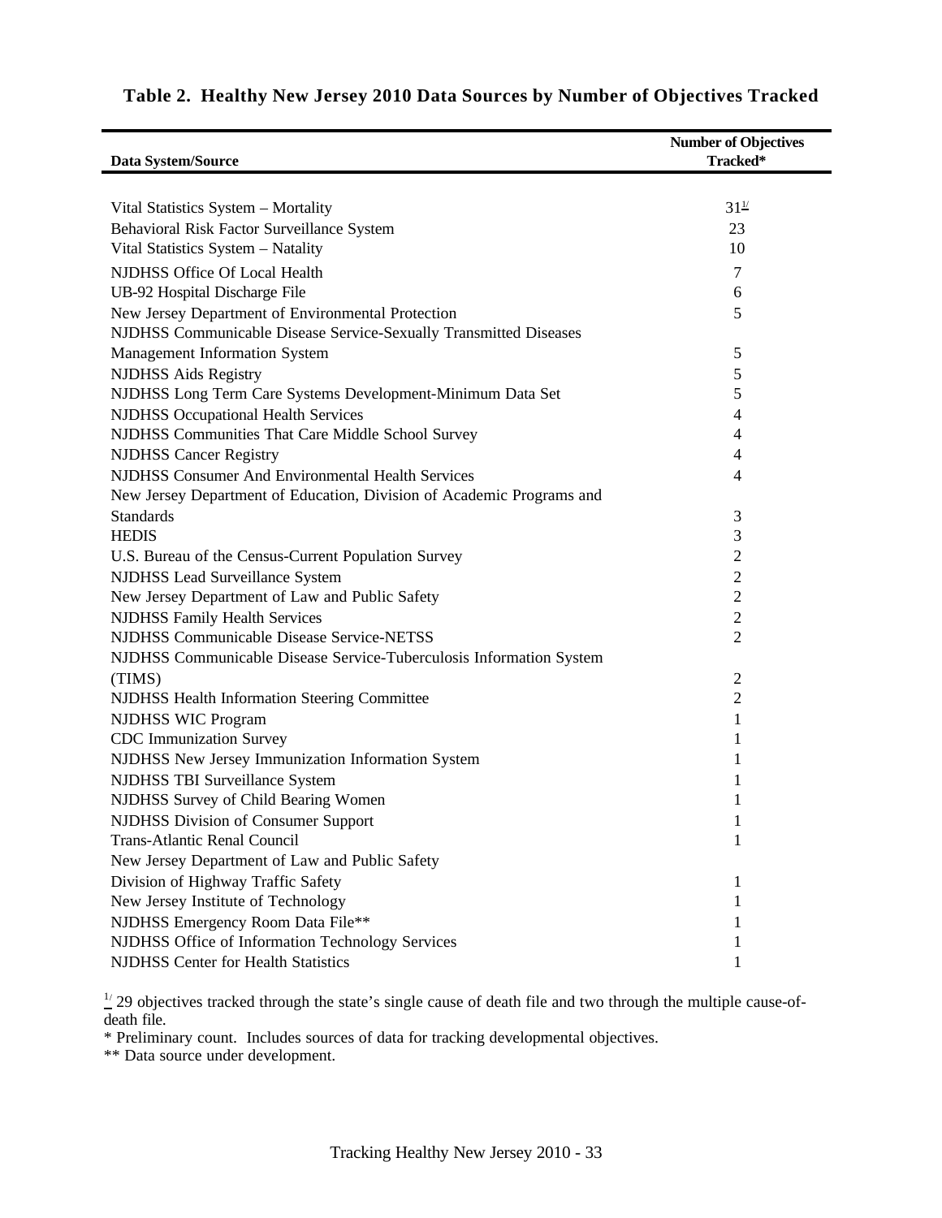# Table 2. Healthy New Jersey 2010 Data Sources by Number of Objectives Tracked

| Data System/Source | Number of Objectives Tracked* |
|---|---|
| Vital Statistics System – Mortality | 31[1/] |
| Behavioral Risk Factor Surveillance System | 23 |
| Vital Statistics System – Natality | 10 |
| NJDHSS Office Of Local Health | 7 |
| UB-92 Hospital Discharge File | 6 |
| New Jersey Department of Environmental Protection | 5 |
| NJDHSS Communicable Disease Service-Sexually Transmitted Diseases Management Information System | 5 |
| NJDHSS Aids Registry | 5 |
| NJDHSS Long Term Care Systems Development-Minimum Data Set | 5 |
| NJDHSS Occupational Health Services | 4 |
| NJDHSS Communities That Care Middle School Survey | 4 |
| NJDHSS Cancer Registry | 4 |
| NJDHSS Consumer And Environmental Health Services | 4 |
| New Jersey Department of Education, Division of Academic Programs and Standards | 3 |
| HEDIS | 3 |
| U.S. Bureau of the Census-Current Population Survey | 2 |
| NJDHSS Lead Surveillance System | 2 |
| New Jersey Department of Law and Public Safety | 2 |
| NJDHSS Family Health Services | 2 |
| NJDHSS Communicable Disease Service-NETSS | 2 |
| NJDHSS Communicable Disease Service-Tuberculosis Information System (TIMS) | 2 |
| NJDHSS Health Information Steering Committee | 2 |
| NJDHSS WIC Program | 1 |
| CDC Immunization Survey | 1 |
| NJDHSS New Jersey Immunization Information System | 1 |
| NJDHSS TBI Surveillance System | 1 |
| NJDHSS Survey of Child Bearing Women | 1 |
| NJDHSS Division of Consumer Support | 1 |
| Trans-Atlantic Renal Council | 1 |
| New Jersey Department of Law and Public Safety Division of Highway Traffic Safety | 1 |
| New Jersey Institute of Technology | 1 |
| NJDHSS Emergency Room Data File** | 1 |
| NJDHSS Office of Information Technology Services | 1 |
| NJDHSS Center for Health Statistics | 1 |

[1/] 29 objectives tracked through the state's single cause of death file and two through the multiple cause-of-death file.

\* Preliminary count. Includes sources of data for tracking developmental objectives.

\*\* Data source under development.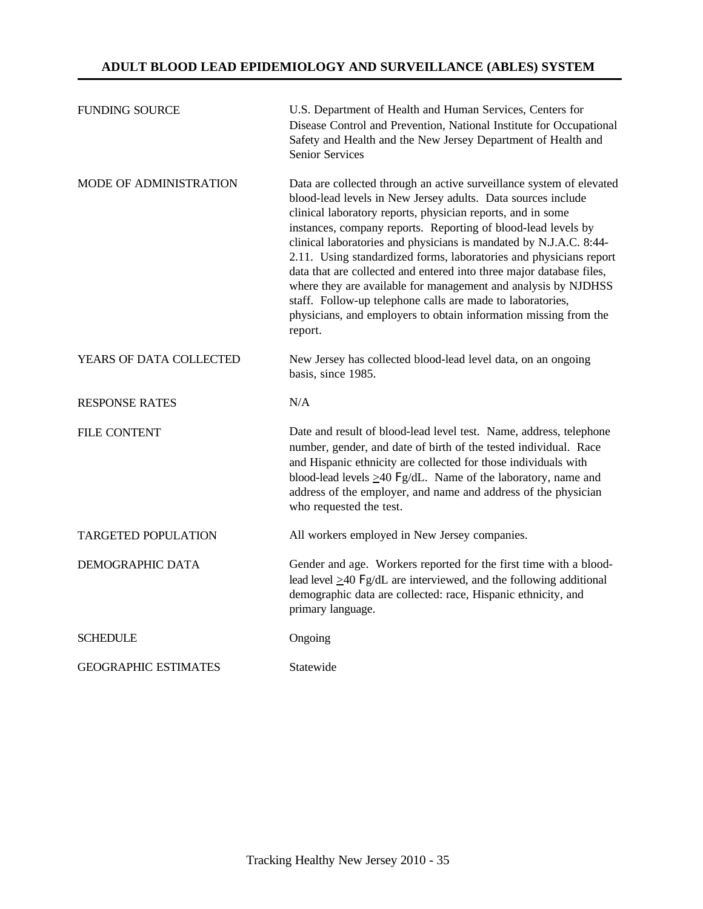## ADULT BLOOD LEAD EPIDEMIOLOGY AND SURVEILLANCE (ABLES) SYSTEM

| | |
|---|---|
| FUNDING SOURCE | U.S. Department of Health and Human Services, Centers for Disease Control and Prevention, National Institute for Occupational Safety and Health and the New Jersey Department of Health and Senior Services |
| MODE OF ADMINISTRATION | Data are collected through an active surveillance system of elevated blood-lead levels in New Jersey adults. Data sources include clinical laboratory reports, physician reports, and in some instances, company reports. Reporting of blood-lead levels by clinical laboratories and physicians is mandated by N.J.A.C. 8:44-2.11. Using standardized forms, laboratories and physicians report data that are collected and entered into three major database files, where they are available for management and analysis by NJDHSS staff. Follow-up telephone calls are made to laboratories, physicians, and employers to obtain information missing from the report. |
| YEARS OF DATA COLLECTED | New Jersey has collected blood-lead level data, on an ongoing basis, since 1985. |
| RESPONSE RATES | N/A |
| FILE CONTENT | Date and result of blood-lead level test. Name, address, telephone number, gender, and date of birth of the tested individual. Race and Hispanic ethnicity are collected for those individuals with blood-lead levels ≥40 µg/dL. Name of the laboratory, name and address of the employer, and name and address of the physician who requested the test. |
| TARGETED POPULATION | All workers employed in New Jersey companies. |
| DEMOGRAPHIC DATA | Gender and age. Workers reported for the first time with a blood-lead level ≥40 µg/dL are interviewed, and the following additional demographic data are collected: race, Hispanic ethnicity, and primary language. |
| SCHEDULE | Ongoing |
| GEOGRAPHIC ESTIMATES | Statewide |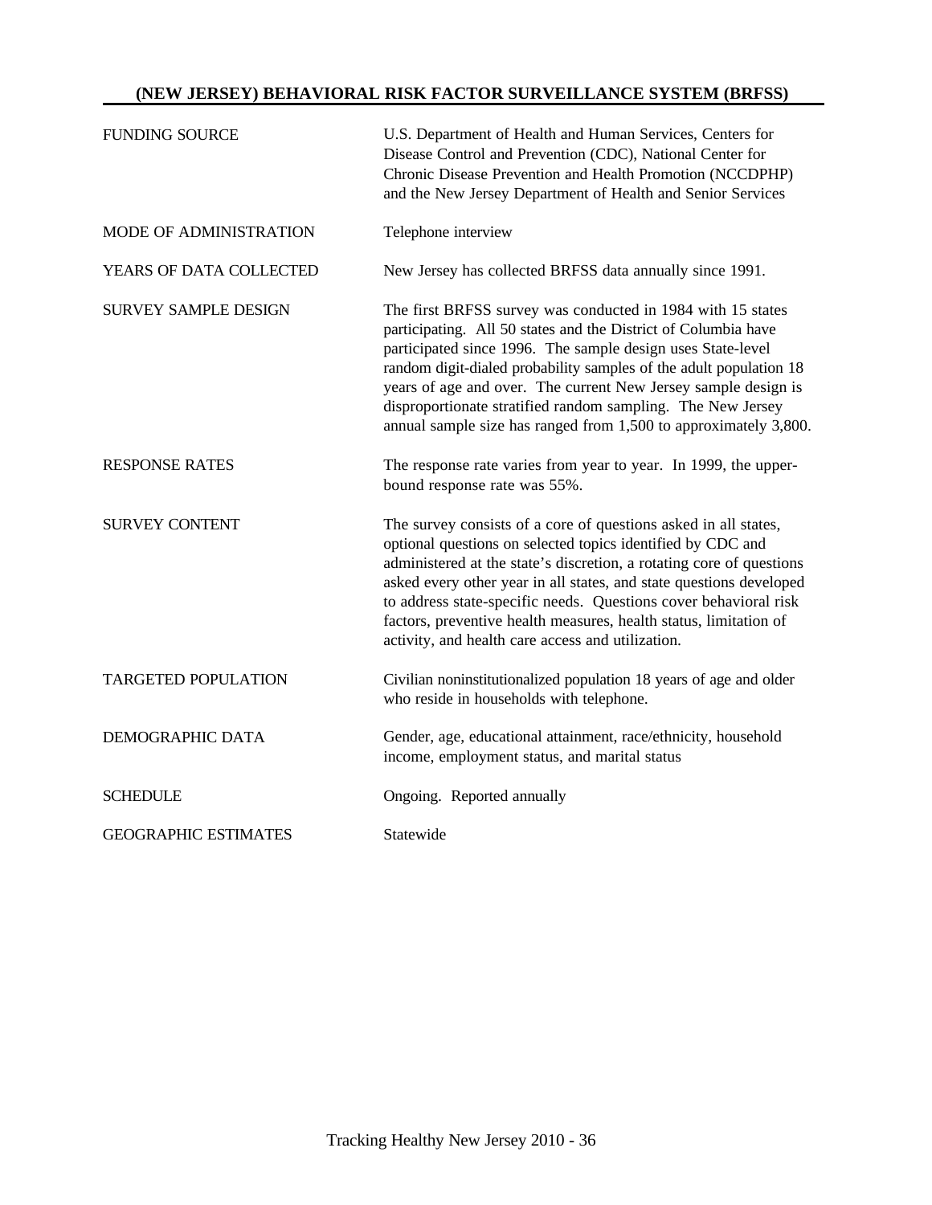## (NEW JERSEY) BEHAVIORAL RISK FACTOR SURVEILLANCE SYSTEM (BRFSS)

| | |
|---|---|
| FUNDING SOURCE | U.S. Department of Health and Human Services, Centers for Disease Control and Prevention (CDC), National Center for Chronic Disease Prevention and Health Promotion (NCCDPHP) and the New Jersey Department of Health and Senior Services |
| MODE OF ADMINISTRATION | Telephone interview |
| YEARS OF DATA COLLECTED | New Jersey has collected BRFSS data annually since 1991. |
| SURVEY SAMPLE DESIGN | The first BRFSS survey was conducted in 1984 with 15 states participating. All 50 states and the District of Columbia have participated since 1996. The sample design uses State-level random digit-dialed probability samples of the adult population 18 years of age and over. The current New Jersey sample design is disproportionate stratified random sampling. The New Jersey annual sample size has ranged from 1,500 to approximately 3,800. |
| RESPONSE RATES | The response rate varies from year to year. In 1999, the upper-bound response rate was 55%. |
| SURVEY CONTENT | The survey consists of a core of questions asked in all states, optional questions on selected topics identified by CDC and administered at the state's discretion, a rotating core of questions asked every other year in all states, and state questions developed to address state-specific needs. Questions cover behavioral risk factors, preventive health measures, health status, limitation of activity, and health care access and utilization. |
| TARGETED POPULATION | Civilian noninstitutionalized population 18 years of age and older who reside in households with telephone. |
| DEMOGRAPHIC DATA | Gender, age, educational attainment, race/ethnicity, household income, employment status, and marital status |
| SCHEDULE | Ongoing. Reported annually |
| GEOGRAPHIC ESTIMATES | Statewide |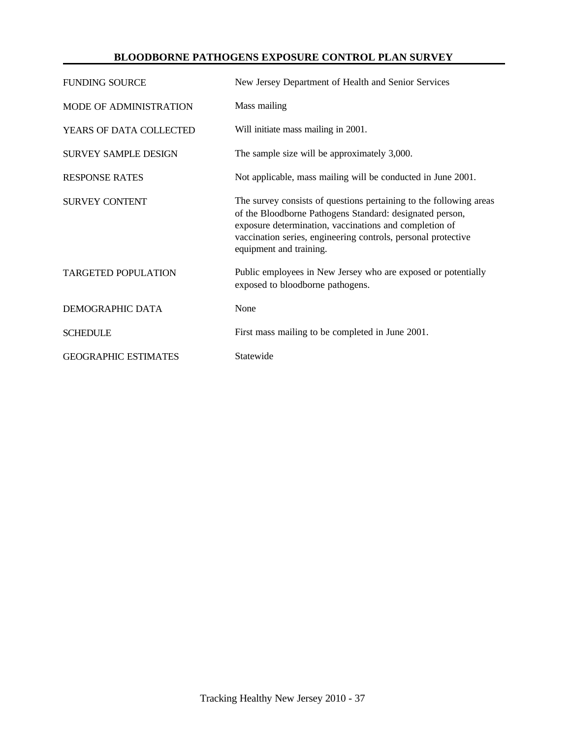## BLOODBORNE PATHOGENS EXPOSURE CONTROL PLAN SURVEY

| | |
|---|---|
| FUNDING SOURCE | New Jersey Department of Health and Senior Services |
| MODE OF ADMINISTRATION | Mass mailing |
| YEARS OF DATA COLLECTED | Will initiate mass mailing in 2001. |
| SURVEY SAMPLE DESIGN | The sample size will be approximately 3,000. |
| RESPONSE RATES | Not applicable, mass mailing will be conducted in June 2001. |
| SURVEY CONTENT | The survey consists of questions pertaining to the following areas of the Bloodborne Pathogens Standard: designated person, exposure determination, vaccinations and completion of vaccination series, engineering controls, personal protective equipment and training. |
| TARGETED POPULATION | Public employees in New Jersey who are exposed or potentially exposed to bloodborne pathogens. |
| DEMOGRAPHIC DATA | None |
| SCHEDULE | First mass mailing to be completed in June 2001. |
| GEOGRAPHIC ESTIMATES | Statewide |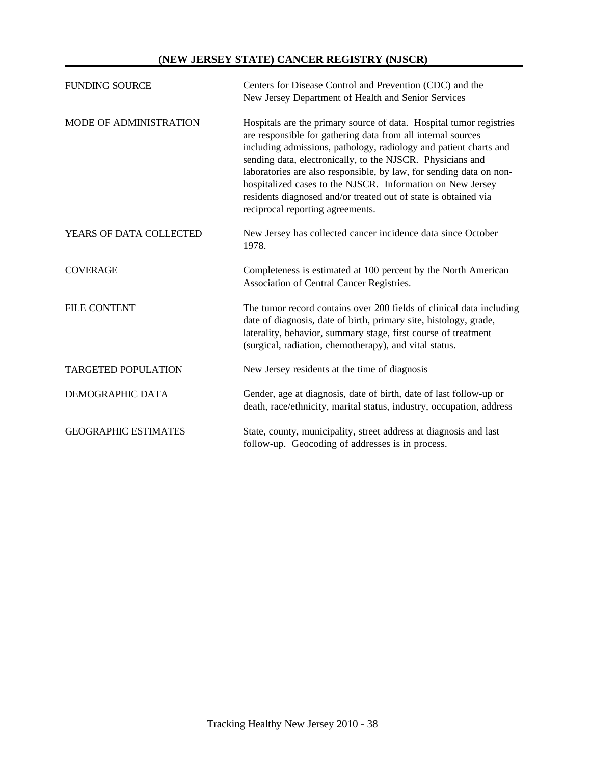## (NEW JERSEY STATE) CANCER REGISTRY (NJSCR)

| | |
|---|---|
| FUNDING SOURCE | Centers for Disease Control and Prevention (CDC) and the New Jersey Department of Health and Senior Services |
| MODE OF ADMINISTRATION | Hospitals are the primary source of data. Hospital tumor registries are responsible for gathering data from all internal sources including admissions, pathology, radiology and patient charts and sending data, electronically, to the NJSCR. Physicians and laboratories are also responsible, by law, for sending data on non-hospitalized cases to the NJSCR. Information on New Jersey residents diagnosed and/or treated out of state is obtained via reciprocal reporting agreements. |
| YEARS OF DATA COLLECTED | New Jersey has collected cancer incidence data since October 1978. |
| COVERAGE | Completeness is estimated at 100 percent by the North American Association of Central Cancer Registries. |
| FILE CONTENT | The tumor record contains over 200 fields of clinical data including date of diagnosis, date of birth, primary site, histology, grade, laterality, behavior, summary stage, first course of treatment (surgical, radiation, chemotherapy), and vital status. |
| TARGETED POPULATION | New Jersey residents at the time of diagnosis |
| DEMOGRAPHIC DATA | Gender, age at diagnosis, date of birth, date of last follow-up or death, race/ethnicity, marital status, industry, occupation, address |
| GEOGRAPHIC ESTIMATES | State, county, municipality, street address at diagnosis and last follow-up. Geocoding of addresses is in process. |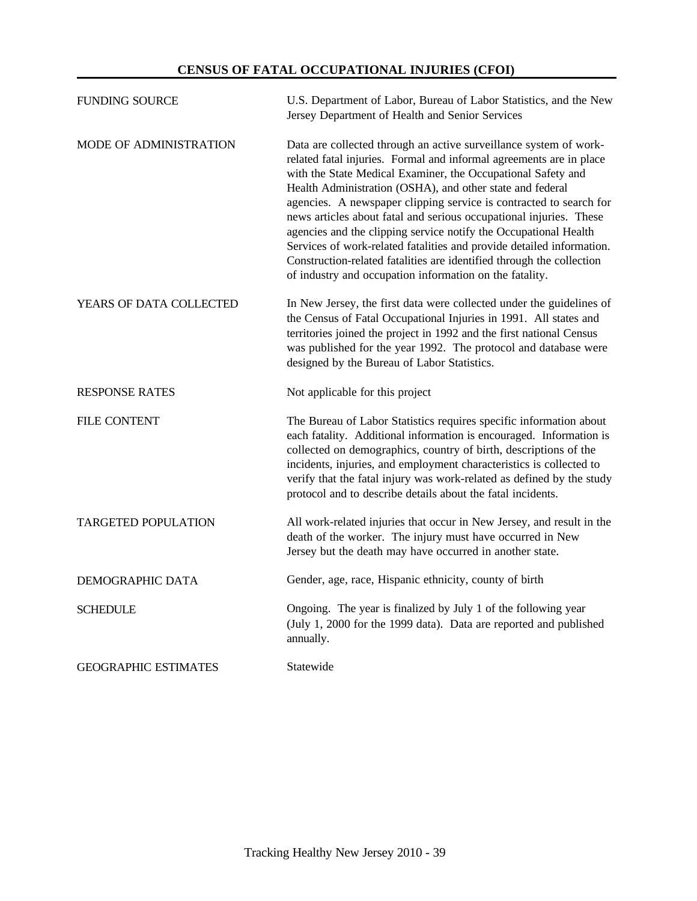# CENSUS OF FATAL OCCUPATIONAL INJURIES (CFOI)

| | |
|---|---|
| FUNDING SOURCE | U.S. Department of Labor, Bureau of Labor Statistics, and the New Jersey Department of Health and Senior Services |
| MODE OF ADMINISTRATION | Data are collected through an active surveillance system of work-related fatal injuries. Formal and informal agreements are in place with the State Medical Examiner, the Occupational Safety and Health Administration (OSHA), and other state and federal agencies. A newspaper clipping service is contracted to search for news articles about fatal and serious occupational injuries. These agencies and the clipping service notify the Occupational Health Services of work-related fatalities and provide detailed information. Construction-related fatalities are identified through the collection of industry and occupation information on the fatality. |
| YEARS OF DATA COLLECTED | In New Jersey, the first data were collected under the guidelines of the Census of Fatal Occupational Injuries in 1991. All states and territories joined the project in 1992 and the first national Census was published for the year 1992. The protocol and database were designed by the Bureau of Labor Statistics. |
| RESPONSE RATES | Not applicable for this project |
| FILE CONTENT | The Bureau of Labor Statistics requires specific information about each fatality. Additional information is encouraged. Information is collected on demographics, country of birth, descriptions of the incidents, injuries, and employment characteristics is collected to verify that the fatal injury was work-related as defined by the study protocol and to describe details about the fatal incidents. |
| TARGETED POPULATION | All work-related injuries that occur in New Jersey, and result in the death of the worker. The injury must have occurred in New Jersey but the death may have occurred in another state. |
| DEMOGRAPHIC DATA | Gender, age, race, Hispanic ethnicity, county of birth |
| SCHEDULE | Ongoing. The year is finalized by July 1 of the following year (July 1, 2000 for the 1999 data). Data are reported and published annually. |
| GEOGRAPHIC ESTIMATES | Statewide |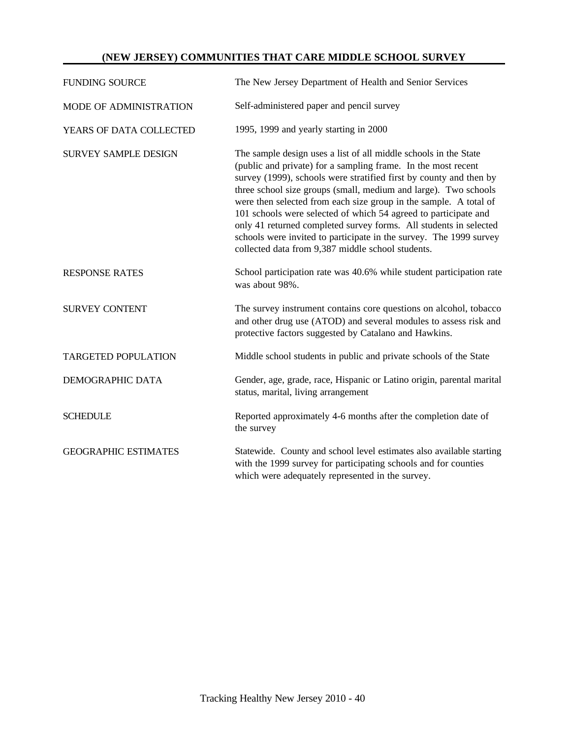## (NEW JERSEY) COMMUNITIES THAT CARE MIDDLE SCHOOL SURVEY

| | |
|---|---|
| FUNDING SOURCE | The New Jersey Department of Health and Senior Services |
| MODE OF ADMINISTRATION | Self-administered paper and pencil survey |
| YEARS OF DATA COLLECTED | 1995, 1999 and yearly starting in 2000 |
| SURVEY SAMPLE DESIGN | The sample design uses a list of all middle schools in the State (public and private) for a sampling frame. In the most recent survey (1999), schools were stratified first by county and then by three school size groups (small, medium and large). Two schools were then selected from each size group in the sample. A total of 101 schools were selected of which 54 agreed to participate and only 41 returned completed survey forms. All students in selected schools were invited to participate in the survey. The 1999 survey collected data from 9,387 middle school students. |
| RESPONSE RATES | School participation rate was 40.6% while student participation rate was about 98%. |
| SURVEY CONTENT | The survey instrument contains core questions on alcohol, tobacco and other drug use (ATOD) and several modules to assess risk and protective factors suggested by Catalano and Hawkins. |
| TARGETED POPULATION | Middle school students in public and private schools of the State |
| DEMOGRAPHIC DATA | Gender, age, grade, race, Hispanic or Latino origin, parental marital status, marital, living arrangement |
| SCHEDULE | Reported approximately 4-6 months after the completion date of the survey |
| GEOGRAPHIC ESTIMATES | Statewide. County and school level estimates also available starting with the 1999 survey for participating schools and for counties which were adequately represented in the survey. |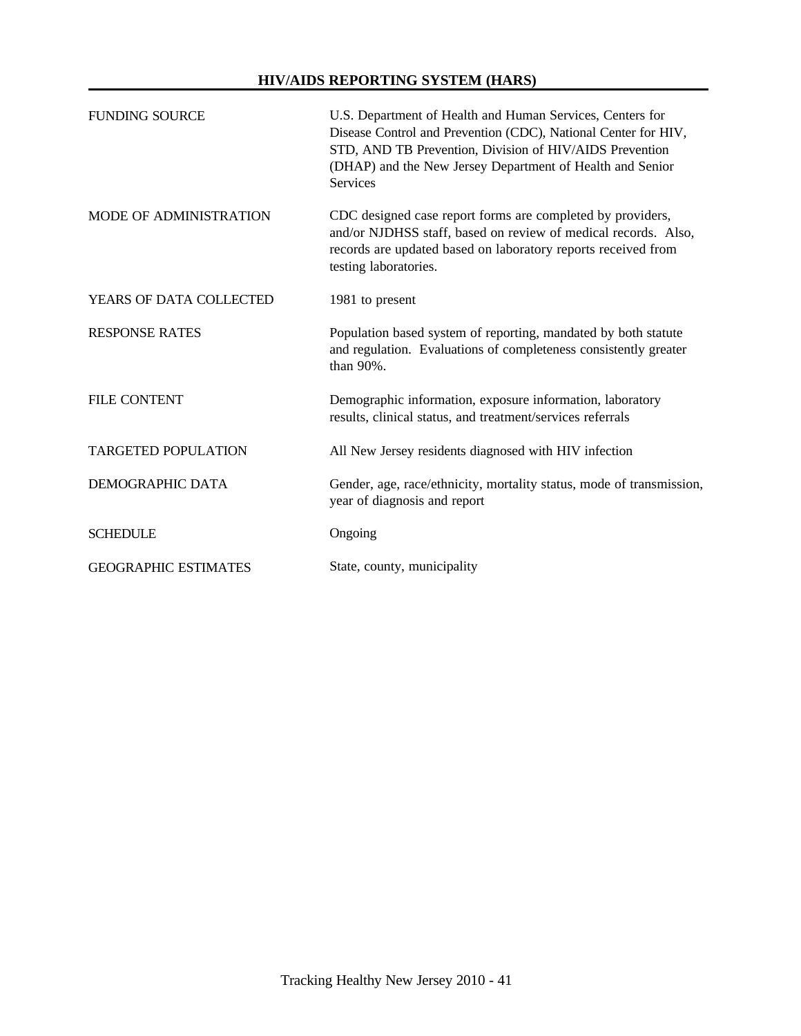## HIV/AIDS REPORTING SYSTEM (HARS)

| | |
|---|---|
| FUNDING SOURCE | U.S. Department of Health and Human Services, Centers for Disease Control and Prevention (CDC), National Center for HIV, STD, AND TB Prevention, Division of HIV/AIDS Prevention (DHAP) and the New Jersey Department of Health and Senior Services |
| MODE OF ADMINISTRATION | CDC designed case report forms are completed by providers, and/or NJDHSS staff, based on review of medical records. Also, records are updated based on laboratory reports received from testing laboratories. |
| YEARS OF DATA COLLECTED | 1981 to present |
| RESPONSE RATES | Population based system of reporting, mandated by both statute and regulation. Evaluations of completeness consistently greater than 90%. |
| FILE CONTENT | Demographic information, exposure information, laboratory results, clinical status, and treatment/services referrals |
| TARGETED POPULATION | All New Jersey residents diagnosed with HIV infection |
| DEMOGRAPHIC DATA | Gender, age, race/ethnicity, mortality status, mode of transmission, year of diagnosis and report |
| SCHEDULE | Ongoing |
| GEOGRAPHIC ESTIMATES | State, county, municipality |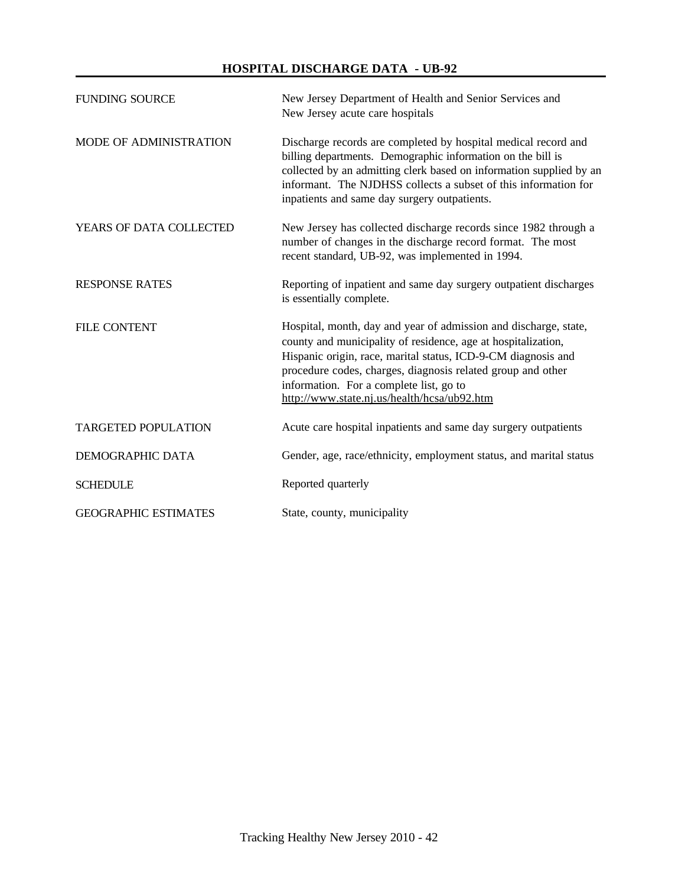## HOSPITAL DISCHARGE DATA - UB-92

| | |
|---|---|
| FUNDING SOURCE | New Jersey Department of Health and Senior Services and New Jersey acute care hospitals |
| MODE OF ADMINISTRATION | Discharge records are completed by hospital medical record and billing departments. Demographic information on the bill is collected by an admitting clerk based on information supplied by an informant. The NJDHSS collects a subset of this information for inpatients and same day surgery outpatients. |
| YEARS OF DATA COLLECTED | New Jersey has collected discharge records since 1982 through a number of changes in the discharge record format. The most recent standard, UB-92, was implemented in 1994. |
| RESPONSE RATES | Reporting of inpatient and same day surgery outpatient discharges is essentially complete. |
| FILE CONTENT | Hospital, month, day and year of admission and discharge, state, county and municipality of residence, age at hospitalization, Hispanic origin, race, marital status, ICD-9-CM diagnosis and procedure codes, charges, diagnosis related group and other information. For a complete list, go to http://www.state.nj.us/health/hcsa/ub92.htm |
| TARGETED POPULATION | Acute care hospital inpatients and same day surgery outpatients |
| DEMOGRAPHIC DATA | Gender, age, race/ethnicity, employment status, and marital status |
| SCHEDULE | Reported quarterly |
| GEOGRAPHIC ESTIMATES | State, county, municipality |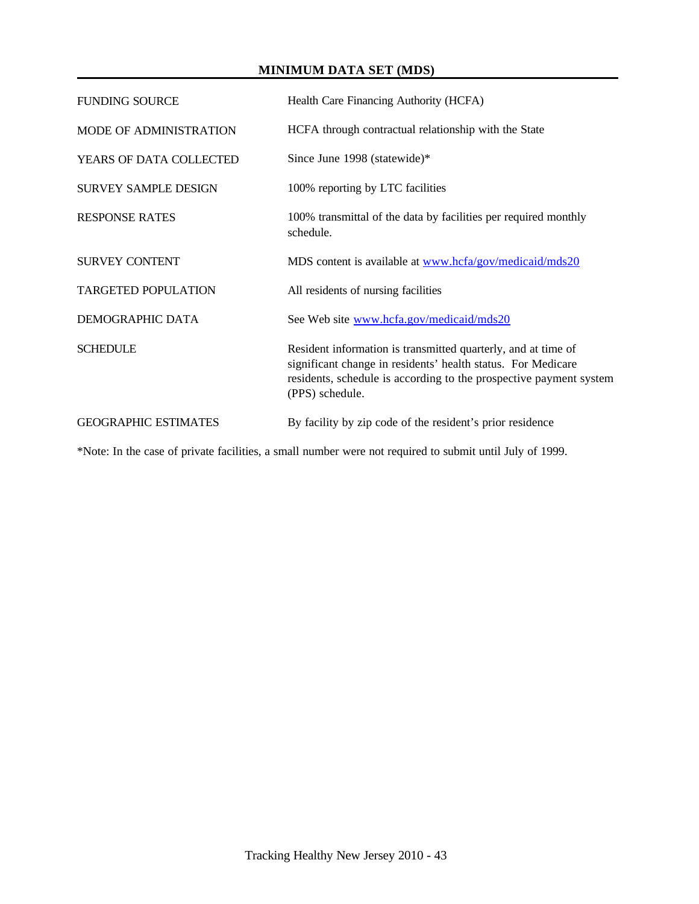## MINIMUM DATA SET (MDS)

| | |
|---|---|
| FUNDING SOURCE | Health Care Financing Authority (HCFA) |
| MODE OF ADMINISTRATION | HCFA through contractual relationship with the State |
| YEARS OF DATA COLLECTED | Since June 1998 (statewide)* |
| SURVEY SAMPLE DESIGN | 100% reporting by LTC facilities |
| RESPONSE RATES | 100% transmittal of the data by facilities per required monthly schedule. |
| SURVEY CONTENT | MDS content is available at www.hcfa/gov/medicaid/mds20 |
| TARGETED POPULATION | All residents of nursing facilities |
| DEMOGRAPHIC DATA | See Web site www.hcfa.gov/medicaid/mds20 |
| SCHEDULE | Resident information is transmitted quarterly, and at time of significant change in residents' health status. For Medicare residents, schedule is according to the prospective payment system (PPS) schedule. |
| GEOGRAPHIC ESTIMATES | By facility by zip code of the resident's prior residence |

*Note: In the case of private facilities, a small number were not required to submit until July of 1999.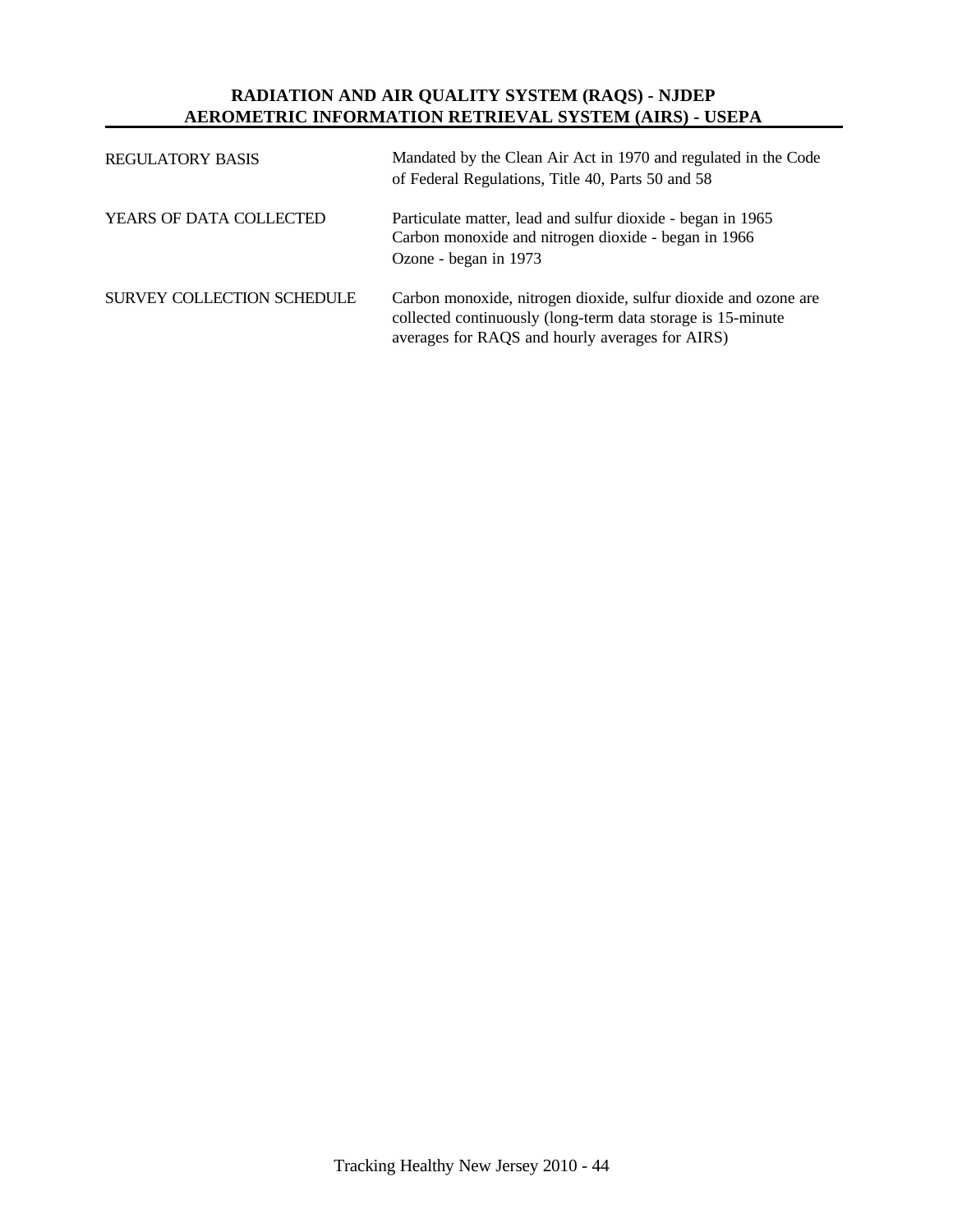## RADIATION AND AIR QUALITY SYSTEM (RAQS) - NJDEP
## AEROMETRIC INFORMATION RETRIEVAL SYSTEM (AIRS) - USEPA

| | |
|---|---|
| REGULATORY BASIS | Mandated by the Clean Air Act in 1970 and regulated in the Code of Federal Regulations, Title 40, Parts 50 and 58 |
| YEARS OF DATA COLLECTED | Particulate matter, lead and sulfur dioxide - began in 1965<br>Carbon monoxide and nitrogen dioxide - began in 1966<br>Ozone - began in 1973 |
| SURVEY COLLECTION SCHEDULE | Carbon monoxide, nitrogen dioxide, sulfur dioxide and ozone are collected continuously (long-term data storage is 15-minute averages for RAQS and hourly averages for AIRS) |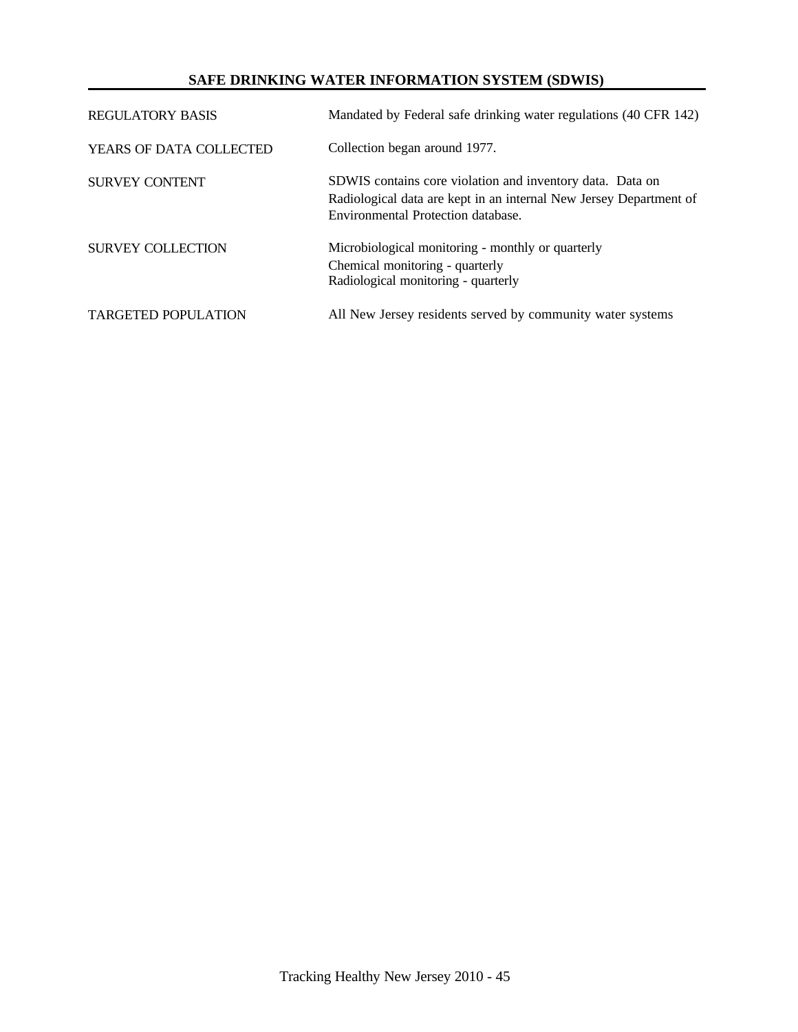## SAFE DRINKING WATER INFORMATION SYSTEM (SDWIS)

| | |
|---|---|
| REGULATORY BASIS | Mandated by Federal safe drinking water regulations (40 CFR 142) |
| YEARS OF DATA COLLECTED | Collection began around 1977. |
| SURVEY CONTENT | SDWIS contains core violation and inventory data. Data on Radiological data are kept in an internal New Jersey Department of Environmental Protection database. |
| SURVEY COLLECTION | Microbiological monitoring - monthly or quarterly<br>Chemical monitoring - quarterly<br>Radiological monitoring - quarterly |
| TARGETED POPULATION | All New Jersey residents served by community water systems |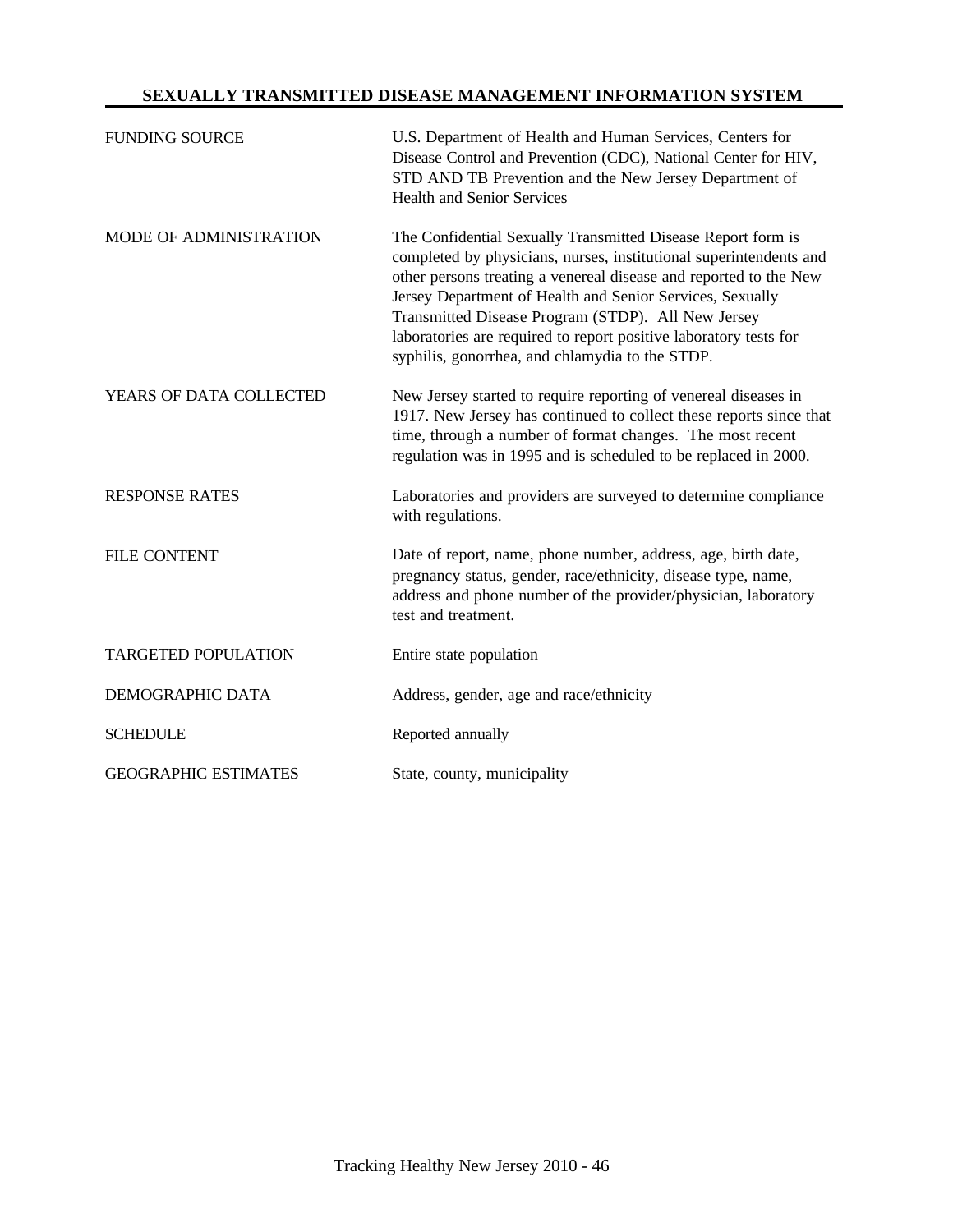## SEXUALLY TRANSMITTED DISEASE MANAGEMENT INFORMATION SYSTEM

| | |
|---|---|
| FUNDING SOURCE | U.S. Department of Health and Human Services, Centers for Disease Control and Prevention (CDC), National Center for HIV, STD AND TB Prevention and the New Jersey Department of Health and Senior Services |
| MODE OF ADMINISTRATION | The Confidential Sexually Transmitted Disease Report form is completed by physicians, nurses, institutional superintendents and other persons treating a venereal disease and reported to the New Jersey Department of Health and Senior Services, Sexually Transmitted Disease Program (STDP). All New Jersey laboratories are required to report positive laboratory tests for syphilis, gonorrhea, and chlamydia to the STDP. |
| YEARS OF DATA COLLECTED | New Jersey started to require reporting of venereal diseases in 1917. New Jersey has continued to collect these reports since that time, through a number of format changes. The most recent regulation was in 1995 and is scheduled to be replaced in 2000. |
| RESPONSE RATES | Laboratories and providers are surveyed to determine compliance with regulations. |
| FILE CONTENT | Date of report, name, phone number, address, age, birth date, pregnancy status, gender, race/ethnicity, disease type, name, address and phone number of the provider/physician, laboratory test and treatment. |
| TARGETED POPULATION | Entire state population |
| DEMOGRAPHIC DATA | Address, gender, age and race/ethnicity |
| SCHEDULE | Reported annually |
| GEOGRAPHIC ESTIMATES | State, county, municipality |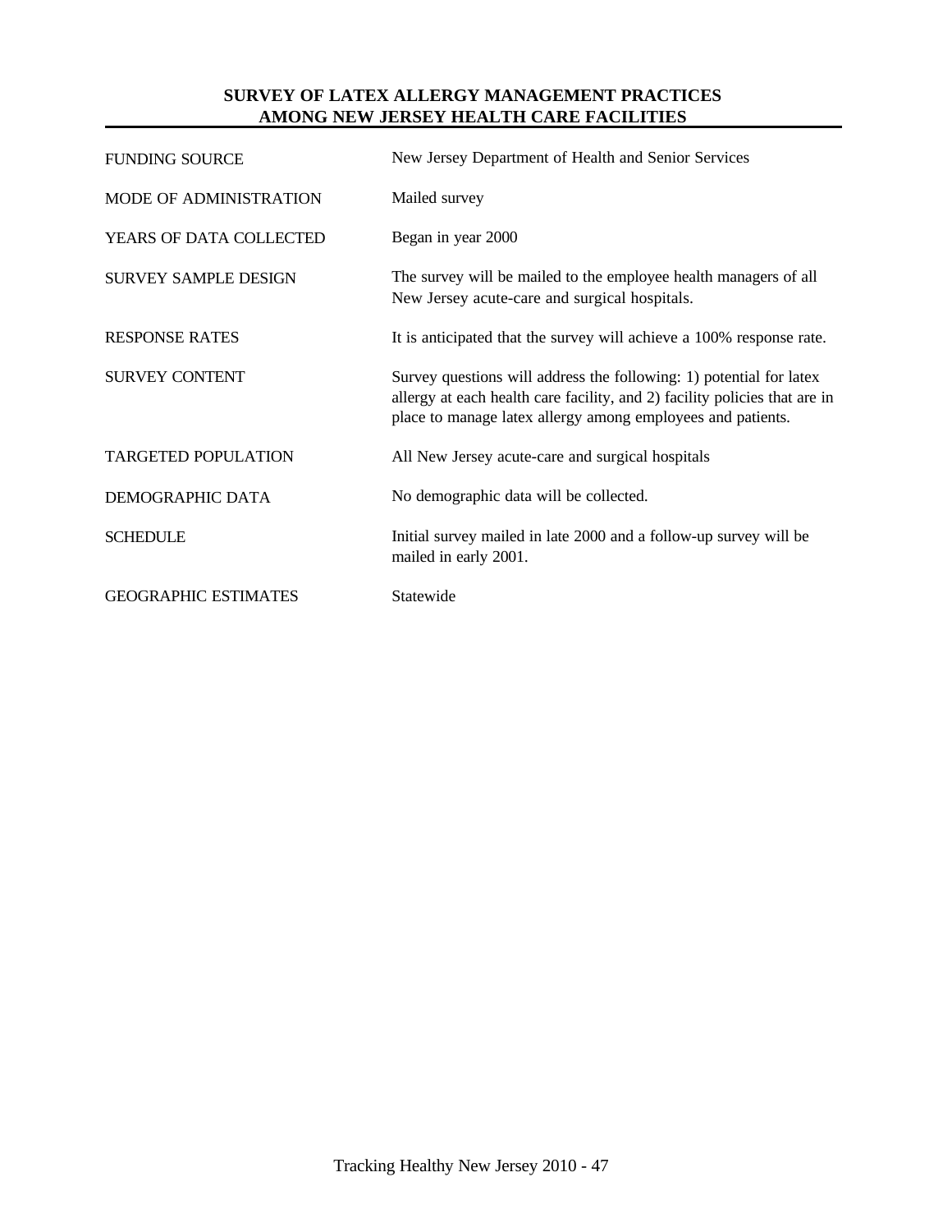## SURVEY OF LATEX ALLERGY MANAGEMENT PRACTICES AMONG NEW JERSEY HEALTH CARE FACILITIES

| | |
|---|---|
| FUNDING SOURCE | New Jersey Department of Health and Senior Services |
| MODE OF ADMINISTRATION | Mailed survey |
| YEARS OF DATA COLLECTED | Began in year 2000 |
| SURVEY SAMPLE DESIGN | The survey will be mailed to the employee health managers of all New Jersey acute-care and surgical hospitals. |
| RESPONSE RATES | It is anticipated that the survey will achieve a 100% response rate. |
| SURVEY CONTENT | Survey questions will address the following: 1) potential for latex allergy at each health care facility, and 2) facility policies that are in place to manage latex allergy among employees and patients. |
| TARGETED POPULATION | All New Jersey acute-care and surgical hospitals |
| DEMOGRAPHIC DATA | No demographic data will be collected. |
| SCHEDULE | Initial survey mailed in late 2000 and a follow-up survey will be mailed in early 2001. |
| GEOGRAPHIC ESTIMATES | Statewide |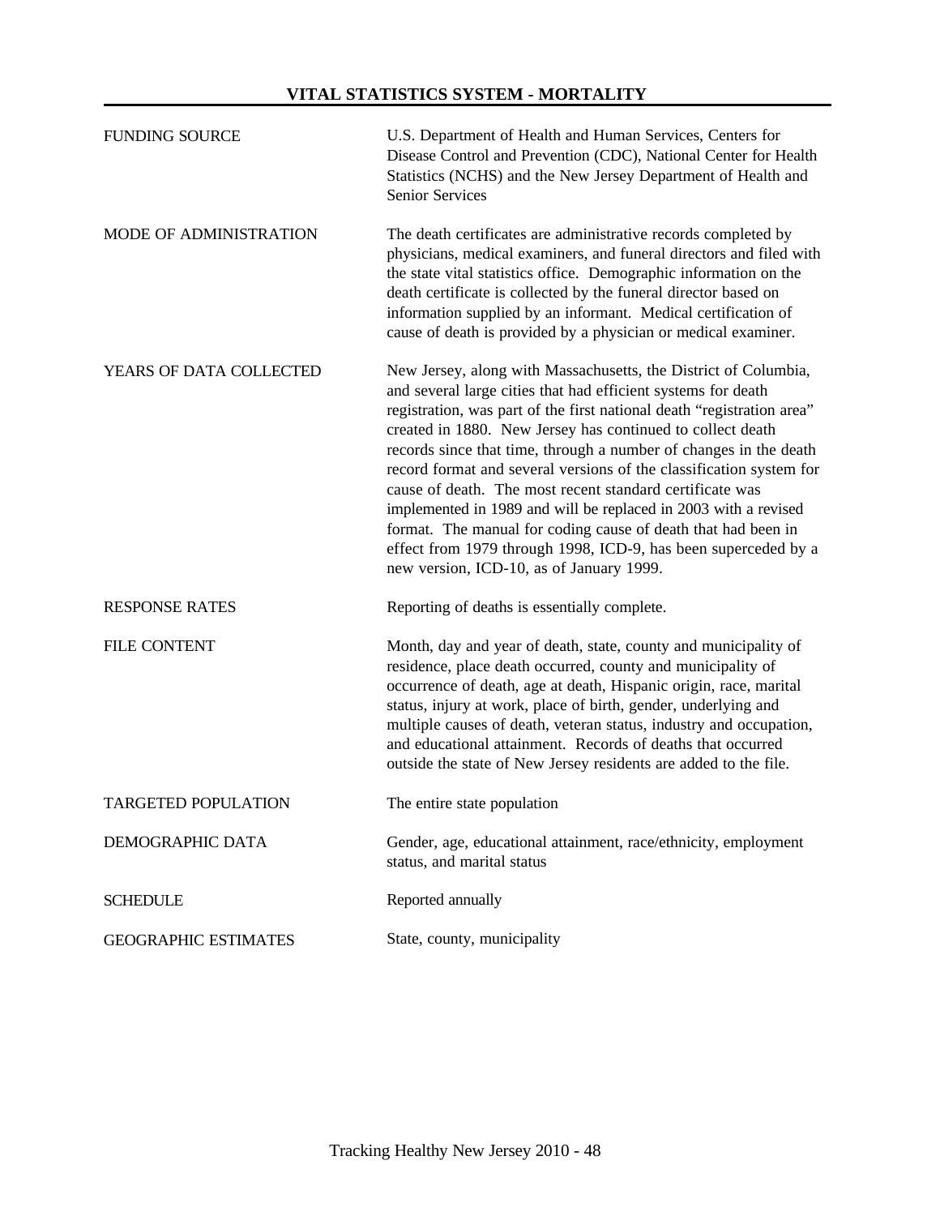## VITAL STATISTICS SYSTEM - MORTALITY

| | |
|---|---|
| FUNDING SOURCE | U.S. Department of Health and Human Services, Centers for Disease Control and Prevention (CDC), National Center for Health Statistics (NCHS) and the New Jersey Department of Health and Senior Services |
| MODE OF ADMINISTRATION | The death certificates are administrative records completed by physicians, medical examiners, and funeral directors and filed with the state vital statistics office. Demographic information on the death certificate is collected by the funeral director based on information supplied by an informant. Medical certification of cause of death is provided by a physician or medical examiner. |
| YEARS OF DATA COLLECTED | New Jersey, along with Massachusetts, the District of Columbia, and several large cities that had efficient systems for death registration, was part of the first national death "registration area" created in 1880. New Jersey has continued to collect death records since that time, through a number of changes in the death record format and several versions of the classification system for cause of death. The most recent standard certificate was implemented in 1989 and will be replaced in 2003 with a revised format. The manual for coding cause of death that had been in effect from 1979 through 1998, ICD-9, has been superceded by a new version, ICD-10, as of January 1999. |
| RESPONSE RATES | Reporting of deaths is essentially complete. |
| FILE CONTENT | Month, day and year of death, state, county and municipality of residence, place death occurred, county and municipality of occurrence of death, age at death, Hispanic origin, race, marital status, injury at work, place of birth, gender, underlying and multiple causes of death, veteran status, industry and occupation, and educational attainment. Records of deaths that occurred outside the state of New Jersey residents are added to the file. |
| TARGETED POPULATION | The entire state population |
| DEMOGRAPHIC DATA | Gender, age, educational attainment, race/ethnicity, employment status, and marital status |
| SCHEDULE | Reported annually |
| GEOGRAPHIC ESTIMATES | State, county, municipality |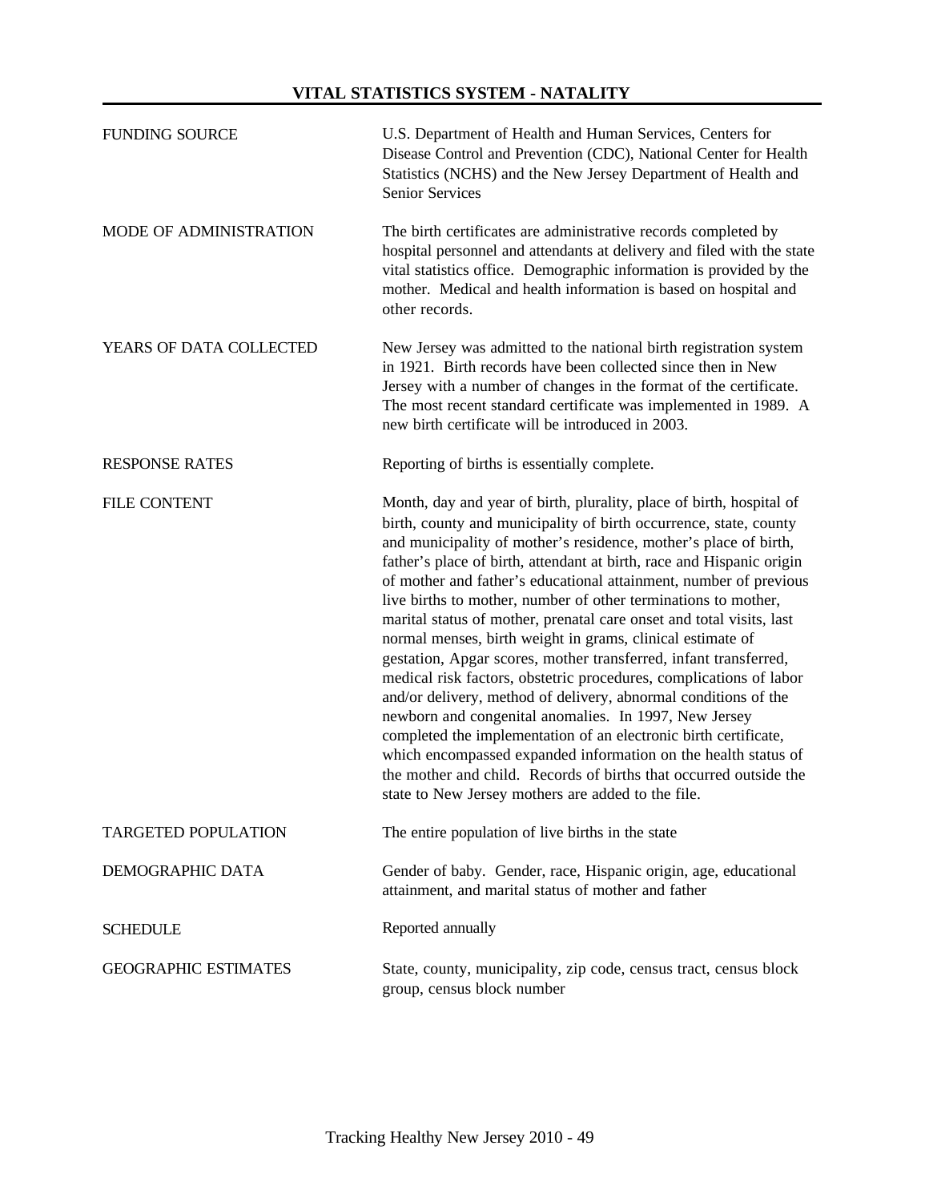## VITAL STATISTICS SYSTEM - NATALITY

| | |
|---|---|
| FUNDING SOURCE | U.S. Department of Health and Human Services, Centers for Disease Control and Prevention (CDC), National Center for Health Statistics (NCHS) and the New Jersey Department of Health and Senior Services |
| MODE OF ADMINISTRATION | The birth certificates are administrative records completed by hospital personnel and attendants at delivery and filed with the state vital statistics office. Demographic information is provided by the mother. Medical and health information is based on hospital and other records. |
| YEARS OF DATA COLLECTED | New Jersey was admitted to the national birth registration system in 1921. Birth records have been collected since then in New Jersey with a number of changes in the format of the certificate. The most recent standard certificate was implemented in 1989. A new birth certificate will be introduced in 2003. |
| RESPONSE RATES | Reporting of births is essentially complete. |
| FILE CONTENT | Month, day and year of birth, plurality, place of birth, hospital of birth, county and municipality of birth occurrence, state, county and municipality of mother's residence, mother's place of birth, father's place of birth, attendant at birth, race and Hispanic origin of mother and father's educational attainment, number of previous live births to mother, number of other terminations to mother, marital status of mother, prenatal care onset and total visits, last normal menses, birth weight in grams, clinical estimate of gestation, Apgar scores, mother transferred, infant transferred, medical risk factors, obstetric procedures, complications of labor and/or delivery, method of delivery, abnormal conditions of the newborn and congenital anomalies. In 1997, New Jersey completed the implementation of an electronic birth certificate, which encompassed expanded information on the health status of the mother and child. Records of births that occurred outside the state to New Jersey mothers are added to the file. |
| TARGETED POPULATION | The entire population of live births in the state |
| DEMOGRAPHIC DATA | Gender of baby. Gender, race, Hispanic origin, age, educational attainment, and marital status of mother and father |
| SCHEDULE | Reported annually |
| GEOGRAPHIC ESTIMATES | State, county, municipality, zip code, census tract, census block group, census block number |